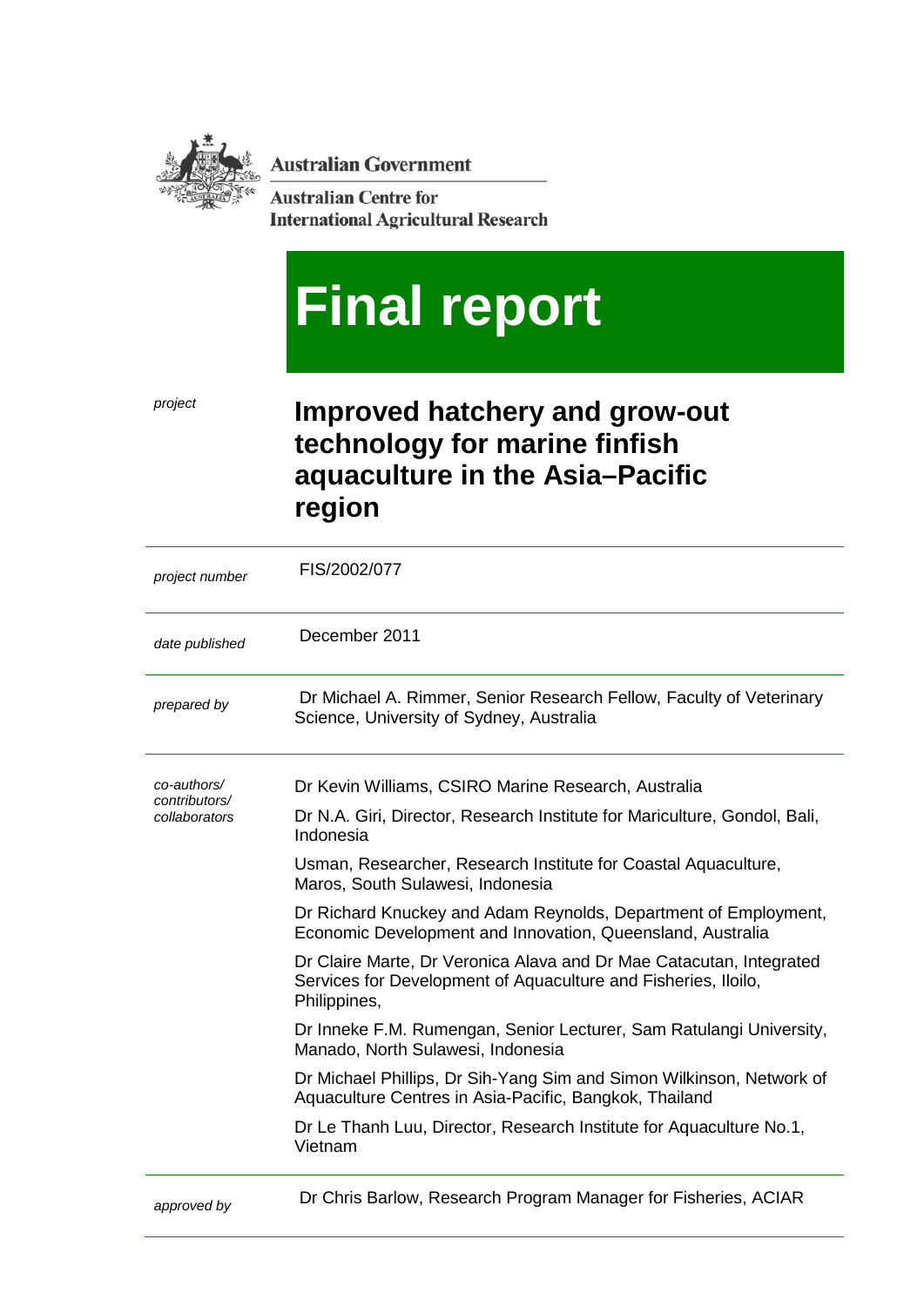Australian Government

Australian Centre for International Agricultural Research

# Final report

| | |
|---|---|
| *project* | **Improved hatchery and grow-out technology for marine finfish aquaculture in the Asia–Pacific region** |
| *project number* | FIS/2002/077 |
| *date published* | December 2011 |
| *prepared by* | Dr Michael A. Rimmer, Senior Research Fellow, Faculty of Veterinary Science, University of Sydney, Australia |
| *co-authors/ contributors/ collaborators* | Dr Kevin Williams, CSIRO Marine Research, Australia<br>Dr N.A. Giri, Director, Research Institute for Mariculture, Gondol, Bali, Indonesia<br>Usman, Researcher, Research Institute for Coastal Aquaculture, Maros, South Sulawesi, Indonesia<br>Dr Richard Knuckey and Adam Reynolds, Department of Employment, Economic Development and Innovation, Queensland, Australia<br>Dr Claire Marte, Dr Veronica Alava and Dr Mae Catacutan, Integrated Services for Development of Aquaculture and Fisheries, Iloilo, Philippines,<br>Dr Inneke F.M. Rumengan, Senior Lecturer, Sam Ratulangi University, Manado, North Sulawesi, Indonesia<br>Dr Michael Phillips, Dr Sih-Yang Sim and Simon Wilkinson, Network of Aquaculture Centres in Asia-Pacific, Bangkok, Thailand<br>Dr Le Thanh Luu, Director, Research Institute for Aquaculture No.1, Vietnam |
| *approved by* | Dr Chris Barlow, Research Program Manager for Fisheries, ACIAR |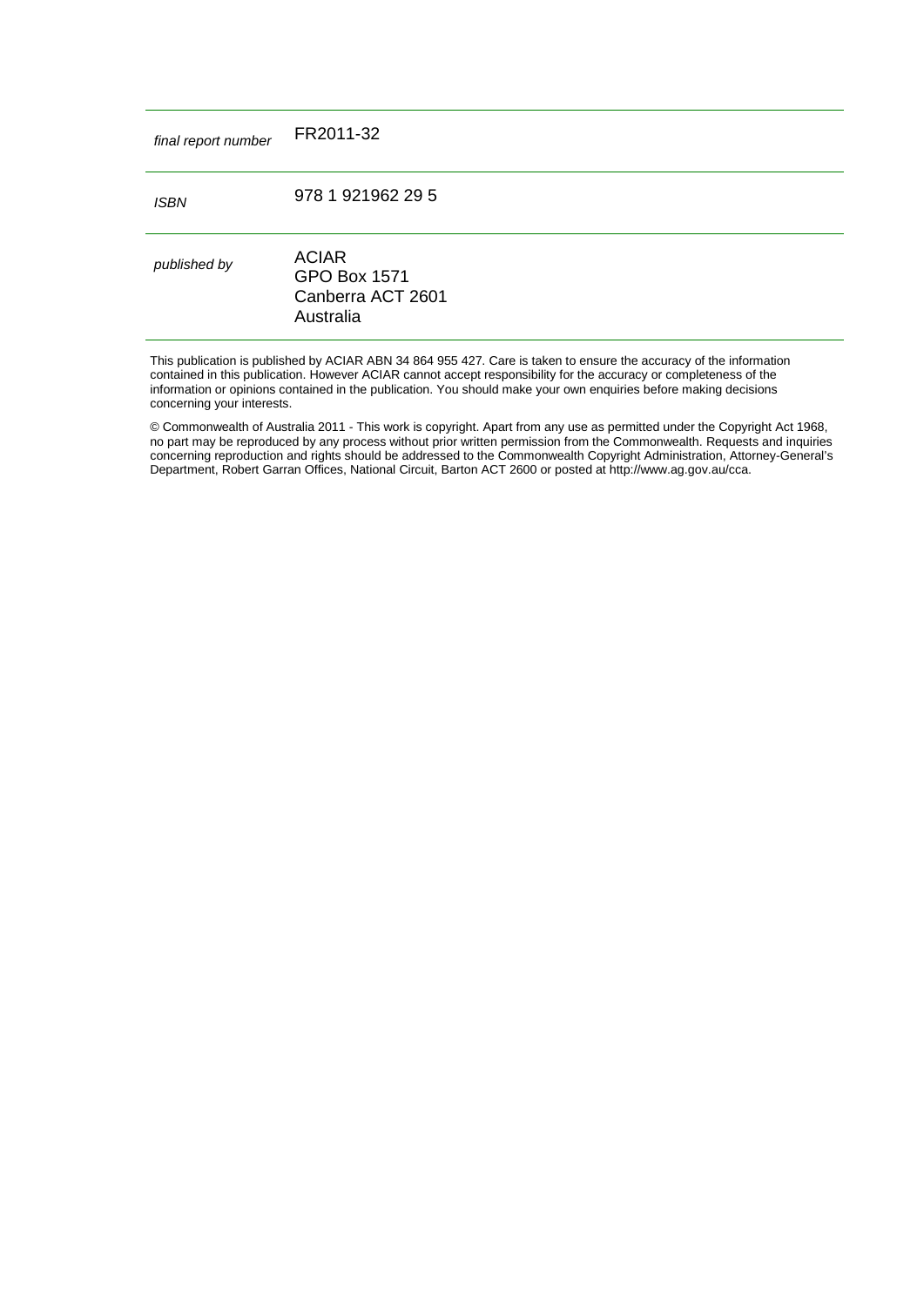| | |
|---|---|
| *final report number* | FR2011-32 |
| *ISBN* | 978 1 921962 29 5 |
| *published by* | ACIAR<br>GPO Box 1571<br>Canberra ACT 2601<br>Australia |

This publication is published by ACIAR ABN 34 864 955 427. Care is taken to ensure the accuracy of the information contained in this publication. However ACIAR cannot accept responsibility for the accuracy or completeness of the information or opinions contained in the publication. You should make your own enquiries before making decisions concerning your interests.

© Commonwealth of Australia 2011 - This work is copyright. Apart from any use as permitted under the Copyright Act 1968, no part may be reproduced by any process without prior written permission from the Commonwealth. Requests and inquiries concerning reproduction and rights should be addressed to the Commonwealth Copyright Administration, Attorney-General's Department, Robert Garran Offices, National Circuit, Barton ACT 2600 or posted at http://www.ag.gov.au/cca.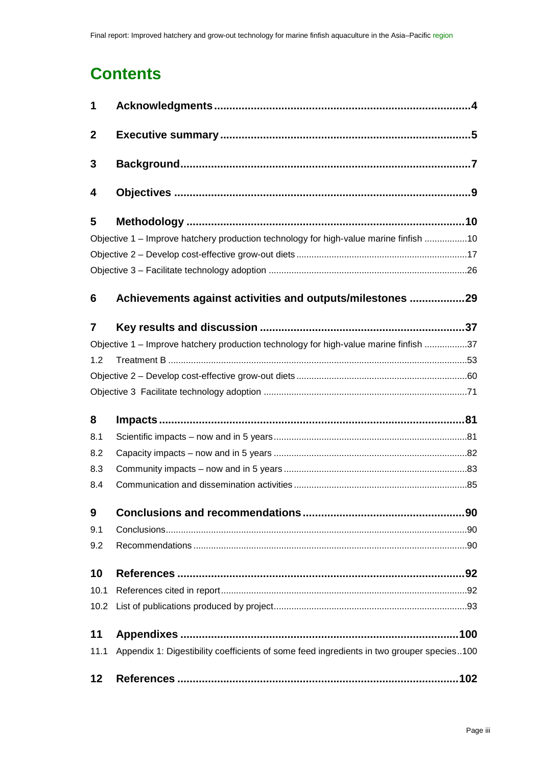# Contents

| | | |
|---|---|---|
| **1** | **Acknowledgments** | **4** |
| **2** | **Executive summary** | **5** |
| **3** | **Background** | **7** |
| **4** | **Objectives** | **9** |
| **5** | **Methodology** | **10** |
| Objective 1 – Improve hatchery production technology for high-value marine finfish | | 10 |
| Objective 2 – Develop cost-effective grow-out diets | | 17 |
| Objective 3 – Facilitate technology adoption | | 26 |
| **6** | **Achievements against activities and outputs/milestones** | **29** |
| **7** | **Key results and discussion** | **37** |
| Objective 1 – Improve hatchery production technology for high-value marine finfish | | 37 |
| 1.2 | Treatment B | 53 |
| Objective 2 – Develop cost-effective grow-out diets | | 60 |
| Objective 3 Facilitate technology adoption | | 71 |
| **8** | **Impacts** | **81** |
| 8.1 | Scientific impacts – now and in 5 years | 81 |
| 8.2 | Capacity impacts – now and in 5 years | 82 |
| 8.3 | Community impacts – now and in 5 years | 83 |
| 8.4 | Communication and dissemination activities | 85 |
| **9** | **Conclusions and recommendations** | **90** |
| 9.1 | Conclusions | 90 |
| 9.2 | Recommendations | 90 |
| **10** | **References** | **92** |
| 10.1 | References cited in report | 92 |
| 10.2 | List of publications produced by project | 93 |
| **11** | **Appendixes** | **100** |
| 11.1 | Appendix 1: Digestibility coefficients of some feed ingredients in two grouper species | 100 |
| **12** | **References** | **102** |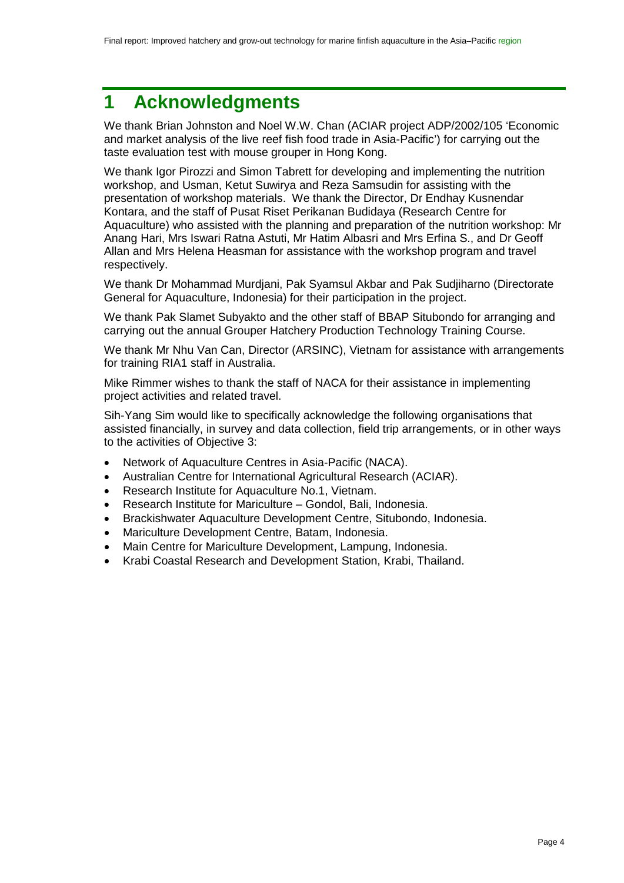# 1 Acknowledgments

We thank Brian Johnston and Noel W.W. Chan (ACIAR project ADP/2002/105 'Economic and market analysis of the live reef fish food trade in Asia-Pacific') for carrying out the taste evaluation test with mouse grouper in Hong Kong.

We thank Igor Pirozzi and Simon Tabrett for developing and implementing the nutrition workshop, and Usman, Ketut Suwirya and Reza Samsudin for assisting with the presentation of workshop materials. We thank the Director, Dr Endhay Kusnendar Kontara, and the staff of Pusat Riset Perikanan Budidaya (Research Centre for Aquaculture) who assisted with the planning and preparation of the nutrition workshop: Mr Anang Hari, Mrs Iswari Ratna Astuti, Mr Hatim Albasri and Mrs Erfina S., and Dr Geoff Allan and Mrs Helena Heasman for assistance with the workshop program and travel respectively.

We thank Dr Mohammad Murdjani, Pak Syamsul Akbar and Pak Sudjiharno (Directorate General for Aquaculture, Indonesia) for their participation in the project.

We thank Pak Slamet Subyakto and the other staff of BBAP Situbondo for arranging and carrying out the annual Grouper Hatchery Production Technology Training Course.

We thank Mr Nhu Van Can, Director (ARSINC), Vietnam for assistance with arrangements for training RIA1 staff in Australia.

Mike Rimmer wishes to thank the staff of NACA for their assistance in implementing project activities and related travel.

Sih-Yang Sim would like to specifically acknowledge the following organisations that assisted financially, in survey and data collection, field trip arrangements, or in other ways to the activities of Objective 3:

- Network of Aquaculture Centres in Asia-Pacific (NACA).
- Australian Centre for International Agricultural Research (ACIAR).
- Research Institute for Aquaculture No.1, Vietnam.
- Research Institute for Mariculture – Gondol, Bali, Indonesia.
- Brackishwater Aquaculture Development Centre, Situbondo, Indonesia.
- Mariculture Development Centre, Batam, Indonesia.
- Main Centre for Mariculture Development, Lampung, Indonesia.
- Krabi Coastal Research and Development Station, Krabi, Thailand.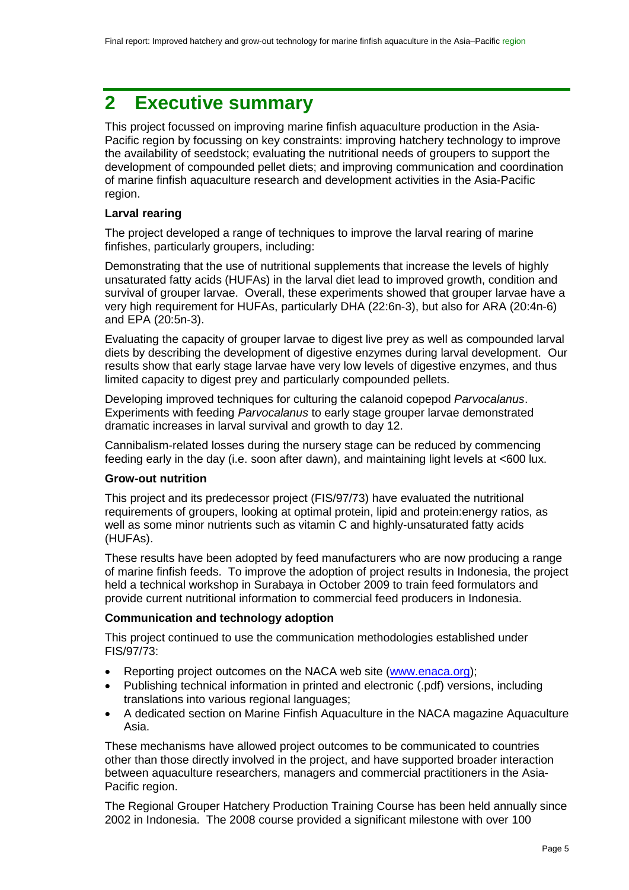# 2 Executive summary

This project focussed on improving marine finfish aquaculture production in the Asia-Pacific region by focussing on key constraints: improving hatchery technology to improve the availability of seedstock; evaluating the nutritional needs of groupers to support the development of compounded pellet diets; and improving communication and coordination of marine finfish aquaculture research and development activities in the Asia-Pacific region.

**Larval rearing**

The project developed a range of techniques to improve the larval rearing of marine finfishes, particularly groupers, including:

Demonstrating that the use of nutritional supplements that increase the levels of highly unsaturated fatty acids (HUFAs) in the larval diet lead to improved growth, condition and survival of grouper larvae. Overall, these experiments showed that grouper larvae have a very high requirement for HUFAs, particularly DHA (22:6n-3), but also for ARA (20:4n-6) and EPA (20:5n-3).

Evaluating the capacity of grouper larvae to digest live prey as well as compounded larval diets by describing the development of digestive enzymes during larval development. Our results show that early stage larvae have very low levels of digestive enzymes, and thus limited capacity to digest prey and particularly compounded pellets.

Developing improved techniques for culturing the calanoid copepod *Parvocalanus*. Experiments with feeding *Parvocalanus* to early stage grouper larvae demonstrated dramatic increases in larval survival and growth to day 12.

Cannibalism-related losses during the nursery stage can be reduced by commencing feeding early in the day (i.e. soon after dawn), and maintaining light levels at <600 lux.

**Grow-out nutrition**

This project and its predecessor project (FIS/97/73) have evaluated the nutritional requirements of groupers, looking at optimal protein, lipid and protein:energy ratios, as well as some minor nutrients such as vitamin C and highly-unsaturated fatty acids (HUFAs).

These results have been adopted by feed manufacturers who are now producing a range of marine finfish feeds. To improve the adoption of project results in Indonesia, the project held a technical workshop in Surabaya in October 2009 to train feed formulators and provide current nutritional information to commercial feed producers in Indonesia.

**Communication and technology adoption**

This project continued to use the communication methodologies established under FIS/97/73:

- Reporting project outcomes on the NACA web site (www.enaca.org);
- Publishing technical information in printed and electronic (.pdf) versions, including translations into various regional languages;
- A dedicated section on Marine Finfish Aquaculture in the NACA magazine Aquaculture Asia.

These mechanisms have allowed project outcomes to be communicated to countries other than those directly involved in the project, and have supported broader interaction between aquaculture researchers, managers and commercial practitioners in the Asia-Pacific region.

The Regional Grouper Hatchery Production Training Course has been held annually since 2002 in Indonesia. The 2008 course provided a significant milestone with over 100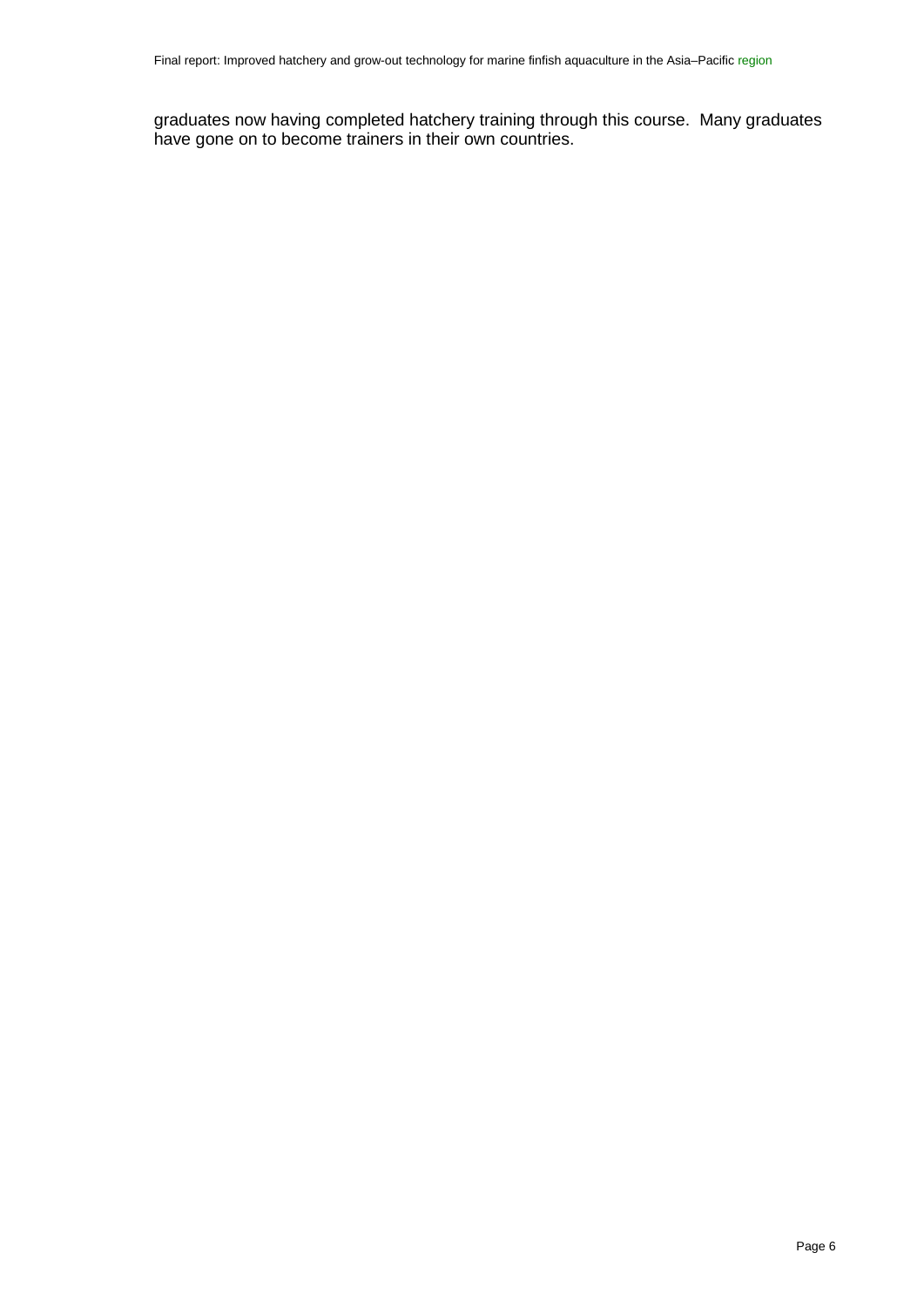graduates now having completed hatchery training through this course. Many graduates have gone on to become trainers in their own countries.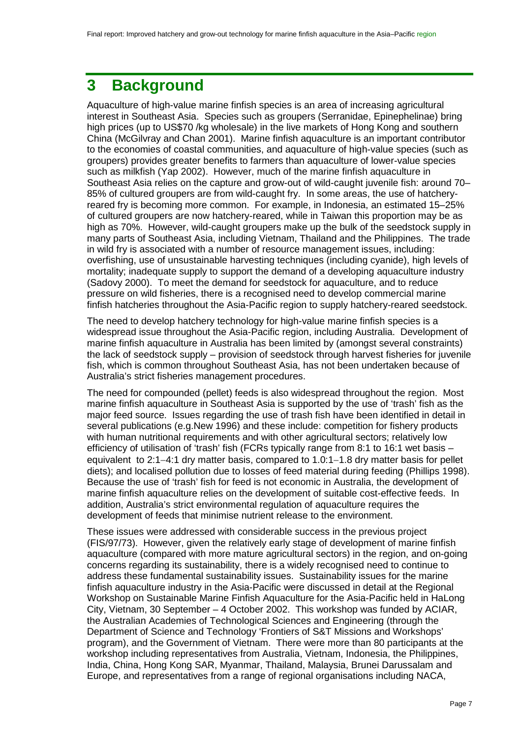# 3 Background

Aquaculture of high-value marine finfish species is an area of increasing agricultural interest in Southeast Asia. Species such as groupers (Serranidae, Epinephelinae) bring high prices (up to US$70 /kg wholesale) in the live markets of Hong Kong and southern China (McGilvray and Chan 2001). Marine finfish aquaculture is an important contributor to the economies of coastal communities, and aquaculture of high-value species (such as groupers) provides greater benefits to farmers than aquaculture of lower-value species such as milkfish (Yap 2002). However, much of the marine finfish aquaculture in Southeast Asia relies on the capture and grow-out of wild-caught juvenile fish: around 70–85% of cultured groupers are from wild-caught fry. In some areas, the use of hatchery-reared fry is becoming more common. For example, in Indonesia, an estimated 15–25% of cultured groupers are now hatchery-reared, while in Taiwan this proportion may be as high as 70%. However, wild-caught groupers make up the bulk of the seedstock supply in many parts of Southeast Asia, including Vietnam, Thailand and the Philippines. The trade in wild fry is associated with a number of resource management issues, including: overfishing, use of unsustainable harvesting techniques (including cyanide), high levels of mortality; inadequate supply to support the demand of a developing aquaculture industry (Sadovy 2000). To meet the demand for seedstock for aquaculture, and to reduce pressure on wild fisheries, there is a recognised need to develop commercial marine finfish hatcheries throughout the Asia-Pacific region to supply hatchery-reared seedstock.

The need to develop hatchery technology for high-value marine finfish species is a widespread issue throughout the Asia-Pacific region, including Australia. Development of marine finfish aquaculture in Australia has been limited by (amongst several constraints) the lack of seedstock supply – provision of seedstock through harvest fisheries for juvenile fish, which is common throughout Southeast Asia, has not been undertaken because of Australia's strict fisheries management procedures.

The need for compounded (pellet) feeds is also widespread throughout the region. Most marine finfish aquaculture in Southeast Asia is supported by the use of 'trash' fish as the major feed source. Issues regarding the use of trash fish have been identified in detail in several publications (e.g.New 1996) and these include: competition for fishery products with human nutritional requirements and with other agricultural sectors; relatively low efficiency of utilisation of 'trash' fish (FCRs typically range from 8:1 to 16:1 wet basis – equivalent to 2:1–4:1 dry matter basis, compared to 1.0:1–1.8 dry matter basis for pellet diets); and localised pollution due to losses of feed material during feeding (Phillips 1998). Because the use of 'trash' fish for feed is not economic in Australia, the development of marine finfish aquaculture relies on the development of suitable cost-effective feeds. In addition, Australia's strict environmental regulation of aquaculture requires the development of feeds that minimise nutrient release to the environment.

These issues were addressed with considerable success in the previous project (FIS/97/73). However, given the relatively early stage of development of marine finfish aquaculture (compared with more mature agricultural sectors) in the region, and on-going concerns regarding its sustainability, there is a widely recognised need to continue to address these fundamental sustainability issues. Sustainability issues for the marine finfish aquaculture industry in the Asia-Pacific were discussed in detail at the Regional Workshop on Sustainable Marine Finfish Aquaculture for the Asia-Pacific held in HaLong City, Vietnam, 30 September – 4 October 2002. This workshop was funded by ACIAR, the Australian Academies of Technological Sciences and Engineering (through the Department of Science and Technology 'Frontiers of S&T Missions and Workshops' program), and the Government of Vietnam. There were more than 80 participants at the workshop including representatives from Australia, Vietnam, Indonesia, the Philippines, India, China, Hong Kong SAR, Myanmar, Thailand, Malaysia, Brunei Darussalam and Europe, and representatives from a range of regional organisations including NACA,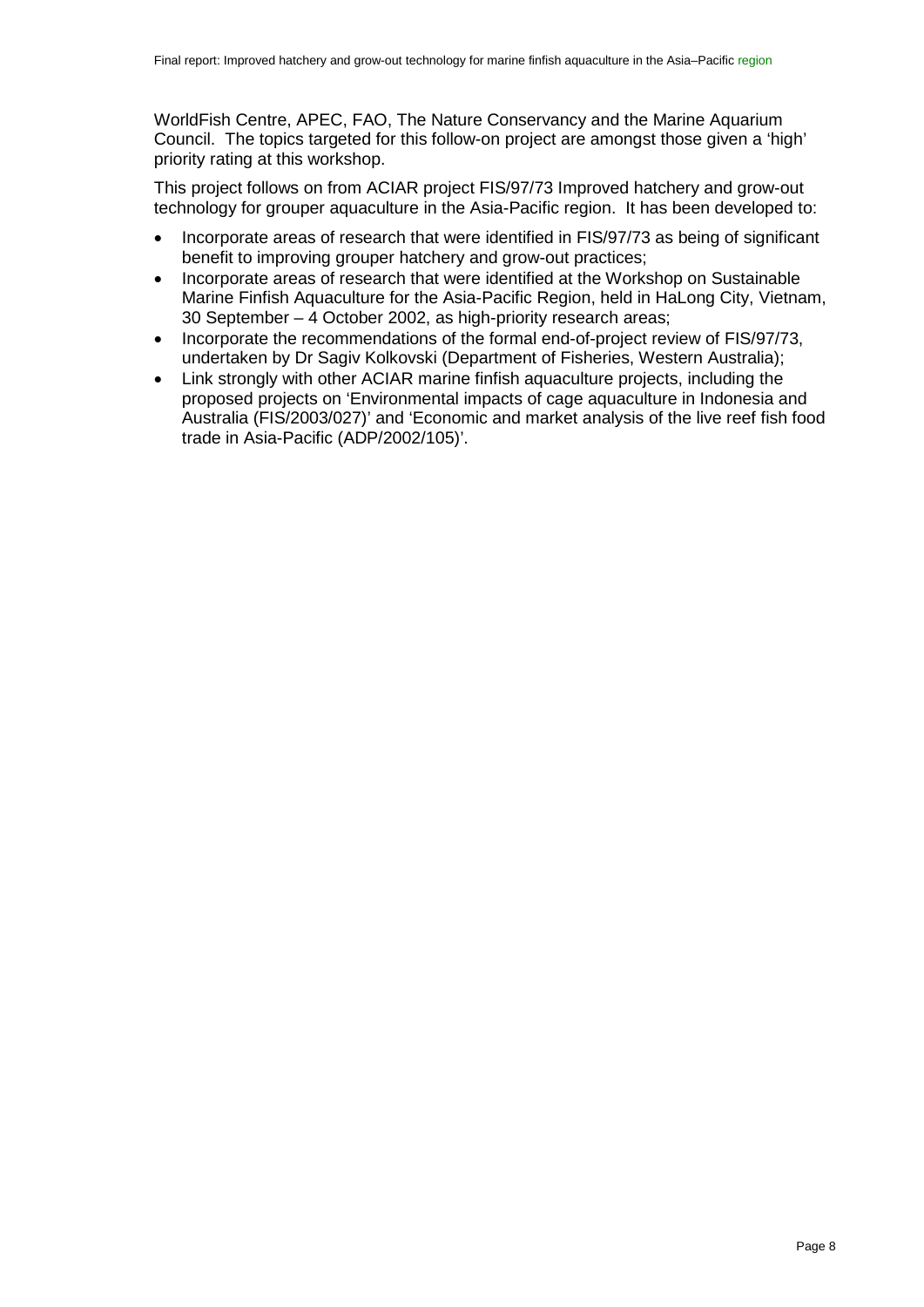WorldFish Centre, APEC, FAO, The Nature Conservancy and the Marine Aquarium Council. The topics targeted for this follow-on project are amongst those given a 'high' priority rating at this workshop.

This project follows on from ACIAR project FIS/97/73 Improved hatchery and grow-out technology for grouper aquaculture in the Asia-Pacific region. It has been developed to:

- Incorporate areas of research that were identified in FIS/97/73 as being of significant benefit to improving grouper hatchery and grow-out practices;
- Incorporate areas of research that were identified at the Workshop on Sustainable Marine Finfish Aquaculture for the Asia-Pacific Region, held in HaLong City, Vietnam, 30 September – 4 October 2002, as high-priority research areas;
- Incorporate the recommendations of the formal end-of-project review of FIS/97/73, undertaken by Dr Sagiv Kolkovski (Department of Fisheries, Western Australia);
- Link strongly with other ACIAR marine finfish aquaculture projects, including the proposed projects on 'Environmental impacts of cage aquaculture in Indonesia and Australia (FIS/2003/027)' and 'Economic and market analysis of the live reef fish food trade in Asia-Pacific (ADP/2002/105)'.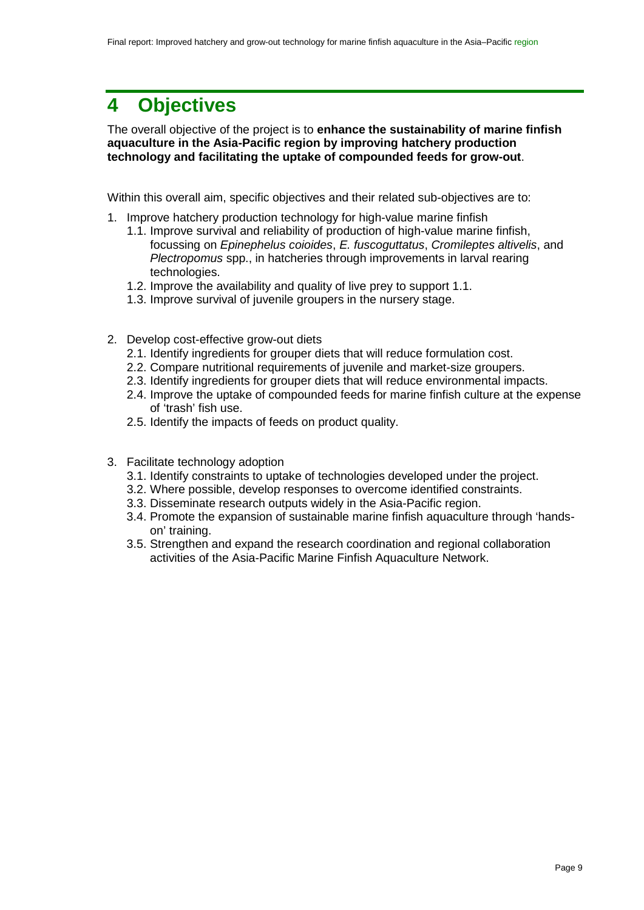# 4 Objectives

The overall objective of the project is to **enhance the sustainability of marine finfish aquaculture in the Asia-Pacific region by improving hatchery production technology and facilitating the uptake of compounded feeds for grow-out**.

Within this overall aim, specific objectives and their related sub-objectives are to:

1. Improve hatchery production technology for high-value marine finfish
   1.1. Improve survival and reliability of production of high-value marine finfish, focussing on *Epinephelus coioides*, *E. fuscoguttatus*, *Cromileptes altivelis*, and *Plectropomus* spp., in hatcheries through improvements in larval rearing technologies.
   1.2. Improve the availability and quality of live prey to support 1.1.
   1.3. Improve survival of juvenile groupers in the nursery stage.

2. Develop cost-effective grow-out diets
   2.1. Identify ingredients for grouper diets that will reduce formulation cost.
   2.2. Compare nutritional requirements of juvenile and market-size groupers.
   2.3. Identify ingredients for grouper diets that will reduce environmental impacts.
   2.4. Improve the uptake of compounded feeds for marine finfish culture at the expense of 'trash' fish use.
   2.5. Identify the impacts of feeds on product quality.

3. Facilitate technology adoption
   3.1. Identify constraints to uptake of technologies developed under the project.
   3.2. Where possible, develop responses to overcome identified constraints.
   3.3. Disseminate research outputs widely in the Asia-Pacific region.
   3.4. Promote the expansion of sustainable marine finfish aquaculture through 'hands-on' training.
   3.5. Strengthen and expand the research coordination and regional collaboration activities of the Asia-Pacific Marine Finfish Aquaculture Network.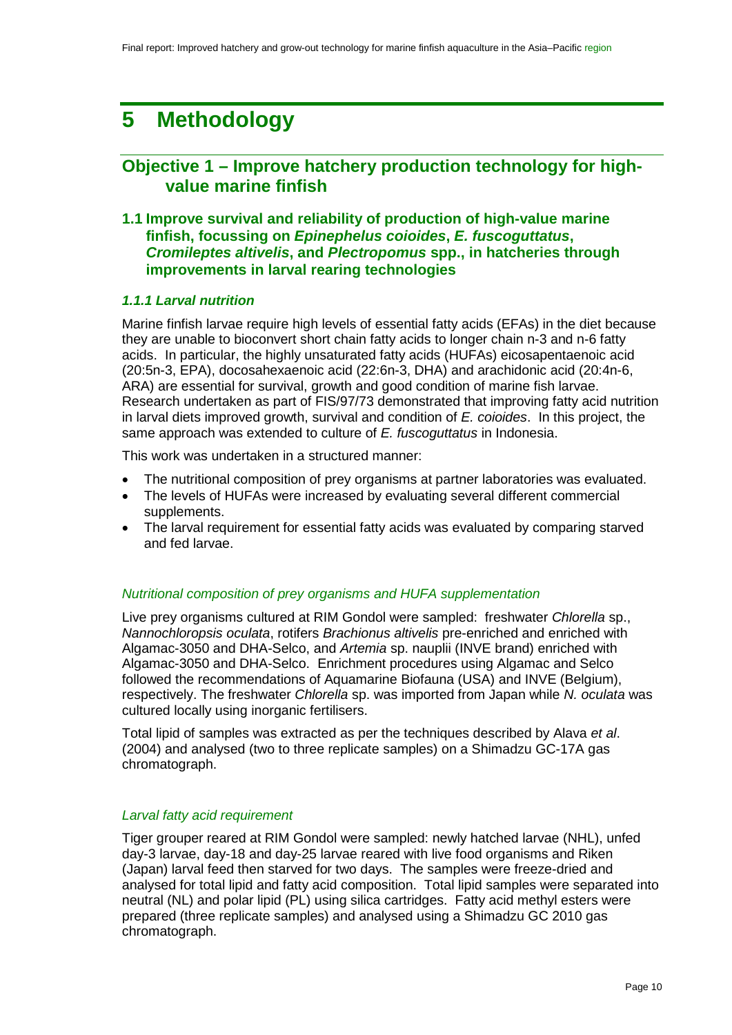# 5 Methodology

## Objective 1 – Improve hatchery production technology for high-value marine finfish

### 1.1 Improve survival and reliability of production of high-value marine finfish, focussing on *Epinephelus coioides*, *E. fuscoguttatus*, *Cromileptes altivelis*, and *Plectropomus* spp., in hatcheries through improvements in larval rearing technologies

#### *1.1.1 Larval nutrition*

Marine finfish larvae require high levels of essential fatty acids (EFAs) in the diet because they are unable to bioconvert short chain fatty acids to longer chain n-3 and n-6 fatty acids. In particular, the highly unsaturated fatty acids (HUFAs) eicosapentaenoic acid (20:5n-3, EPA), docosahexaenoic acid (22:6n-3, DHA) and arachidonic acid (20:4n-6, ARA) are essential for survival, growth and good condition of marine fish larvae. Research undertaken as part of FIS/97/73 demonstrated that improving fatty acid nutrition in larval diets improved growth, survival and condition of *E. coioides*. In this project, the same approach was extended to culture of *E. fuscoguttatus* in Indonesia.

This work was undertaken in a structured manner:

- The nutritional composition of prey organisms at partner laboratories was evaluated.
- The levels of HUFAs were increased by evaluating several different commercial supplements.
- The larval requirement for essential fatty acids was evaluated by comparing starved and fed larvae.

*Nutritional composition of prey organisms and HUFA supplementation*

Live prey organisms cultured at RIM Gondol were sampled: freshwater *Chlorella* sp., *Nannochloropsis oculata*, rotifers *Brachionus altivelis* pre-enriched and enriched with Algamac-3050 and DHA-Selco, and *Artemia* sp. nauplii (INVE brand) enriched with Algamac-3050 and DHA-Selco. Enrichment procedures using Algamac and Selco followed the recommendations of Aquamarine Biofauna (USA) and INVE (Belgium), respectively. The freshwater *Chlorella* sp. was imported from Japan while *N. oculata* was cultured locally using inorganic fertilisers.

Total lipid of samples was extracted as per the techniques described by Alava *et al*. (2004) and analysed (two to three replicate samples) on a Shimadzu GC-17A gas chromatograph.

*Larval fatty acid requirement*

Tiger grouper reared at RIM Gondol were sampled: newly hatched larvae (NHL), unfed day-3 larvae, day-18 and day-25 larvae reared with live food organisms and Riken (Japan) larval feed then starved for two days. The samples were freeze-dried and analysed for total lipid and fatty acid composition. Total lipid samples were separated into neutral (NL) and polar lipid (PL) using silica cartridges. Fatty acid methyl esters were prepared (three replicate samples) and analysed using a Shimadzu GC 2010 gas chromatograph.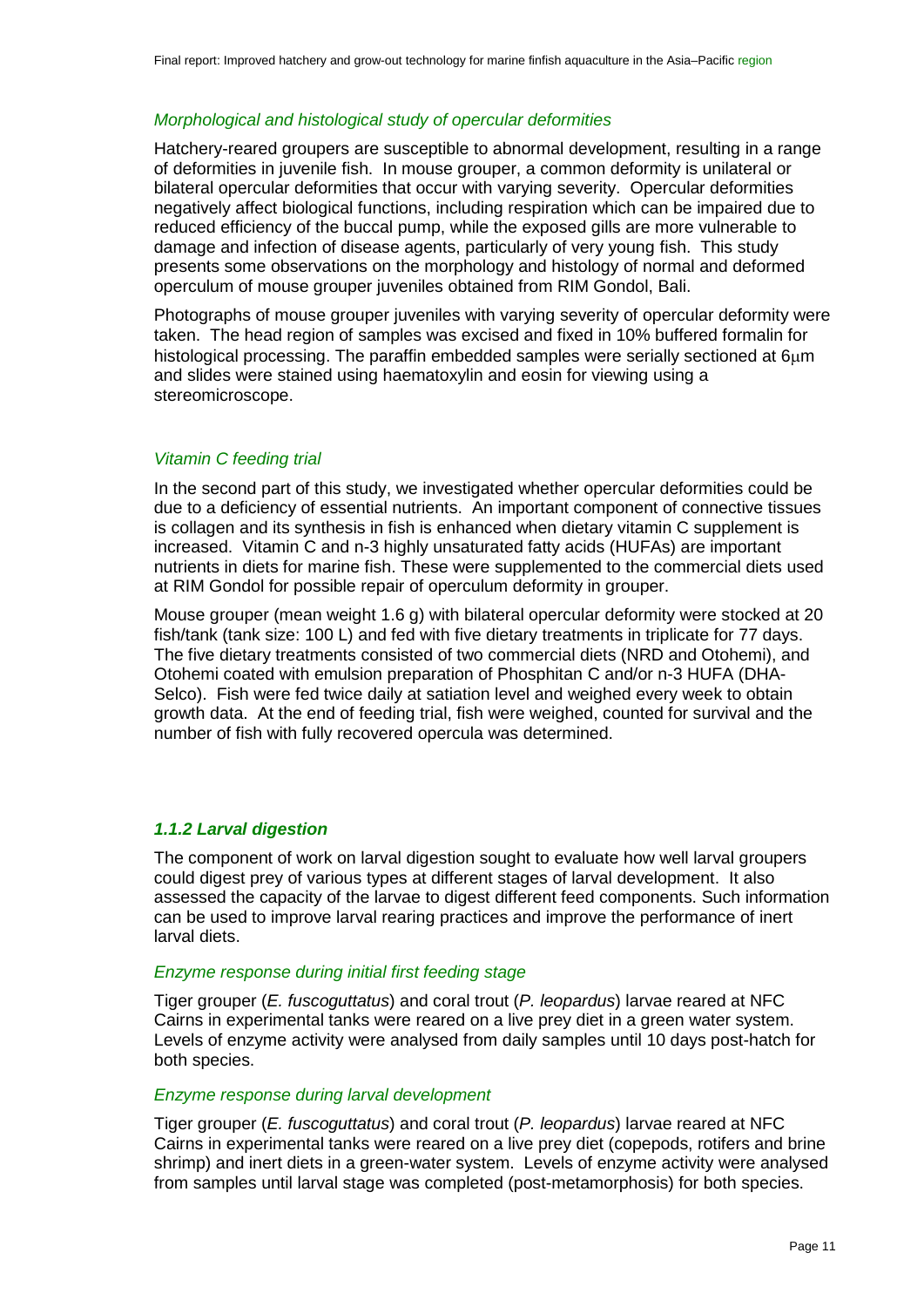*Morphological and histological study of opercular deformities*

Hatchery-reared groupers are susceptible to abnormal development, resulting in a range of deformities in juvenile fish. In mouse grouper, a common deformity is unilateral or bilateral opercular deformities that occur with varying severity. Opercular deformities negatively affect biological functions, including respiration which can be impaired due to reduced efficiency of the buccal pump, while the exposed gills are more vulnerable to damage and infection of disease agents, particularly of very young fish. This study presents some observations on the morphology and histology of normal and deformed operculum of mouse grouper juveniles obtained from RIM Gondol, Bali.

Photographs of mouse grouper juveniles with varying severity of opercular deformity were taken. The head region of samples was excised and fixed in 10% buffered formalin for histological processing. The paraffin embedded samples were serially sectioned at 6μm and slides were stained using haematoxylin and eosin for viewing using a stereomicroscope.

*Vitamin C feeding trial*

In the second part of this study, we investigated whether opercular deformities could be due to a deficiency of essential nutrients. An important component of connective tissues is collagen and its synthesis in fish is enhanced when dietary vitamin C supplement is increased. Vitamin C and n-3 highly unsaturated fatty acids (HUFAs) are important nutrients in diets for marine fish. These were supplemented to the commercial diets used at RIM Gondol for possible repair of operculum deformity in grouper.

Mouse grouper (mean weight 1.6 g) with bilateral opercular deformity were stocked at 20 fish/tank (tank size: 100 L) and fed with five dietary treatments in triplicate for 77 days. The five dietary treatments consisted of two commercial diets (NRD and Otohemi), and Otohemi coated with emulsion preparation of Phosphitan C and/or n-3 HUFA (DHA-Selco). Fish were fed twice daily at satiation level and weighed every week to obtain growth data. At the end of feeding trial, fish were weighed, counted for survival and the number of fish with fully recovered opercula was determined.

### *1.1.2 Larval digestion*

The component of work on larval digestion sought to evaluate how well larval groupers could digest prey of various types at different stages of larval development. It also assessed the capacity of the larvae to digest different feed components. Such information can be used to improve larval rearing practices and improve the performance of inert larval diets.

*Enzyme response during initial first feeding stage*

Tiger grouper (*E. fuscoguttatus*) and coral trout (*P. leopardus*) larvae reared at NFC Cairns in experimental tanks were reared on a live prey diet in a green water system. Levels of enzyme activity were analysed from daily samples until 10 days post-hatch for both species.

*Enzyme response during larval development*

Tiger grouper (*E. fuscoguttatus*) and coral trout (*P. leopardus*) larvae reared at NFC Cairns in experimental tanks were reared on a live prey diet (copepods, rotifers and brine shrimp) and inert diets in a green-water system. Levels of enzyme activity were analysed from samples until larval stage was completed (post-metamorphosis) for both species.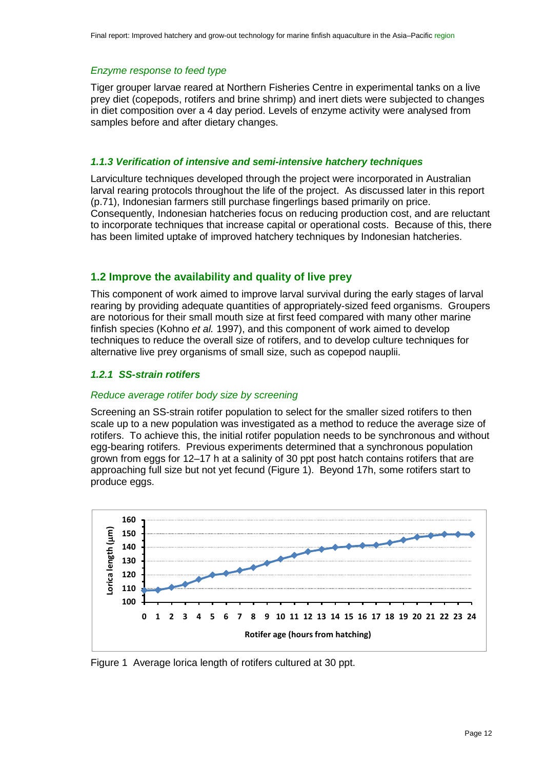*Enzyme response to feed type*

Tiger grouper larvae reared at Northern Fisheries Centre in experimental tanks on a live prey diet (copepods, rotifers and brine shrimp) and inert diets were subjected to changes in diet composition over a 4 day period. Levels of enzyme activity were analysed from samples before and after dietary changes.

### *1.1.3 Verification of intensive and semi-intensive hatchery techniques*

Larviculture techniques developed through the project were incorporated in Australian larval rearing protocols throughout the life of the project. As discussed later in this report (p.71), Indonesian farmers still purchase fingerlings based primarily on price. Consequently, Indonesian hatcheries focus on reducing production cost, and are reluctant to incorporate techniques that increase capital or operational costs. Because of this, there has been limited uptake of improved hatchery techniques by Indonesian hatcheries.

## 1.2 Improve the availability and quality of live prey

This component of work aimed to improve larval survival during the early stages of larval rearing by providing adequate quantities of appropriately-sized feed organisms. Groupers are notorious for their small mouth size at first feed compared with many other marine finfish species (Kohno *et al.* 1997), and this component of work aimed to develop techniques to reduce the overall size of rotifers, and to develop culture techniques for alternative live prey organisms of small size, such as copepod nauplii.

### *1.2.1 SS-strain rotifers*

*Reduce average rotifer body size by screening*

Screening an SS-strain rotifer population to select for the smaller sized rotifers to then scale up to a new population was investigated as a method to reduce the average size of rotifers. To achieve this, the initial rotifer population needs to be synchronous and without egg-bearing rotifers. Previous experiments determined that a synchronous population grown from eggs for 12–17 h at a salinity of 30 ppt post hatch contains rotifers that are approaching full size but not yet fecund (Figure 1). Beyond 17h, some rotifers start to produce eggs.

Figure 1 Average lorica length of rotifers cultured at 30 ppt.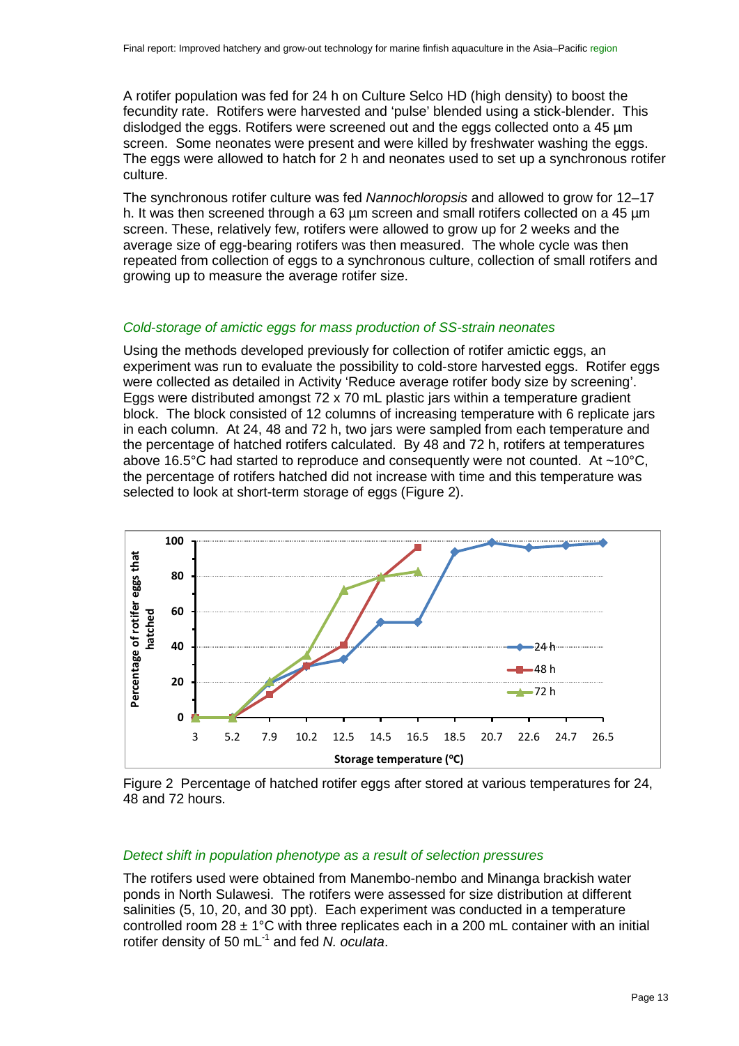A rotifer population was fed for 24 h on Culture Selco HD (high density) to boost the fecundity rate. Rotifers were harvested and 'pulse' blended using a stick-blender. This dislodged the eggs. Rotifers were screened out and the eggs collected onto a 45 µm screen. Some neonates were present and were killed by freshwater washing the eggs. The eggs were allowed to hatch for 2 h and neonates used to set up a synchronous rotifer culture.

The synchronous rotifer culture was fed *Nannochloropsis* and allowed to grow for 12–17 h. It was then screened through a 63 µm screen and small rotifers collected on a 45 µm screen. These, relatively few, rotifers were allowed to grow up for 2 weeks and the average size of egg-bearing rotifers was then measured. The whole cycle was then repeated from collection of eggs to a synchronous culture, collection of small rotifers and growing up to measure the average rotifer size.

### *Cold-storage of amictic eggs for mass production of SS-strain neonates*

Using the methods developed previously for collection of rotifer amictic eggs, an experiment was run to evaluate the possibility to cold-store harvested eggs. Rotifer eggs were collected as detailed in Activity 'Reduce average rotifer body size by screening'. Eggs were distributed amongst 72 x 70 mL plastic jars within a temperature gradient block. The block consisted of 12 columns of increasing temperature with 6 replicate jars in each column. At 24, 48 and 72 h, two jars were sampled from each temperature and the percentage of hatched rotifers calculated. By 48 and 72 h, rotifers at temperatures above 16.5°C had started to reproduce and consequently were not counted. At ~10°C, the percentage of rotifers hatched did not increase with time and this temperature was selected to look at short-term storage of eggs (Figure 2).

Figure 2 Percentage of hatched rotifer eggs after stored at various temperatures for 24, 48 and 72 hours.

### *Detect shift in population phenotype as a result of selection pressures*

The rotifers used were obtained from Manembo-nembo and Minanga brackish water ponds in North Sulawesi. The rotifers were assessed for size distribution at different salinities (5, 10, 20, and 30 ppt). Each experiment was conducted in a temperature controlled room 28 ± 1°C with three replicates each in a 200 mL container with an initial rotifer density of 50 $mL^{-1}$ and fed *N. oculata*.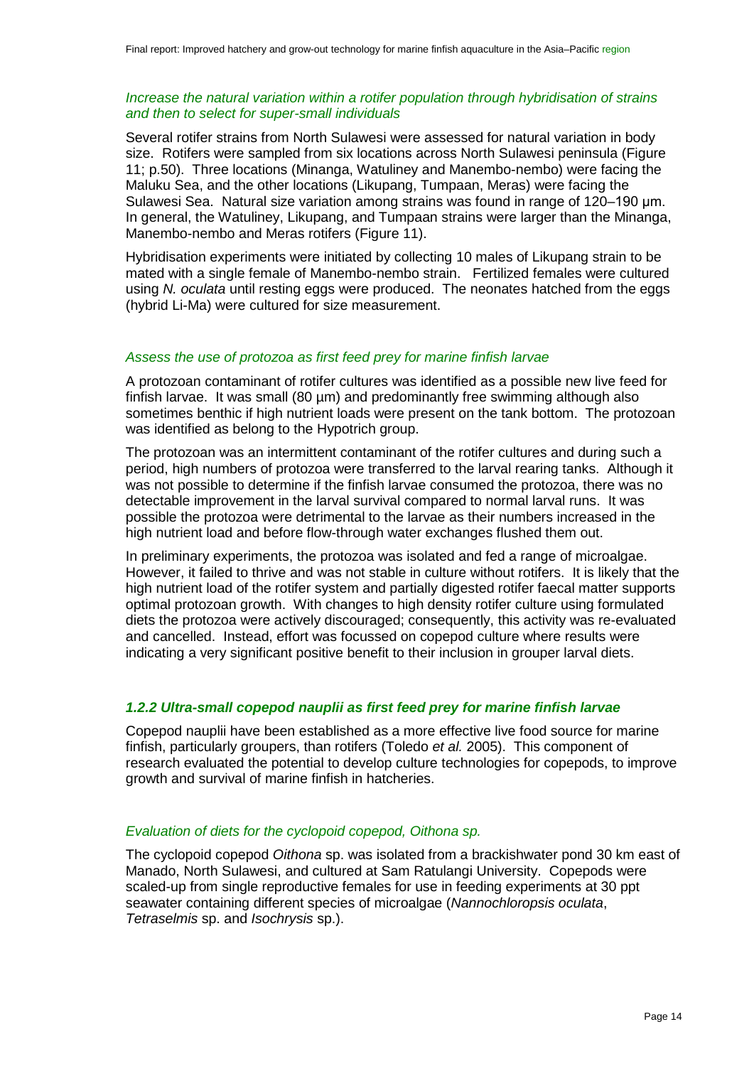### *Increase the natural variation within a rotifer population through hybridisation of strains and then to select for super-small individuals*

Several rotifer strains from North Sulawesi were assessed for natural variation in body size. Rotifers were sampled from six locations across North Sulawesi peninsula (Figure 11; p.50). Three locations (Minanga, Watuliney and Manembo-nembo) were facing the Maluku Sea, and the other locations (Likupang, Tumpaan, Meras) were facing the Sulawesi Sea. Natural size variation among strains was found in range of 120–190 µm. In general, the Watuliney, Likupang, and Tumpaan strains were larger than the Minanga, Manembo-nembo and Meras rotifers (Figure 11).

Hybridisation experiments were initiated by collecting 10 males of Likupang strain to be mated with a single female of Manembo-nembo strain. Fertilized females were cultured using *N. oculata* until resting eggs were produced. The neonates hatched from the eggs (hybrid Li-Ma) were cultured for size measurement.

### *Assess the use of protozoa as first feed prey for marine finfish larvae*

A protozoan contaminant of rotifer cultures was identified as a possible new live feed for finfish larvae. It was small (80 µm) and predominantly free swimming although also sometimes benthic if high nutrient loads were present on the tank bottom. The protozoan was identified as belong to the Hypotrich group.

The protozoan was an intermittent contaminant of the rotifer cultures and during such a period, high numbers of protozoa were transferred to the larval rearing tanks. Although it was not possible to determine if the finfish larvae consumed the protozoa, there was no detectable improvement in the larval survival compared to normal larval runs. It was possible the protozoa were detrimental to the larvae as their numbers increased in the high nutrient load and before flow-through water exchanges flushed them out.

In preliminary experiments, the protozoa was isolated and fed a range of microalgae. However, it failed to thrive and was not stable in culture without rotifers. It is likely that the high nutrient load of the rotifer system and partially digested rotifer faecal matter supports optimal protozoan growth. With changes to high density rotifer culture using formulated diets the protozoa were actively discouraged; consequently, this activity was re-evaluated and cancelled. Instead, effort was focussed on copepod culture where results were indicating a very significant positive benefit to their inclusion in grouper larval diets.

### ***1.2.2 Ultra-small copepod nauplii as first feed prey for marine finfish larvae***

Copepod nauplii have been established as a more effective live food source for marine finfish, particularly groupers, than rotifers (Toledo *et al.* 2005). This component of research evaluated the potential to develop culture technologies for copepods, to improve growth and survival of marine finfish in hatcheries.

### *Evaluation of diets for the cyclopoid copepod, Oithona sp.*

The cyclopoid copepod *Oithona* sp. was isolated from a brackishwater pond 30 km east of Manado, North Sulawesi, and cultured at Sam Ratulangi University. Copepods were scaled-up from single reproductive females for use in feeding experiments at 30 ppt seawater containing different species of microalgae (*Nannochloropsis oculata*, *Tetraselmis* sp. and *Isochrysis* sp.).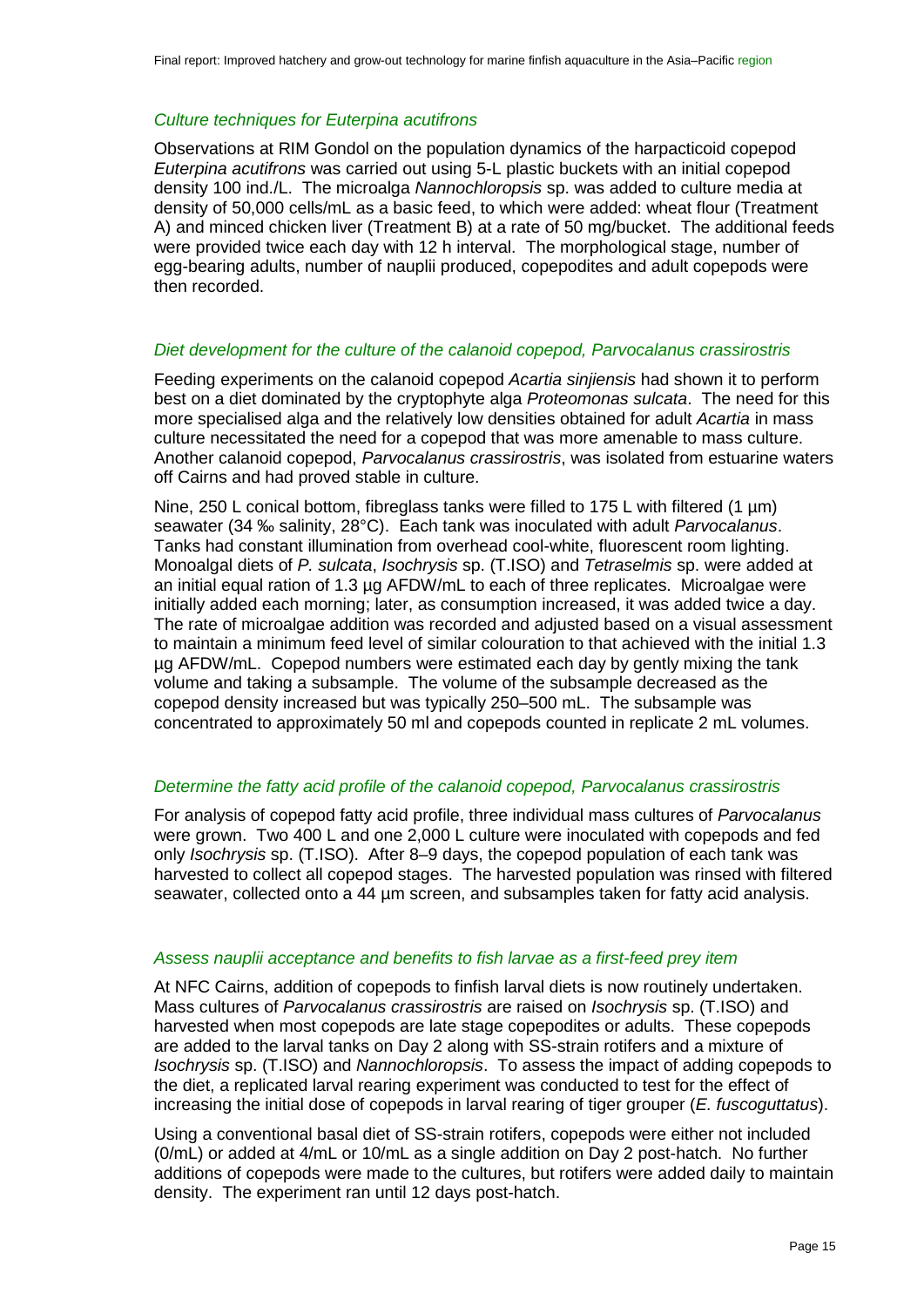### *Culture techniques for Euterpina acutifrons*

Observations at RIM Gondol on the population dynamics of the harpacticoid copepod *Euterpina acutifrons* was carried out using 5-L plastic buckets with an initial copepod density 100 ind./L. The microalga *Nannochloropsis* sp. was added to culture media at density of 50,000 cells/mL as a basic feed, to which were added: wheat flour (Treatment A) and minced chicken liver (Treatment B) at a rate of 50 mg/bucket. The additional feeds were provided twice each day with 12 h interval. The morphological stage, number of egg-bearing adults, number of nauplii produced, copepodites and adult copepods were then recorded.

### *Diet development for the culture of the calanoid copepod, Parvocalanus crassirostris*

Feeding experiments on the calanoid copepod *Acartia sinjiensis* had shown it to perform best on a diet dominated by the cryptophyte alga *Proteomonas sulcata*. The need for this more specialised alga and the relatively low densities obtained for adult *Acartia* in mass culture necessitated the need for a copepod that was more amenable to mass culture. Another calanoid copepod, *Parvocalanus crassirostris*, was isolated from estuarine waters off Cairns and had proved stable in culture.

Nine, 250 L conical bottom, fibreglass tanks were filled to 175 L with filtered (1 µm) seawater (34 ‰ salinity, 28°C). Each tank was inoculated with adult *Parvocalanus*. Tanks had constant illumination from overhead cool-white, fluorescent room lighting. Monoalgal diets of *P. sulcata*, *Isochrysis* sp. (T.ISO) and *Tetraselmis* sp. were added at an initial equal ration of 1.3 µg AFDW/mL to each of three replicates. Microalgae were initially added each morning; later, as consumption increased, it was added twice a day. The rate of microalgae addition was recorded and adjusted based on a visual assessment to maintain a minimum feed level of similar colouration to that achieved with the initial 1.3 µg AFDW/mL. Copepod numbers were estimated each day by gently mixing the tank volume and taking a subsample. The volume of the subsample decreased as the copepod density increased but was typically 250–500 mL. The subsample was concentrated to approximately 50 ml and copepods counted in replicate 2 mL volumes.

### *Determine the fatty acid profile of the calanoid copepod, Parvocalanus crassirostris*

For analysis of copepod fatty acid profile, three individual mass cultures of *Parvocalanus* were grown. Two 400 L and one 2,000 L culture were inoculated with copepods and fed only *Isochrysis* sp. (T.ISO). After 8–9 days, the copepod population of each tank was harvested to collect all copepod stages. The harvested population was rinsed with filtered seawater, collected onto a 44 µm screen, and subsamples taken for fatty acid analysis.

### *Assess nauplii acceptance and benefits to fish larvae as a first-feed prey item*

At NFC Cairns, addition of copepods to finfish larval diets is now routinely undertaken. Mass cultures of *Parvocalanus crassirostris* are raised on *Isochrysis* sp. (T.ISO) and harvested when most copepods are late stage copepodites or adults. These copepods are added to the larval tanks on Day 2 along with SS-strain rotifers and a mixture of *Isochrysis* sp. (T.ISO) and *Nannochloropsis*. To assess the impact of adding copepods to the diet, a replicated larval rearing experiment was conducted to test for the effect of increasing the initial dose of copepods in larval rearing of tiger grouper (*E. fuscoguttatus*).

Using a conventional basal diet of SS-strain rotifers, copepods were either not included (0/mL) or added at 4/mL or 10/mL as a single addition on Day 2 post-hatch. No further additions of copepods were made to the cultures, but rotifers were added daily to maintain density. The experiment ran until 12 days post-hatch.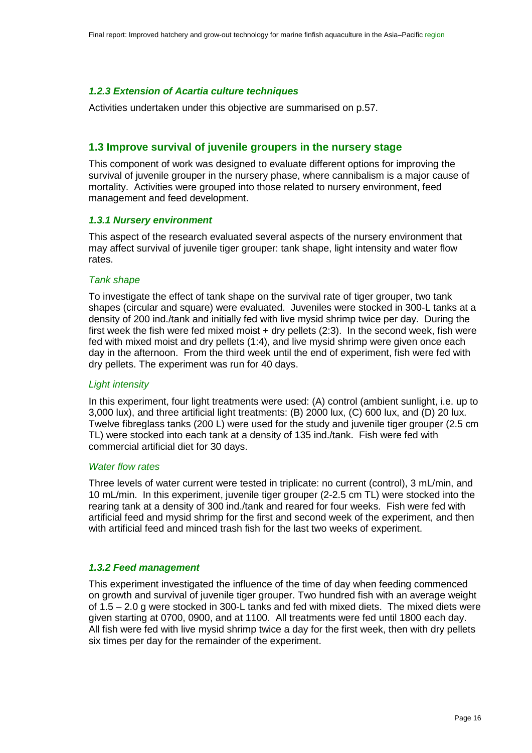### *1.2.3 Extension of Acartia culture techniques*

Activities undertaken under this objective are summarised on p.57.

## 1.3 Improve survival of juvenile groupers in the nursery stage

This component of work was designed to evaluate different options for improving the survival of juvenile grouper in the nursery phase, where cannibalism is a major cause of mortality. Activities were grouped into those related to nursery environment, feed management and feed development.

### *1.3.1 Nursery environment*

This aspect of the research evaluated several aspects of the nursery environment that may affect survival of juvenile tiger grouper: tank shape, light intensity and water flow rates.

#### *Tank shape*

To investigate the effect of tank shape on the survival rate of tiger grouper, two tank shapes (circular and square) were evaluated. Juveniles were stocked in 300-L tanks at a density of 200 ind./tank and initially fed with live mysid shrimp twice per day. During the first week the fish were fed mixed moist + dry pellets (2:3). In the second week, fish were fed with mixed moist and dry pellets (1:4), and live mysid shrimp were given once each day in the afternoon. From the third week until the end of experiment, fish were fed with dry pellets. The experiment was run for 40 days.

#### *Light intensity*

In this experiment, four light treatments were used: (A) control (ambient sunlight, i.e. up to 3,000 lux), and three artificial light treatments: (B) 2000 lux, (C) 600 lux, and (D) 20 lux. Twelve fibreglass tanks (200 L) were used for the study and juvenile tiger grouper (2.5 cm TL) were stocked into each tank at a density of 135 ind./tank. Fish were fed with commercial artificial diet for 30 days.

#### *Water flow rates*

Three levels of water current were tested in triplicate: no current (control), 3 mL/min, and 10 mL/min. In this experiment, juvenile tiger grouper (2-2.5 cm TL) were stocked into the rearing tank at a density of 300 ind./tank and reared for four weeks. Fish were fed with artificial feed and mysid shrimp for the first and second week of the experiment, and then with artificial feed and minced trash fish for the last two weeks of experiment.

### *1.3.2 Feed management*

This experiment investigated the influence of the time of day when feeding commenced on growth and survival of juvenile tiger grouper. Two hundred fish with an average weight of 1.5 – 2.0 g were stocked in 300-L tanks and fed with mixed diets. The mixed diets were given starting at 0700, 0900, and at 1100. All treatments were fed until 1800 each day. All fish were fed with live mysid shrimp twice a day for the first week, then with dry pellets six times per day for the remainder of the experiment.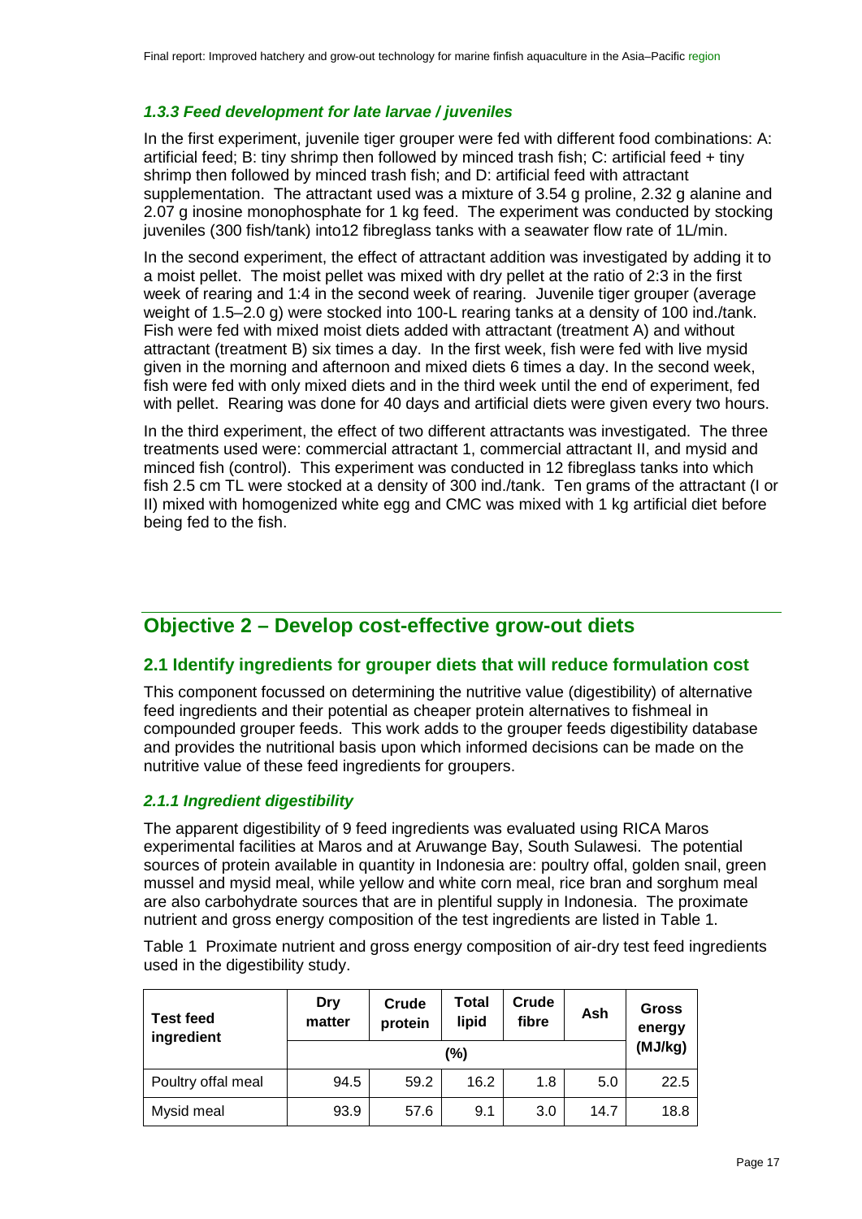### *1.3.3 Feed development for late larvae / juveniles*

In the first experiment, juvenile tiger grouper were fed with different food combinations: A: artificial feed; B: tiny shrimp then followed by minced trash fish; C: artificial feed + tiny shrimp then followed by minced trash fish; and D: artificial feed with attractant supplementation. The attractant used was a mixture of 3.54 g proline, 2.32 g alanine and 2.07 g inosine monophosphate for 1 kg feed. The experiment was conducted by stocking juveniles (300 fish/tank) into12 fibreglass tanks with a seawater flow rate of 1L/min.

In the second experiment, the effect of attractant addition was investigated by adding it to a moist pellet. The moist pellet was mixed with dry pellet at the ratio of 2:3 in the first week of rearing and 1:4 in the second week of rearing. Juvenile tiger grouper (average weight of 1.5–2.0 g) were stocked into 100-L rearing tanks at a density of 100 ind./tank. Fish were fed with mixed moist diets added with attractant (treatment A) and without attractant (treatment B) six times a day. In the first week, fish were fed with live mysid given in the morning and afternoon and mixed diets 6 times a day. In the second week, fish were fed with only mixed diets and in the third week until the end of experiment, fed with pellet. Rearing was done for 40 days and artificial diets were given every two hours.

In the third experiment, the effect of two different attractants was investigated. The three treatments used were: commercial attractant 1, commercial attractant II, and mysid and minced fish (control). This experiment was conducted in 12 fibreglass tanks into which fish 2.5 cm TL were stocked at a density of 300 ind./tank. Ten grams of the attractant (I or II) mixed with homogenized white egg and CMC was mixed with 1 kg artificial diet before being fed to the fish.

## Objective 2 – Develop cost-effective grow-out diets

### 2.1 Identify ingredients for grouper diets that will reduce formulation cost

This component focussed on determining the nutritive value (digestibility) of alternative feed ingredients and their potential as cheaper protein alternatives to fishmeal in compounded grouper feeds. This work adds to the grouper feeds digestibility database and provides the nutritional basis upon which informed decisions can be made on the nutritive value of these feed ingredients for groupers.

### *2.1.1 Ingredient digestibility*

The apparent digestibility of 9 feed ingredients was evaluated using RICA Maros experimental facilities at Maros and at Aruwange Bay, South Sulawesi. The potential sources of protein available in quantity in Indonesia are: poultry offal, golden snail, green mussel and mysid meal, while yellow and white corn meal, rice bran and sorghum meal are also carbohydrate sources that are in plentiful supply in Indonesia. The proximate nutrient and gross energy composition of the test ingredients are listed in Table 1.

Table 1 Proximate nutrient and gross energy composition of air-dry test feed ingredients used in the digestibility study.

| Test feed ingredient | Dry matter | Crude protein | Total lipid | Crude fibre | Ash | Gross energy |
|---|---|---|---|---|---|---|
| | (%) | | | | | (MJ/kg) |
| Poultry offal meal | 94.5 | 59.2 | 16.2 | 1.8 | 5.0 | 22.5 |
| Mysid meal | 93.9 | 57.6 | 9.1 | 3.0 | 14.7 | 18.8 |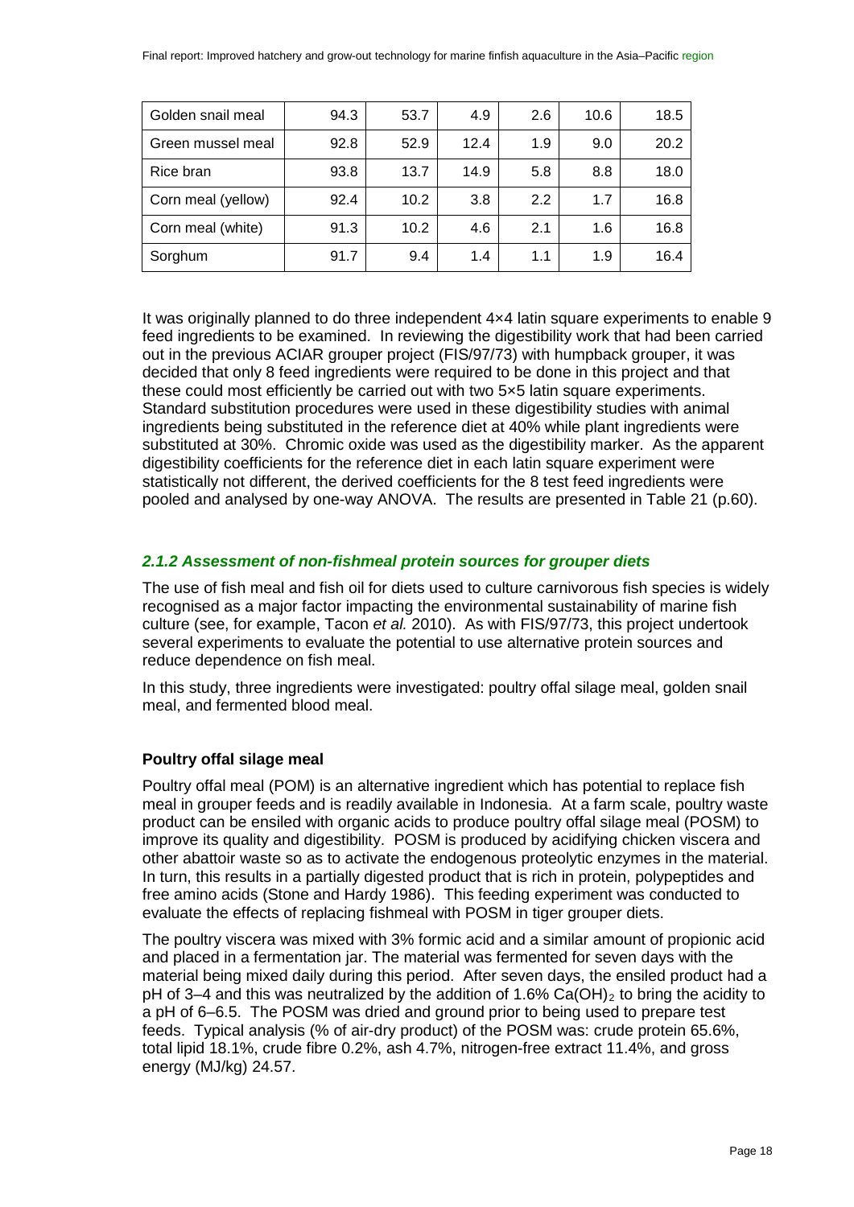| Golden snail meal | 94.3 | 53.7 | 4.9 | 2.6 | 10.6 | 18.5 |
|---|---|---|---|---|---|---|
| Green mussel meal | 92.8 | 52.9 | 12.4 | 1.9 | 9.0 | 20.2 |
| Rice bran | 93.8 | 13.7 | 14.9 | 5.8 | 8.8 | 18.0 |
| Corn meal (yellow) | 92.4 | 10.2 | 3.8 | 2.2 | 1.7 | 16.8 |
| Corn meal (white) | 91.3 | 10.2 | 4.6 | 2.1 | 1.6 | 16.8 |
| Sorghum | 91.7 | 9.4 | 1.4 | 1.1 | 1.9 | 16.4 |

It was originally planned to do three independent 4×4 latin square experiments to enable 9 feed ingredients to be examined. In reviewing the digestibility work that had been carried out in the previous ACIAR grouper project (FIS/97/73) with humpback grouper, it was decided that only 8 feed ingredients were required to be done in this project and that these could most efficiently be carried out with two 5×5 latin square experiments. Standard substitution procedures were used in these digestibility studies with animal ingredients being substituted in the reference diet at 40% while plant ingredients were substituted at 30%. Chromic oxide was used as the digestibility marker. As the apparent digestibility coefficients for the reference diet in each latin square experiment were statistically not different, the derived coefficients for the 8 test feed ingredients were pooled and analysed by one-way ANOVA. The results are presented in Table 21 (p.60).

### *2.1.2 Assessment of non-fishmeal protein sources for grouper diets*

The use of fish meal and fish oil for diets used to culture carnivorous fish species is widely recognised as a major factor impacting the environmental sustainability of marine fish culture (see, for example, Tacon *et al.* 2010). As with FIS/97/73, this project undertook several experiments to evaluate the potential to use alternative protein sources and reduce dependence on fish meal.

In this study, three ingredients were investigated: poultry offal silage meal, golden snail meal, and fermented blood meal.

#### Poultry offal silage meal

Poultry offal meal (POM) is an alternative ingredient which has potential to replace fish meal in grouper feeds and is readily available in Indonesia. At a farm scale, poultry waste product can be ensiled with organic acids to produce poultry offal silage meal (POSM) to improve its quality and digestibility. POSM is produced by acidifying chicken viscera and other abattoir waste so as to activate the endogenous proteolytic enzymes in the material. In turn, this results in a partially digested product that is rich in protein, polypeptides and free amino acids (Stone and Hardy 1986). This feeding experiment was conducted to evaluate the effects of replacing fishmeal with POSM in tiger grouper diets.

The poultry viscera was mixed with 3% formic acid and a similar amount of propionic acid and placed in a fermentation jar. The material was fermented for seven days with the material being mixed daily during this period. After seven days, the ensiled product had a pH of 3–4 and this was neutralized by the addition of 1.6% $Ca(OH)_2$ to bring the acidity to a pH of 6–6.5. The POSM was dried and ground prior to being used to prepare test feeds. Typical analysis (% of air-dry product) of the POSM was: crude protein 65.6%, total lipid 18.1%, crude fibre 0.2%, ash 4.7%, nitrogen-free extract 11.4%, and gross energy (MJ/kg) 24.57.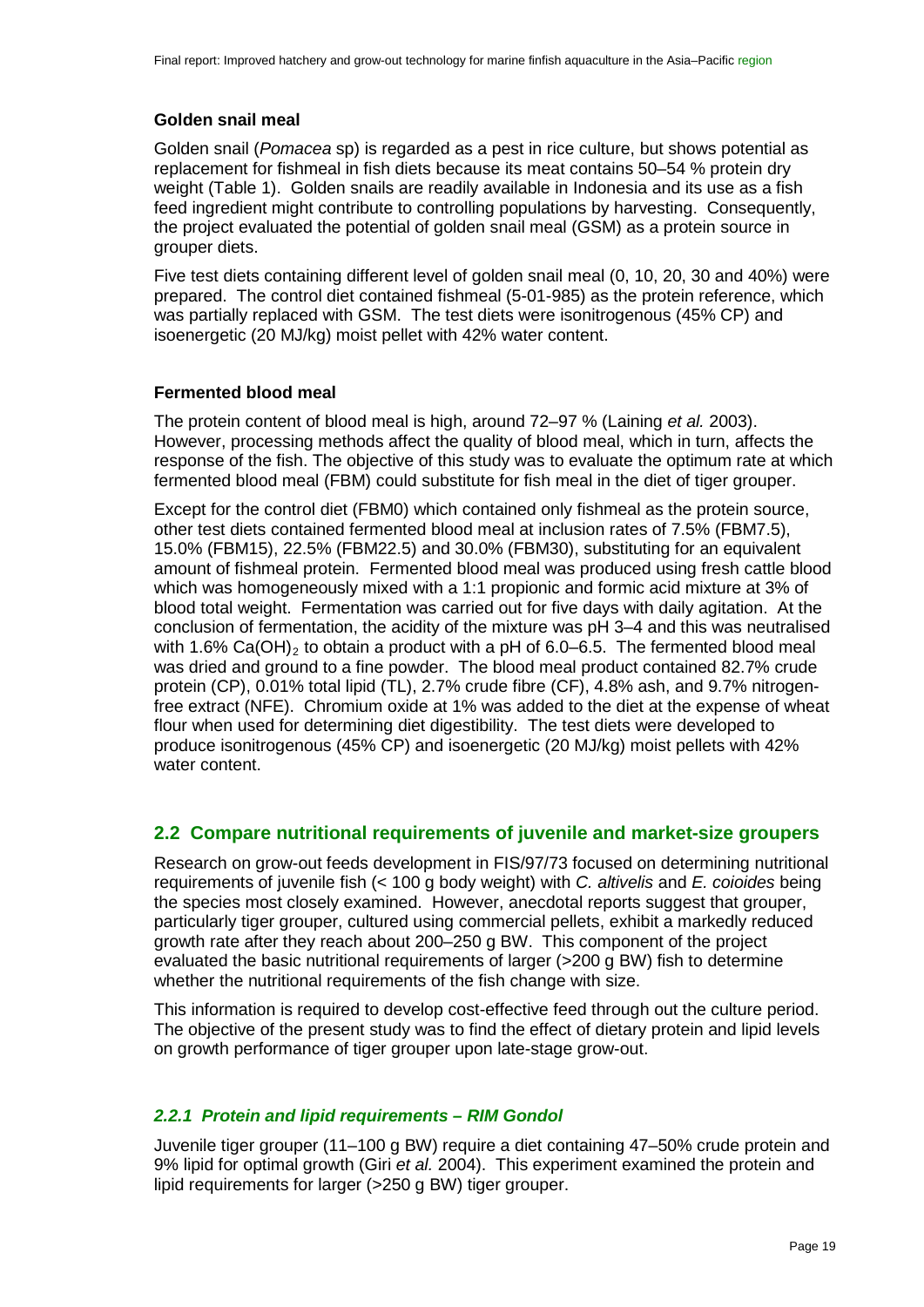**Golden snail meal**

Golden snail (*Pomacea* sp) is regarded as a pest in rice culture, but shows potential as replacement for fishmeal in fish diets because its meat contains 50–54 % protein dry weight (Table 1). Golden snails are readily available in Indonesia and its use as a fish feed ingredient might contribute to controlling populations by harvesting. Consequently, the project evaluated the potential of golden snail meal (GSM) as a protein source in grouper diets.

Five test diets containing different level of golden snail meal (0, 10, 20, 30 and 40%) were prepared. The control diet contained fishmeal (5-01-985) as the protein reference, which was partially replaced with GSM. The test diets were isonitrogenous (45% CP) and isoenergetic (20 MJ/kg) moist pellet with 42% water content.

**Fermented blood meal**

The protein content of blood meal is high, around 72–97 % (Laining *et al.* 2003). However, processing methods affect the quality of blood meal, which in turn, affects the response of the fish. The objective of this study was to evaluate the optimum rate at which fermented blood meal (FBM) could substitute for fish meal in the diet of tiger grouper.

Except for the control diet (FBM0) which contained only fishmeal as the protein source, other test diets contained fermented blood meal at inclusion rates of 7.5% (FBM7.5), 15.0% (FBM15), 22.5% (FBM22.5) and 30.0% (FBM30), substituting for an equivalent amount of fishmeal protein. Fermented blood meal was produced using fresh cattle blood which was homogeneously mixed with a 1:1 propionic and formic acid mixture at 3% of blood total weight. Fermentation was carried out for five days with daily agitation. At the conclusion of fermentation, the acidity of the mixture was pH 3–4 and this was neutralised with 1.6% $Ca(OH)_2$ to obtain a product with a pH of 6.0–6.5. The fermented blood meal was dried and ground to a fine powder. The blood meal product contained 82.7% crude protein (CP), 0.01% total lipid (TL), 2.7% crude fibre (CF), 4.8% ash, and 9.7% nitrogen-free extract (NFE). Chromium oxide at 1% was added to the diet at the expense of wheat flour when used for determining diet digestibility. The test diets were developed to produce isonitrogenous (45% CP) and isoenergetic (20 MJ/kg) moist pellets with 42% water content.

## 2.2 Compare nutritional requirements of juvenile and market-size groupers

Research on grow-out feeds development in FIS/97/73 focused on determining nutritional requirements of juvenile fish (< 100 g body weight) with *C. altivelis* and *E. coioides* being the species most closely examined. However, anecdotal reports suggest that grouper, particularly tiger grouper, cultured using commercial pellets, exhibit a markedly reduced growth rate after they reach about 200–250 g BW. This component of the project evaluated the basic nutritional requirements of larger (>200 g BW) fish to determine whether the nutritional requirements of the fish change with size.

This information is required to develop cost-effective feed through out the culture period. The objective of the present study was to find the effect of dietary protein and lipid levels on growth performance of tiger grouper upon late-stage grow-out.

### *2.2.1 Protein and lipid requirements – RIM Gondol*

Juvenile tiger grouper (11–100 g BW) require a diet containing 47–50% crude protein and 9% lipid for optimal growth (Giri *et al.* 2004). This experiment examined the protein and lipid requirements for larger (>250 g BW) tiger grouper.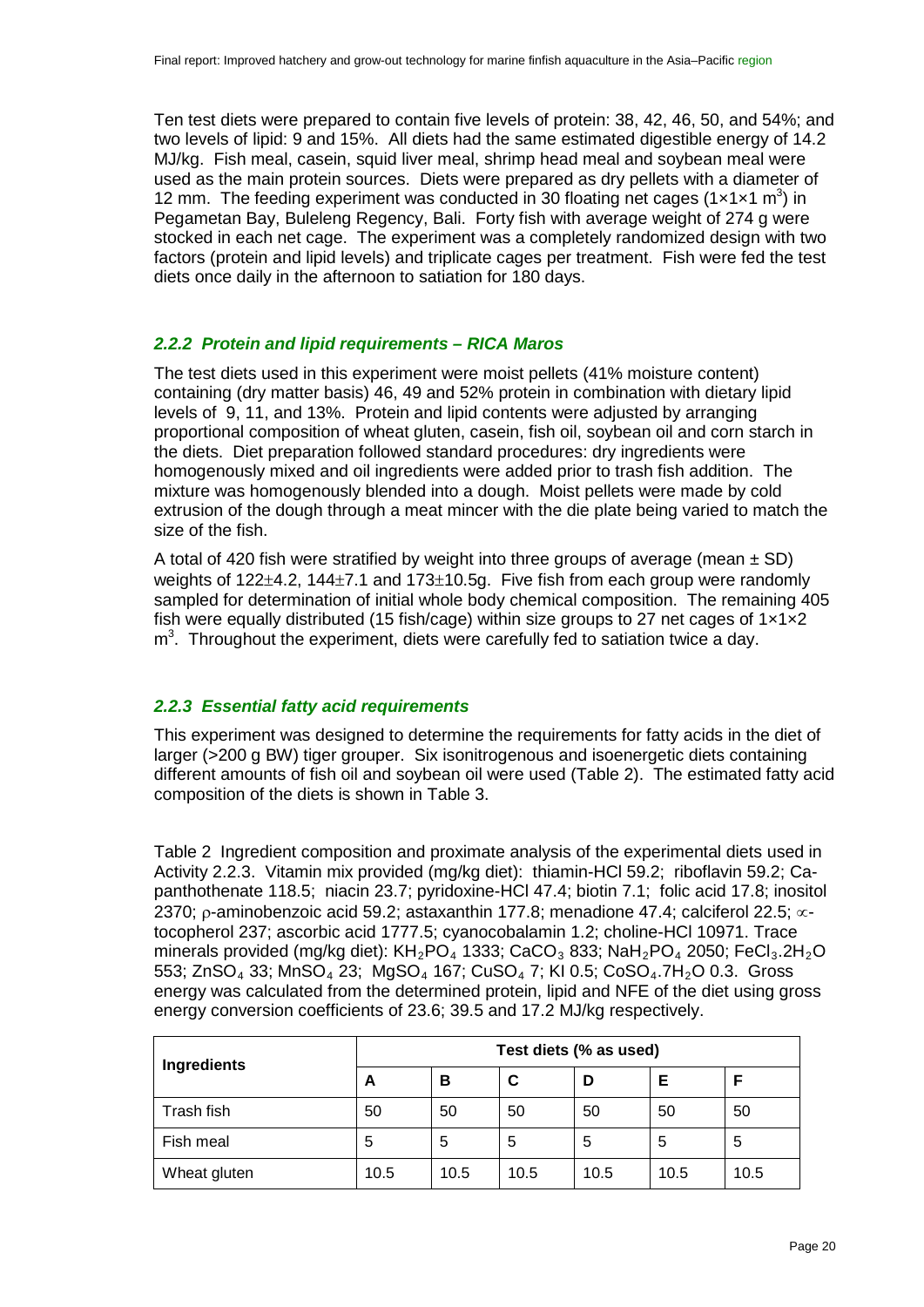Ten test diets were prepared to contain five levels of protein: 38, 42, 46, 50, and 54%; and two levels of lipid: 9 and 15%. All diets had the same estimated digestible energy of 14.2 MJ/kg. Fish meal, casein, squid liver meal, shrimp head meal and soybean meal were used as the main protein sources. Diets were prepared as dry pellets with a diameter of 12 mm. The feeding experiment was conducted in 30 floating net cages ($1\times1\times1$ $m^3$) in Pegametan Bay, Buleleng Regency, Bali. Forty fish with average weight of 274 g were stocked in each net cage. The experiment was a completely randomized design with two factors (protein and lipid levels) and triplicate cages per treatment. Fish were fed the test diets once daily in the afternoon to satiation for 180 days.

### *2.2.2 Protein and lipid requirements – RICA Maros*

The test diets used in this experiment were moist pellets (41% moisture content) containing (dry matter basis) 46, 49 and 52% protein in combination with dietary lipid levels of 9, 11, and 13%. Protein and lipid contents were adjusted by arranging proportional composition of wheat gluten, casein, fish oil, soybean oil and corn starch in the diets. Diet preparation followed standard procedures: dry ingredients were homogenously mixed and oil ingredients were added prior to trash fish addition. The mixture was homogenously blended into a dough. Moist pellets were made by cold extrusion of the dough through a meat mincer with the die plate being varied to match the size of the fish.

A total of 420 fish were stratified by weight into three groups of average (mean ± SD) weights of 122±4.2, 144±7.1 and 173±10.5g. Five fish from each group were randomly sampled for determination of initial whole body chemical composition. The remaining 405 fish were equally distributed (15 fish/cage) within size groups to 27 net cages of $1\times1\times2$ $m^3$. Throughout the experiment, diets were carefully fed to satiation twice a day.

### *2.2.3 Essential fatty acid requirements*

This experiment was designed to determine the requirements for fatty acids in the diet of larger (>200 g BW) tiger grouper. Six isonitrogenous and isoenergetic diets containing different amounts of fish oil and soybean oil were used (Table 2). The estimated fatty acid composition of the diets is shown in Table 3.

Table 2 Ingredient composition and proximate analysis of the experimental diets used in Activity 2.2.3. Vitamin mix provided (mg/kg diet): thiamin-HCl 59.2; riboflavin 59.2; Ca-panthothenate 118.5; niacin 23.7; pyridoxine-HCl 47.4; biotin 7.1; folic acid 17.8; inositol 2370; ρ-aminobenzoic acid 59.2; astaxanthin 177.8; menadione 47.4; calciferol 22.5; ∝-tocopherol 237; ascorbic acid 1777.5; cyanocobalamin 1.2; choline-HCl 10971. Trace minerals provided (mg/kg diet): $KH_2PO_4$ 1333; $CaCO_3$ 833; $NaH_2PO_4$ 2050; $FeCl_3.2H_2O$ 553; $ZnSO_4$ 33; $MnSO_4$ 23; $MgSO_4$ 167; $CuSO_4$ 7; KI 0.5; $CoSO_4.7H_2O$ 0.3. Gross energy was calculated from the determined protein, lipid and NFE of the diet using gross energy conversion coefficients of 23.6; 39.5 and 17.2 MJ/kg respectively.

| Ingredients | Test diets (% as used) | | | | | |
|---|---|---|---|---|---|---|
| | A | B | C | D | E | F |
| Trash fish | 50 | 50 | 50 | 50 | 50 | 50 |
| Fish meal | 5 | 5 | 5 | 5 | 5 | 5 |
| Wheat gluten | 10.5 | 10.5 | 10.5 | 10.5 | 10.5 | 10.5 |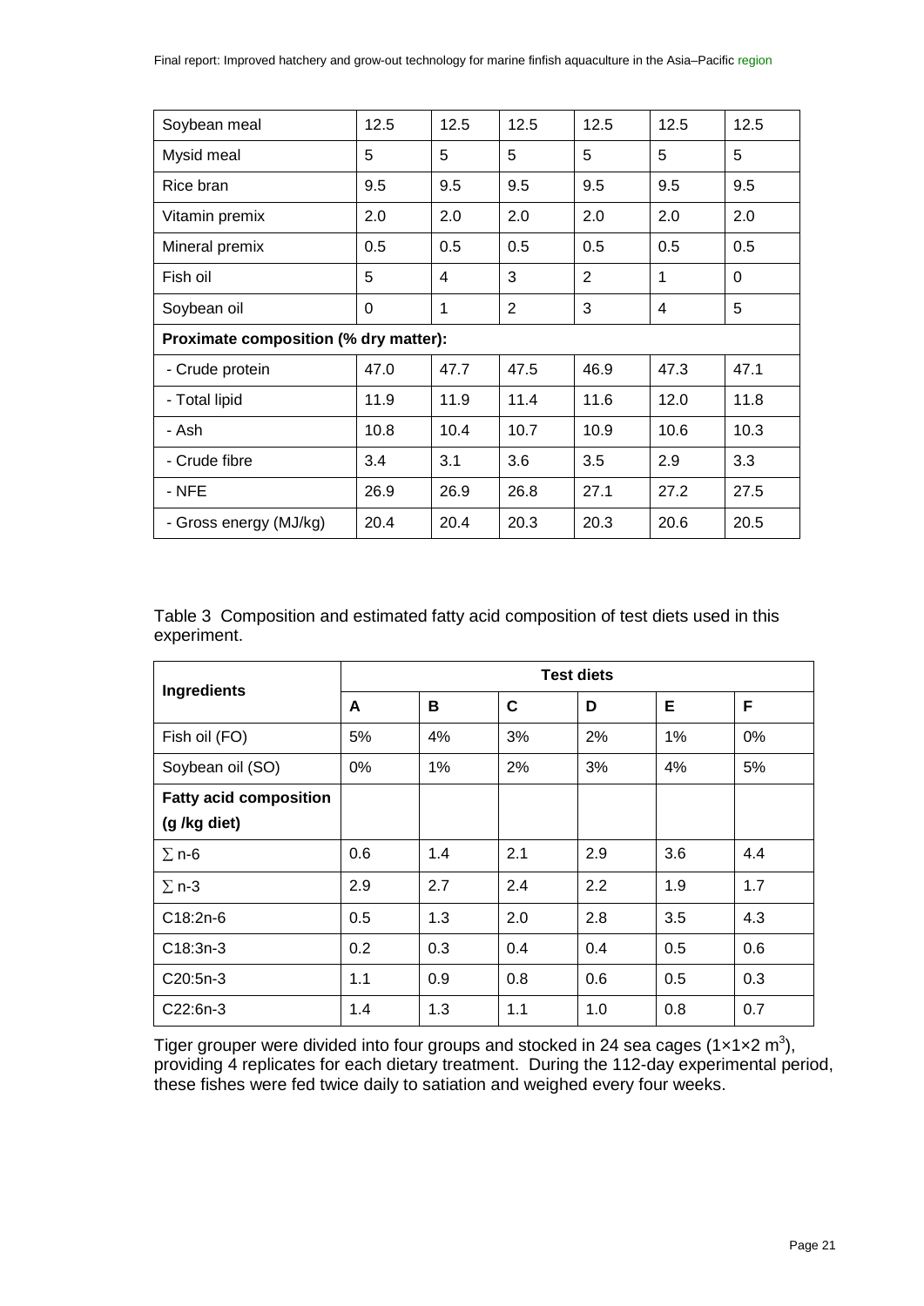| Soybean meal | 12.5 | 12.5 | 12.5 | 12.5 | 12.5 | 12.5 |
|---|---|---|---|---|---|---|
| Mysid meal | 5 | 5 | 5 | 5 | 5 | 5 |
| Rice bran | 9.5 | 9.5 | 9.5 | 9.5 | 9.5 | 9.5 |
| Vitamin premix | 2.0 | 2.0 | 2.0 | 2.0 | 2.0 | 2.0 |
| Mineral premix | 0.5 | 0.5 | 0.5 | 0.5 | 0.5 | 0.5 |
| Fish oil | 5 | 4 | 3 | 2 | 1 | 0 |
| Soybean oil | 0 | 1 | 2 | 3 | 4 | 5 |
| **Proximate composition (% dry matter):** | | | | | | |
| - Crude protein | 47.0 | 47.7 | 47.5 | 46.9 | 47.3 | 47.1 |
| - Total lipid | 11.9 | 11.9 | 11.4 | 11.6 | 12.0 | 11.8 |
| - Ash | 10.8 | 10.4 | 10.7 | 10.9 | 10.6 | 10.3 |
| - Crude fibre | 3.4 | 3.1 | 3.6 | 3.5 | 2.9 | 3.3 |
| - NFE | 26.9 | 26.9 | 26.8 | 27.1 | 27.2 | 27.5 |
| - Gross energy (MJ/kg) | 20.4 | 20.4 | 20.3 | 20.3 | 20.6 | 20.5 |

Table 3 Composition and estimated fatty acid composition of test diets used in this experiment.

| Ingredients | Test diets | | | | | |
|---|---|---|---|---|---|---|
| | **A** | **B** | **C** | **D** | **E** | **F** |
| Fish oil (FO) | 5% | 4% | 3% | 2% | 1% | 0% |
| Soybean oil (SO) | 0% | 1% | 2% | 3% | 4% | 5% |
| **Fatty acid composition (g /kg diet)** | | | | | | |
| ∑ n-6 | 0.6 | 1.4 | 2.1 | 2.9 | 3.6 | 4.4 |
| ∑ n-3 | 2.9 | 2.7 | 2.4 | 2.2 | 1.9 | 1.7 |
| C18:2n-6 | 0.5 | 1.3 | 2.0 | 2.8 | 3.5 | 4.3 |
| C18:3n-3 | 0.2 | 0.3 | 0.4 | 0.4 | 0.5 | 0.6 |
| C20:5n-3 | 1.1 | 0.9 | 0.8 | 0.6 | 0.5 | 0.3 |
| C22:6n-3 | 1.4 | 1.3 | 1.1 | 1.0 | 0.8 | 0.7 |

Tiger grouper were divided into four groups and stocked in 24 sea cages ($1 \times 1 \times 2$ $m^3$), providing 4 replicates for each dietary treatment. During the 112-day experimental period, these fishes were fed twice daily to satiation and weighed every four weeks.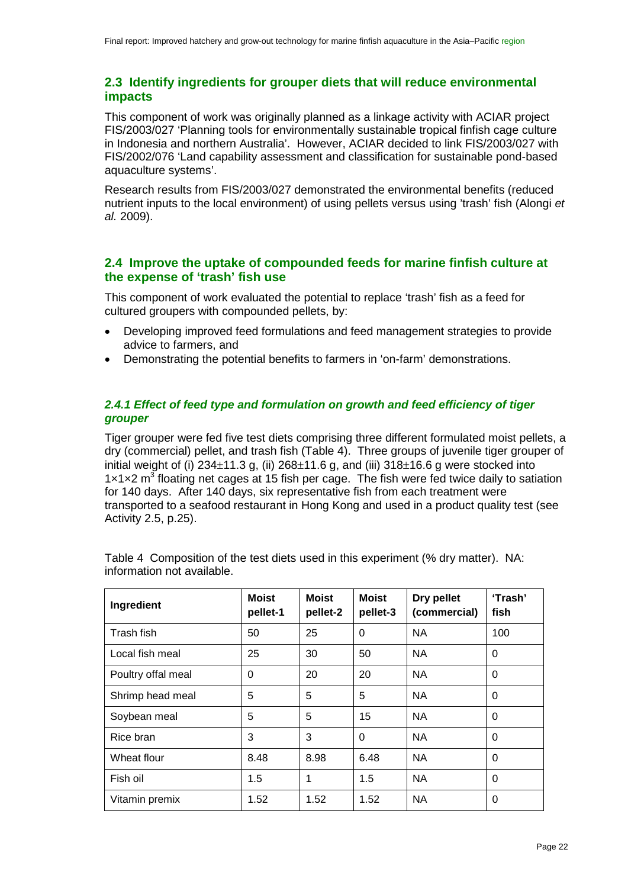## 2.3 Identify ingredients for grouper diets that will reduce environmental impacts

This component of work was originally planned as a linkage activity with ACIAR project FIS/2003/027 'Planning tools for environmentally sustainable tropical finfish cage culture in Indonesia and northern Australia'. However, ACIAR decided to link FIS/2003/027 with FIS/2002/076 'Land capability assessment and classification for sustainable pond-based aquaculture systems'.

Research results from FIS/2003/027 demonstrated the environmental benefits (reduced nutrient inputs to the local environment) of using pellets versus using 'trash' fish (Alongi *et al.* 2009).

## 2.4 Improve the uptake of compounded feeds for marine finfish culture at the expense of 'trash' fish use

This component of work evaluated the potential to replace 'trash' fish as a feed for cultured groupers with compounded pellets, by:

- Developing improved feed formulations and feed management strategies to provide advice to farmers, and
- Demonstrating the potential benefits to farmers in 'on-farm' demonstrations.

### *2.4.1 Effect of feed type and formulation on growth and feed efficiency of tiger grouper*

Tiger grouper were fed five test diets comprising three different formulated moist pellets, a dry (commercial) pellet, and trash fish (Table 4). Three groups of juvenile tiger grouper of initial weight of (i) 234±11.3 g, (ii) 268±11.6 g, and (iii) 318±16.6 g were stocked into $1 \times 1 \times 2$ m$^3$ floating net cages at 15 fish per cage. The fish were fed twice daily to satiation for 140 days. After 140 days, six representative fish from each treatment were transported to a seafood restaurant in Hong Kong and used in a product quality test (see Activity 2.5, p.25).

Table 4 Composition of the test diets used in this experiment (% dry matter). NA: information not available.

| Ingredient | Moist pellet-1 | Moist pellet-2 | Moist pellet-3 | Dry pellet (commercial) | 'Trash' fish |
|---|---|---|---|---|---|
| Trash fish | 50 | 25 | 0 | NA | 100 |
| Local fish meal | 25 | 30 | 50 | NA | 0 |
| Poultry offal meal | 0 | 20 | 20 | NA | 0 |
| Shrimp head meal | 5 | 5 | 5 | NA | 0 |
| Soybean meal | 5 | 5 | 15 | NA | 0 |
| Rice bran | 3 | 3 | 0 | NA | 0 |
| Wheat flour | 8.48 | 8.98 | 6.48 | NA | 0 |
| Fish oil | 1.5 | 1 | 1.5 | NA | 0 |
| Vitamin premix | 1.52 | 1.52 | 1.52 | NA | 0 |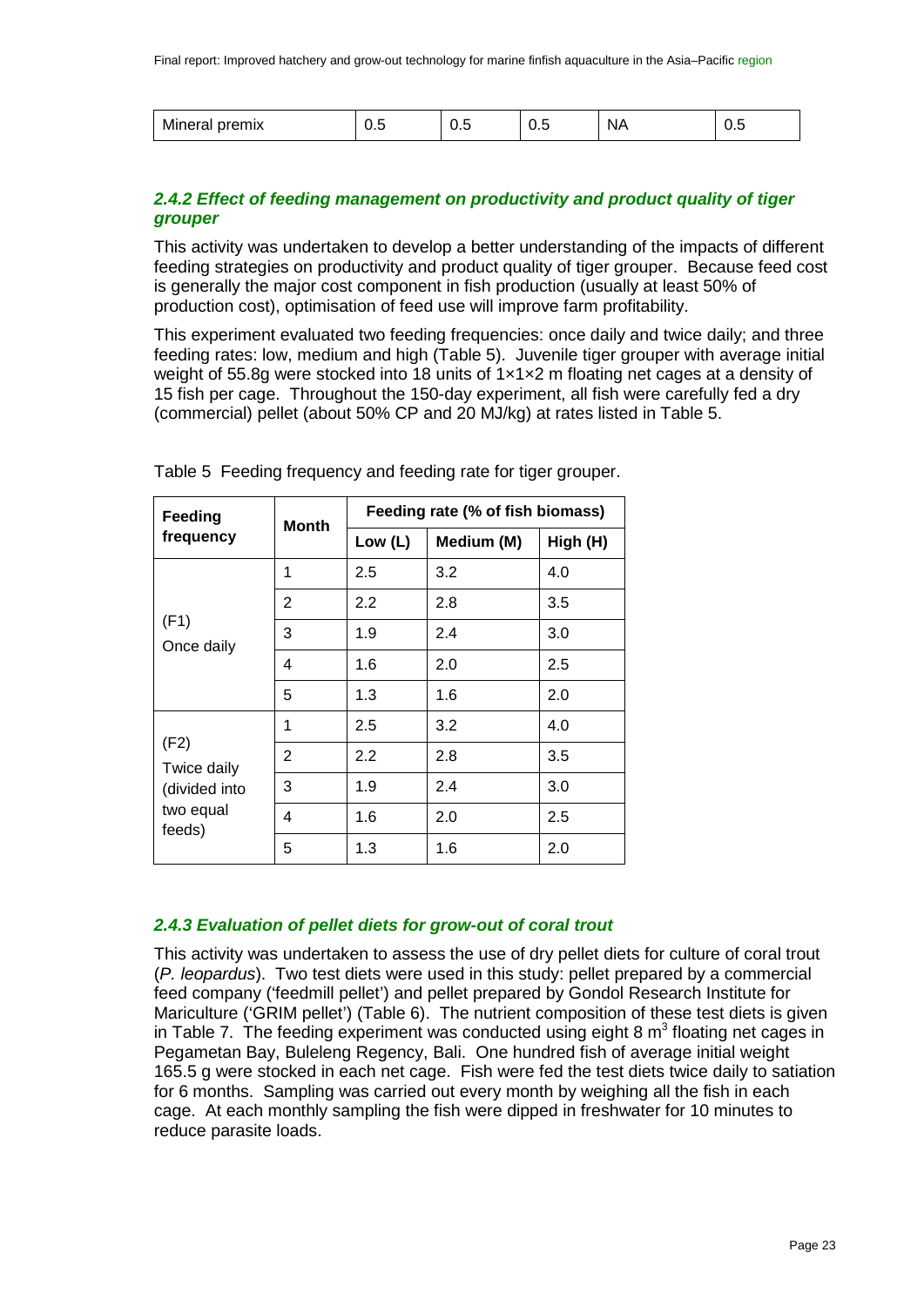| Mineral premix | 0.5 | 0.5 | 0.5 | NA | 0.5 |
|---|---|---|---|---|---|

### *2.4.2 Effect of feeding management on productivity and product quality of tiger grouper*

This activity was undertaken to develop a better understanding of the impacts of different feeding strategies on productivity and product quality of tiger grouper. Because feed cost is generally the major cost component in fish production (usually at least 50% of production cost), optimisation of feed use will improve farm profitability.

This experiment evaluated two feeding frequencies: once daily and twice daily; and three feeding rates: low, medium and high (Table 5). Juvenile tiger grouper with average initial weight of 55.8g were stocked into 18 units of 1×1×2 m floating net cages at a density of 15 fish per cage. Throughout the 150-day experiment, all fish were carefully fed a dry (commercial) pellet (about 50% CP and 20 MJ/kg) at rates listed in Table 5.

Table 5 Feeding frequency and feeding rate for tiger grouper.

| Feeding frequency | Month | Feeding rate (% of fish biomass) | | |
|---|---|---|---|---|
| | | Low (L) | Medium (M) | High (H) |
| (F1) Once daily | 1 | 2.5 | 3.2 | 4.0 |
| | 2 | 2.2 | 2.8 | 3.5 |
| | 3 | 1.9 | 2.4 | 3.0 |
| | 4 | 1.6 | 2.0 | 2.5 |
| | 5 | 1.3 | 1.6 | 2.0 |
| (F2) Twice daily (divided into two equal feeds) | 1 | 2.5 | 3.2 | 4.0 |
| | 2 | 2.2 | 2.8 | 3.5 |
| | 3 | 1.9 | 2.4 | 3.0 |
| | 4 | 1.6 | 2.0 | 2.5 |
| | 5 | 1.3 | 1.6 | 2.0 |

### *2.4.3 Evaluation of pellet diets for grow-out of coral trout*

This activity was undertaken to assess the use of dry pellet diets for culture of coral trout (*P. leopardus*). Two test diets were used in this study: pellet prepared by a commercial feed company ('feedmill pellet') and pellet prepared by Gondol Research Institute for Mariculture ('GRIM pellet') (Table 6). The nutrient composition of these test diets is given in Table 7. The feeding experiment was conducted using eight 8 $m^3$ floating net cages in Pegametan Bay, Buleleng Regency, Bali. One hundred fish of average initial weight 165.5 g were stocked in each net cage. Fish were fed the test diets twice daily to satiation for 6 months. Sampling was carried out every month by weighing all the fish in each cage. At each monthly sampling the fish were dipped in freshwater for 10 minutes to reduce parasite loads.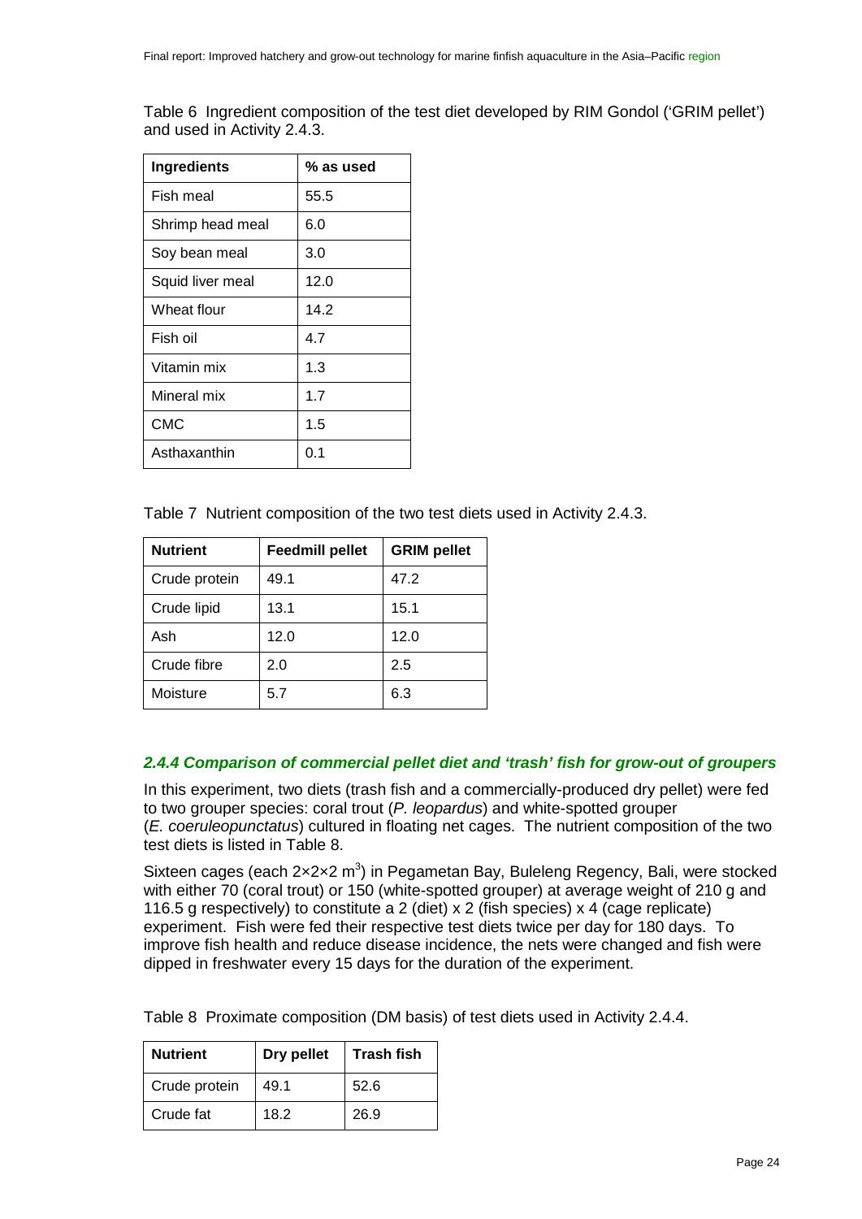Table 6 Ingredient composition of the test diet developed by RIM Gondol ('GRIM pellet') and used in Activity 2.4.3.

| Ingredients | % as used |
|---|---|
| Fish meal | 55.5 |
| Shrimp head meal | 6.0 |
| Soy bean meal | 3.0 |
| Squid liver meal | 12.0 |
| Wheat flour | 14.2 |
| Fish oil | 4.7 |
| Vitamin mix | 1.3 |
| Mineral mix | 1.7 |
| CMC | 1.5 |
| Asthaxanthin | 0.1 |

Table 7 Nutrient composition of the two test diets used in Activity 2.4.3.

| Nutrient | Feedmill pellet | GRIM pellet |
|---|---|---|
| Crude protein | 49.1 | 47.2 |
| Crude lipid | 13.1 | 15.1 |
| Ash | 12.0 | 12.0 |
| Crude fibre | 2.0 | 2.5 |
| Moisture | 5.7 | 6.3 |

### *2.4.4 Comparison of commercial pellet diet and 'trash' fish for grow-out of groupers*

In this experiment, two diets (trash fish and a commercially-produced dry pellet) were fed to two grouper species: coral trout (*P. leopardus*) and white-spotted grouper (*E. coeruleopunctatus*) cultured in floating net cages. The nutrient composition of the two test diets is listed in Table 8.

Sixteen cages (each 2×2×2 $m^3$) in Pegametan Bay, Buleleng Regency, Bali, were stocked with either 70 (coral trout) or 150 (white-spotted grouper) at average weight of 210 g and 116.5 g respectively) to constitute a 2 (diet) x 2 (fish species) x 4 (cage replicate) experiment. Fish were fed their respective test diets twice per day for 180 days. To improve fish health and reduce disease incidence, the nets were changed and fish were dipped in freshwater every 15 days for the duration of the experiment.

Table 8 Proximate composition (DM basis) of test diets used in Activity 2.4.4.

| Nutrient | Dry pellet | Trash fish |
|---|---|---|
| Crude protein | 49.1 | 52.6 |
| Crude fat | 18.2 | 26.9 |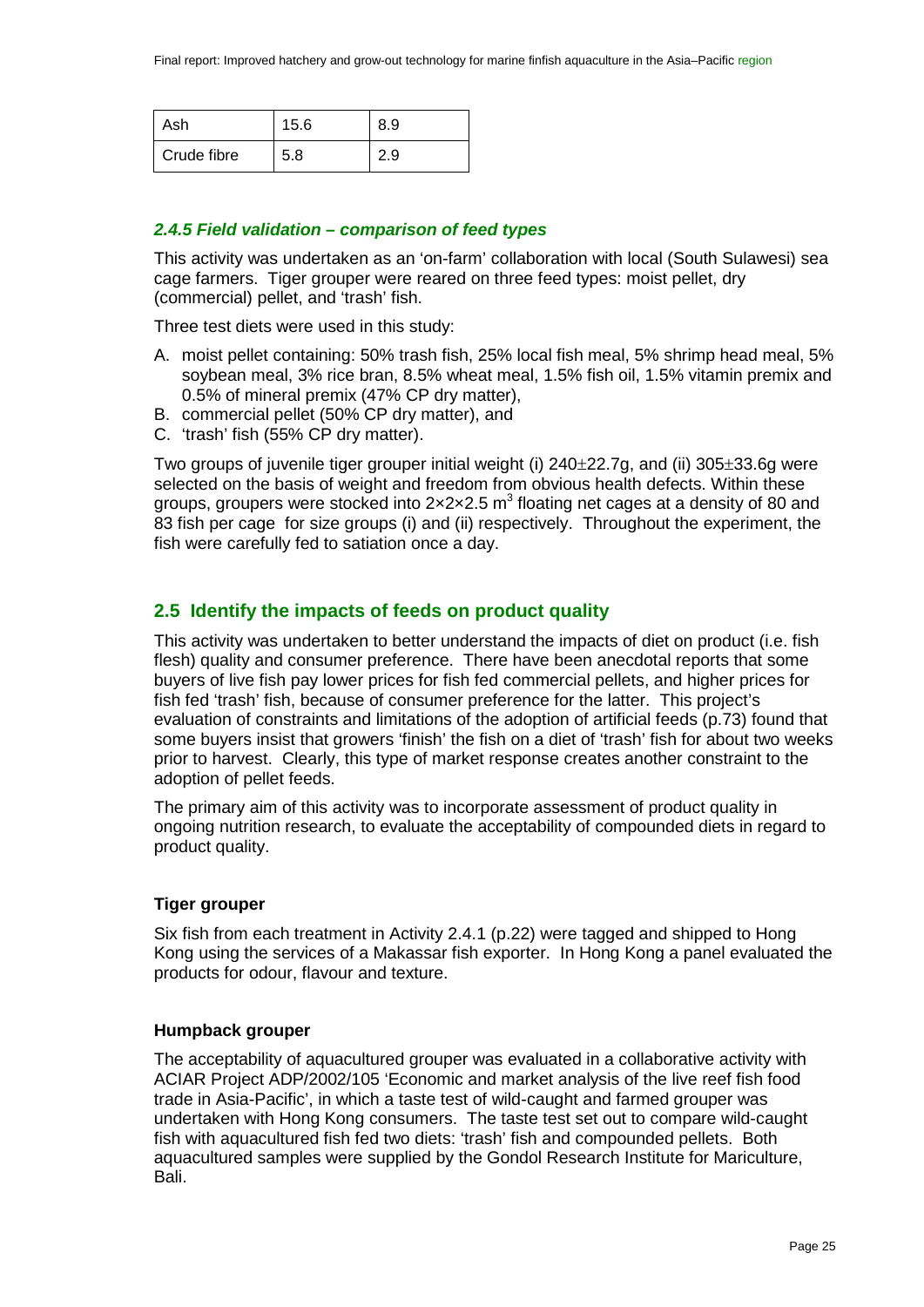| Ash | 15.6 | 8.9 |
| --- | --- | --- |
| Crude fibre | 5.8 | 2.9 |

### *2.4.5 Field validation – comparison of feed types*

This activity was undertaken as an 'on-farm' collaboration with local (South Sulawesi) sea cage farmers. Tiger grouper were reared on three feed types: moist pellet, dry (commercial) pellet, and 'trash' fish.

Three test diets were used in this study:

A. moist pellet containing: 50% trash fish, 25% local fish meal, 5% shrimp head meal, 5% soybean meal, 3% rice bran, 8.5% wheat meal, 1.5% fish oil, 1.5% vitamin premix and 0.5% of mineral premix (47% CP dry matter),
B. commercial pellet (50% CP dry matter), and
C. 'trash' fish (55% CP dry matter).

Two groups of juvenile tiger grouper initial weight (i) 240±22.7g, and (ii) 305±33.6g were selected on the basis of weight and freedom from obvious health defects. Within these groups, groupers were stocked into 2×2×2.5 $m^3$ floating net cages at a density of 80 and 83 fish per cage for size groups (i) and (ii) respectively. Throughout the experiment, the fish were carefully fed to satiation once a day.

## 2.5 Identify the impacts of feeds on product quality

This activity was undertaken to better understand the impacts of diet on product (i.e. fish flesh) quality and consumer preference. There have been anecdotal reports that some buyers of live fish pay lower prices for fish fed commercial pellets, and higher prices for fish fed 'trash' fish, because of consumer preference for the latter. This project's evaluation of constraints and limitations of the adoption of artificial feeds (p.73) found that some buyers insist that growers 'finish' the fish on a diet of 'trash' fish for about two weeks prior to harvest. Clearly, this type of market response creates another constraint to the adoption of pellet feeds.

The primary aim of this activity was to incorporate assessment of product quality in ongoing nutrition research, to evaluate the acceptability of compounded diets in regard to product quality.

**Tiger grouper**

Six fish from each treatment in Activity 2.4.1 (p.22) were tagged and shipped to Hong Kong using the services of a Makassar fish exporter. In Hong Kong a panel evaluated the products for odour, flavour and texture.

**Humpback grouper**

The acceptability of aquacultured grouper was evaluated in a collaborative activity with ACIAR Project ADP/2002/105 'Economic and market analysis of the live reef fish food trade in Asia-Pacific', in which a taste test of wild-caught and farmed grouper was undertaken with Hong Kong consumers. The taste test set out to compare wild-caught fish with aquacultured fish fed two diets: 'trash' fish and compounded pellets. Both aquacultured samples were supplied by the Gondol Research Institute for Mariculture, Bali.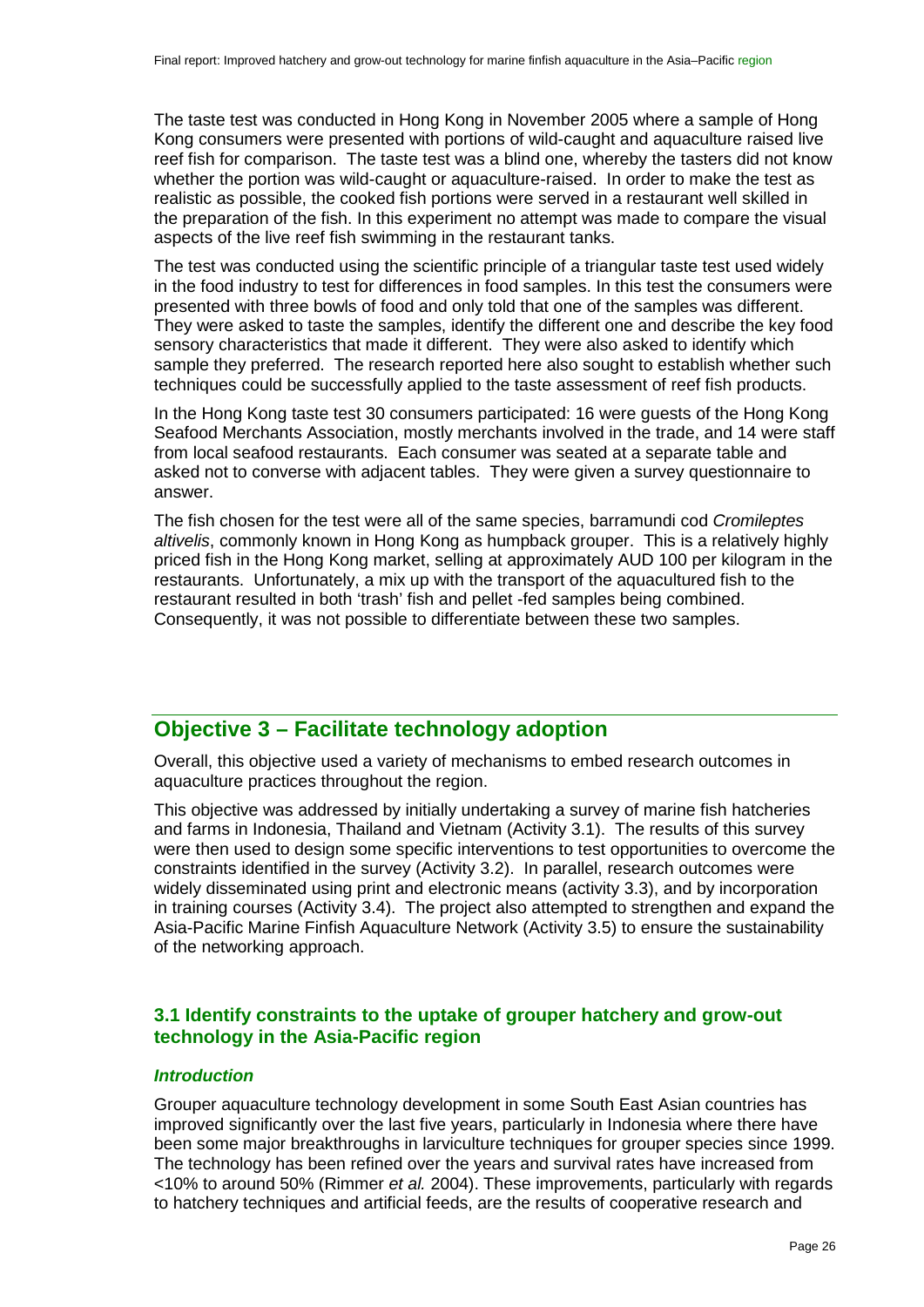The taste test was conducted in Hong Kong in November 2005 where a sample of Hong Kong consumers were presented with portions of wild-caught and aquaculture raised live reef fish for comparison. The taste test was a blind one, whereby the tasters did not know whether the portion was wild-caught or aquaculture-raised. In order to make the test as realistic as possible, the cooked fish portions were served in a restaurant well skilled in the preparation of the fish. In this experiment no attempt was made to compare the visual aspects of the live reef fish swimming in the restaurant tanks.

The test was conducted using the scientific principle of a triangular taste test used widely in the food industry to test for differences in food samples. In this test the consumers were presented with three bowls of food and only told that one of the samples was different. They were asked to taste the samples, identify the different one and describe the key food sensory characteristics that made it different. They were also asked to identify which sample they preferred. The research reported here also sought to establish whether such techniques could be successfully applied to the taste assessment of reef fish products.

In the Hong Kong taste test 30 consumers participated: 16 were guests of the Hong Kong Seafood Merchants Association, mostly merchants involved in the trade, and 14 were staff from local seafood restaurants. Each consumer was seated at a separate table and asked not to converse with adjacent tables. They were given a survey questionnaire to answer.

The fish chosen for the test were all of the same species, barramundi cod *Cromileptes altivelis*, commonly known in Hong Kong as humpback grouper. This is a relatively highly priced fish in the Hong Kong market, selling at approximately AUD 100 per kilogram in the restaurants. Unfortunately, a mix up with the transport of the aquacultured fish to the restaurant resulted in both 'trash' fish and pellet -fed samples being combined. Consequently, it was not possible to differentiate between these two samples.

## Objective 3 – Facilitate technology adoption

Overall, this objective used a variety of mechanisms to embed research outcomes in aquaculture practices throughout the region.

This objective was addressed by initially undertaking a survey of marine fish hatcheries and farms in Indonesia, Thailand and Vietnam (Activity 3.1). The results of this survey were then used to design some specific interventions to test opportunities to overcome the constraints identified in the survey (Activity 3.2). In parallel, research outcomes were widely disseminated using print and electronic means (activity 3.3), and by incorporation in training courses (Activity 3.4). The project also attempted to strengthen and expand the Asia-Pacific Marine Finfish Aquaculture Network (Activity 3.5) to ensure the sustainability of the networking approach.

### 3.1 Identify constraints to the uptake of grouper hatchery and grow-out technology in the Asia-Pacific region

#### *Introduction*

Grouper aquaculture technology development in some South East Asian countries has improved significantly over the last five years, particularly in Indonesia where there have been some major breakthroughs in larviculture techniques for grouper species since 1999. The technology has been refined over the years and survival rates have increased from <10% to around 50% (Rimmer *et al.* 2004). These improvements, particularly with regards to hatchery techniques and artificial feeds, are the results of cooperative research and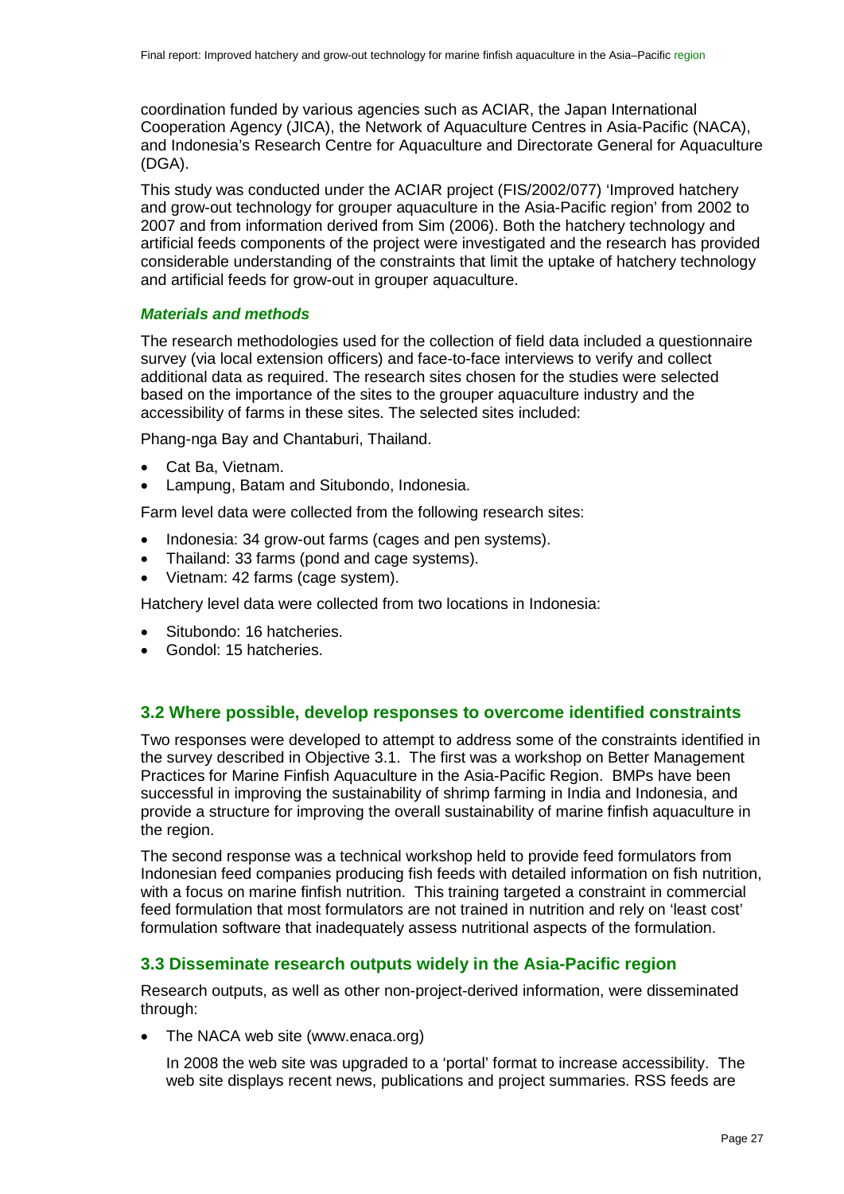coordination funded by various agencies such as ACIAR, the Japan International Cooperation Agency (JICA), the Network of Aquaculture Centres in Asia-Pacific (NACA), and Indonesia's Research Centre for Aquaculture and Directorate General for Aquaculture (DGA).

This study was conducted under the ACIAR project (FIS/2002/077) 'Improved hatchery and grow-out technology for grouper aquaculture in the Asia-Pacific region' from 2002 to 2007 and from information derived from Sim (2006). Both the hatchery technology and artificial feeds components of the project were investigated and the research has provided considerable understanding of the constraints that limit the uptake of hatchery technology and artificial feeds for grow-out in grouper aquaculture.

#### *Materials and methods*

The research methodologies used for the collection of field data included a questionnaire survey (via local extension officers) and face-to-face interviews to verify and collect additional data as required. The research sites chosen for the studies were selected based on the importance of the sites to the grouper aquaculture industry and the accessibility of farms in these sites. The selected sites included:

Phang-nga Bay and Chantaburi, Thailand.

- Cat Ba, Vietnam.
- Lampung, Batam and Situbondo, Indonesia.

Farm level data were collected from the following research sites:

- Indonesia: 34 grow-out farms (cages and pen systems).
- Thailand: 33 farms (pond and cage systems).
- Vietnam: 42 farms (cage system).

Hatchery level data were collected from two locations in Indonesia:

- Situbondo: 16 hatcheries.
- Gondol: 15 hatcheries.

### 3.2 Where possible, develop responses to overcome identified constraints

Two responses were developed to attempt to address some of the constraints identified in the survey described in Objective 3.1. The first was a workshop on Better Management Practices for Marine Finfish Aquaculture in the Asia-Pacific Region. BMPs have been successful in improving the sustainability of shrimp farming in India and Indonesia, and provide a structure for improving the overall sustainability of marine finfish aquaculture in the region.

The second response was a technical workshop held to provide feed formulators from Indonesian feed companies producing fish feeds with detailed information on fish nutrition, with a focus on marine finfish nutrition. This training targeted a constraint in commercial feed formulation that most formulators are not trained in nutrition and rely on 'least cost' formulation software that inadequately assess nutritional aspects of the formulation.

### 3.3 Disseminate research outputs widely in the Asia-Pacific region

Research outputs, as well as other non-project-derived information, were disseminated through:

- The NACA web site (www.enaca.org)

  In 2008 the web site was upgraded to a 'portal' format to increase accessibility. The web site displays recent news, publications and project summaries. RSS feeds are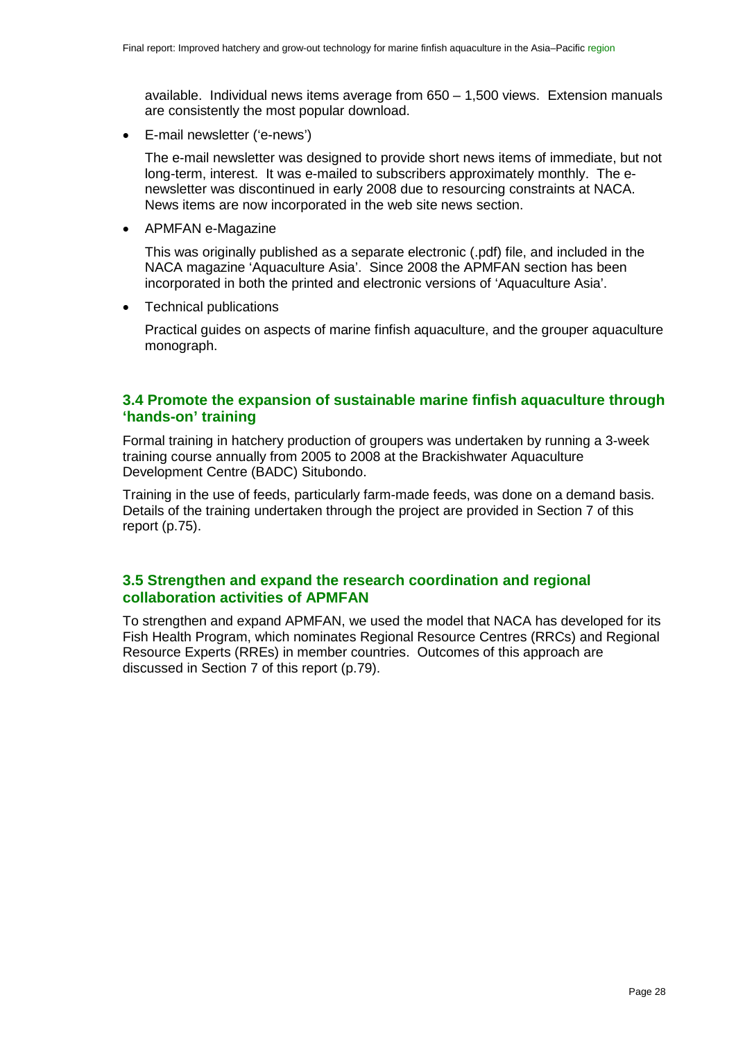available. Individual news items average from 650 – 1,500 views. Extension manuals are consistently the most popular download.

- E-mail newsletter ('e-news')

  The e-mail newsletter was designed to provide short news items of immediate, but not long-term, interest. It was e-mailed to subscribers approximately monthly. The e-newsletter was discontinued in early 2008 due to resourcing constraints at NACA. News items are now incorporated in the web site news section.

- APMFAN e-Magazine

  This was originally published as a separate electronic (.pdf) file, and included in the NACA magazine 'Aquaculture Asia'. Since 2008 the APMFAN section has been incorporated in both the printed and electronic versions of 'Aquaculture Asia'.

- Technical publications

  Practical guides on aspects of marine finfish aquaculture, and the grouper aquaculture monograph.

### 3.4 Promote the expansion of sustainable marine finfish aquaculture through 'hands-on' training

Formal training in hatchery production of groupers was undertaken by running a 3-week training course annually from 2005 to 2008 at the Brackishwater Aquaculture Development Centre (BADC) Situbondo.

Training in the use of feeds, particularly farm-made feeds, was done on a demand basis. Details of the training undertaken through the project are provided in Section 7 of this report (p.75).

### 3.5 Strengthen and expand the research coordination and regional collaboration activities of APMFAN

To strengthen and expand APMFAN, we used the model that NACA has developed for its Fish Health Program, which nominates Regional Resource Centres (RRCs) and Regional Resource Experts (RREs) in member countries. Outcomes of this approach are discussed in Section 7 of this report (p.79).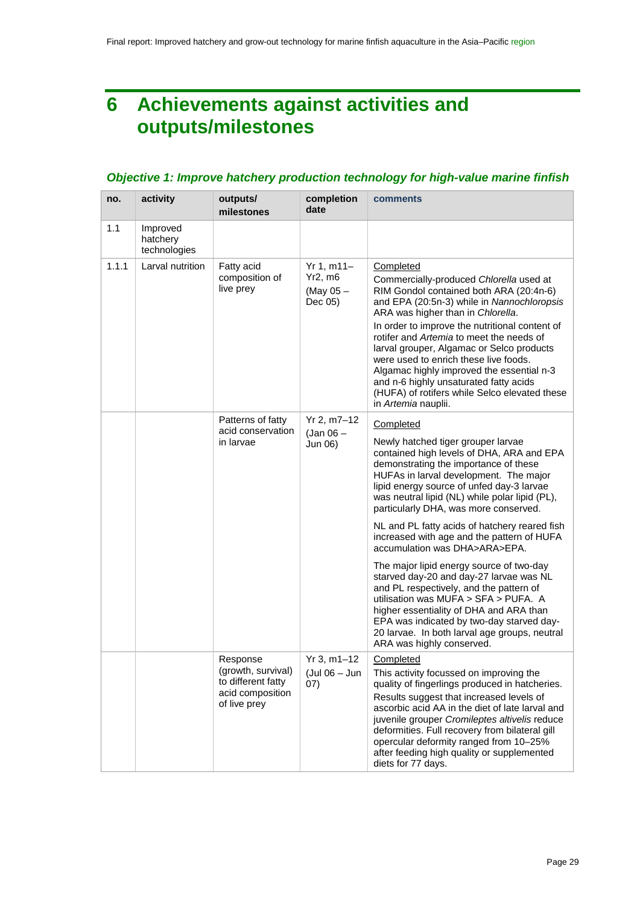# 6 Achievements against activities and outputs/milestones

### *Objective 1: Improve hatchery production technology for high-value marine finfish*

| no. | activity | outputs/ milestones | completion date | comments |
|---|---|---|---|---|
| 1.1 | Improved hatchery technologies | | | |
| 1.1.1 | Larval nutrition | Fatty acid composition of live prey | Yr 1, m11–Yr2, m6 (May 05 – Dec 05) | Completed<br>Commercially-produced *Chlorella* used at RIM Gondol contained both ARA (20:4n-6) and EPA (20:5n-3) while in *Nannochloropsis* ARA was higher than in *Chlorella*.<br>In order to improve the nutritional content of rotifer and *Artemia* to meet the needs of larval grouper, Algamac or Selco products were used to enrich these live foods. Algamac highly improved the essential n-3 and n-6 highly unsaturated fatty acids (HUFA) of rotifers while Selco elevated these in *Artemia* nauplii. |
| | | Patterns of fatty acid conservation in larvae | Yr 2, m7–12 (Jan 06 – Jun 06) | Completed<br>Newly hatched tiger grouper larvae contained high levels of DHA, ARA and EPA demonstrating the importance of these HUFAs in larval development. The major lipid energy source of unfed day-3 larvae was neutral lipid (NL) while polar lipid (PL), particularly DHA, was more conserved.<br>NL and PL fatty acids of hatchery reared fish increased with age and the pattern of HUFA accumulation was DHA>ARA>EPA.<br>The major lipid energy source of two-day starved day-20 and day-27 larvae was NL and PL respectively, and the pattern of utilisation was MUFA > SFA > PUFA. A higher essentiality of DHA and ARA than EPA was indicated by two-day starved day-20 larvae. In both larval age groups, neutral ARA was highly conserved. |
| | | Response (growth, survival) to different fatty acid composition of live prey | Yr 3, m1–12 (Jul 06 – Jun 07) | Completed<br>This activity focussed on improving the quality of fingerlings produced in hatcheries.<br>Results suggest that increased levels of ascorbic acid AA in the diet of late larval and juvenile grouper *Cromileptes altivelis* reduce deformities. Full recovery from bilateral gill opercular deformity ranged from 10–25% after feeding high quality or supplemented diets for 77 days. |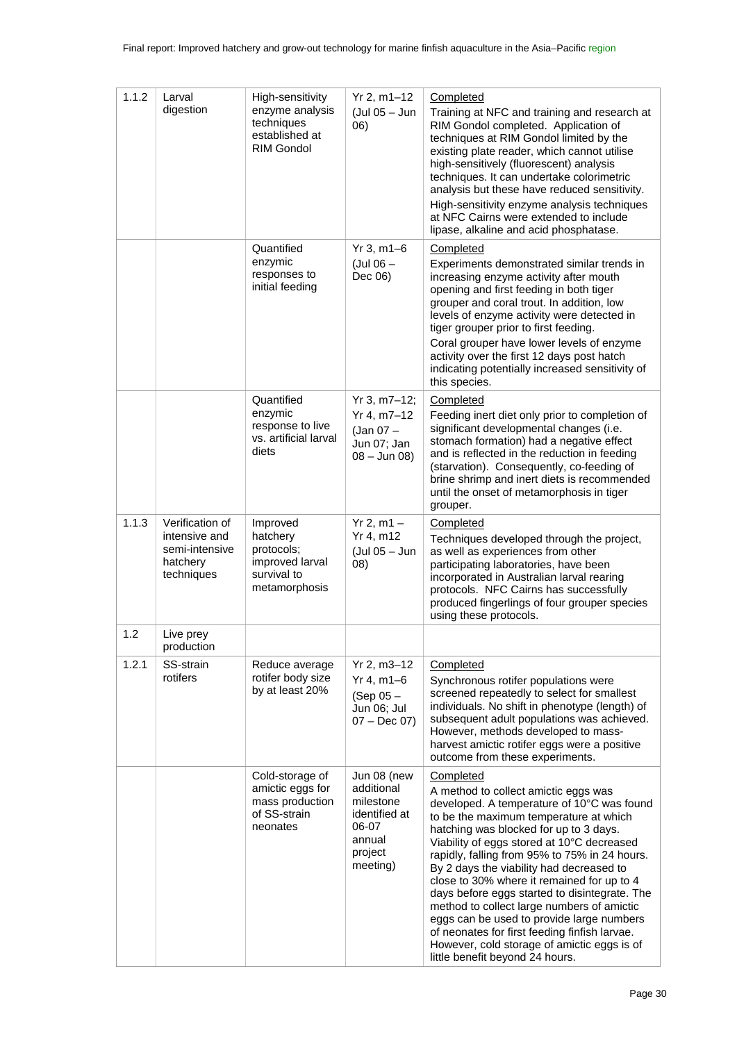| | | | | |
|---|---|---|---|---|
| 1.1.2 | Larval digestion | High-sensitivity enzyme analysis techniques established at RIM Gondol | Yr 2, m1–12 (Jul 05 – Jun 06) | Completed<br>Training at NFC and training and research at RIM Gondol completed. Application of techniques at RIM Gondol limited by the existing plate reader, which cannot utilise high-sensitively (fluorescent) analysis techniques. It can undertake colorimetric analysis but these have reduced sensitivity.<br>High-sensitivity enzyme analysis techniques at NFC Cairns were extended to include lipase, alkaline and acid phosphatase. |
| | | Quantified enzymic responses to initial feeding | Yr 3, m1–6 (Jul 06 – Dec 06) | Completed<br>Experiments demonstrated similar trends in increasing enzyme activity after mouth opening and first feeding in both tiger grouper and coral trout. In addition, low levels of enzyme activity were detected in tiger grouper prior to first feeding.<br>Coral grouper have lower levels of enzyme activity over the first 12 days post hatch indicating potentially increased sensitivity of this species. |
| | | Quantified enzymic response to live vs. artificial larval diets | Yr 3, m7–12; Yr 4, m7–12 (Jan 07 – Jun 07; Jan 08 – Jun 08) | Completed<br>Feeding inert diet only prior to completion of significant developmental changes (i.e. stomach formation) had a negative effect and is reflected in the reduction in feeding (starvation). Consequently, co-feeding of brine shrimp and inert diets is recommended until the onset of metamorphosis in tiger grouper. |
| 1.1.3 | Verification of intensive and semi-intensive hatchery techniques | Improved hatchery protocols; improved larval survival to metamorphosis | Yr 2, m1 – Yr 4, m12 (Jul 05 – Jun 08) | Completed<br>Techniques developed through the project, as well as experiences from other participating laboratories, have been incorporated in Australian larval rearing protocols. NFC Cairns has successfully produced fingerlings of four grouper species using these protocols. |
| 1.2 | Live prey production | | | |
| 1.2.1 | SS-strain rotifers | Reduce average rotifer body size by at least 20% | Yr 2, m3–12 Yr 4, m1–6 (Sep 05 – Jun 06; Jul 07 – Dec 07) | Completed<br>Synchronous rotifer populations were screened repeatedly to select for smallest individuals. No shift in phenotype (length) of subsequent adult populations was achieved. However, methods developed to mass-harvest amictic rotifer eggs were a positive outcome from these experiments. |
| | | Cold-storage of amictic eggs for mass production of SS-strain neonates | Jun 08 (new additional milestone identified at 06-07 annual project meeting) | Completed<br>A method to collect amictic eggs was developed. A temperature of 10°C was found to be the maximum temperature at which hatching was blocked for up to 3 days. Viability of eggs stored at 10°C decreased rapidly, falling from 95% to 75% in 24 hours. By 2 days the viability had decreased to close to 30% where it remained for up to 4 days before eggs started to disintegrate. The method to collect large numbers of amictic eggs can be used to provide large numbers of neonates for first feeding finfish larvae. However, cold storage of amictic eggs is of little benefit beyond 24 hours. |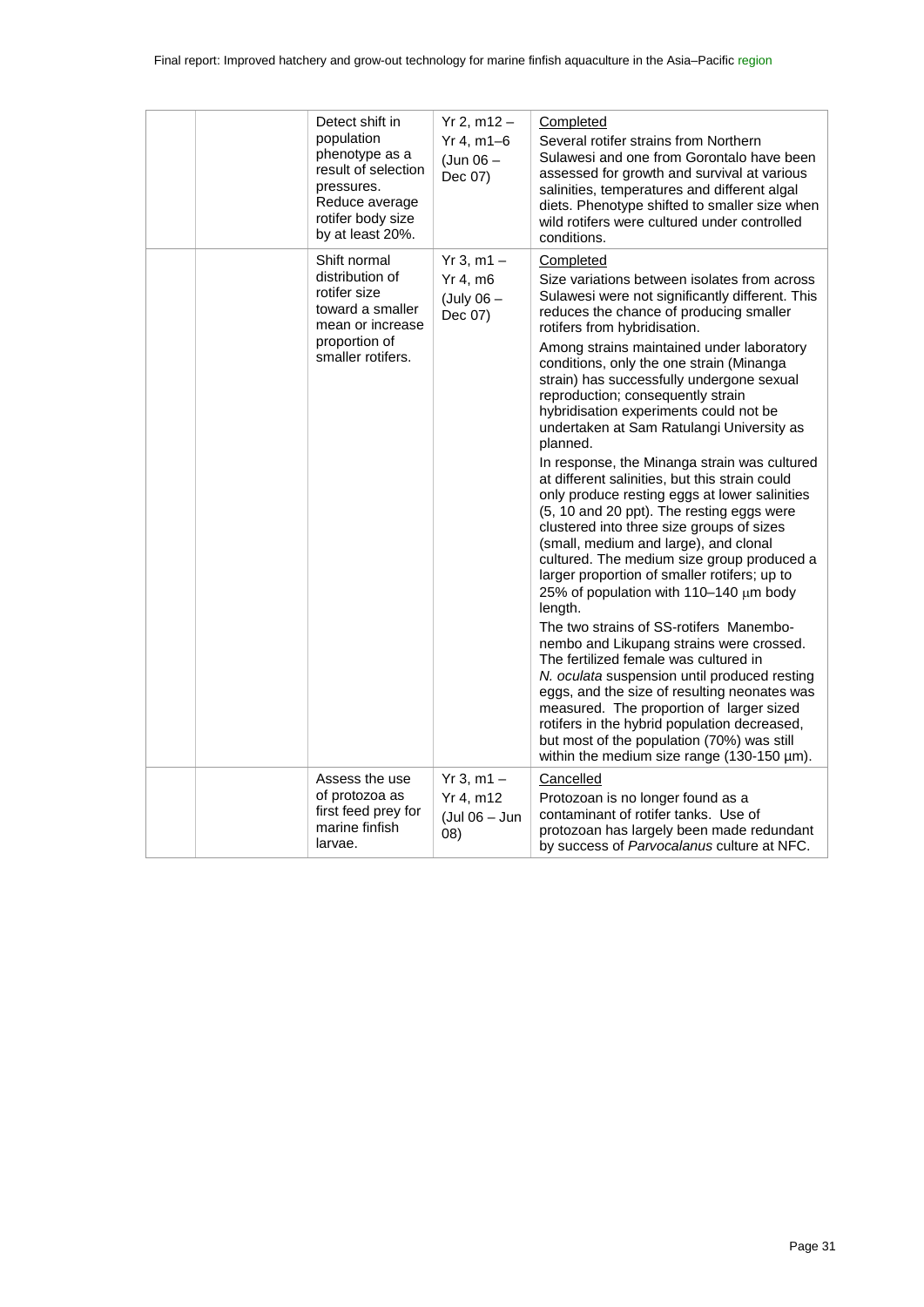| | | | | |
|---|---|---|---|---|
| | | Detect shift in population phenotype as a result of selection pressures. Reduce average rotifer body size by at least 20%. | Yr 2, m12 – Yr 4, m1–6 (Jun 06 – Dec 07) | Completed<br>Several rotifer strains from Northern Sulawesi and one from Gorontalo have been assessed for growth and survival at various salinities, temperatures and different algal diets. Phenotype shifted to smaller size when wild rotifers were cultured under controlled conditions. |
| | | Shift normal distribution of rotifer size toward a smaller mean or increase proportion of smaller rotifers. | Yr 3, m1 – Yr 4, m6 (July 06 – Dec 07) | Completed<br>Size variations between isolates from across Sulawesi were not significantly different. This reduces the chance of producing smaller rotifers from hybridisation.<br>Among strains maintained under laboratory conditions, only the one strain (Minanga strain) has successfully undergone sexual reproduction; consequently strain hybridisation experiments could not be undertaken at Sam Ratulangi University as planned.<br>In response, the Minanga strain was cultured at different salinities, but this strain could only produce resting eggs at lower salinities (5, 10 and 20 ppt). The resting eggs were clustered into three size groups of sizes (small, medium and large), and clonal cultured. The medium size group produced a larger proportion of smaller rotifers; up to 25% of population with 110–140 μm body length.<br>The two strains of SS-rotifers Manembo-nembo and Likupang strains were crossed. The fertilized female was cultured in *N. oculata* suspension until produced resting eggs, and the size of resulting neonates was measured. The proportion of larger sized rotifers in the hybrid population decreased, but most of the population (70%) was still within the medium size range (130-150 µm). |
| | | Assess the use of protozoa as first feed prey for marine finfish larvae. | Yr 3, m1 – Yr 4, m12 (Jul 06 – Jun 08) | Cancelled<br>Protozoan is no longer found as a contaminant of rotifer tanks. Use of protozoan has largely been made redundant by success of *Parvocalanus* culture at NFC. |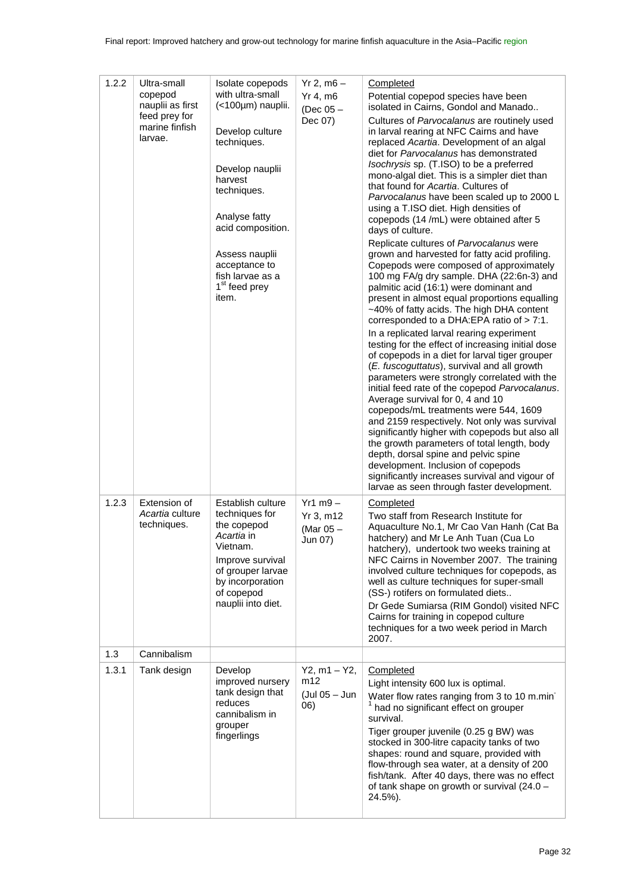| 1.2.2 | Ultra-small copepod nauplii as first feed prey for marine finfish larvae. | Isolate copepods with ultra-small (<100µm) nauplii.<br><br>Develop culture techniques.<br><br>Develop nauplii harvest techniques.<br><br>Analyse fatty acid composition.<br><br>Assess nauplii acceptance to fish larvae as a 1st feed prey item. | Yr 2, m6 – Yr 4, m6 (Dec 05 – Dec 07) | Completed<br>Potential copepod species have been isolated in Cairns, Gondol and Manado..<br>Cultures of *Parvocalanus* are routinely used in larval rearing at NFC Cairns and have replaced *Acartia*. Development of an algal diet for *Parvocalanus* has demonstrated *Isochrysis* sp. (T.ISO) to be a preferred mono-algal diet. This is a simpler diet than that found for *Acartia*. Cultures of *Parvocalanus* have been scaled up to 2000 L using a T.ISO diet. High densities of copepods (14 /mL) were obtained after 5 days of culture.<br>Replicate cultures of *Parvocalanus* were grown and harvested for fatty acid profiling. Copepods were composed of approximately 100 mg FA/g dry sample. DHA (22:6n-3) and palmitic acid (16:1) were dominant and present in almost equal proportions equalling ~40% of fatty acids. The high DHA content corresponded to a DHA:EPA ratio of > 7:1.<br>In a replicated larval rearing experiment testing for the effect of increasing initial dose of copepods in a diet for larval tiger grouper (*E. fuscoguttatus*), survival and all growth parameters were strongly correlated with the initial feed rate of the copepod *Parvocalanus*. Average survival for 0, 4 and 10 copepods/mL treatments were 544, 1609 and 2159 respectively. Not only was survival significantly higher with copepods but also all the growth parameters of total length, body depth, dorsal spine and pelvic spine development. Inclusion of copepods significantly increases survival and vigour of larvae as seen through faster development. |
|---|---|---|---|---|
| 1.2.3 | Extension of *Acartia* culture techniques. | Establish culture techniques for the copepod *Acartia* in Vietnam.<br>Improve survival of grouper larvae by incorporation of copepod nauplii into diet. | Yr1 m9 – Yr 3, m12 (Mar 05 – Jun 07) | Completed<br>Two staff from Research Institute for Aquaculture No.1, Mr Cao Van Hanh (Cat Ba hatchery) and Mr Le Anh Tuan (Cua Lo hatchery), undertook two weeks training at NFC Cairns in November 2007. The training involved culture techniques for copepods, as well as culture techniques for super-small (SS-) rotifers on formulated diets..<br>Dr Gede Sumiarsa (RIM Gondol) visited NFC Cairns for training in copepod culture techniques for a two week period in March 2007. |
| 1.3 | Cannibalism | | | |
| 1.3.1 | Tank design | Develop improved nursery tank design that reduces cannibalism in grouper fingerlings | Y2, m1 – Y2, m12 (Jul 05 – Jun 06) | Completed<br>Light intensity 600 lux is optimal.<br>Water flow rates ranging from 3 to 10 m.min$^{-1}$ had no significant effect on grouper survival.<br>Tiger grouper juvenile (0.25 g BW) was stocked in 300-litre capacity tanks of two shapes: round and square, provided with flow-through sea water, at a density of 200 fish/tank. After 40 days, there was no effect of tank shape on growth or survival (24.0 – 24.5%). |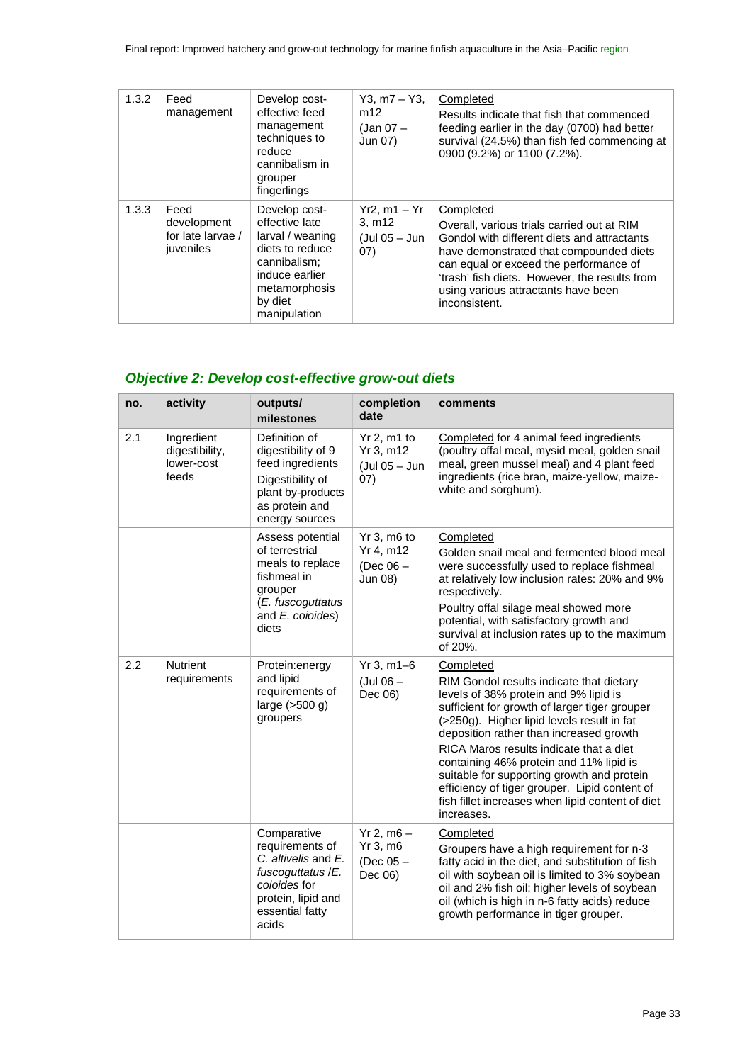| 1.3.2 | Feed management | Develop cost-effective feed management techniques to reduce cannibalism in grouper fingerlings | Y3, m7 – Y3, m12 (Jan 07 – Jun 07) | Completed<br>Results indicate that fish that commenced feeding earlier in the day (0700) had better survival (24.5%) than fish fed commencing at 0900 (9.2%) or 1100 (7.2%). |
|---|---|---|---|---|
| 1.3.3 | Feed development for late larvae / juveniles | Develop cost-effective late larval / weaning diets to reduce cannibalism; induce earlier metamorphosis by diet manipulation | Yr2, m1 – Yr 3, m12 (Jul 05 – Jun 07) | Completed<br>Overall, various trials carried out at RIM Gondol with different diets and attractants have demonstrated that compounded diets can equal or exceed the performance of 'trash' fish diets. However, the results from using various attractants have been inconsistent. |

## *Objective 2: Develop cost-effective grow-out diets*

| no. | activity | outputs/ milestones | completion date | comments |
|---|---|---|---|---|
| 2.1 | Ingredient digestibility, lower-cost feeds | Definition of digestibility of 9 feed ingredients<br>Digestibility of plant by-products as protein and energy sources | Yr 2, m1 to Yr 3, m12 (Jul 05 – Jun 07) | Completed for 4 animal feed ingredients (poultry offal meal, mysid meal, golden snail meal, green mussel meal) and 4 plant feed ingredients (rice bran, maize-yellow, maize-white and sorghum). |
| | | Assess potential of terrestrial meals to replace fishmeal in grouper (*E. fuscoguttatus* and *E. coioides*) diets | Yr 3, m6 to Yr 4, m12 (Dec 06 – Jun 08) | Completed<br>Golden snail meal and fermented blood meal were successfully used to replace fishmeal at relatively low inclusion rates: 20% and 9% respectively.<br>Poultry offal silage meal showed more potential, with satisfactory growth and survival at inclusion rates up to the maximum of 20%. |
| 2.2 | Nutrient requirements | Protein:energy and lipid requirements of large (>500 g) groupers | Yr 3, m1–6 (Jul 06 – Dec 06) | Completed<br>RIM Gondol results indicate that dietary levels of 38% protein and 9% lipid is sufficient for growth of larger tiger grouper (>250g). Higher lipid levels result in fat deposition rather than increased growth<br>RICA Maros results indicate that a diet containing 46% protein and 11% lipid is suitable for supporting growth and protein efficiency of tiger grouper. Lipid content of fish fillet increases when lipid content of diet increases. |
| | | Comparative requirements of *C. altivelis* and *E. fuscoguttatus* /*E. coioides* for protein, lipid and essential fatty acids | Yr 2, m6 – Yr 3, m6 (Dec 05 – Dec 06) | Completed<br>Groupers have a high requirement for n-3 fatty acid in the diet, and substitution of fish oil with soybean oil is limited to 3% soybean oil and 2% fish oil; higher levels of soybean oil (which is high in n-6 fatty acids) reduce growth performance in tiger grouper. |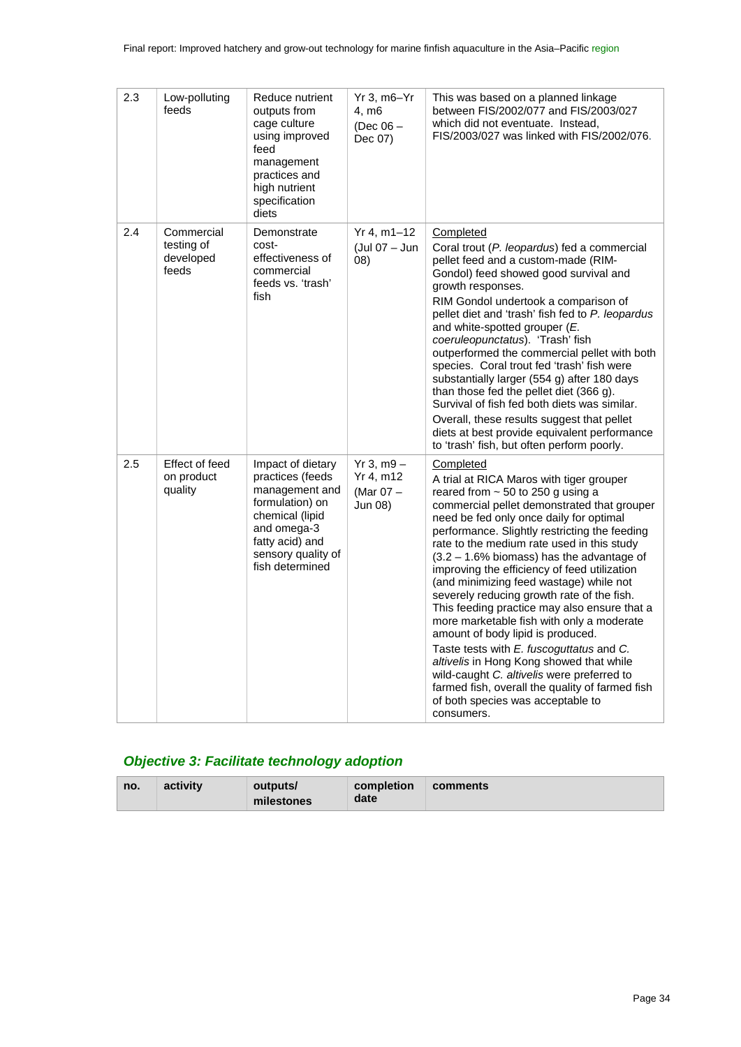| 2.3 | Low-polluting feeds | Reduce nutrient outputs from cage culture using improved feed management practices and high nutrient specification diets | Yr 3, m6–Yr 4, m6 (Dec 06 – Dec 07) | This was based on a planned linkage between FIS/2002/077 and FIS/2003/027 which did not eventuate. Instead, FIS/2003/027 was linked with FIS/2002/076. |
|---|---|---|---|---|
| 2.4 | Commercial testing of developed feeds | Demonstrate cost-effectiveness of commercial feeds vs. 'trash' fish | Yr 4, m1–12 (Jul 07 – Jun 08) | Completed<br>Coral trout (*P. leopardus*) fed a commercial pellet feed and a custom-made (RIM-Gondol) feed showed good survival and growth responses.<br>RIM Gondol undertook a comparison of pellet diet and 'trash' fish fed to *P. leopardus* and white-spotted grouper (*E. coeruleopunctatus*). 'Trash' fish outperformed the commercial pellet with both species. Coral trout fed 'trash' fish were substantially larger (554 g) after 180 days than those fed the pellet diet (366 g). Survival of fish fed both diets was similar.<br>Overall, these results suggest that pellet diets at best provide equivalent performance to 'trash' fish, but often perform poorly. |
| 2.5 | Effect of feed on product quality | Impact of dietary practices (feeds management and formulation) on chemical (lipid and omega-3 fatty acid) and sensory quality of fish determined | Yr 3, m9 – Yr 4, m12 (Mar 07 – Jun 08) | Completed<br>A trial at RICA Maros with tiger grouper reared from ~ 50 to 250 g using a commercial pellet demonstrated that grouper need be fed only once daily for optimal performance. Slightly restricting the feeding rate to the medium rate used in this study (3.2 – 1.6% biomass) has the advantage of improving the efficiency of feed utilization (and minimizing feed wastage) while not severely reducing growth rate of the fish. This feeding practice may also ensure that a more marketable fish with only a moderate amount of body lipid is produced.<br>Taste tests with *E. fuscoguttatus* and *C. altivelis* in Hong Kong showed that while wild-caught *C. altivelis* were preferred to farmed fish, overall the quality of farmed fish of both species was acceptable to consumers. |

### *Objective 3: Facilitate technology adoption*

| no. | activity | outputs/ milestones | completion date | comments |
|---|---|---|---|---|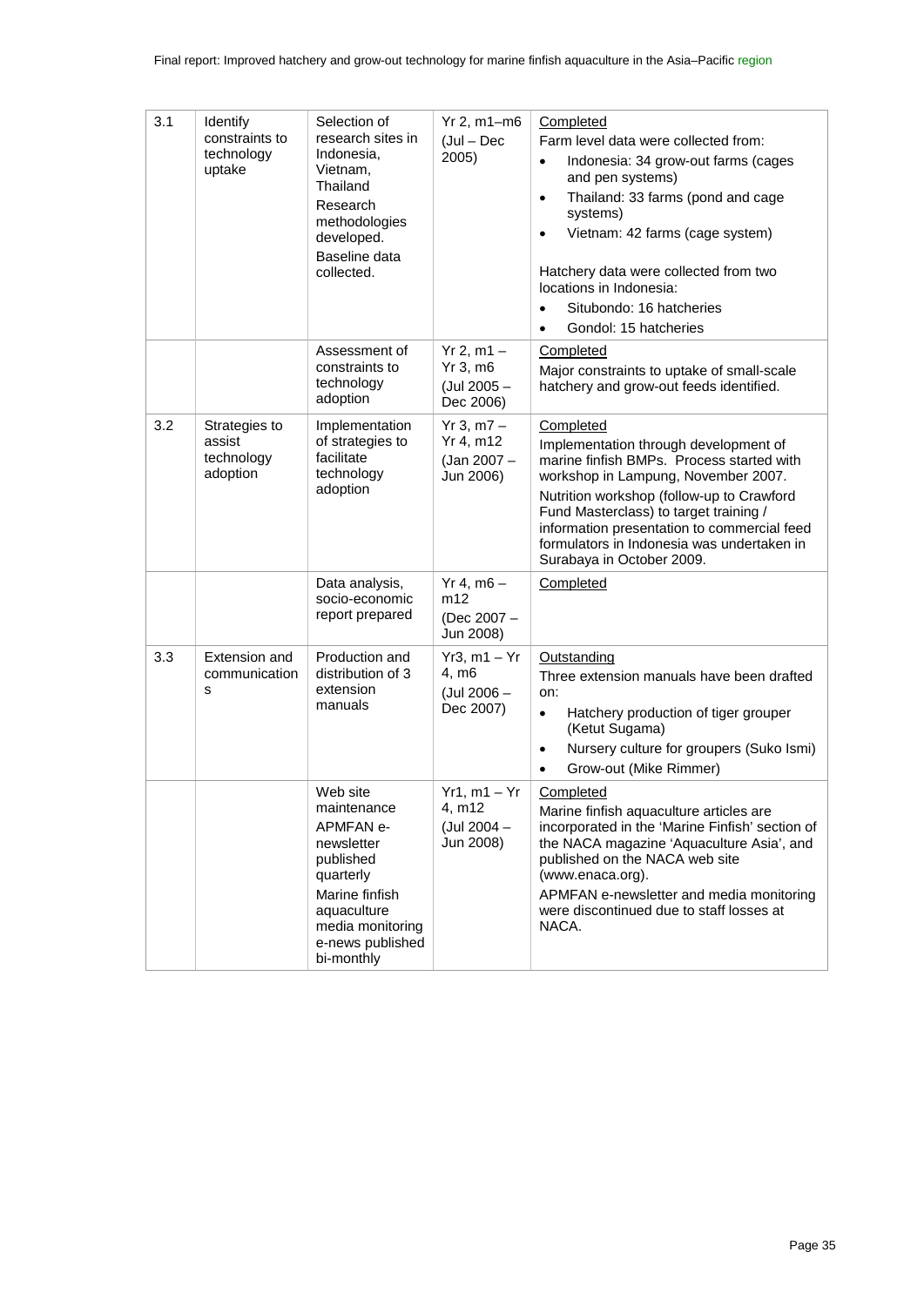| 3.1 | Identify constraints to technology uptake | Selection of research sites in Indonesia, Vietnam, Thailand<br>Research methodologies developed.<br>Baseline data collected. | Yr 2, m1–m6<br>(Jul – Dec 2005) | Completed<br>Farm level data were collected from:<br>• Indonesia: 34 grow-out farms (cages and pen systems)<br>• Thailand: 33 farms (pond and cage systems)<br>• Vietnam: 42 farms (cage system)<br><br>Hatchery data were collected from two locations in Indonesia:<br>• Situbondo: 16 hatcheries<br>• Gondol: 15 hatcheries |
|---|---|---|---|---|
| | | Assessment of constraints to technology adoption | Yr 2, m1 – Yr 3, m6<br>(Jul 2005 – Dec 2006) | Completed<br>Major constraints to uptake of small-scale hatchery and grow-out feeds identified. |
| 3.2 | Strategies to assist technology adoption | Implementation of strategies to facilitate technology adoption | Yr 3, m7 – Yr 4, m12<br>(Jan 2007 – Jun 2006) | Completed<br>Implementation through development of marine finfish BMPs. Process started with workshop in Lampung, November 2007.<br>Nutrition workshop (follow-up to Crawford Fund Masterclass) to target training / information presentation to commercial feed formulators in Indonesia was undertaken in Surabaya in October 2009. |
| | | Data analysis, socio-economic report prepared | Yr 4, m6 – m12<br>(Dec 2007 – Jun 2008) | Completed |
| 3.3 | Extension and communication s | Production and distribution of 3 extension manuals | Yr3, m1 – Yr 4, m6<br>(Jul 2006 – Dec 2007) | Outstanding<br>Three extension manuals have been drafted on:<br>• Hatchery production of tiger grouper (Ketut Sugama)<br>• Nursery culture for groupers (Suko Ismi)<br>• Grow-out (Mike Rimmer) |
| | | Web site maintenance<br>APMFAN e-newsletter published quarterly<br>Marine finfish aquaculture media monitoring e-news published bi-monthly | Yr1, m1 – Yr 4, m12<br>(Jul 2004 – Jun 2008) | Completed<br>Marine finfish aquaculture articles are incorporated in the 'Marine Finfish' section of the NACA magazine 'Aquaculture Asia', and published on the NACA web site (www.enaca.org).<br>APMFAN e-newsletter and media monitoring were discontinued due to staff losses at NACA. |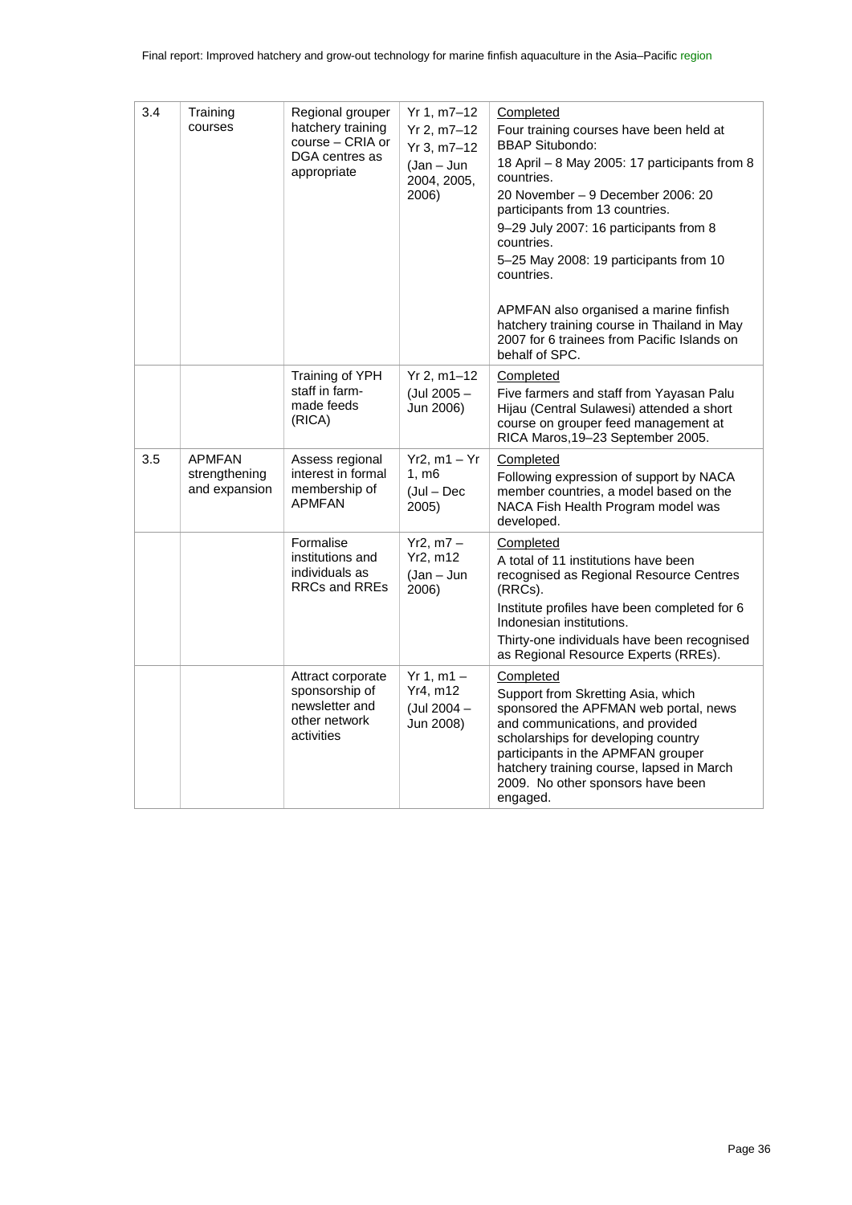| 3.4 | Training courses | Regional grouper hatchery training course – CRIA or DGA centres as appropriate | Yr 1, m7–12<br>Yr 2, m7–12<br>Yr 3, m7–12<br>(Jan – Jun 2004, 2005, 2006) | Completed<br>Four training courses have been held at BBAP Situbondo:<br>18 April – 8 May 2005: 17 participants from 8 countries.<br>20 November – 9 December 2006: 20 participants from 13 countries.<br>9–29 July 2007: 16 participants from 8 countries.<br>5–25 May 2008: 19 participants from 10 countries.<br><br>APMFAN also organised a marine finfish hatchery training course in Thailand in May 2007 for 6 trainees from Pacific Islands on behalf of SPC. |
|---|---|---|---|---|
| | | Training of YPH staff in farm-made feeds (RICA) | Yr 2, m1–12<br>(Jul 2005 – Jun 2006) | Completed<br>Five farmers and staff from Yayasan Palu Hijau (Central Sulawesi) attended a short course on grouper feed management at RICA Maros,19–23 September 2005. |
| 3.5 | APMFAN strengthening and expansion | Assess regional interest in formal membership of APMFAN | Yr2, m1 – Yr 1, m6<br>(Jul – Dec 2005) | Completed<br>Following expression of support by NACA member countries, a model based on the NACA Fish Health Program model was developed. |
| | | Formalise institutions and individuals as RRCs and RREs | Yr2, m7 – Yr2, m12<br>(Jan – Jun 2006) | Completed<br>A total of 11 institutions have been recognised as Regional Resource Centres (RRCs).<br>Institute profiles have been completed for 6 Indonesian institutions.<br>Thirty-one individuals have been recognised as Regional Resource Experts (RREs). |
| | | Attract corporate sponsorship of newsletter and other network activities | Yr 1, m1 – Yr4, m12<br>(Jul 2004 – Jun 2008) | Completed<br>Support from Skretting Asia, which sponsored the APFMAN web portal, news and communications, and provided scholarships for developing country participants in the APMFAN grouper hatchery training course, lapsed in March 2009. No other sponsors have been engaged. |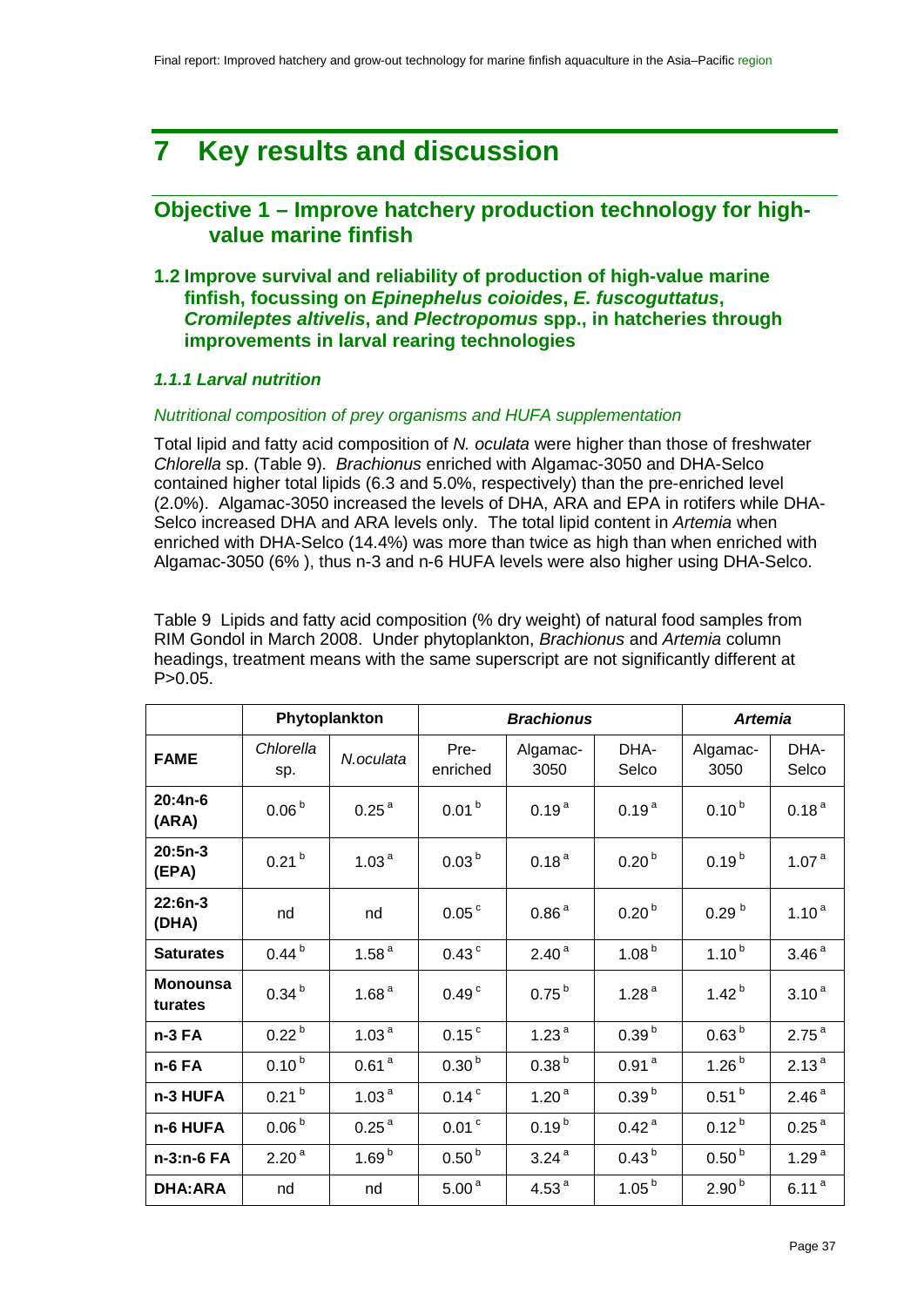# 7 Key results and discussion

## Objective 1 – Improve hatchery production technology for high-value marine finfish

### 1.2 Improve survival and reliability of production of high-value marine finfish, focussing on *Epinephelus coioides*, *E. fuscoguttatus*, *Cromileptes altivelis*, and *Plectropomus* spp., in hatcheries through improvements in larval rearing technologies

#### *1.1.1 Larval nutrition*

*Nutritional composition of prey organisms and HUFA supplementation*

Total lipid and fatty acid composition of *N. oculata* were higher than those of freshwater *Chlorella* sp. (Table 9). *Brachionus* enriched with Algamac-3050 and DHA-Selco contained higher total lipids (6.3 and 5.0%, respectively) than the pre-enriched level (2.0%). Algamac-3050 increased the levels of DHA, ARA and EPA in rotifers while DHA-Selco increased DHA and ARA levels only. The total lipid content in *Artemia* when enriched with DHA-Selco (14.4%) was more than twice as high than when enriched with Algamac-3050 (6% ), thus n-3 and n-6 HUFA levels were also higher using DHA-Selco.

Table 9 Lipids and fatty acid composition (% dry weight) of natural food samples from RIM Gondol in March 2008. Under phytoplankton, *Brachionus* and *Artemia* column headings, treatment means with the same superscript are not significantly different at P>0.05.

| | Phytoplankton | | *Brachionus* | | | *Artemia* | |
|---|---|---|---|---|---|---|---|
| **FAME** | *Chlorella* sp. | *N.oculata* | Pre-enriched | Algamac-3050 | DHA-Selco | Algamac-3050 | DHA-Selco |
| **20:4n-6 (ARA)** | $0.06^{b}$ | $0.25^{a}$ | $0.01^{b}$ | $0.19^{a}$ | $0.19^{a}$ | $0.10^{b}$ | $0.18^{a}$ |
| **20:5n-3 (EPA)** | $0.21^{b}$ | $1.03^{a}$ | $0.03^{b}$ | $0.18^{a}$ | $0.20^{b}$ | $0.19^{b}$ | $1.07^{a}$ |
| **22:6n-3 (DHA)** | nd | nd | $0.05^{c}$ | $0.86^{a}$ | $0.20^{b}$ | $0.29^{b}$ | $1.10^{a}$ |
| **Saturates** | $0.44^{b}$ | $1.58^{a}$ | $0.43^{c}$ | $2.40^{a}$ | $1.08^{b}$ | $1.10^{b}$ | $3.46^{a}$ |
| **Monounsaturates** | $0.34^{b}$ | $1.68^{a}$ | $0.49^{c}$ | $0.75^{b}$ | $1.28^{a}$ | $1.42^{b}$ | $3.10^{a}$ |
| **n-3 FA** | $0.22^{b}$ | $1.03^{a}$ | $0.15^{c}$ | $1.23^{a}$ | $0.39^{b}$ | $0.63^{b}$ | $2.75^{a}$ |
| **n-6 FA** | $0.10^{b}$ | $0.61^{a}$ | $0.30^{b}$ | $0.38^{b}$ | $0.91^{a}$ | $1.26^{b}$ | $2.13^{a}$ |
| **n-3 HUFA** | $0.21^{b}$ | $1.03^{a}$ | $0.14^{c}$ | $1.20^{a}$ | $0.39^{b}$ | $0.51^{b}$ | $2.46^{a}$ |
| **n-6 HUFA** | $0.06^{b}$ | $0.25^{a}$ | $0.01^{c}$ | $0.19^{b}$ | $0.42^{a}$ | $0.12^{b}$ | $0.25^{a}$ |
| **n-3:n-6 FA** | $2.20^{a}$ | $1.69^{b}$ | $0.50^{b}$ | $3.24^{a}$ | $0.43^{b}$ | $0.50^{b}$ | $1.29^{a}$ |
| **DHA:ARA** | nd | nd | $5.00^{a}$ | $4.53^{a}$ | $1.05^{b}$ | $2.90^{b}$ | $6.11^{a}$ |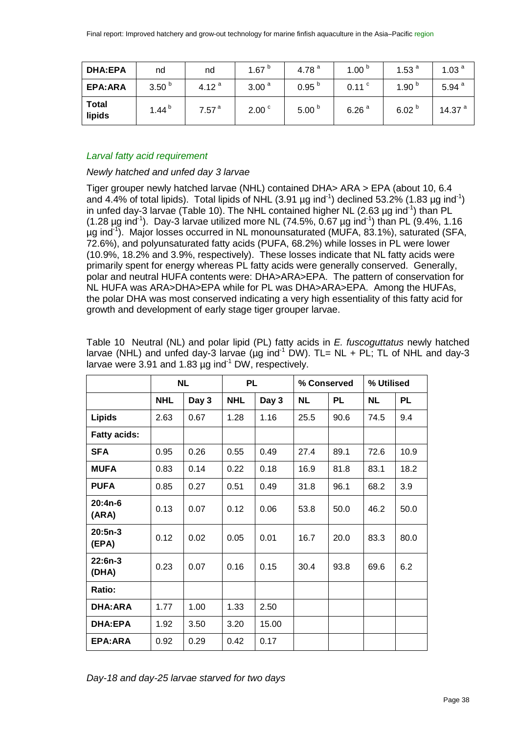| DHA:EPA | nd | nd | 1.67 [b] | 4.78 [a] | 1.00 [b] | 1.53 [a] | 1.03 [a] |
|---|---|---|---|---|---|---|---|
| EPA:ARA | 3.50 [b] | 4.12 [a] | 3.00 [a] | 0.95 [b] | 0.11 [c] | 1.90 [b] | 5.94 [a] |
| Total lipids | 1.44 [b] | 7.57 [a] | 2.00 [c] | 5.00 [b] | 6.26 [a] | 6.02 [b] | 14.37 [a] |

### *Larval fatty acid requirement*

*Newly hatched and unfed day 3 larvae*

Tiger grouper newly hatched larvae (NHL) contained DHA> ARA > EPA (about 10, 6.4 and 4.4% of total lipids). Total lipids of NHL (3.91 µg ind$^{-1}$) declined 53.2% (1.83 µg ind$^{-1}$) in unfed day-3 larvae (Table 10). The NHL contained higher NL (2.63 µg ind$^{-1}$) than PL (1.28 µg ind$^{-1}$). Day-3 larvae utilized more NL (74.5%, 0.67 µg ind$^{-1}$) than PL (9.4%, 1.16 µg ind$^{-1}$). Major losses occurred in NL monounsaturated (MUFA, 83.1%), saturated (SFA, 72.6%), and polyunsaturated fatty acids (PUFA, 68.2%) while losses in PL were lower (10.9%, 18.2% and 3.9%, respectively). These losses indicate that NL fatty acids were primarily spent for energy whereas PL fatty acids were generally conserved. Generally, polar and neutral HUFA contents were: DHA>ARA>EPA. The pattern of conservation for NL HUFA was ARA>DHA>EPA while for PL was DHA>ARA>EPA. Among the HUFAs, the polar DHA was most conserved indicating a very high essentiality of this fatty acid for growth and development of early stage tiger grouper larvae.

Table 10 Neutral (NL) and polar lipid (PL) fatty acids in *E. fuscoguttatus* newly hatched larvae (NHL) and unfed day-3 larvae (µg ind$^{-1}$ DW). TL= NL + PL; TL of NHL and day-3 larvae were 3.91 and 1.83 µg ind$^{-1}$ DW, respectively.

| | NL | | PL | | % Conserved | | % Utilised | |
|---|---|---|---|---|---|---|---|---|
| | NHL | Day 3 | NHL | Day 3 | NL | PL | NL | PL |
| **Lipids** | 2.63 | 0.67 | 1.28 | 1.16 | 25.5 | 90.6 | 74.5 | 9.4 |
| **Fatty acids:** | | | | | | | | |
| **SFA** | 0.95 | 0.26 | 0.55 | 0.49 | 27.4 | 89.1 | 72.6 | 10.9 |
| **MUFA** | 0.83 | 0.14 | 0.22 | 0.18 | 16.9 | 81.8 | 83.1 | 18.2 |
| **PUFA** | 0.85 | 0.27 | 0.51 | 0.49 | 31.8 | 96.1 | 68.2 | 3.9 |
| **20:4n-6 (ARA)** | 0.13 | 0.07 | 0.12 | 0.06 | 53.8 | 50.0 | 46.2 | 50.0 |
| **20:5n-3 (EPA)** | 0.12 | 0.02 | 0.05 | 0.01 | 16.7 | 20.0 | 83.3 | 80.0 |
| **22:6n-3 (DHA)** | 0.23 | 0.07 | 0.16 | 0.15 | 30.4 | 93.8 | 69.6 | 6.2 |
| **Ratio:** | | | | | | | | |
| **DHA:ARA** | 1.77 | 1.00 | 1.33 | 2.50 | | | | |
| **DHA:EPA** | 1.92 | 3.50 | 3.20 | 15.00 | | | | |
| **EPA:ARA** | 0.92 | 0.29 | 0.42 | 0.17 | | | | |

*Day-18 and day-25 larvae starved for two days*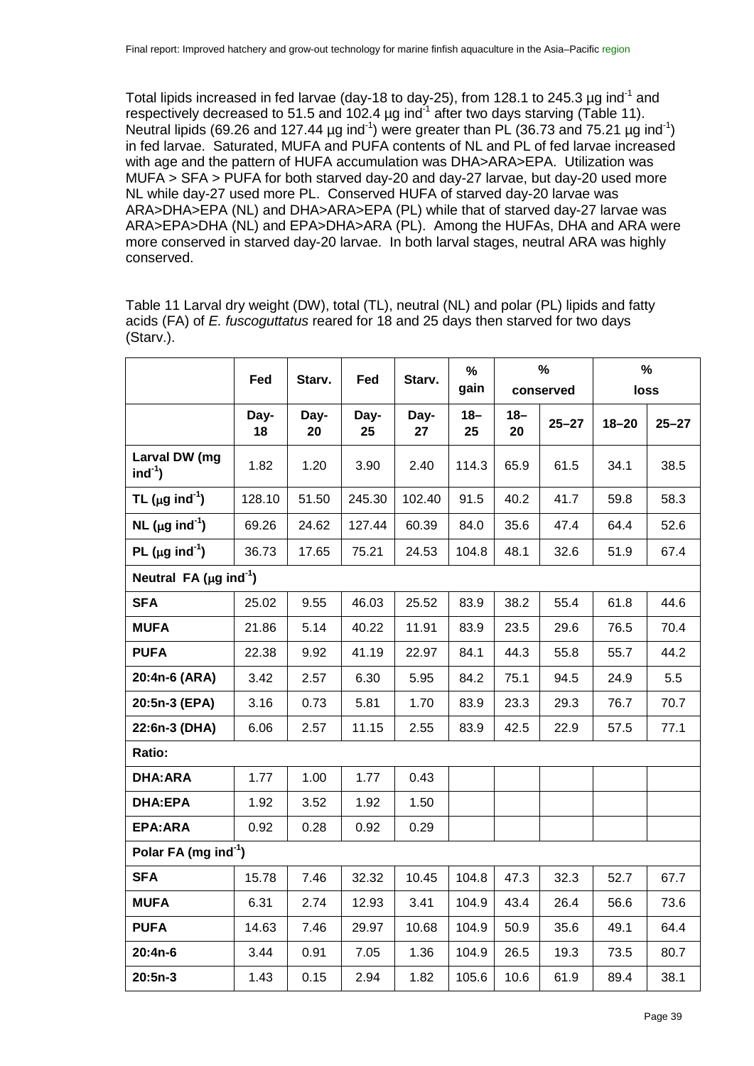Total lipids increased in fed larvae (day-18 to day-25), from 128.1 to 245.3 µg $ind^{-1}$ and respectively decreased to 51.5 and 102.4 µg $ind^{-1}$ after two days starving (Table 11). Neutral lipids (69.26 and 127.44 µg $ind^{-1}$) were greater than PL (36.73 and 75.21 µg $ind^{-1}$) in fed larvae. Saturated, MUFA and PUFA contents of NL and PL of fed larvae increased with age and the pattern of HUFA accumulation was DHA>ARA>EPA. Utilization was MUFA > SFA > PUFA for both starved day-20 and day-27 larvae, but day-20 used more NL while day-27 used more PL. Conserved HUFA of starved day-20 larvae was ARA>DHA>EPA (NL) and DHA>ARA>EPA (PL) while that of starved day-27 larvae was ARA>EPA>DHA (NL) and EPA>DHA>ARA (PL). Among the HUFAs, DHA and ARA were more conserved in starved day-20 larvae. In both larval stages, neutral ARA was highly conserved.

Table 11 Larval dry weight (DW), total (TL), neutral (NL) and polar (PL) lipids and fatty acids (FA) of *E. fuscoguttatus* reared for 18 and 25 days then starved for two days (Starv.).

| | Fed | Starv. | Fed | Starv. | % gain | % conserved | | % loss | |
|---|---|---|---|---|---|---|---|---|---|
| | Day-18 | Day-20 | Day-25 | Day-27 | 18–25 | 18–20 | 25–27 | 18–20 | 25–27 |
| **Larval DW (mg $ind^{-1}$)** | 1.82 | 1.20 | 3.90 | 2.40 | 114.3 | 65.9 | 61.5 | 34.1 | 38.5 |
| **TL (µg $ind^{-1}$)** | 128.10 | 51.50 | 245.30 | 102.40 | 91.5 | 40.2 | 41.7 | 59.8 | 58.3 |
| **NL (µg $ind^{-1}$)** | 69.26 | 24.62 | 127.44 | 60.39 | 84.0 | 35.6 | 47.4 | 64.4 | 52.6 |
| **PL (µg $ind^{-1}$)** | 36.73 | 17.65 | 75.21 | 24.53 | 104.8 | 48.1 | 32.6 | 51.9 | 67.4 |
| **Neutral FA (µg $ind^{-1}$)** | | | | | | | | | |
| **SFA** | 25.02 | 9.55 | 46.03 | 25.52 | 83.9 | 38.2 | 55.4 | 61.8 | 44.6 |
| **MUFA** | 21.86 | 5.14 | 40.22 | 11.91 | 83.9 | 23.5 | 29.6 | 76.5 | 70.4 |
| **PUFA** | 22.38 | 9.92 | 41.19 | 22.97 | 84.1 | 44.3 | 55.8 | 55.7 | 44.2 |
| **20:4n-6 (ARA)** | 3.42 | 2.57 | 6.30 | 5.95 | 84.2 | 75.1 | 94.5 | 24.9 | 5.5 |
| **20:5n-3 (EPA)** | 3.16 | 0.73 | 5.81 | 1.70 | 83.9 | 23.3 | 29.3 | 76.7 | 70.7 |
| **22:6n-3 (DHA)** | 6.06 | 2.57 | 11.15 | 2.55 | 83.9 | 42.5 | 22.9 | 57.5 | 77.1 |
| **Ratio:** | | | | | | | | | |
| **DHA:ARA** | 1.77 | 1.00 | 1.77 | 0.43 | | | | | |
| **DHA:EPA** | 1.92 | 3.52 | 1.92 | 1.50 | | | | | |
| **EPA:ARA** | 0.92 | 0.28 | 0.92 | 0.29 | | | | | |
| **Polar FA (mg $ind^{-1}$)** | | | | | | | | | |
| **SFA** | 15.78 | 7.46 | 32.32 | 10.45 | 104.8 | 47.3 | 32.3 | 52.7 | 67.7 |
| **MUFA** | 6.31 | 2.74 | 12.93 | 3.41 | 104.9 | 43.4 | 26.4 | 56.6 | 73.6 |
| **PUFA** | 14.63 | 7.46 | 29.97 | 10.68 | 104.9 | 50.9 | 35.6 | 49.1 | 64.4 |
| **20:4n-6** | 3.44 | 0.91 | 7.05 | 1.36 | 104.9 | 26.5 | 19.3 | 73.5 | 80.7 |
| **20:5n-3** | 1.43 | 0.15 | 2.94 | 1.82 | 105.6 | 10.6 | 61.9 | 89.4 | 38.1 |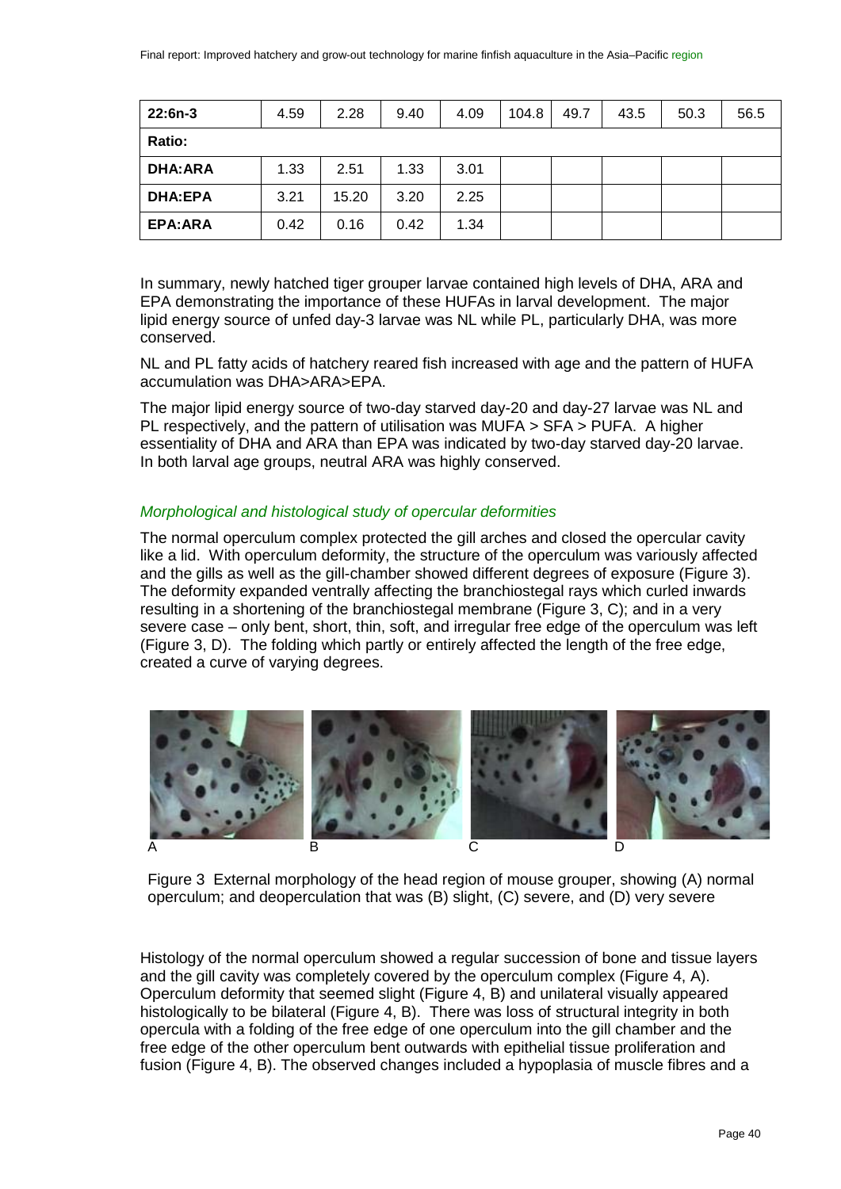| 22:6n-3 | 4.59 | 2.28 | 9.40 | 4.09 | 104.8 | 49.7 | 43.5 | 50.3 | 56.5 |
|---|---|---|---|---|---|---|---|---|---|
| **Ratio:** | | | | | | | | | |
| **DHA:ARA** | 1.33 | 2.51 | 1.33 | 3.01 | | | | | |
| **DHA:EPA** | 3.21 | 15.20 | 3.20 | 2.25 | | | | | |
| **EPA:ARA** | 0.42 | 0.16 | 0.42 | 1.34 | | | | | |

In summary, newly hatched tiger grouper larvae contained high levels of DHA, ARA and EPA demonstrating the importance of these HUFAs in larval development. The major lipid energy source of unfed day-3 larvae was NL while PL, particularly DHA, was more conserved.

NL and PL fatty acids of hatchery reared fish increased with age and the pattern of HUFA accumulation was DHA>ARA>EPA.

The major lipid energy source of two-day starved day-20 and day-27 larvae was NL and PL respectively, and the pattern of utilisation was MUFA > SFA > PUFA. A higher essentiality of DHA and ARA than EPA was indicated by two-day starved day-20 larvae. In both larval age groups, neutral ARA was highly conserved.

### *Morphological and histological study of opercular deformities*

The normal operculum complex protected the gill arches and closed the opercular cavity like a lid. With operculum deformity, the structure of the operculum was variously affected and the gills as well as the gill-chamber showed different degrees of exposure (Figure 3). The deformity expanded ventrally affecting the branchiostegal rays which curled inwards resulting in a shortening of the branchiostegal membrane (Figure 3, C); and in a very severe case – only bent, short, thin, soft, and irregular free edge of the operculum was left (Figure 3, D). The folding which partly or entirely affected the length of the free edge, created a curve of varying degrees.

A B C D

Figure 3 External morphology of the head region of mouse grouper, showing (A) normal operculum; and deoperculation that was (B) slight, (C) severe, and (D) very severe

Histology of the normal operculum showed a regular succession of bone and tissue layers and the gill cavity was completely covered by the operculum complex (Figure 4, A). Operculum deformity that seemed slight (Figure 4, B) and unilateral visually appeared histologically to be bilateral (Figure 4, B). There was loss of structural integrity in both opercula with a folding of the free edge of one operculum into the gill chamber and the free edge of the other operculum bent outwards with epithelial tissue proliferation and fusion (Figure 4, B). The observed changes included a hypoplasia of muscle fibres and a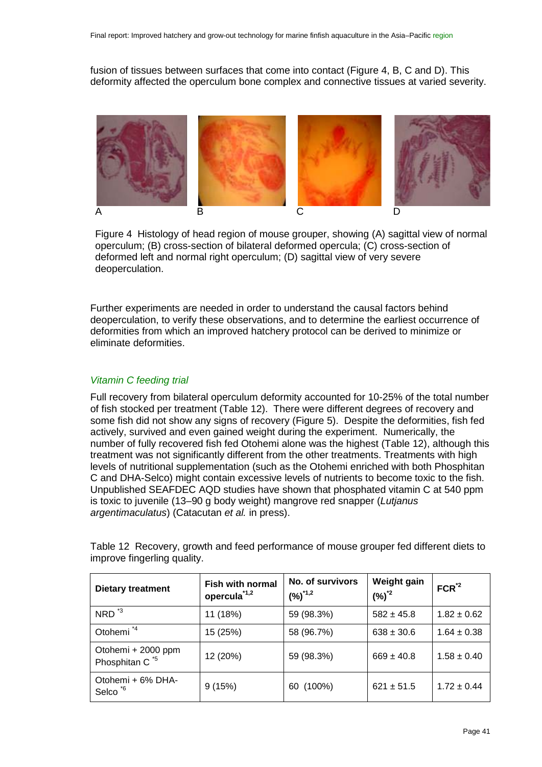fusion of tissues between surfaces that come into contact (Figure 4, B, C and D). This deformity affected the operculum bone complex and connective tissues at varied severity.

A B C D

Figure 4 Histology of head region of mouse grouper, showing (A) sagittal view of normal operculum; (B) cross-section of bilateral deformed opercula; (C) cross-section of deformed left and normal right operculum; (D) sagittal view of very severe deoperculation.

Further experiments are needed in order to understand the causal factors behind deoperculation, to verify these observations, and to determine the earliest occurrence of deformities from which an improved hatchery protocol can be derived to minimize or eliminate deformities.

### *Vitamin C feeding trial*

Full recovery from bilateral operculum deformity accounted for 10-25% of the total number of fish stocked per treatment (Table 12). There were different degrees of recovery and some fish did not show any signs of recovery (Figure 5). Despite the deformities, fish fed actively, survived and even gained weight during the experiment. Numerically, the number of fully recovered fish fed Otohemi alone was the highest (Table 12), although this treatment was not significantly different from the other treatments. Treatments with high levels of nutritional supplementation (such as the Otohemi enriched with both Phosphitan C and DHA-Selco) might contain excessive levels of nutrients to become toxic to the fish. Unpublished SEAFDEC AQD studies have shown that phosphated vitamin C at 540 ppm is toxic to juvenile (13–90 g body weight) mangrove red snapper (*Lutjanus argentimaculatus*) (Catacutan *et al.* in press).

Table 12 Recovery, growth and feed performance of mouse grouper fed different diets to improve fingerling quality.

| Dietary treatment | Fish with normal opercula[*1,2] | No. of survivors (%)[*1,2] | Weight gain (%)[*2] | FCR[*2] |
|---|---|---|---|---|
| NRD [*3] | 11 (18%) | 59 (98.3%) | 582 ± 45.8 | 1.82 ± 0.62 |
| Otohemi [*4] | 15 (25%) | 58 (96.7%) | 638 ± 30.6 | 1.64 ± 0.38 |
| Otohemi + 2000 ppm Phosphitan C [*5] | 12 (20%) | 59 (98.3%) | 669 ± 40.8 | 1.58 ± 0.40 |
| Otohemi + 6% DHA-Selco [*6] | 9 (15%) | 60 (100%) | 621 ± 51.5 | 1.72 ± 0.44 |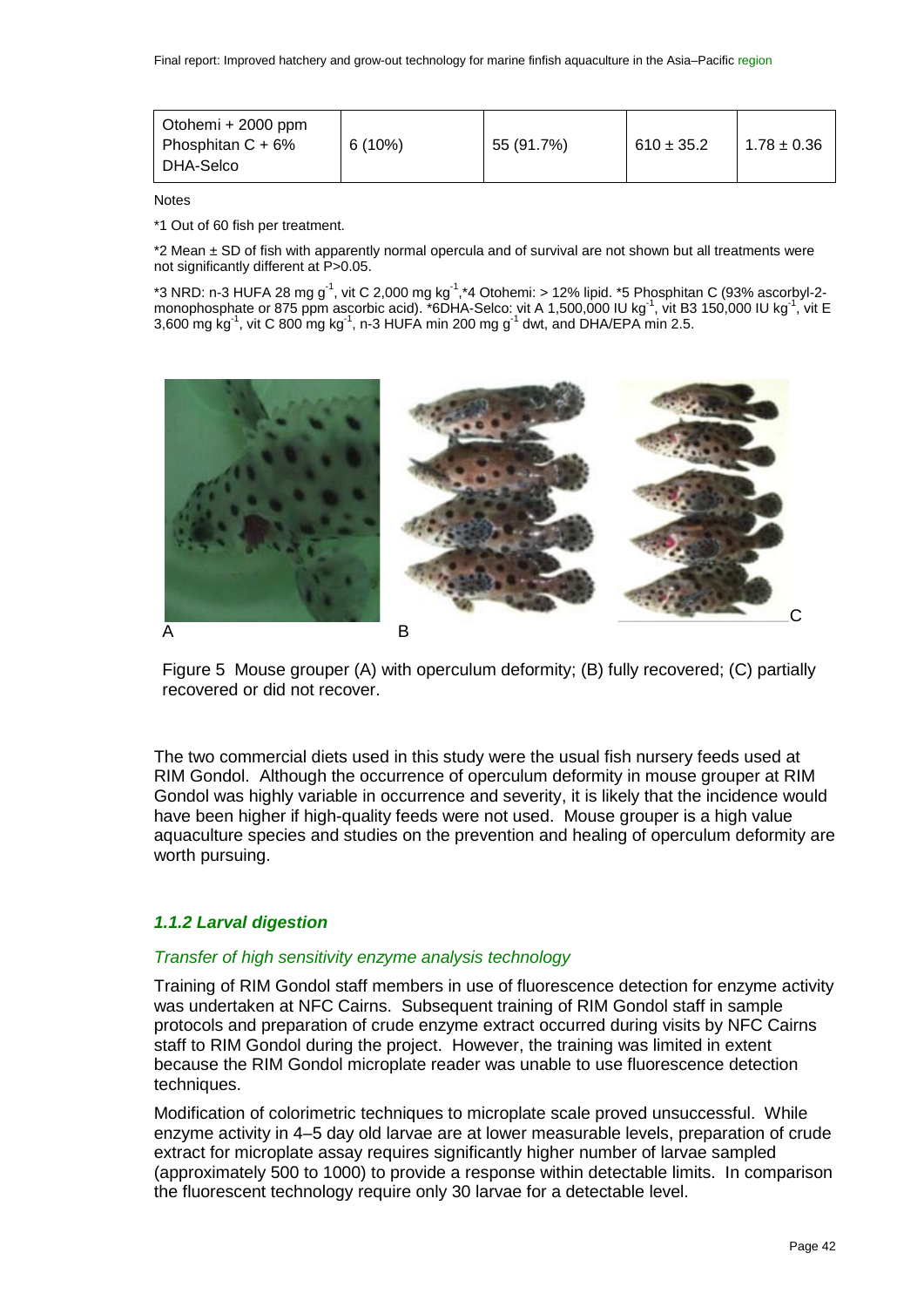| Otohemi + 2000 ppm Phosphitan C + 6% DHA-Selco | 6 (10%) | 55 (91.7%) | 610 ± 35.2 | 1.78 ± 0.36 |
|---|---|---|---|---|

Notes

*1 Out of 60 fish per treatment.

*2 Mean ± SD of fish with apparently normal opercula and of survival are not shown but all treatments were not significantly different at P>0.05.

*3 NRD: n-3 HUFA 28 mg $g^{-1}$, vit C 2,000 mg $kg^{-1}$,*4 Otohemi: > 12% lipid. *5 Phosphitan C (93% ascorbyl-2-monophosphate or 875 ppm ascorbic acid). *6DHA-Selco: vit A 1,500,000 IU $kg^{-1}$, vit B3 150,000 IU $kg^{-1}$, vit E 3,600 mg $kg^{-1}$, vit C 800 mg $kg^{-1}$, n-3 HUFA min 200 mg $g^{-1}$ dwt, and DHA/EPA min 2.5.

Figure 5 Mouse grouper (A) with operculum deformity; (B) fully recovered; (C) partially recovered or did not recover.

The two commercial diets used in this study were the usual fish nursery feeds used at RIM Gondol. Although the occurrence of operculum deformity in mouse grouper at RIM Gondol was highly variable in occurrence and severity, it is likely that the incidence would have been higher if high-quality feeds were not used. Mouse grouper is a high value aquaculture species and studies on the prevention and healing of operculum deformity are worth pursuing.

### *1.1.2 Larval digestion*

*Transfer of high sensitivity enzyme analysis technology*

Training of RIM Gondol staff members in use of fluorescence detection for enzyme activity was undertaken at NFC Cairns. Subsequent training of RIM Gondol staff in sample protocols and preparation of crude enzyme extract occurred during visits by NFC Cairns staff to RIM Gondol during the project. However, the training was limited in extent because the RIM Gondol microplate reader was unable to use fluorescence detection techniques.

Modification of colorimetric techniques to microplate scale proved unsuccessful. While enzyme activity in 4–5 day old larvae are at lower measurable levels, preparation of crude extract for microplate assay requires significantly higher number of larvae sampled (approximately 500 to 1000) to provide a response within detectable limits. In comparison the fluorescent technology require only 30 larvae for a detectable level.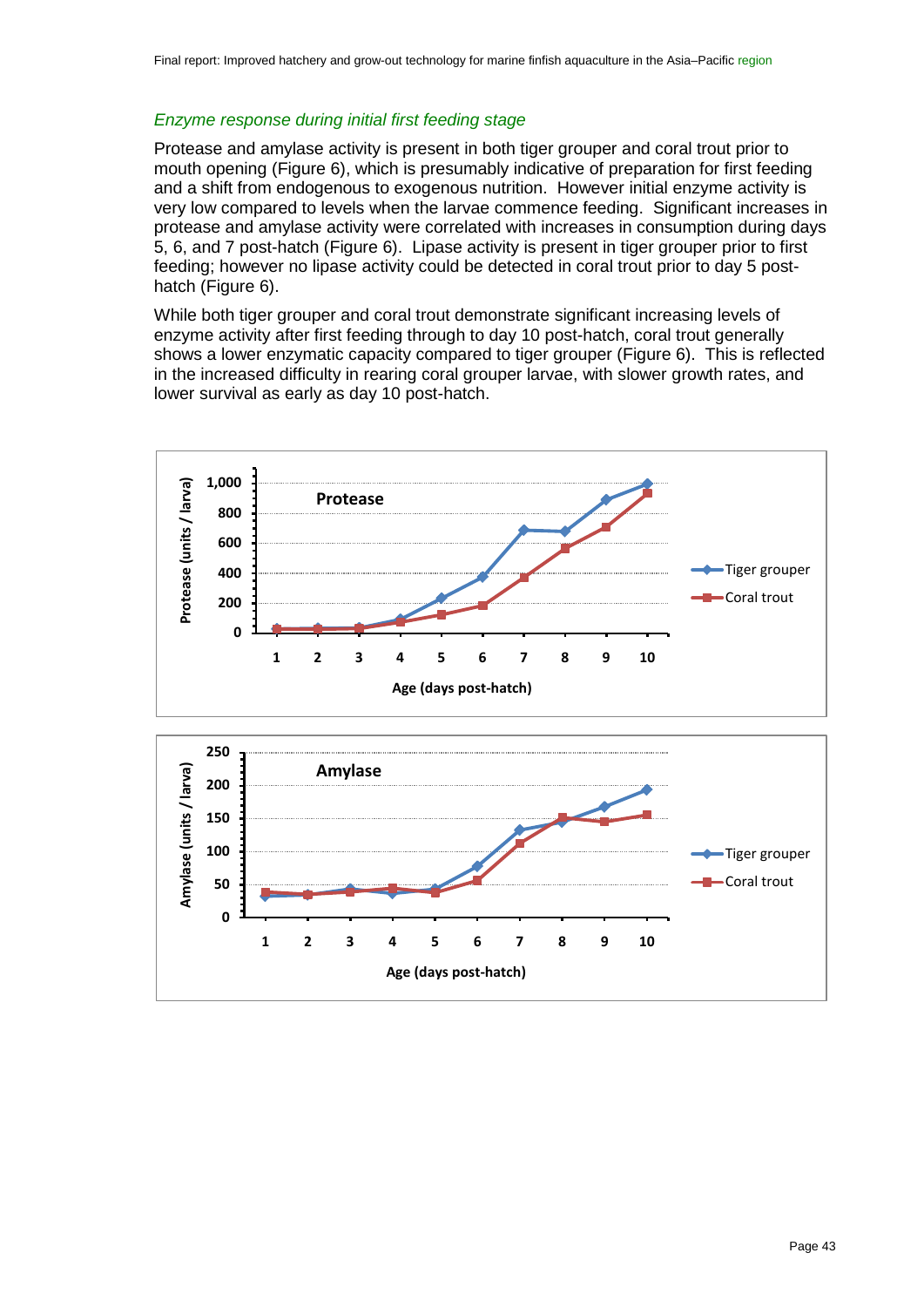### *Enzyme response during initial first feeding stage*

Protease and amylase activity is present in both tiger grouper and coral trout prior to mouth opening (Figure 6), which is presumably indicative of preparation for first feeding and a shift from endogenous to exogenous nutrition. However initial enzyme activity is very low compared to levels when the larvae commence feeding. Significant increases in protease and amylase activity were correlated with increases in consumption during days 5, 6, and 7 post-hatch (Figure 6). Lipase activity is present in tiger grouper prior to first feeding; however no lipase activity could be detected in coral trout prior to day 5 post-hatch (Figure 6).

While both tiger grouper and coral trout demonstrate significant increasing levels of enzyme activity after first feeding through to day 10 post-hatch, coral trout generally shows a lower enzymatic capacity compared to tiger grouper (Figure 6). This is reflected in the increased difficulty in rearing coral grouper larvae, with slower growth rates, and lower survival as early as day 10 post-hatch.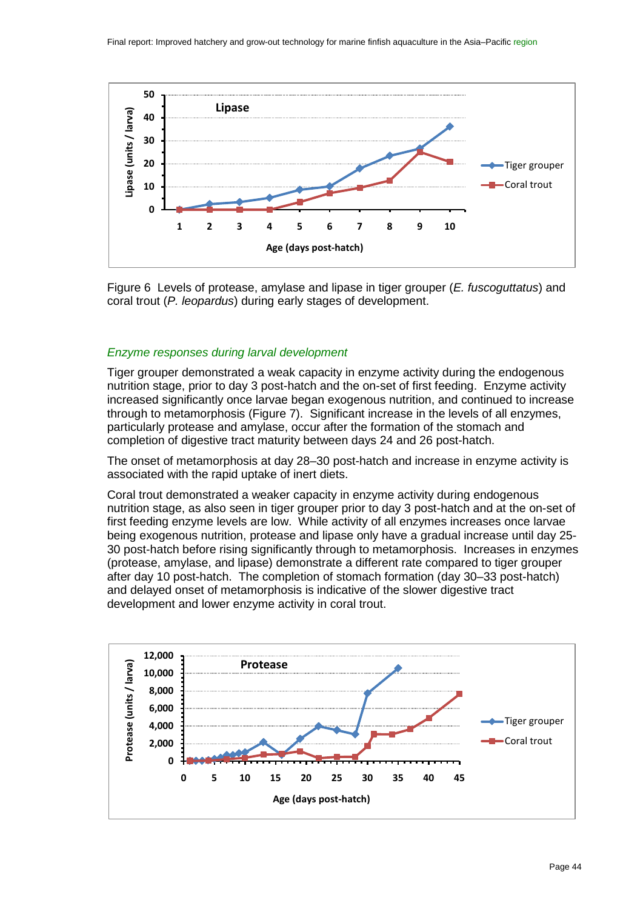Figure 6 Levels of protease, amylase and lipase in tiger grouper (*E. fuscoguttatus*) and coral trout (*P. leopardus*) during early stages of development.

### *Enzyme responses during larval development*

Tiger grouper demonstrated a weak capacity in enzyme activity during the endogenous nutrition stage, prior to day 3 post-hatch and the on-set of first feeding. Enzyme activity increased significantly once larvae began exogenous nutrition, and continued to increase through to metamorphosis (Figure 7). Significant increase in the levels of all enzymes, particularly protease and amylase, occur after the formation of the stomach and completion of digestive tract maturity between days 24 and 26 post-hatch.

The onset of metamorphosis at day 28–30 post-hatch and increase in enzyme activity is associated with the rapid uptake of inert diets.

Coral trout demonstrated a weaker capacity in enzyme activity during endogenous nutrition stage, as also seen in tiger grouper prior to day 3 post-hatch and at the on-set of first feeding enzyme levels are low. While activity of all enzymes increases once larvae being exogenous nutrition, protease and lipase only have a gradual increase until day 25-30 post-hatch before rising significantly through to metamorphosis. Increases in enzymes (protease, amylase, and lipase) demonstrate a different rate compared to tiger grouper after day 10 post-hatch. The completion of stomach formation (day 30–33 post-hatch) and delayed onset of metamorphosis is indicative of the slower digestive tract development and lower enzyme activity in coral trout.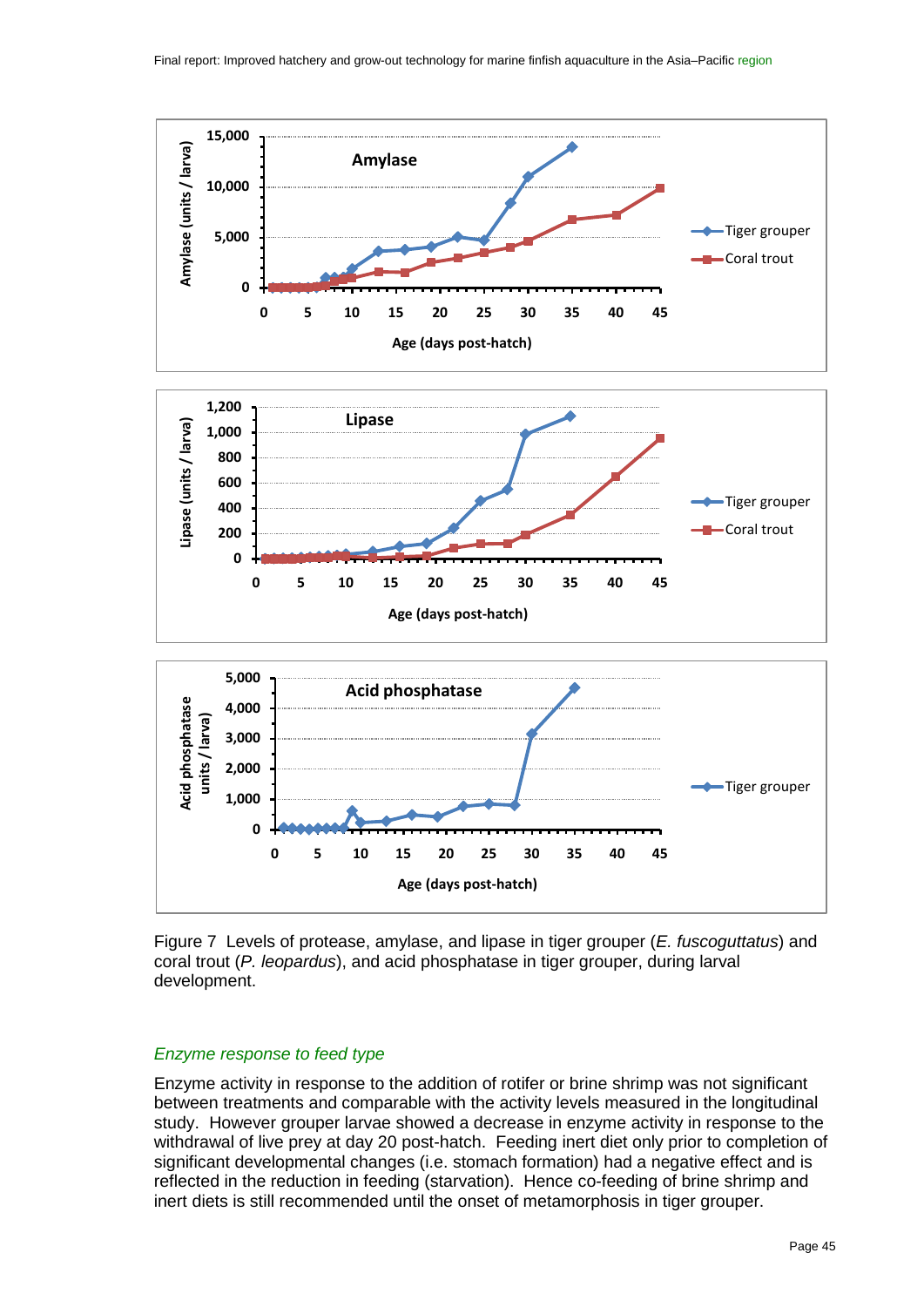Figure 7 Levels of protease, amylase, and lipase in tiger grouper (*E. fuscoguttatus*) and coral trout (*P. leopardus*), and acid phosphatase in tiger grouper, during larval development.

### *Enzyme response to feed type*

Enzyme activity in response to the addition of rotifer or brine shrimp was not significant between treatments and comparable with the activity levels measured in the longitudinal study. However grouper larvae showed a decrease in enzyme activity in response to the withdrawal of live prey at day 20 post-hatch. Feeding inert diet only prior to completion of significant developmental changes (i.e. stomach formation) had a negative effect and is reflected in the reduction in feeding (starvation). Hence co-feeding of brine shrimp and inert diets is still recommended until the onset of metamorphosis in tiger grouper.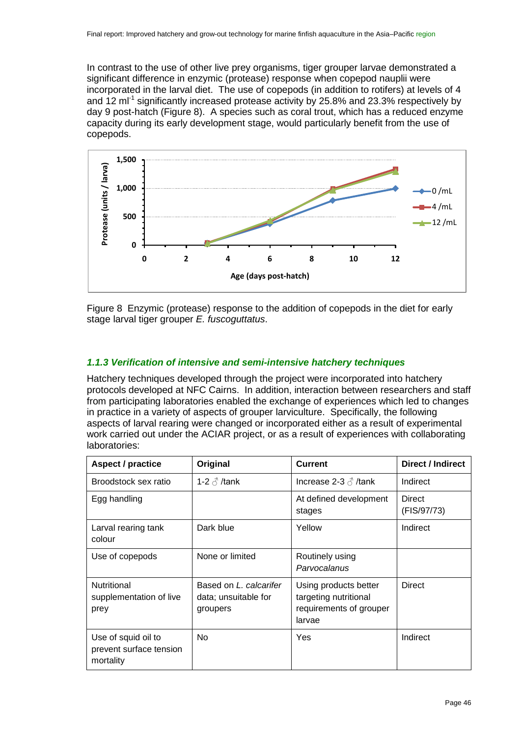In contrast to the use of other live prey organisms, tiger grouper larvae demonstrated a significant difference in enzymic (protease) response when copepod nauplii were incorporated in the larval diet. The use of copepods (in addition to rotifers) at levels of 4 and 12 ml$^{-1}$ significantly increased protease activity by 25.8% and 23.3% respectively by day 9 post-hatch (Figure 8). A species such as coral trout, which has a reduced enzyme capacity during its early development stage, would particularly benefit from the use of copepods.

Figure 8 Enzymic (protease) response to the addition of copepods in the diet for early stage larval tiger grouper *E. fuscoguttatus*.

### *1.1.3 Verification of intensive and semi-intensive hatchery techniques*

Hatchery techniques developed through the project were incorporated into hatchery protocols developed at NFC Cairns. In addition, interaction between researchers and staff from participating laboratories enabled the exchange of experiences which led to changes in practice in a variety of aspects of grouper larviculture. Specifically, the following aspects of larval rearing were changed or incorporated either as a result of experimental work carried out under the ACIAR project, or as a result of experiences with collaborating laboratories:

| Aspect / practice | Original | Current | Direct / Indirect |
|---|---|---|---|
| Broodstock sex ratio | 1-2 ♂ /tank | Increase 2-3 ♂ /tank | Indirect |
| Egg handling | | At defined development stages | Direct (FIS/97/73) |
| Larval rearing tank colour | Dark blue | Yellow | Indirect |
| Use of copepods | None or limited | Routinely using *Parvocalanus* | |
| Nutritional supplementation of live prey | Based on *L. calcarifer* data; unsuitable for groupers | Using products better targeting nutritional requirements of grouper larvae | Direct |
| Use of squid oil to prevent surface tension mortality | No | Yes | Indirect |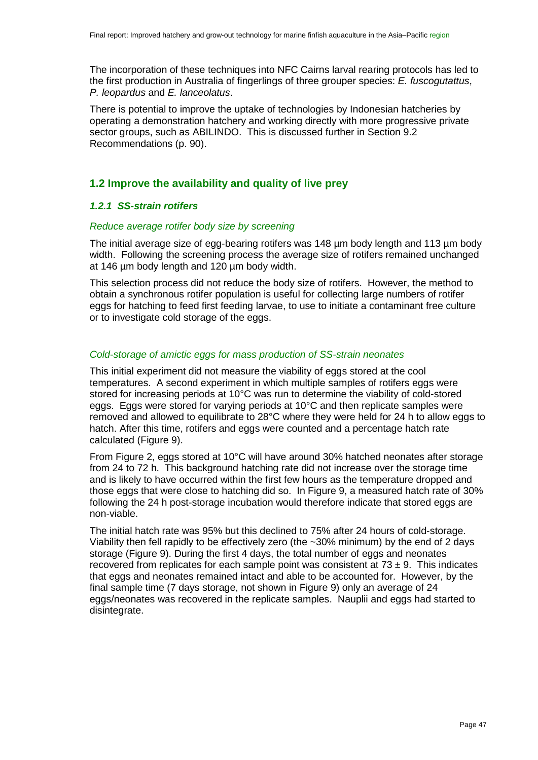The incorporation of these techniques into NFC Cairns larval rearing protocols has led to the first production in Australia of fingerlings of three grouper species: *E. fuscogutattus*, *P. leopardus* and *E. lanceolatus*.

There is potential to improve the uptake of technologies by Indonesian hatcheries by operating a demonstration hatchery and working directly with more progressive private sector groups, such as ABILINDO. This is discussed further in Section 9.2 Recommendations (p. 90).

## 1.2 Improve the availability and quality of live prey

### *1.2.1 SS-strain rotifers*

*Reduce average rotifer body size by screening*

The initial average size of egg-bearing rotifers was 148 µm body length and 113 µm body width. Following the screening process the average size of rotifers remained unchanged at 146 µm body length and 120 µm body width.

This selection process did not reduce the body size of rotifers. However, the method to obtain a synchronous rotifer population is useful for collecting large numbers of rotifer eggs for hatching to feed first feeding larvae, to use to initiate a contaminant free culture or to investigate cold storage of the eggs.

*Cold-storage of amictic eggs for mass production of SS-strain neonates*

This initial experiment did not measure the viability of eggs stored at the cool temperatures. A second experiment in which multiple samples of rotifers eggs were stored for increasing periods at 10°C was run to determine the viability of cold-stored eggs. Eggs were stored for varying periods at 10°C and then replicate samples were removed and allowed to equilibrate to 28°C where they were held for 24 h to allow eggs to hatch. After this time, rotifers and eggs were counted and a percentage hatch rate calculated (Figure 9).

From Figure 2, eggs stored at 10°C will have around 30% hatched neonates after storage from 24 to 72 h. This background hatching rate did not increase over the storage time and is likely to have occurred within the first few hours as the temperature dropped and those eggs that were close to hatching did so. In Figure 9, a measured hatch rate of 30% following the 24 h post-storage incubation would therefore indicate that stored eggs are non-viable.

The initial hatch rate was 95% but this declined to 75% after 24 hours of cold-storage. Viability then fell rapidly to be effectively zero (the ~30% minimum) by the end of 2 days storage (Figure 9). During the first 4 days, the total number of eggs and neonates recovered from replicates for each sample point was consistent at 73 ± 9. This indicates that eggs and neonates remained intact and able to be accounted for. However, by the final sample time (7 days storage, not shown in Figure 9) only an average of 24 eggs/neonates was recovered in the replicate samples. Nauplii and eggs had started to disintegrate.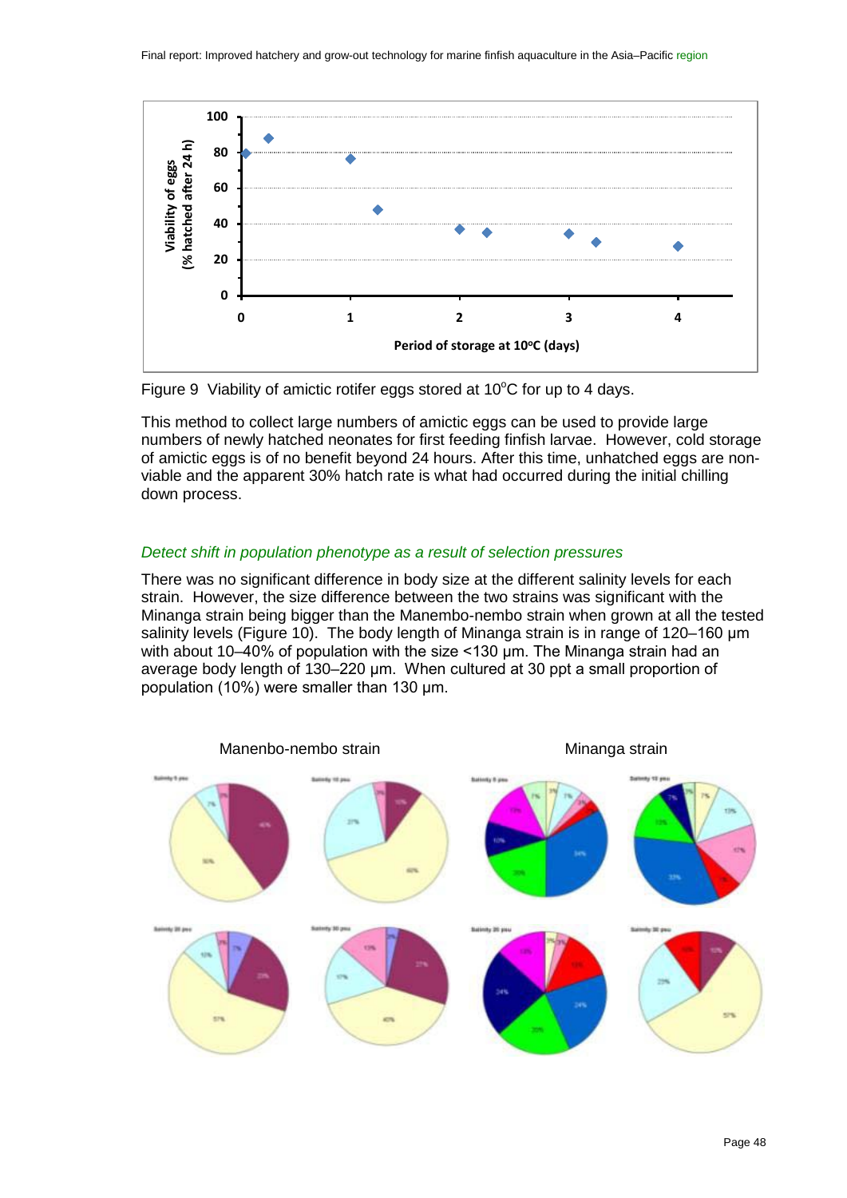Figure 9 Viability of amictic rotifer eggs stored at 10°C for up to 4 days.

This method to collect large numbers of amictic eggs can be used to provide large numbers of newly hatched neonates for first feeding finfish larvae. However, cold storage of amictic eggs is of no benefit beyond 24 hours. After this time, unhatched eggs are non-viable and the apparent 30% hatch rate is what had occurred during the initial chilling down process.

### *Detect shift in population phenotype as a result of selection pressures*

There was no significant difference in body size at the different salinity levels for each strain. However, the size difference between the two strains was significant with the Minanga strain being bigger than the Manembo-nembo strain when grown at all the tested salinity levels (Figure 10). The body length of Minanga strain is in range of 120–160 μm with about 10–40% of population with the size <130 μm. The Minanga strain had an average body length of 130–220 μm. When cultured at 30 ppt a small proportion of population (10%) were smaller than 130 μm.

Manenbo-nembo strain

Minanga strain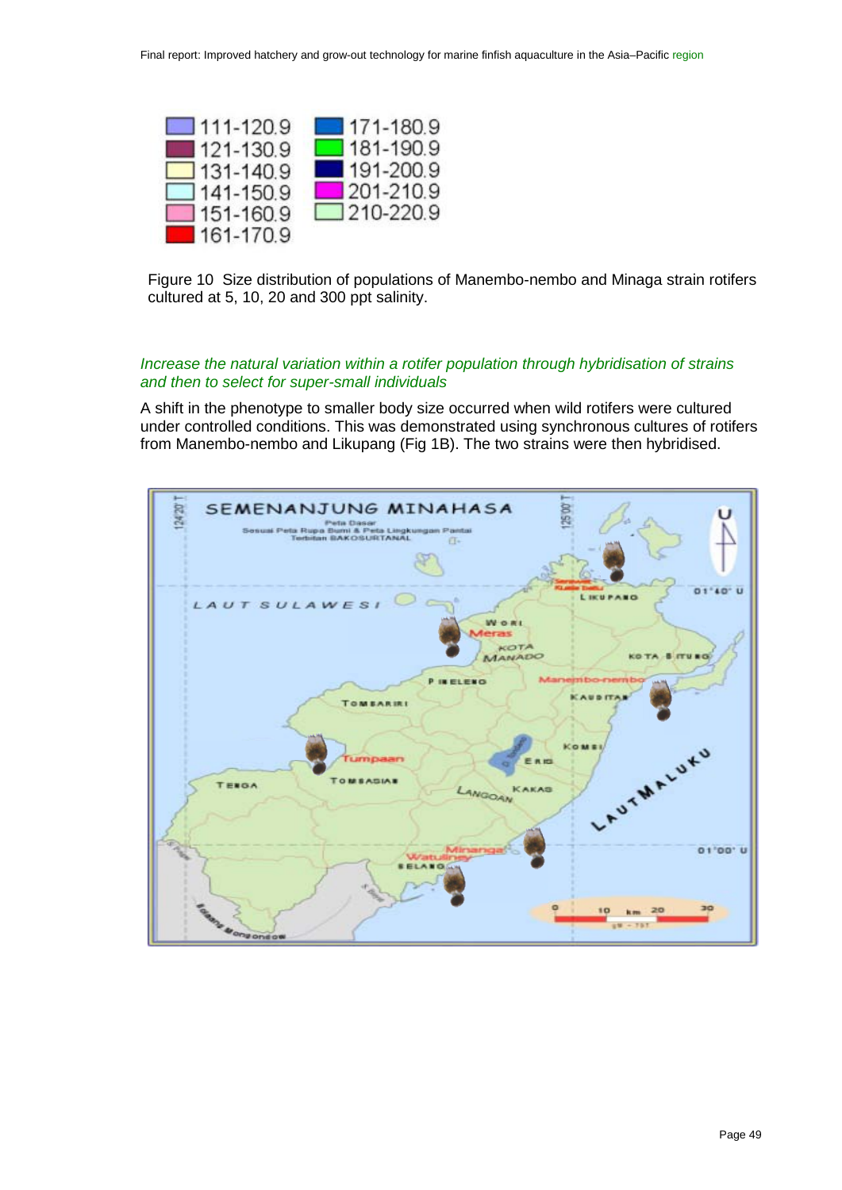| | |
|---|---|
| 111-120.9 | 171-180.9 |
| 121-130.9 | 181-190.9 |
| 131-140.9 | 191-200.9 |
| 141-150.9 | 201-210.9 |
| 151-160.9 | 210-220.9 |
| 161-170.9 | |

Figure 10 Size distribution of populations of Manembo-nembo and Minaga strain rotifers cultured at 5, 10, 20 and 300 ppt salinity.

*Increase the natural variation within a rotifer population through hybridisation of strains and then to select for super-small individuals*

A shift in the phenotype to smaller body size occurred when wild rotifers were cultured under controlled conditions. This was demonstrated using synchronous cultures of rotifers from Manembo-nembo and Likupang (Fig 1B). The two strains were then hybridised.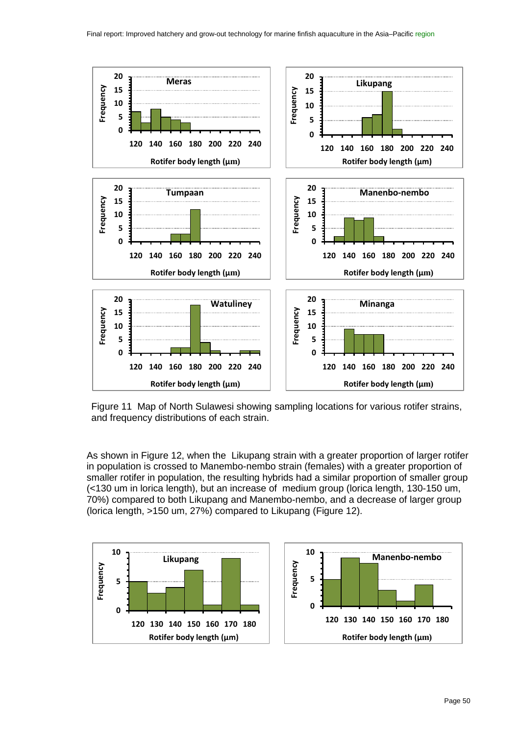Figure 11  Map of North Sulawesi showing sampling locations for various rotifer strains, and frequency distributions of each strain.

As shown in Figure 12, when the  Likupang strain with a greater proportion of larger rotifer in population is crossed to Manembo-nembo strain (females) with a greater proportion of smaller rotifer in population, the resulting hybrids had a similar proportion of smaller group (<130 um in lorica length), but an increase of  medium group (lorica length, 130-150 um, 70%) compared to both Likupang and Manembo-nembo, and a decrease of larger group (lorica length, >150 um, 27%) compared to Likupang (Figure 12).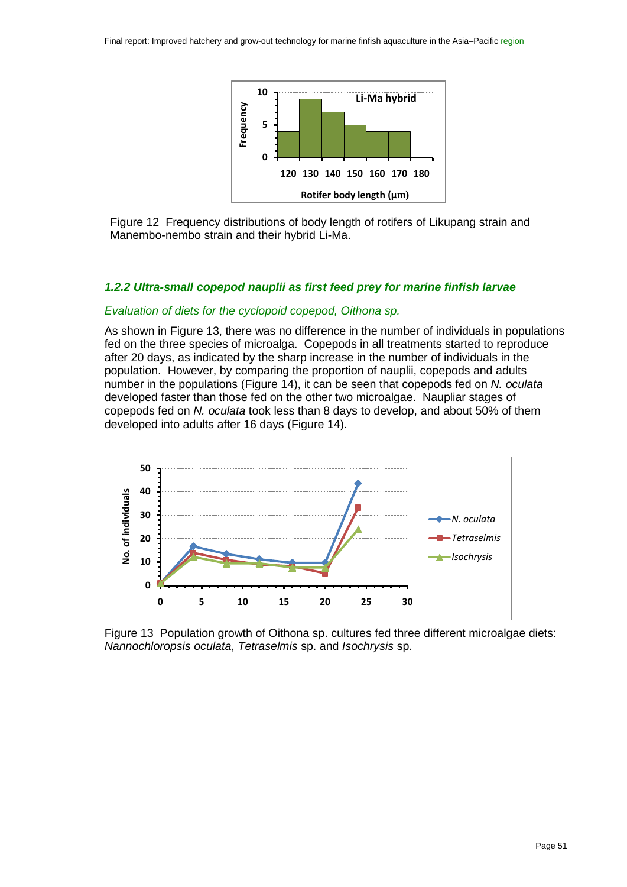Figure 12 Frequency distributions of body length of rotifers of Likupang strain and Manembo-nembo strain and their hybrid Li-Ma.

### *1.2.2 Ultra-small copepod nauplii as first feed prey for marine finfish larvae*

*Evaluation of diets for the cyclopoid copepod, Oithona sp.*

As shown in Figure 13, there was no difference in the number of individuals in populations fed on the three species of microalga. Copepods in all treatments started to reproduce after 20 days, as indicated by the sharp increase in the number of individuals in the population. However, by comparing the proportion of nauplii, copepods and adults number in the populations (Figure 14), it can be seen that copepods fed on *N. oculata* developed faster than those fed on the other two microalgae. Naupliar stages of copepods fed on *N. oculata* took less than 8 days to develop, and about 50% of them developed into adults after 16 days (Figure 14).

Figure 13 Population growth of Oithona sp. cultures fed three different microalgae diets: *Nannochloropsis oculata*, *Tetraselmis* sp. and *Isochrysis* sp.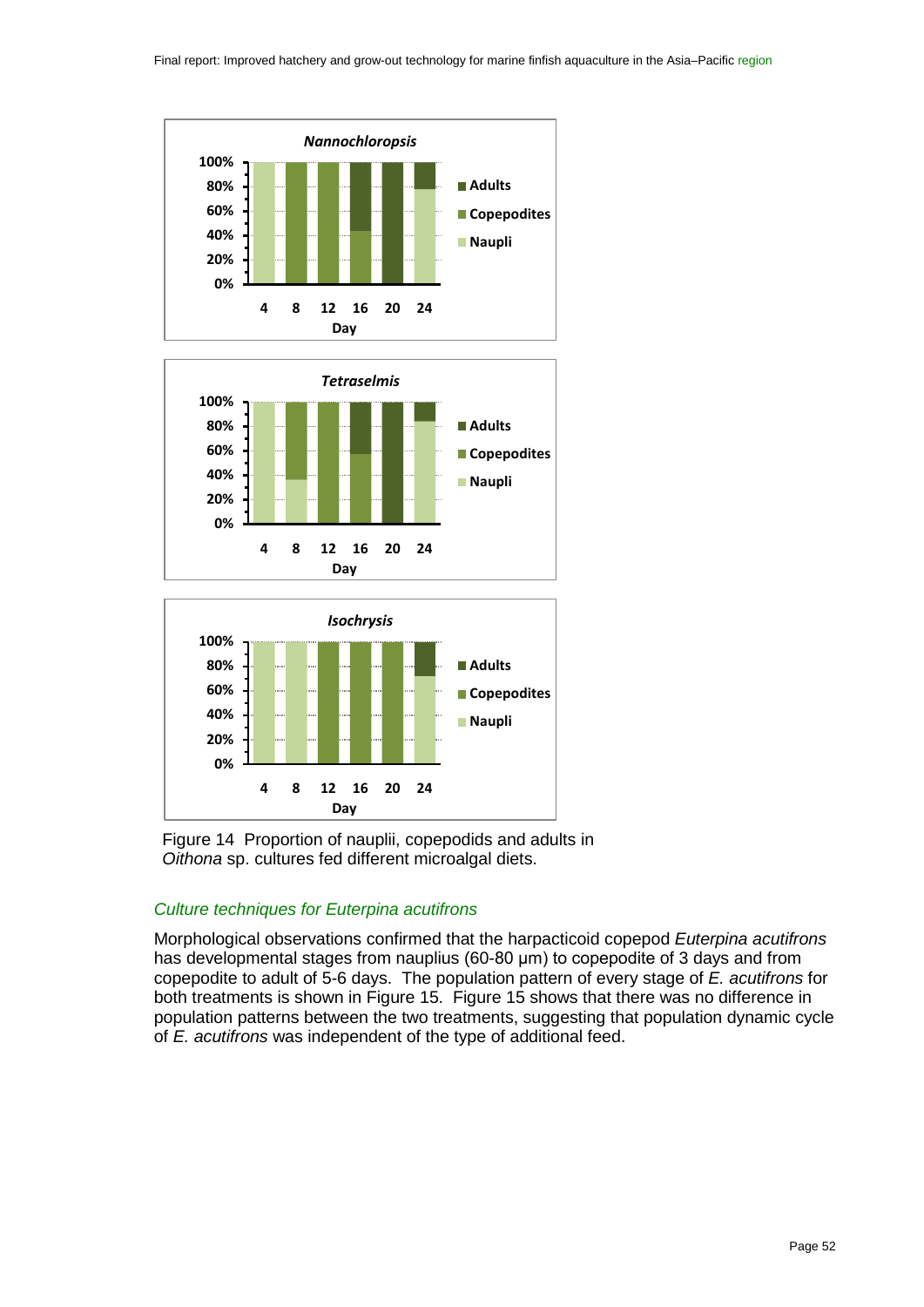Figure 14  Proportion of nauplii, copepodids and adults in *Oithona* sp. cultures fed different microalgal diets.

### *Culture techniques for Euterpina acutifrons*

Morphological observations confirmed that the harpacticoid copepod *Euterpina acutifrons* has developmental stages from nauplius (60-80 µm) to copepodite of 3 days and from copepodite to adult of 5-6 days. The population pattern of every stage of *E. acutifrons* for both treatments is shown in Figure 15. Figure 15 shows that there was no difference in population patterns between the two treatments, suggesting that population dynamic cycle of *E. acutifrons* was independent of the type of additional feed.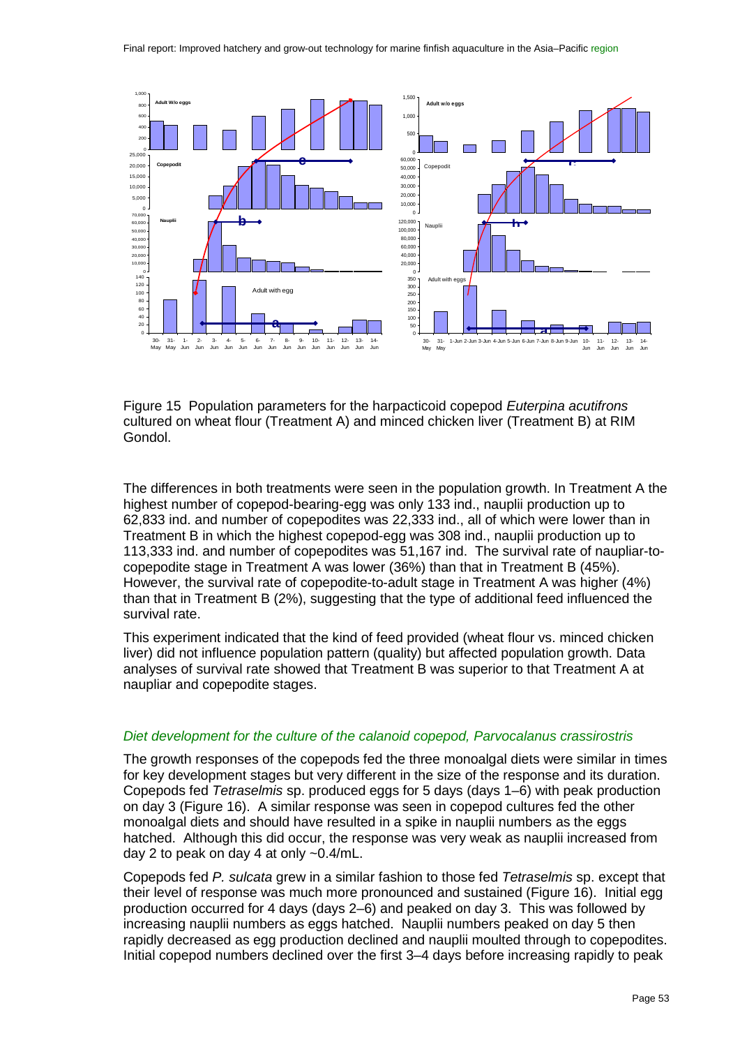Figure 15 Population parameters for the harpacticoid copepod *Euterpina acutifrons* cultured on wheat flour (Treatment A) and minced chicken liver (Treatment B) at RIM Gondol.

The differences in both treatments were seen in the population growth. In Treatment A the highest number of copepod-bearing-egg was only 133 ind., nauplii production up to 62,833 ind. and number of copepodites was 22,333 ind., all of which were lower than in Treatment B in which the highest copepod-egg was 308 ind., nauplii production up to 113,333 ind. and number of copepodites was 51,167 ind. The survival rate of naupliar-to-copepodite stage in Treatment A was lower (36%) than that in Treatment B (45%). However, the survival rate of copepodite-to-adult stage in Treatment A was higher (4%) than that in Treatment B (2%), suggesting that the type of additional feed influenced the survival rate.

This experiment indicated that the kind of feed provided (wheat flour vs. minced chicken liver) did not influence population pattern (quality) but affected population growth. Data analyses of survival rate showed that Treatment B was superior to that Treatment A at naupliar and copepodite stages.

### *Diet development for the culture of the calanoid copepod, Parvocalanus crassirostris*

The growth responses of the copepods fed the three monoalgal diets were similar in times for key development stages but very different in the size of the response and its duration. Copepods fed *Tetraselmis* sp. produced eggs for 5 days (days 1–6) with peak production on day 3 (Figure 16). A similar response was seen in copepod cultures fed the other monoalgal diets and should have resulted in a spike in nauplii numbers as the eggs hatched. Although this did occur, the response was very weak as nauplii increased from day 2 to peak on day 4 at only ~0.4/mL.

Copepods fed *P. sulcata* grew in a similar fashion to those fed *Tetraselmis* sp. except that their level of response was much more pronounced and sustained (Figure 16). Initial egg production occurred for 4 days (days 2–6) and peaked on day 3. This was followed by increasing nauplii numbers as eggs hatched. Nauplii numbers peaked on day 5 then rapidly decreased as egg production declined and nauplii moulted through to copepodites. Initial copepod numbers declined over the first 3–4 days before increasing rapidly to peak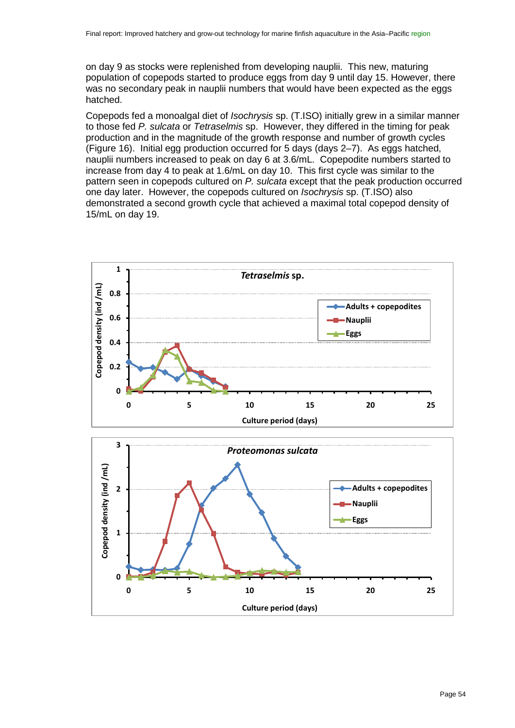on day 9 as stocks were replenished from developing nauplii. This new, maturing population of copepods started to produce eggs from day 9 until day 15. However, there was no secondary peak in nauplii numbers that would have been expected as the eggs hatched.

Copepods fed a monoalgal diet of *Isochrysis* sp. (T.ISO) initially grew in a similar manner to those fed *P. sulcata* or *Tetraselmis* sp. However, they differed in the timing for peak production and in the magnitude of the growth response and number of growth cycles (Figure 16). Initial egg production occurred for 5 days (days 2–7). As eggs hatched, nauplii numbers increased to peak on day 6 at 3.6/mL. Copepodite numbers started to increase from day 4 to peak at 1.6/mL on day 10. This first cycle was similar to the pattern seen in copepods cultured on *P. sulcata* except that the peak production occurred one day later. However, the copepods cultured on *Isochrysis* sp. (T.ISO) also demonstrated a second growth cycle that achieved a maximal total copepod density of 15/mL on day 19.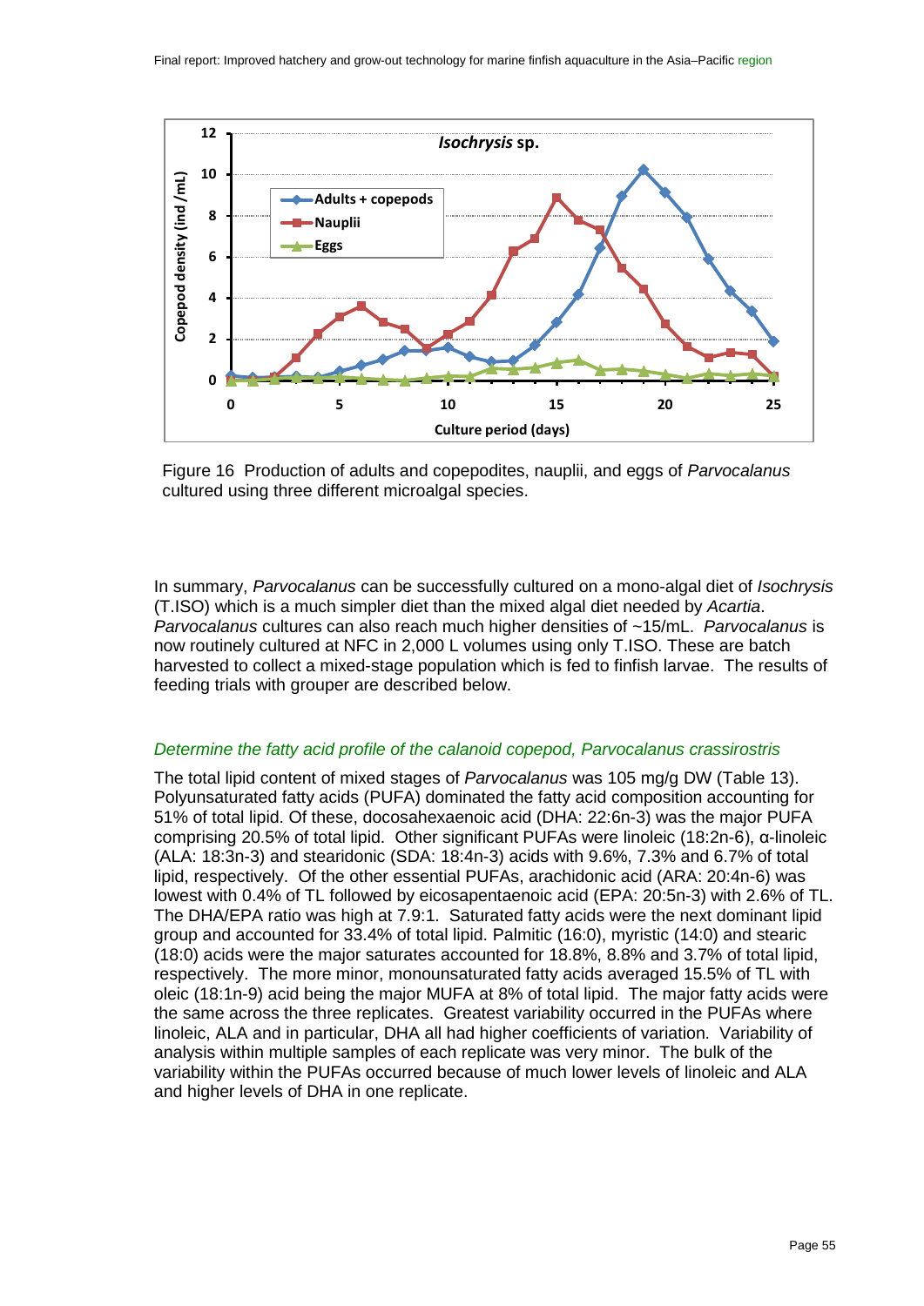Figure 16 Production of adults and copepodites, nauplii, and eggs of *Parvocalanus* cultured using three different microalgal species.

In summary, *Parvocalanus* can be successfully cultured on a mono-algal diet of *Isochrysis* (T.ISO) which is a much simpler diet than the mixed algal diet needed by *Acartia*. *Parvocalanus* cultures can also reach much higher densities of ~15/mL. *Parvocalanus* is now routinely cultured at NFC in 2,000 L volumes using only T.ISO. These are batch harvested to collect a mixed-stage population which is fed to finfish larvae. The results of feeding trials with grouper are described below.

### *Determine the fatty acid profile of the calanoid copepod, Parvocalanus crassirostris*

The total lipid content of mixed stages of *Parvocalanus* was 105 mg/g DW (Table 13). Polyunsaturated fatty acids (PUFA) dominated the fatty acid composition accounting for 51% of total lipid. Of these, docosahexaenoic acid (DHA: 22:6n-3) was the major PUFA comprising 20.5% of total lipid. Other significant PUFAs were linoleic (18:2n-6), α-linoleic (ALA: 18:3n-3) and stearidonic (SDA: 18:4n-3) acids with 9.6%, 7.3% and 6.7% of total lipid, respectively. Of the other essential PUFAs, arachidonic acid (ARA: 20:4n-6) was lowest with 0.4% of TL followed by eicosapentaenoic acid (EPA: 20:5n-3) with 2.6% of TL. The DHA/EPA ratio was high at 7.9:1. Saturated fatty acids were the next dominant lipid group and accounted for 33.4% of total lipid. Palmitic (16:0), myristic (14:0) and stearic (18:0) acids were the major saturates accounted for 18.8%, 8.8% and 3.7% of total lipid, respectively. The more minor, monounsaturated fatty acids averaged 15.5% of TL with oleic (18:1n-9) acid being the major MUFA at 8% of total lipid. The major fatty acids were the same across the three replicates. Greatest variability occurred in the PUFAs where linoleic, ALA and in particular, DHA all had higher coefficients of variation. Variability of analysis within multiple samples of each replicate was very minor. The bulk of the variability within the PUFAs occurred because of much lower levels of linoleic and ALA and higher levels of DHA in one replicate.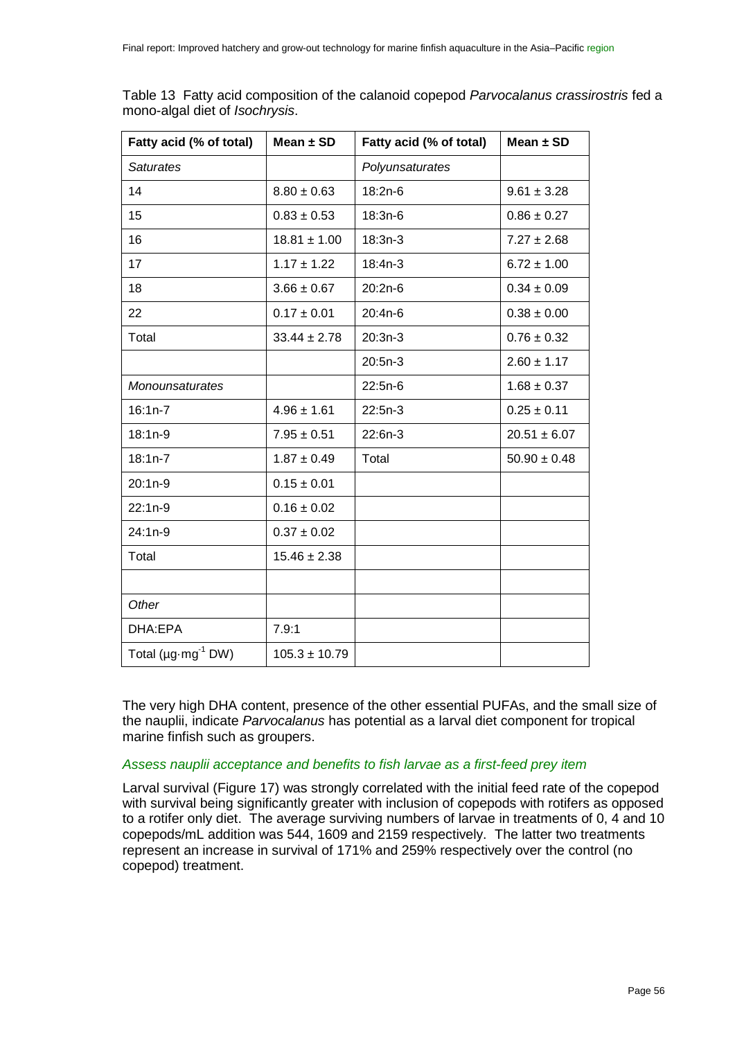Table 13 Fatty acid composition of the calanoid copepod *Parvocalanus crassirostris* fed a mono-algal diet of *Isochrysis*.

| Fatty acid (% of total) | Mean ± SD | Fatty acid (% of total) | Mean ± SD |
|---|---|---|---|
| *Saturates* | | *Polyunsaturates* | |
| 14 | 8.80 ± 0.63 | 18:2n-6 | 9.61 ± 3.28 |
| 15 | 0.83 ± 0.53 | 18:3n-6 | 0.86 ± 0.27 |
| 16 | 18.81 ± 1.00 | 18:3n-3 | 7.27 ± 2.68 |
| 17 | 1.17 ± 1.22 | 18:4n-3 | 6.72 ± 1.00 |
| 18 | 3.66 ± 0.67 | 20:2n-6 | 0.34 ± 0.09 |
| 22 | 0.17 ± 0.01 | 20:4n-6 | 0.38 ± 0.00 |
| Total | 33.44 ± 2.78 | 20:3n-3 | 0.76 ± 0.32 |
| | | 20:5n-3 | 2.60 ± 1.17 |
| *Monounsaturates* | | 22:5n-6 | 1.68 ± 0.37 |
| 16:1n-7 | 4.96 ± 1.61 | 22:5n-3 | 0.25 ± 0.11 |
| 18:1n-9 | 7.95 ± 0.51 | 22:6n-3 | 20.51 ± 6.07 |
| 18:1n-7 | 1.87 ± 0.49 | Total | 50.90 ± 0.48 |
| 20:1n-9 | 0.15 ± 0.01 | | |
| 22:1n-9 | 0.16 ± 0.02 | | |
| 24:1n-9 | 0.37 ± 0.02 | | |
| Total | 15.46 ± 2.38 | | |
| | | | |
| *Other* | | | |
| DHA:EPA | 7.9:1 | | |
| Total ($\mu g \cdot mg^{-1}$ DW) | 105.3 ± 10.79 | | |

The very high DHA content, presence of the other essential PUFAs, and the small size of the nauplii, indicate *Parvocalanus* has potential as a larval diet component for tropical marine finfish such as groupers.

### *Assess nauplii acceptance and benefits to fish larvae as a first-feed prey item*

Larval survival (Figure 17) was strongly correlated with the initial feed rate of the copepod with survival being significantly greater with inclusion of copepods with rotifers as opposed to a rotifer only diet. The average surviving numbers of larvae in treatments of 0, 4 and 10 copepods/mL addition was 544, 1609 and 2159 respectively. The latter two treatments represent an increase in survival of 171% and 259% respectively over the control (no copepod) treatment.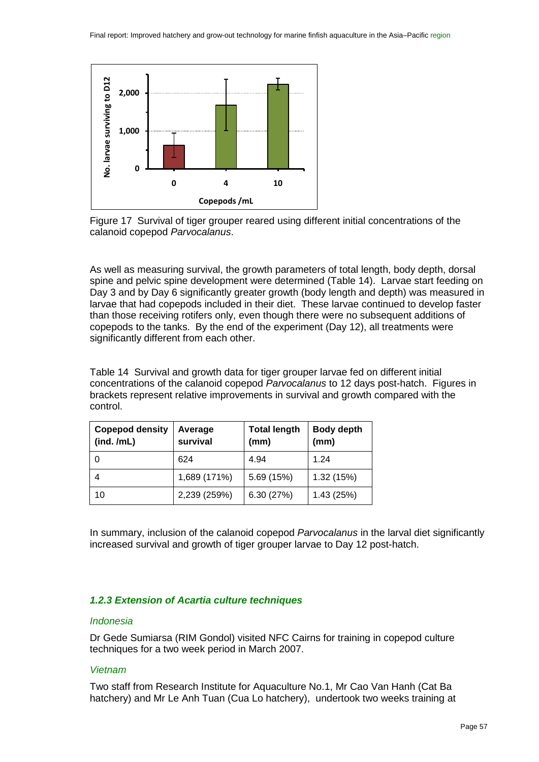Figure 17 Survival of tiger grouper reared using different initial concentrations of the calanoid copepod *Parvocalanus*.

As well as measuring survival, the growth parameters of total length, body depth, dorsal spine and pelvic spine development were determined (Table 14). Larvae start feeding on Day 3 and by Day 6 significantly greater growth (body length and depth) was measured in larvae that had copepods included in their diet. These larvae continued to develop faster than those receiving rotifers only, even though there were no subsequent additions of copepods to the tanks. By the end of the experiment (Day 12), all treatments were significantly different from each other.

Table 14 Survival and growth data for tiger grouper larvae fed on different initial concentrations of the calanoid copepod *Parvocalanus* to 12 days post-hatch. Figures in brackets represent relative improvements in survival and growth compared with the control.

| Copepod density (ind. /mL) | Average survival | Total length (mm) | Body depth (mm) |
|---|---|---|---|
| 0 | 624 | 4.94 | 1.24 |
| 4 | 1,689 (171%) | 5.69 (15%) | 1.32 (15%) |
| 10 | 2,239 (259%) | 6.30 (27%) | 1.43 (25%) |

In summary, inclusion of the calanoid copepod *Parvocalanus* in the larval diet significantly increased survival and growth of tiger grouper larvae to Day 12 post-hatch.

### *1.2.3 Extension of Acartia culture techniques*

#### *Indonesia*

Dr Gede Sumiarsa (RIM Gondol) visited NFC Cairns for training in copepod culture techniques for a two week period in March 2007.

#### *Vietnam*

Two staff from Research Institute for Aquaculture No.1, Mr Cao Van Hanh (Cat Ba hatchery) and Mr Le Anh Tuan (Cua Lo hatchery), undertook two weeks training at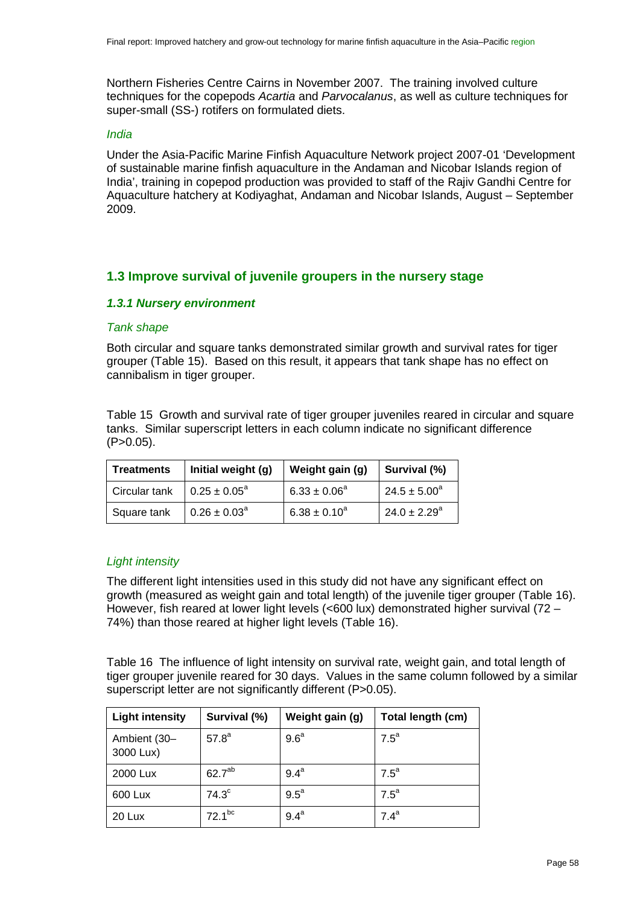Northern Fisheries Centre Cairns in November 2007. The training involved culture techniques for the copepods *Acartia* and *Parvocalanus*, as well as culture techniques for super-small (SS-) rotifers on formulated diets.

*India*

Under the Asia-Pacific Marine Finfish Aquaculture Network project 2007-01 'Development of sustainable marine finfish aquaculture in the Andaman and Nicobar Islands region of India', training in copepod production was provided to staff of the Rajiv Gandhi Centre for Aquaculture hatchery at Kodiyaghat, Andaman and Nicobar Islands, August – September 2009.

## 1.3 Improve survival of juvenile groupers in the nursery stage

### *1.3.1 Nursery environment*

*Tank shape*

Both circular and square tanks demonstrated similar growth and survival rates for tiger grouper (Table 15). Based on this result, it appears that tank shape has no effect on cannibalism in tiger grouper.

Table 15 Growth and survival rate of tiger grouper juveniles reared in circular and square tanks. Similar superscript letters in each column indicate no significant difference (P>0.05).

| Treatments | Initial weight (g) | Weight gain (g) | Survival (%) |
|---|---|---|---|
| Circular tank | $0.25 \pm 0.05^{a}$ | $6.33 \pm 0.06^{a}$ | $24.5 \pm 5.00^{a}$ |
| Square tank | $0.26 \pm 0.03^{a}$ | $6.38 \pm 0.10^{a}$ | $24.0 \pm 2.29^{a}$ |

*Light intensity*

The different light intensities used in this study did not have any significant effect on growth (measured as weight gain and total length) of the juvenile tiger grouper (Table 16). However, fish reared at lower light levels (<600 lux) demonstrated higher survival (72 – 74%) than those reared at higher light levels (Table 16).

Table 16 The influence of light intensity on survival rate, weight gain, and total length of tiger grouper juvenile reared for 30 days. Values in the same column followed by a similar superscript letter are not significantly different (P>0.05).

| Light intensity | Survival (%) | Weight gain (g) | Total length (cm) |
|---|---|---|---|
| Ambient (30–3000 Lux) | $57.8^{a}$ | $9.6^{a}$ | $7.5^{a}$ |
| 2000 Lux | $62.7^{ab}$ | $9.4^{a}$ | $7.5^{a}$ |
| 600 Lux | $74.3^{c}$ | $9.5^{a}$ | $7.5^{a}$ |
| 20 Lux | $72.1^{bc}$ | $9.4^{a}$ | $7.4^{a}$ |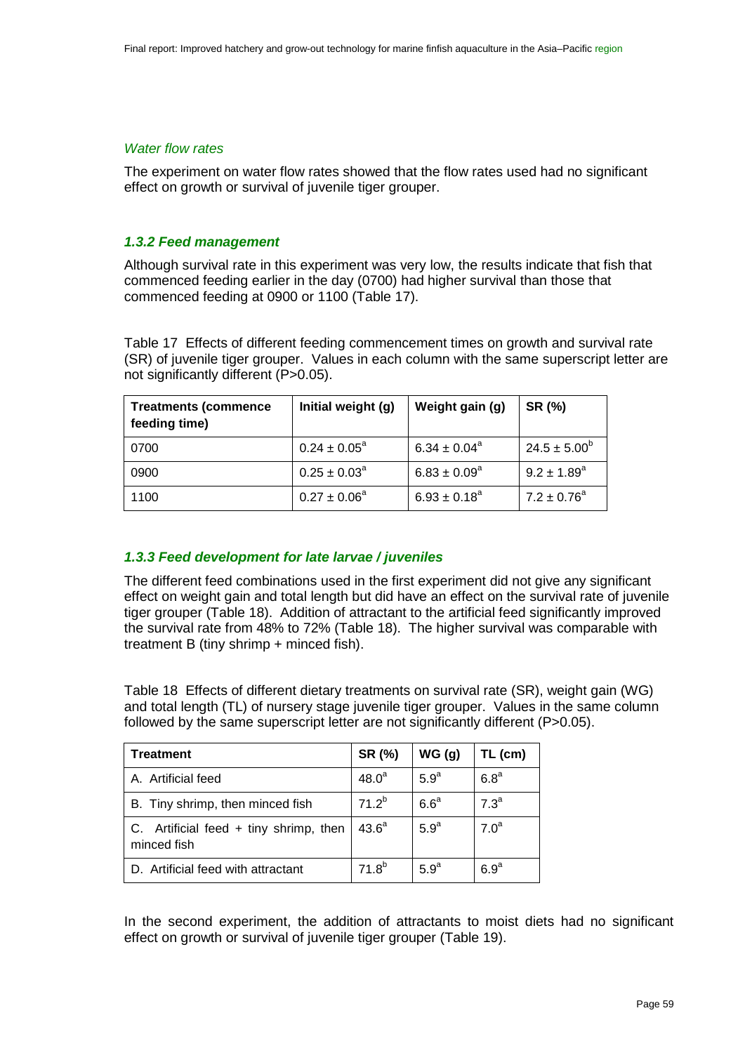*Water flow rates*

The experiment on water flow rates showed that the flow rates used had no significant effect on growth or survival of juvenile tiger grouper.

### *1.3.2 Feed management*

Although survival rate in this experiment was very low, the results indicate that fish that commenced feeding earlier in the day (0700) had higher survival than those that commenced feeding at 0900 or 1100 (Table 17).

Table 17 Effects of different feeding commencement times on growth and survival rate (SR) of juvenile tiger grouper. Values in each column with the same superscript letter are not significantly different (P>0.05).

| Treatments (commence feeding time) | Initial weight (g) | Weight gain (g) | SR (%) |
|---|---|---|---|
| 0700 | $0.24 \pm 0.05^{a}$ | $6.34 \pm 0.04^{a}$ | $24.5 \pm 5.00^{b}$ |
| 0900 | $0.25 \pm 0.03^{a}$ | $6.83 \pm 0.09^{a}$ | $9.2 \pm 1.89^{a}$ |
| 1100 | $0.27 \pm 0.06^{a}$ | $6.93 \pm 0.18^{a}$ | $7.2 \pm 0.76^{a}$ |

### *1.3.3 Feed development for late larvae / juveniles*

The different feed combinations used in the first experiment did not give any significant effect on weight gain and total length but did have an effect on the survival rate of juvenile tiger grouper (Table 18). Addition of attractant to the artificial feed significantly improved the survival rate from 48% to 72% (Table 18). The higher survival was comparable with treatment B (tiny shrimp + minced fish).

Table 18 Effects of different dietary treatments on survival rate (SR), weight gain (WG) and total length (TL) of nursery stage juvenile tiger grouper. Values in the same column followed by the same superscript letter are not significantly different (P>0.05).

| Treatment | SR (%) | WG (g) | TL (cm) |
|---|---|---|---|
| A. Artificial feed | $48.0^{a}$ | $5.9^{a}$ | $6.8^{a}$ |
| B. Tiny shrimp, then minced fish | $71.2^{b}$ | $6.6^{a}$ | $7.3^{a}$ |
| C. Artificial feed + tiny shrimp, then minced fish | $43.6^{a}$ | $5.9^{a}$ | $7.0^{a}$ |
| D. Artificial feed with attractant | $71.8^{b}$ | $5.9^{a}$ | $6.9^{a}$ |

In the second experiment, the addition of attractants to moist diets had no significant effect on growth or survival of juvenile tiger grouper (Table 19).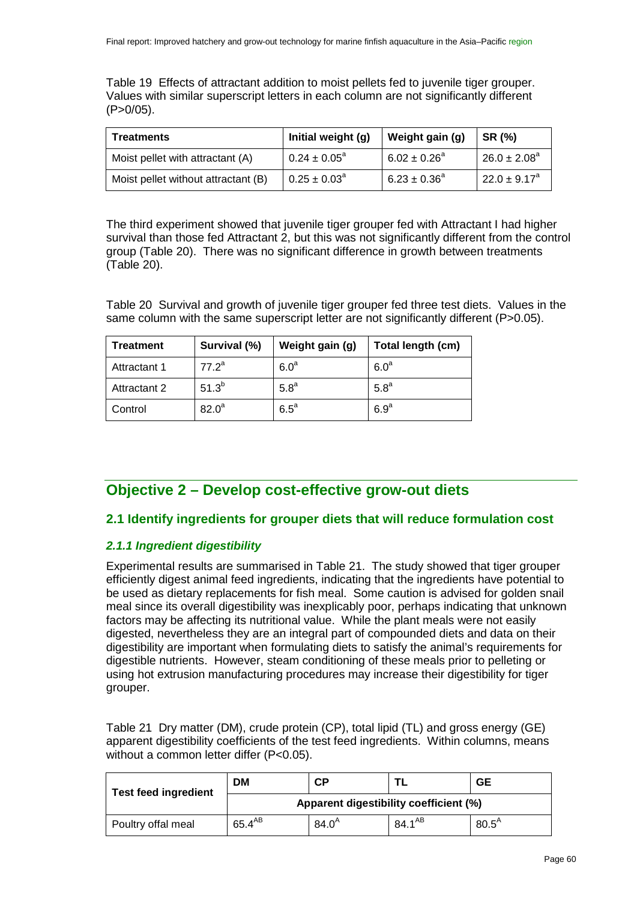Table 19 Effects of attractant addition to moist pellets fed to juvenile tiger grouper. Values with similar superscript letters in each column are not significantly different (P>0/05).

| Treatments | Initial weight (g) | Weight gain (g) | SR (%) |
|---|---|---|---|
| Moist pellet with attractant (A) | $0.24 \pm 0.05^{a}$ | $6.02 \pm 0.26^{a}$ | $26.0 \pm 2.08^{a}$ |
| Moist pellet without attractant (B) | $0.25 \pm 0.03^{a}$ | $6.23 \pm 0.36^{a}$ | $22.0 \pm 9.17^{a}$ |

The third experiment showed that juvenile tiger grouper fed with Attractant I had higher survival than those fed Attractant 2, but this was not significantly different from the control group (Table 20). There was no significant difference in growth between treatments (Table 20).

Table 20 Survival and growth of juvenile tiger grouper fed three test diets. Values in the same column with the same superscript letter are not significantly different (P>0.05).

| Treatment | Survival (%) | Weight gain (g) | Total length (cm) |
|---|---|---|---|
| Attractant 1 | $77.2^{a}$ | $6.0^{a}$ | $6.0^{a}$ |
| Attractant 2 | $51.3^{b}$ | $5.8^{a}$ | $5.8^{a}$ |
| Control | $82.0^{a}$ | $6.5^{a}$ | $6.9^{a}$ |

## Objective 2 – Develop cost-effective grow-out diets

### 2.1 Identify ingredients for grouper diets that will reduce formulation cost

#### *2.1.1 Ingredient digestibility*

Experimental results are summarised in Table 21. The study showed that tiger grouper efficiently digest animal feed ingredients, indicating that the ingredients have potential to be used as dietary replacements for fish meal. Some caution is advised for golden snail meal since its overall digestibility was inexplicably poor, perhaps indicating that unknown factors may be affecting its nutritional value. While the plant meals were not easily digested, nevertheless they are an integral part of compounded diets and data on their digestibility are important when formulating diets to satisfy the animal's requirements for digestible nutrients. However, steam conditioning of these meals prior to pelleting or using hot extrusion manufacturing procedures may increase their digestibility for tiger grouper.

Table 21 Dry matter (DM), crude protein (CP), total lipid (TL) and gross energy (GE) apparent digestibility coefficients of the test feed ingredients. Within columns, means without a common letter differ (P<0.05).

| Test feed ingredient | DM | CP | TL | GE |
|---|---|---|---|---|
| | Apparent digestibility coefficient (%) | | | |
| Poultry offal meal | $65.4^{AB}$ | $84.0^{A}$ | $84.1^{AB}$ | $80.5^{A}$ |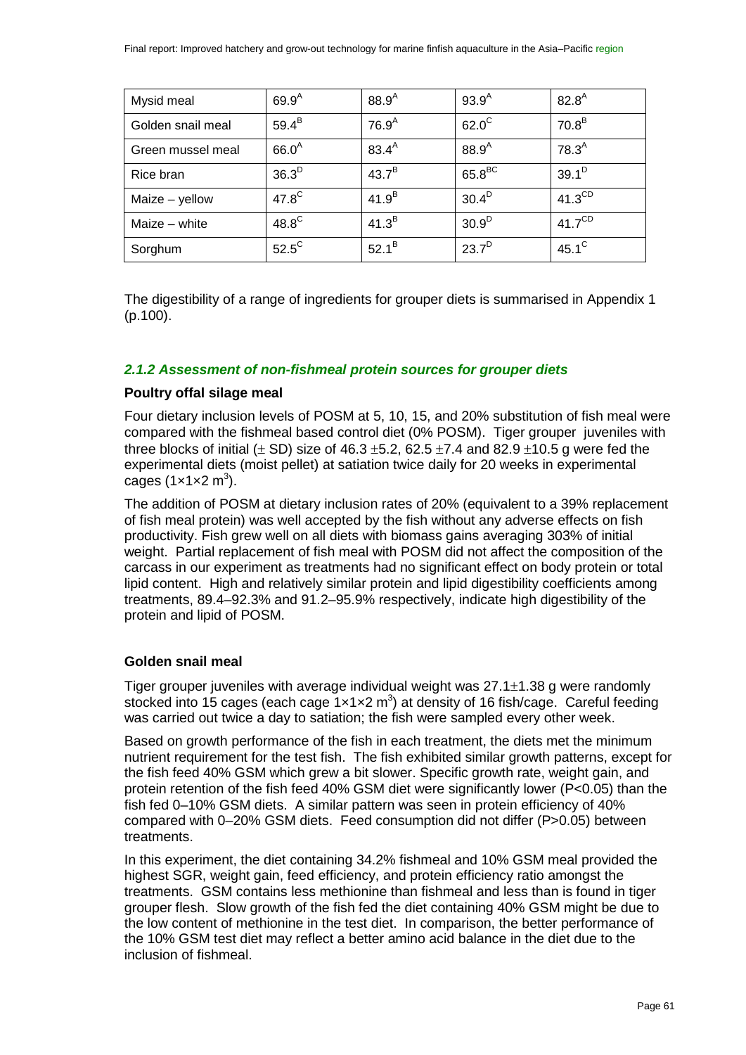| Mysid meal | $69.9^{A}$ | $88.9^{A}$ | $93.9^{A}$ | $82.8^{A}$ |
|---|---|---|---|---|
| Golden snail meal | $59.4^{B}$ | $76.9^{A}$ | $62.0^{C}$ | $70.8^{B}$ |
| Green mussel meal | $66.0^{A}$ | $83.4^{A}$ | $88.9^{A}$ | $78.3^{A}$ |
| Rice bran | $36.3^{D}$ | $43.7^{B}$ | $65.8^{BC}$ | $39.1^{D}$ |
| Maize – yellow | $47.8^{C}$ | $41.9^{B}$ | $30.4^{D}$ | $41.3^{CD}$ |
| Maize – white | $48.8^{C}$ | $41.3^{B}$ | $30.9^{D}$ | $41.7^{CD}$ |
| Sorghum | $52.5^{C}$ | $52.1^{B}$ | $23.7^{D}$ | $45.1^{C}$ |

The digestibility of a range of ingredients for grouper diets is summarised in Appendix 1 (p.100).

### *2.1.2 Assessment of non-fishmeal protein sources for grouper diets*

**Poultry offal silage meal**

Four dietary inclusion levels of POSM at 5, 10, 15, and 20% substitution of fish meal were compared with the fishmeal based control diet (0% POSM). Tiger grouper juveniles with three blocks of initial ($\pm$ SD) size of 46.3 $\pm$5.2, 62.5 $\pm$7.4 and 82.9 $\pm$10.5 g were fed the experimental diets (moist pellet) at satiation twice daily for 20 weeks in experimental cages (1×1×2 $m^3$).

The addition of POSM at dietary inclusion rates of 20% (equivalent to a 39% replacement of fish meal protein) was well accepted by the fish without any adverse effects on fish productivity. Fish grew well on all diets with biomass gains averaging 303% of initial weight. Partial replacement of fish meal with POSM did not affect the composition of the carcass in our experiment as treatments had no significant effect on body protein or total lipid content. High and relatively similar protein and lipid digestibility coefficients among treatments, 89.4–92.3% and 91.2–95.9% respectively, indicate high digestibility of the protein and lipid of POSM.

**Golden snail meal**

Tiger grouper juveniles with average individual weight was 27.1$\pm$1.38 g were randomly stocked into 15 cages (each cage 1×1×2 $m^3$) at density of 16 fish/cage. Careful feeding was carried out twice a day to satiation; the fish were sampled every other week.

Based on growth performance of the fish in each treatment, the diets met the minimum nutrient requirement for the test fish. The fish exhibited similar growth patterns, except for the fish feed 40% GSM which grew a bit slower. Specific growth rate, weight gain, and protein retention of the fish feed 40% GSM diet were significantly lower ($P<0.05$) than the fish fed 0–10% GSM diets. A similar pattern was seen in protein efficiency of 40% compared with 0–20% GSM diets. Feed consumption did not differ ($P>0.05$) between treatments.

In this experiment, the diet containing 34.2% fishmeal and 10% GSM meal provided the highest SGR, weight gain, feed efficiency, and protein efficiency ratio amongst the treatments. GSM contains less methionine than fishmeal and less than is found in tiger grouper flesh. Slow growth of the fish fed the diet containing 40% GSM might be due to the low content of methionine in the test diet. In comparison, the better performance of the 10% GSM test diet may reflect a better amino acid balance in the diet due to the inclusion of fishmeal.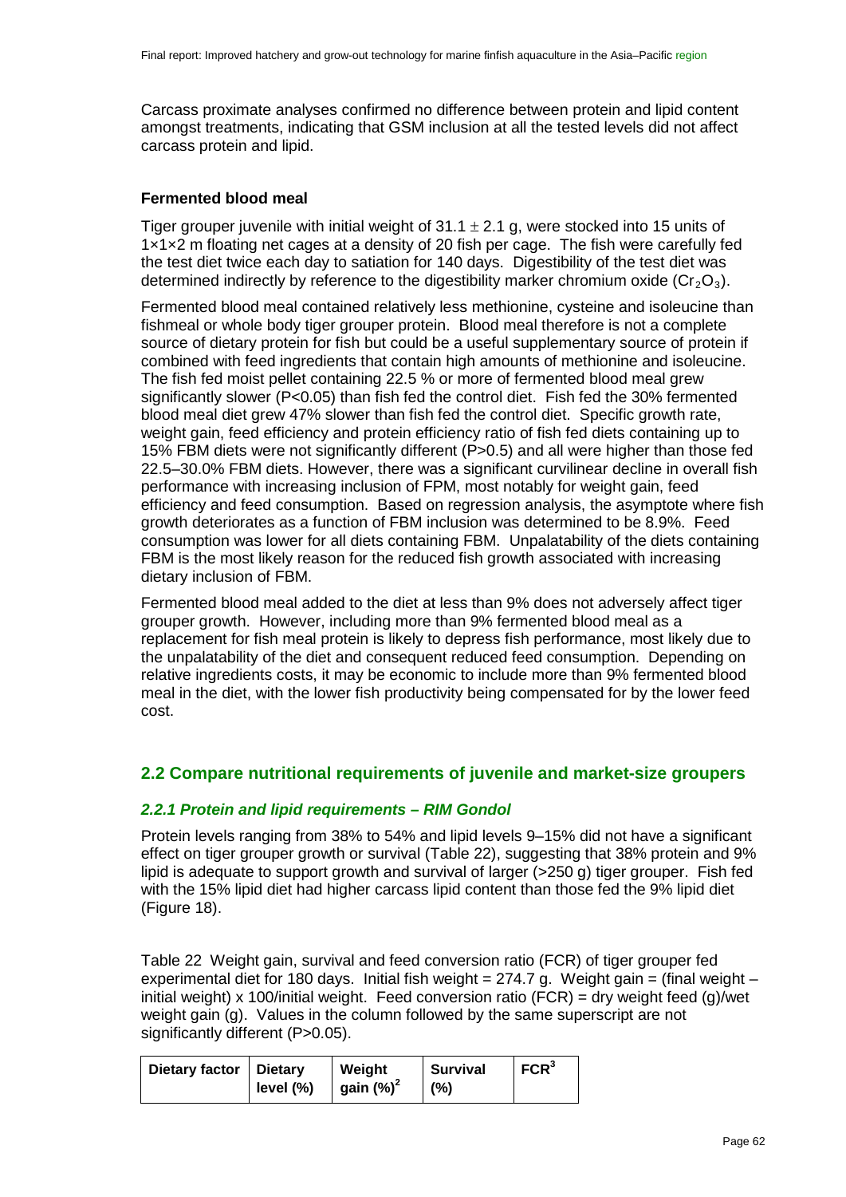Carcass proximate analyses confirmed no difference between protein and lipid content amongst treatments, indicating that GSM inclusion at all the tested levels did not affect carcass protein and lipid.

### Fermented blood meal

Tiger grouper juvenile with initial weight of $31.1 \pm 2.1$ g, were stocked into 15 units of 1×1×2 m floating net cages at a density of 20 fish per cage. The fish were carefully fed the test diet twice each day to satiation for 140 days. Digestibility of the test diet was determined indirectly by reference to the digestibility marker chromium oxide ($Cr_2O_3$).

Fermented blood meal contained relatively less methionine, cysteine and isoleucine than fishmeal or whole body tiger grouper protein. Blood meal therefore is not a complete source of dietary protein for fish but could be a useful supplementary source of protein if combined with feed ingredients that contain high amounts of methionine and isoleucine. The fish fed moist pellet containing 22.5 % or more of fermented blood meal grew significantly slower ($P<0.05$) than fish fed the control diet. Fish fed the 30% fermented blood meal diet grew 47% slower than fish fed the control diet. Specific growth rate, weight gain, feed efficiency and protein efficiency ratio of fish fed diets containing up to 15% FBM diets were not significantly different ($P>0.5$) and all were higher than those fed 22.5–30.0% FBM diets. However, there was a significant curvilinear decline in overall fish performance with increasing inclusion of FPM, most notably for weight gain, feed efficiency and feed consumption. Based on regression analysis, the asymptote where fish growth deteriorates as a function of FBM inclusion was determined to be 8.9%. Feed consumption was lower for all diets containing FBM. Unpalatability of the diets containing FBM is the most likely reason for the reduced fish growth associated with increasing dietary inclusion of FBM.

Fermented blood meal added to the diet at less than 9% does not adversely affect tiger grouper growth. However, including more than 9% fermented blood meal as a replacement for fish meal protein is likely to depress fish performance, most likely due to the unpalatability of the diet and consequent reduced feed consumption. Depending on relative ingredients costs, it may be economic to include more than 9% fermented blood meal in the diet, with the lower fish productivity being compensated for by the lower feed cost.

## 2.2 Compare nutritional requirements of juvenile and market-size groupers

### *2.2.1 Protein and lipid requirements – RIM Gondol*

Protein levels ranging from 38% to 54% and lipid levels 9–15% did not have a significant effect on tiger grouper growth or survival (Table 22), suggesting that 38% protein and 9% lipid is adequate to support growth and survival of larger (>250 g) tiger grouper. Fish fed with the 15% lipid diet had higher carcass lipid content than those fed the 9% lipid diet (Figure 18).

Table 22 Weight gain, survival and feed conversion ratio (FCR) of tiger grouper fed experimental diet for 180 days. Initial fish weight = 274.7 g. Weight gain = (final weight – initial weight) x 100/initial weight. Feed conversion ratio (FCR) = dry weight feed (g)/wet weight gain (g). Values in the column followed by the same superscript are not significantly different ($P>0.05$).

| Dietary factor | Dietary level (%) | Weight gain (%)[2] | Survival (%) | FCR[3] |
|---|---|---|---|---|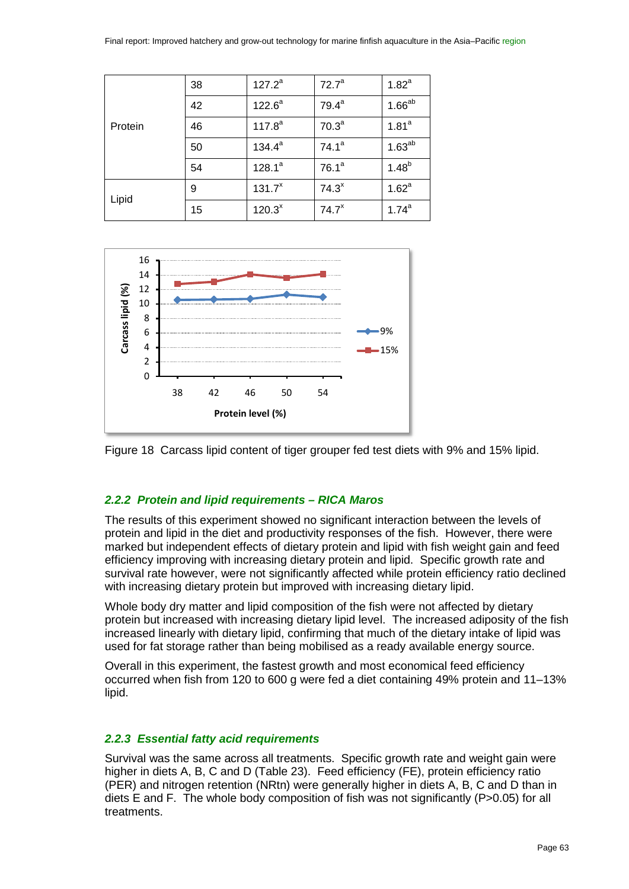| | | | | |
|---|---|---|---|---|
| Protein | 38 | 127.2[a] | 72.7[a] | 1.82[a] |
| | 42 | 122.6[a] | 79.4[a] | 1.66[ab] |
| | 46 | 117.8[a] | 70.3[a] | 1.81[a] |
| | 50 | 134.4[a] | 74.1[a] | 1.63[ab] |
| | 54 | 128.1[a] | 76.1[a] | 1.48[b] |
| Lipid | 9 | 131.7[x] | 74.3[x] | 1.62[a] |
| | 15 | 120.3[x] | 74.7[x] | 1.74[a] |

Figure 18 Carcass lipid content of tiger grouper fed test diets with 9% and 15% lipid.

### *2.2.2 Protein and lipid requirements – RICA Maros*

The results of this experiment showed no significant interaction between the levels of protein and lipid in the diet and productivity responses of the fish. However, there were marked but independent effects of dietary protein and lipid with fish weight gain and feed efficiency improving with increasing dietary protein and lipid. Specific growth rate and survival rate however, were not significantly affected while protein efficiency ratio declined with increasing dietary protein but improved with increasing dietary lipid.

Whole body dry matter and lipid composition of the fish were not affected by dietary protein but increased with increasing dietary lipid level. The increased adiposity of the fish increased linearly with dietary lipid, confirming that much of the dietary intake of lipid was used for fat storage rather than being mobilised as a ready available energy source.

Overall in this experiment, the fastest growth and most economical feed efficiency occurred when fish from 120 to 600 g were fed a diet containing 49% protein and 11–13% lipid.

### *2.2.3 Essential fatty acid requirements*

Survival was the same across all treatments. Specific growth rate and weight gain were higher in diets A, B, C and D (Table 23). Feed efficiency (FE), protein efficiency ratio (PER) and nitrogen retention (NRtn) were generally higher in diets A, B, C and D than in diets E and F. The whole body composition of fish was not significantly ($P>0.05$) for all treatments.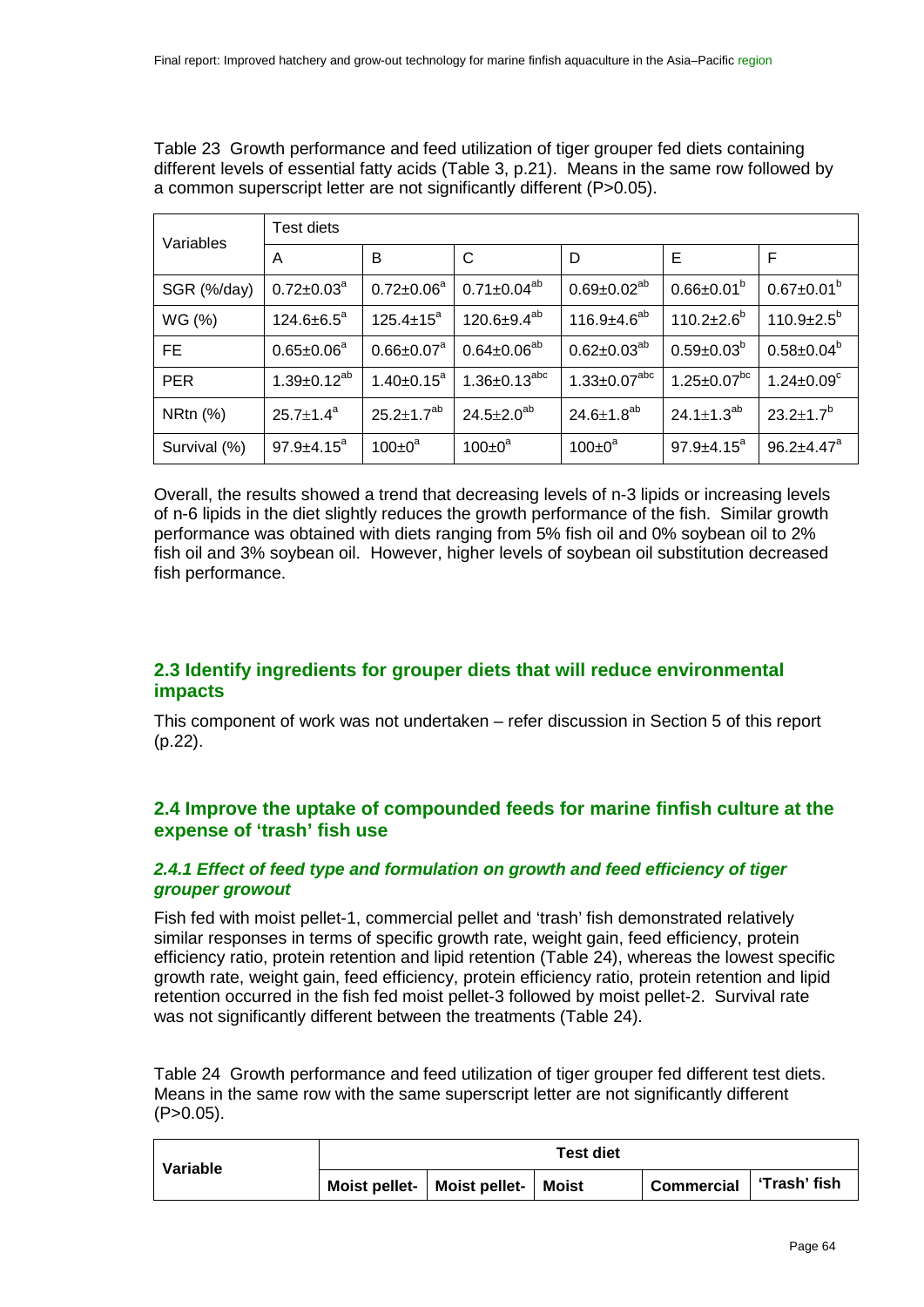Table 23 Growth performance and feed utilization of tiger grouper fed diets containing different levels of essential fatty acids (Table 3, p.21). Means in the same row followed by a common superscript letter are not significantly different (P>0.05).

| Variables | Test diets | | | | | |
|---|---|---|---|---|---|---|
| | A | B | C | D | E | F |
| SGR (%/day) | $0.72{\pm}0.03^{a}$ | $0.72{\pm}0.06^{a}$ | $0.71{\pm}0.04^{ab}$ | $0.69{\pm}0.02^{ab}$ | $0.66{\pm}0.01^{b}$ | $0.67{\pm}0.01^{b}$ |
| WG (%) | $124.6{\pm}6.5^{a}$ | $125.4{\pm}15^{a}$ | $120.6{\pm}9.4^{ab}$ | $116.9{\pm}4.6^{ab}$ | $110.2{\pm}2.6^{b}$ | $110.9{\pm}2.5^{b}$ |
| FE | $0.65{\pm}0.06^{a}$ | $0.66{\pm}0.07^{a}$ | $0.64{\pm}0.06^{ab}$ | $0.62{\pm}0.03^{ab}$ | $0.59{\pm}0.03^{b}$ | $0.58{\pm}0.04^{b}$ |
| PER | $1.39{\pm}0.12^{ab}$ | $1.40{\pm}0.15^{a}$ | $1.36{\pm}0.13^{abc}$ | $1.33{\pm}0.07^{abc}$ | $1.25{\pm}0.07^{bc}$ | $1.24{\pm}0.09^{c}$ |
| NRtn (%) | $25.7{\pm}1.4^{a}$ | $25.2{\pm}1.7^{ab}$ | $24.5{\pm}2.0^{ab}$ | $24.6{\pm}1.8^{ab}$ | $24.1{\pm}1.3^{ab}$ | $23.2{\pm}1.7^{b}$ |
| Survival (%) | $97.9{\pm}4.15^{a}$ | $100{\pm}0^{a}$ | $100{\pm}0^{a}$ | $100{\pm}0^{a}$ | $97.9{\pm}4.15^{a}$ | $96.2{\pm}4.47^{a}$ |

Overall, the results showed a trend that decreasing levels of n-3 lipids or increasing levels of n-6 lipids in the diet slightly reduces the growth performance of the fish. Similar growth performance was obtained with diets ranging from 5% fish oil and 0% soybean oil to 2% fish oil and 3% soybean oil. However, higher levels of soybean oil substitution decreased fish performance.

## 2.3 Identify ingredients for grouper diets that will reduce environmental impacts

This component of work was not undertaken – refer discussion in Section 5 of this report (p.22).

## 2.4 Improve the uptake of compounded feeds for marine finfish culture at the expense of 'trash' fish use

### *2.4.1 Effect of feed type and formulation on growth and feed efficiency of tiger grouper growout*

Fish fed with moist pellet-1, commercial pellet and 'trash' fish demonstrated relatively similar responses in terms of specific growth rate, weight gain, feed efficiency, protein efficiency ratio, protein retention and lipid retention (Table 24), whereas the lowest specific growth rate, weight gain, feed efficiency, protein efficiency ratio, protein retention and lipid retention occurred in the fish fed moist pellet-3 followed by moist pellet-2. Survival rate was not significantly different between the treatments (Table 24).

Table 24 Growth performance and feed utilization of tiger grouper fed different test diets. Means in the same row with the same superscript letter are not significantly different (P>0.05).

| **Variable** | **Test diet** | | | | |
|---|---|---|---|---|---|
| | **Moist pellet-** | **Moist pellet-** | **Moist** | **Commercial** | **'Trash' fish** |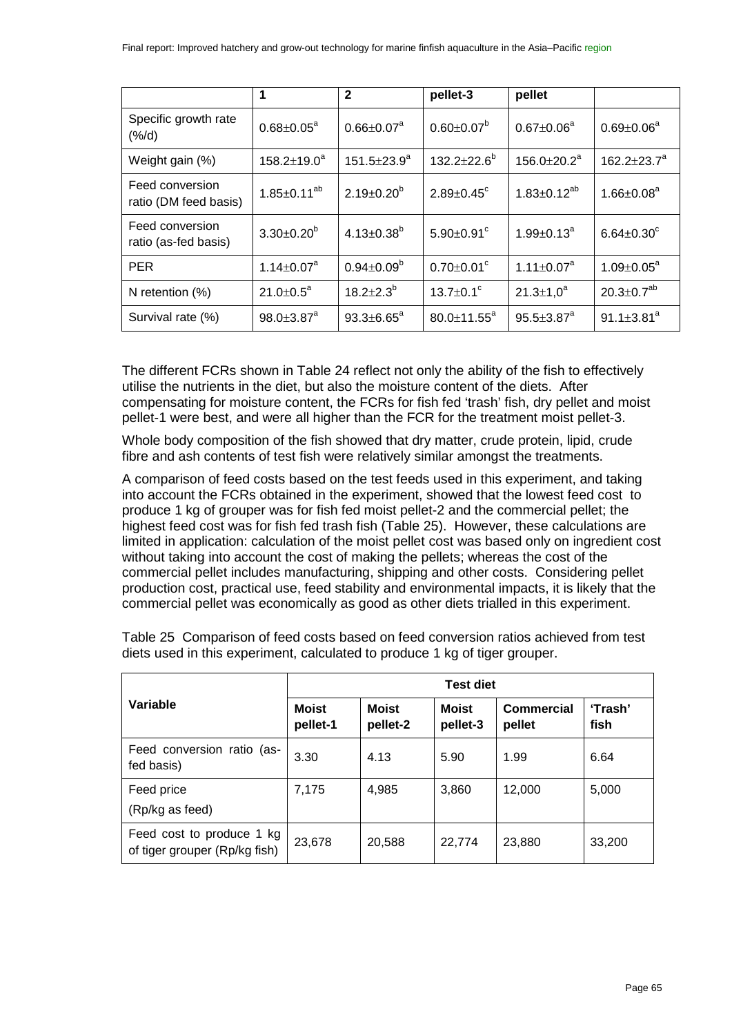| | 1 | 2 | pellet-3 | pellet | |
|---|---|---|---|---|---|
| Specific growth rate (%/d) | 0.68±0.05[a] | 0.66±0.07[a] | 0.60±0.07[b] | 0.67±0.06[a] | 0.69±0.06[a] |
| Weight gain (%) | 158.2±19.0[a] | 151.5±23.9[a] | 132.2±22.6[b] | 156.0±20.2[a] | 162.2±23.7[a] |
| Feed conversion ratio (DM feed basis) | 1.85±0.11[ab] | 2.19±0.20[b] | 2.89±0.45[c] | 1.83±0.12[ab] | 1.66±0.08[a] |
| Feed conversion ratio (as-fed basis) | 3.30±0.20[b] | 4.13±0.38[b] | 5.90±0.91[c] | 1.99±0.13[a] | 6.64±0.30[c] |
| PER | 1.14±0.07[a] | 0.94±0.09[b] | 0.70±0.01[c] | 1.11±0.07[a] | 1.09±0.05[a] |
| N retention (%) | 21.0±0.5[a] | 18.2±2.3[b] | 13.7±0.1[c] | 21.3±1,0[a] | 20.3±0.7[ab] |
| Survival rate (%) | 98.0±3.87[a] | 93.3±6.65[a] | 80.0±11.55[a] | 95.5±3.87[a] | 91.1±3.81[a] |

The different FCRs shown in Table 24 reflect not only the ability of the fish to effectively utilise the nutrients in the diet, but also the moisture content of the diets. After compensating for moisture content, the FCRs for fish fed 'trash' fish, dry pellet and moist pellet-1 were best, and were all higher than the FCR for the treatment moist pellet-3.

Whole body composition of the fish showed that dry matter, crude protein, lipid, crude fibre and ash contents of test fish were relatively similar amongst the treatments.

A comparison of feed costs based on the test feeds used in this experiment, and taking into account the FCRs obtained in the experiment, showed that the lowest feed cost to produce 1 kg of grouper was for fish fed moist pellet-2 and the commercial pellet; the highest feed cost was for fish fed trash fish (Table 25). However, these calculations are limited in application: calculation of the moist pellet cost was based only on ingredient cost without taking into account the cost of making the pellets; whereas the cost of the commercial pellet includes manufacturing, shipping and other costs. Considering pellet production cost, practical use, feed stability and environmental impacts, it is likely that the commercial pellet was economically as good as other diets trialled in this experiment.

Table 25 Comparison of feed costs based on feed conversion ratios achieved from test diets used in this experiment, calculated to produce 1 kg of tiger grouper.

| Variable | Test diet | | | | |
|---|---|---|---|---|---|
| | **Moist pellet-1** | **Moist pellet-2** | **Moist pellet-3** | **Commercial pellet** | **'Trash' fish** |
| Feed conversion ratio (as-fed basis) | 3.30 | 4.13 | 5.90 | 1.99 | 6.64 |
| Feed price (Rp/kg as feed) | 7,175 | 4,985 | 3,860 | 12,000 | 5,000 |
| Feed cost to produce 1 kg of tiger grouper (Rp/kg fish) | 23,678 | 20,588 | 22,774 | 23,880 | 33,200 |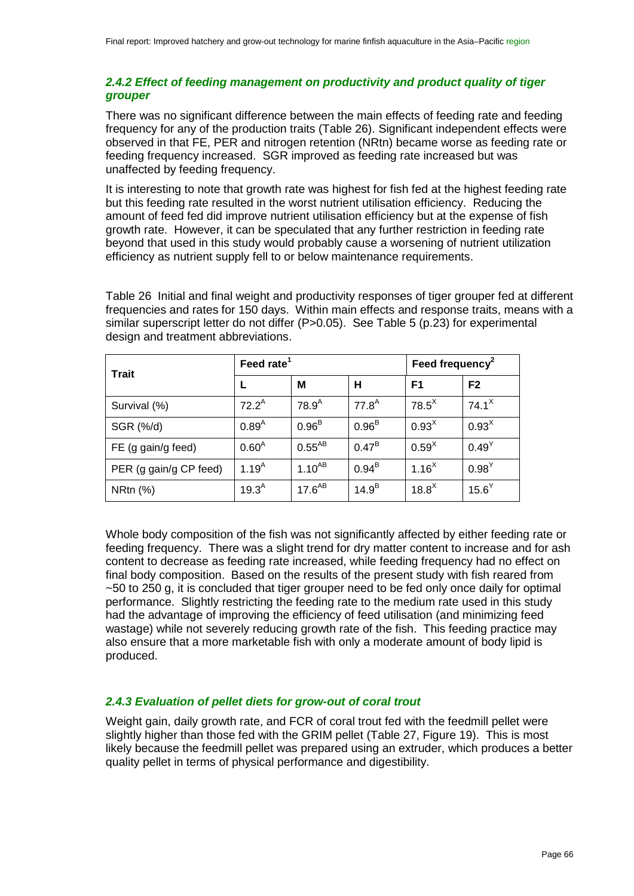### *2.4.2 Effect of feeding management on productivity and product quality of tiger grouper*

There was no significant difference between the main effects of feeding rate and feeding frequency for any of the production traits (Table 26). Significant independent effects were observed in that FE, PER and nitrogen retention (NRtn) became worse as feeding rate or feeding frequency increased. SGR improved as feeding rate increased but was unaffected by feeding frequency.

It is interesting to note that growth rate was highest for fish fed at the highest feeding rate but this feeding rate resulted in the worst nutrient utilisation efficiency. Reducing the amount of feed fed did improve nutrient utilisation efficiency but at the expense of fish growth rate. However, it can be speculated that any further restriction in feeding rate beyond that used in this study would probably cause a worsening of nutrient utilization efficiency as nutrient supply fell to or below maintenance requirements.

Table 26 Initial and final weight and productivity responses of tiger grouper fed at different frequencies and rates for 150 days. Within main effects and response traits, means with a similar superscript letter do not differ (P>0.05). See Table 5 (p.23) for experimental design and treatment abbreviations.

| Trait | Feed rate[1] | | | Feed frequency[2] | |
|---|---|---|---|---|---|
| | L | M | H | F1 | F2 |
| Survival (%) | $72.2^{A}$ | $78.9^{A}$ | $77.8^{A}$ | $78.5^{X}$ | $74.1^{X}$ |
| SGR (%/d) | $0.89^{A}$ | $0.96^{B}$ | $0.96^{B}$ | $0.93^{X}$ | $0.93^{X}$ |
| FE (g gain/g feed) | $0.60^{A}$ | $0.55^{AB}$ | $0.47^{B}$ | $0.59^{X}$ | $0.49^{Y}$ |
| PER (g gain/g CP feed) | $1.19^{A}$ | $1.10^{AB}$ | $0.94^{B}$ | $1.16^{X}$ | $0.98^{Y}$ |
| NRtn (%) | $19.3^{A}$ | $17.6^{AB}$ | $14.9^{B}$ | $18.8^{X}$ | $15.6^{Y}$ |

Whole body composition of the fish was not significantly affected by either feeding rate or feeding frequency. There was a slight trend for dry matter content to increase and for ash content to decrease as feeding rate increased, while feeding frequency had no effect on final body composition. Based on the results of the present study with fish reared from ~50 to 250 g, it is concluded that tiger grouper need to be fed only once daily for optimal performance. Slightly restricting the feeding rate to the medium rate used in this study had the advantage of improving the efficiency of feed utilisation (and minimizing feed wastage) while not severely reducing growth rate of the fish. This feeding practice may also ensure that a more marketable fish with only a moderate amount of body lipid is produced.

### *2.4.3 Evaluation of pellet diets for grow-out of coral trout*

Weight gain, daily growth rate, and FCR of coral trout fed with the feedmill pellet were slightly higher than those fed with the GRIM pellet (Table 27, Figure 19). This is most likely because the feedmill pellet was prepared using an extruder, which produces a better quality pellet in terms of physical performance and digestibility.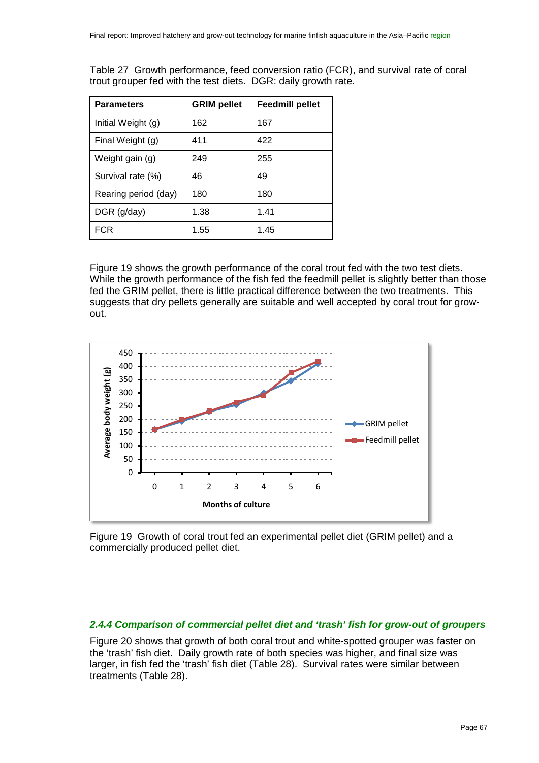Table 27 Growth performance, feed conversion ratio (FCR), and survival rate of coral trout grouper fed with the test diets. DGR: daily growth rate.

| Parameters | GRIM pellet | Feedmill pellet |
|---|---|---|
| Initial Weight (g) | 162 | 167 |
| Final Weight (g) | 411 | 422 |
| Weight gain (g) | 249 | 255 |
| Survival rate (%) | 46 | 49 |
| Rearing period (day) | 180 | 180 |
| DGR (g/day) | 1.38 | 1.41 |
| FCR | 1.55 | 1.45 |

Figure 19 shows the growth performance of the coral trout fed with the two test diets. While the growth performance of the fish fed the feedmill pellet is slightly better than those fed the GRIM pellet, there is little practical difference between the two treatments. This suggests that dry pellets generally are suitable and well accepted by coral trout for grow-out.

Figure 19 Growth of coral trout fed an experimental pellet diet (GRIM pellet) and a commercially produced pellet diet.

### *2.4.4 Comparison of commercial pellet diet and 'trash' fish for grow-out of groupers*

Figure 20 shows that growth of both coral trout and white-spotted grouper was faster on the 'trash' fish diet. Daily growth rate of both species was higher, and final size was larger, in fish fed the 'trash' fish diet (Table 28). Survival rates were similar between treatments (Table 28).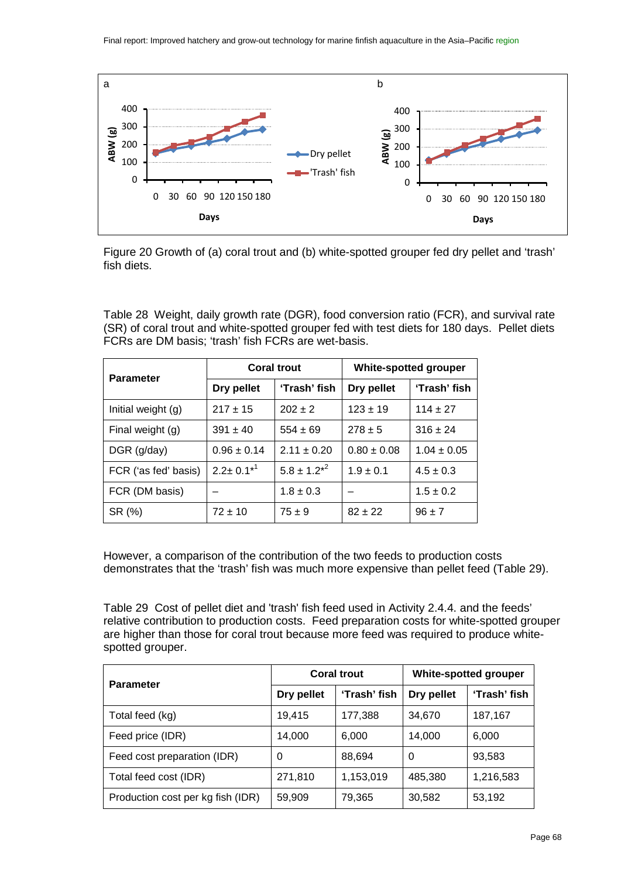Figure 20 Growth of (a) coral trout and (b) white-spotted grouper fed dry pellet and 'trash' fish diets.

Table 28 Weight, daily growth rate (DGR), food conversion ratio (FCR), and survival rate (SR) of coral trout and white-spotted grouper fed with test diets for 180 days. Pellet diets FCRs are DM basis; 'trash' fish FCRs are wet-basis.

| Parameter | Coral trout | | White-spotted grouper | |
|---|---|---|---|---|
| | Dry pellet | 'Trash' fish | Dry pellet | 'Trash' fish |
| Initial weight (g) | 217 ± 15 | 202 ± 2 | 123 ± 19 | 114 ± 27 |
| Final weight (g) | 391 ± 40 | 554 ± 69 | 278 ± 5 | 316 ± 24 |
| DGR (g/day) | 0.96 ± 0.14 | 2.11 ± 0.20 | 0.80 ± 0.08 | 1.04 ± 0.05 |
| FCR ('as fed' basis) | 2.2± 0.1*[1] | 5.8 ± 1.2*[2] | 1.9 ± 0.1 | 4.5 ± 0.3 |
| FCR (DM basis) | – | 1.8 ± 0.3 | – | 1.5 ± 0.2 |
| SR (%) | 72 ± 10 | 75 ± 9 | 82 ± 22 | 96 ± 7 |

However, a comparison of the contribution of the two feeds to production costs demonstrates that the 'trash' fish was much more expensive than pellet feed (Table 29).

Table 29 Cost of pellet diet and 'trash' fish feed used in Activity 2.4.4. and the feeds' relative contribution to production costs. Feed preparation costs for white-spotted grouper are higher than those for coral trout because more feed was required to produce white-spotted grouper.

| Parameter | Coral trout | | White-spotted grouper | |
|---|---|---|---|---|
| | Dry pellet | 'Trash' fish | Dry pellet | 'Trash' fish |
| Total feed (kg) | 19,415 | 177,388 | 34,670 | 187,167 |
| Feed price (IDR) | 14,000 | 6,000 | 14,000 | 6,000 |
| Feed cost preparation (IDR) | 0 | 88,694 | 0 | 93,583 |
| Total feed cost (IDR) | 271,810 | 1,153,019 | 485,380 | 1,216,583 |
| Production cost per kg fish (IDR) | 59,909 | 79,365 | 30,582 | 53,192 |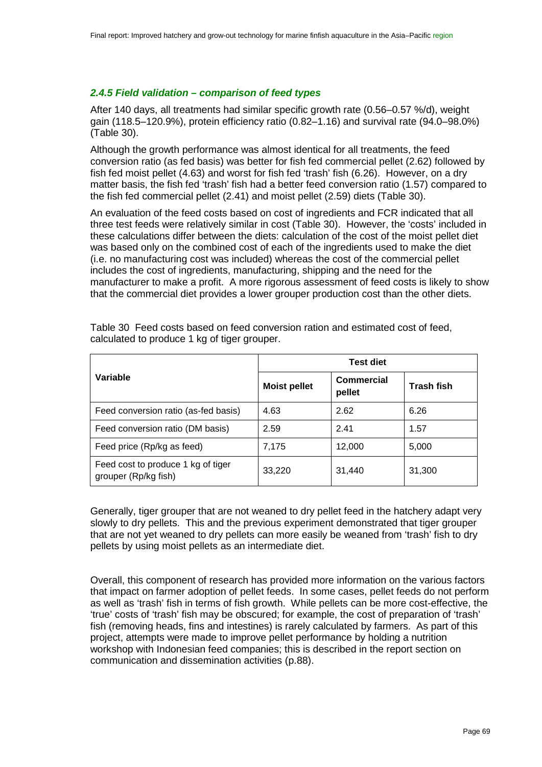### *2.4.5 Field validation – comparison of feed types*

After 140 days, all treatments had similar specific growth rate (0.56–0.57 %/d), weight gain (118.5–120.9%), protein efficiency ratio (0.82–1.16) and survival rate (94.0–98.0%) (Table 30).

Although the growth performance was almost identical for all treatments, the feed conversion ratio (as fed basis) was better for fish fed commercial pellet (2.62) followed by fish fed moist pellet (4.63) and worst for fish fed 'trash' fish (6.26). However, on a dry matter basis, the fish fed 'trash' fish had a better feed conversion ratio (1.57) compared to the fish fed commercial pellet (2.41) and moist pellet (2.59) diets (Table 30).

An evaluation of the feed costs based on cost of ingredients and FCR indicated that all three test feeds were relatively similar in cost (Table 30). However, the 'costs' included in these calculations differ between the diets: calculation of the cost of the moist pellet diet was based only on the combined cost of each of the ingredients used to make the diet (i.e. no manufacturing cost was included) whereas the cost of the commercial pellet includes the cost of ingredients, manufacturing, shipping and the need for the manufacturer to make a profit. A more rigorous assessment of feed costs is likely to show that the commercial diet provides a lower grouper production cost than the other diets.

Table 30 Feed costs based on feed conversion ration and estimated cost of feed, calculated to produce 1 kg of tiger grouper.

| Variable | Test diet | | |
|---|---|---|---|
| | **Moist pellet** | **Commercial pellet** | **Trash fish** |
| Feed conversion ratio (as-fed basis) | 4.63 | 2.62 | 6.26 |
| Feed conversion ratio (DM basis) | 2.59 | 2.41 | 1.57 |
| Feed price (Rp/kg as feed) | 7,175 | 12,000 | 5,000 |
| Feed cost to produce 1 kg of tiger grouper (Rp/kg fish) | 33,220 | 31,440 | 31,300 |

Generally, tiger grouper that are not weaned to dry pellet feed in the hatchery adapt very slowly to dry pellets. This and the previous experiment demonstrated that tiger grouper that are not yet weaned to dry pellets can more easily be weaned from 'trash' fish to dry pellets by using moist pellets as an intermediate diet.

Overall, this component of research has provided more information on the various factors that impact on farmer adoption of pellet feeds. In some cases, pellet feeds do not perform as well as 'trash' fish in terms of fish growth. While pellets can be more cost-effective, the 'true' costs of 'trash' fish may be obscured; for example, the cost of preparation of 'trash' fish (removing heads, fins and intestines) is rarely calculated by farmers. As part of this project, attempts were made to improve pellet performance by holding a nutrition workshop with Indonesian feed companies; this is described in the report section on communication and dissemination activities (p.88).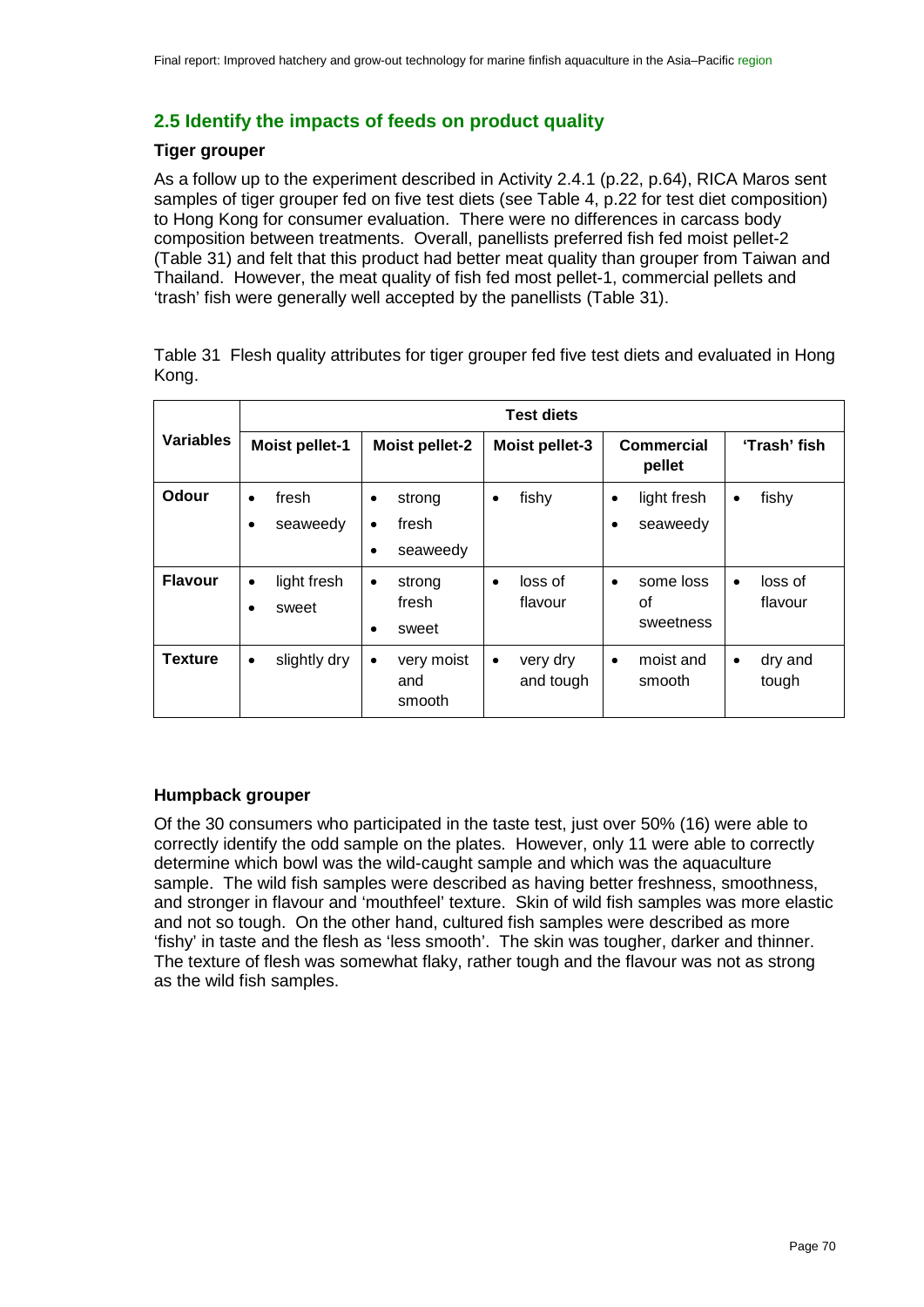## 2.5 Identify the impacts of feeds on product quality

### Tiger grouper

As a follow up to the experiment described in Activity 2.4.1 (p.22, p.64), RICA Maros sent samples of tiger grouper fed on five test diets (see Table 4, p.22 for test diet composition) to Hong Kong for consumer evaluation. There were no differences in carcass body composition between treatments. Overall, panellists preferred fish fed moist pellet-2 (Table 31) and felt that this product had better meat quality than grouper from Taiwan and Thailand. However, the meat quality of fish fed most pellet-1, commercial pellets and 'trash' fish were generally well accepted by the panellists (Table 31).

Table 31 Flesh quality attributes for tiger grouper fed five test diets and evaluated in Hong Kong.

| Variables | Test diets | | | | |
|---|---|---|---|---|---|
| | **Moist pellet-1** | **Moist pellet-2** | **Moist pellet-3** | **Commercial pellet** | **'Trash' fish** |
| **Odour** | • fresh<br>• seaweedy | • strong<br>• fresh<br>• seaweedy | • fishy | • light fresh<br>• seaweedy | • fishy |
| **Flavour** | • light fresh<br>• sweet | • strong fresh<br>• sweet | • loss of flavour | • some loss of sweetness | • loss of flavour |
| **Texture** | • slightly dry | • very moist and smooth | • very dry and tough | • moist and smooth | • dry and tough |

### Humpback grouper

Of the 30 consumers who participated in the taste test, just over 50% (16) were able to correctly identify the odd sample on the plates. However, only 11 were able to correctly determine which bowl was the wild-caught sample and which was the aquaculture sample. The wild fish samples were described as having better freshness, smoothness, and stronger in flavour and 'mouthfeel' texture. Skin of wild fish samples was more elastic and not so tough. On the other hand, cultured fish samples were described as more 'fishy' in taste and the flesh as 'less smooth'. The skin was tougher, darker and thinner. The texture of flesh was somewhat flaky, rather tough and the flavour was not as strong as the wild fish samples.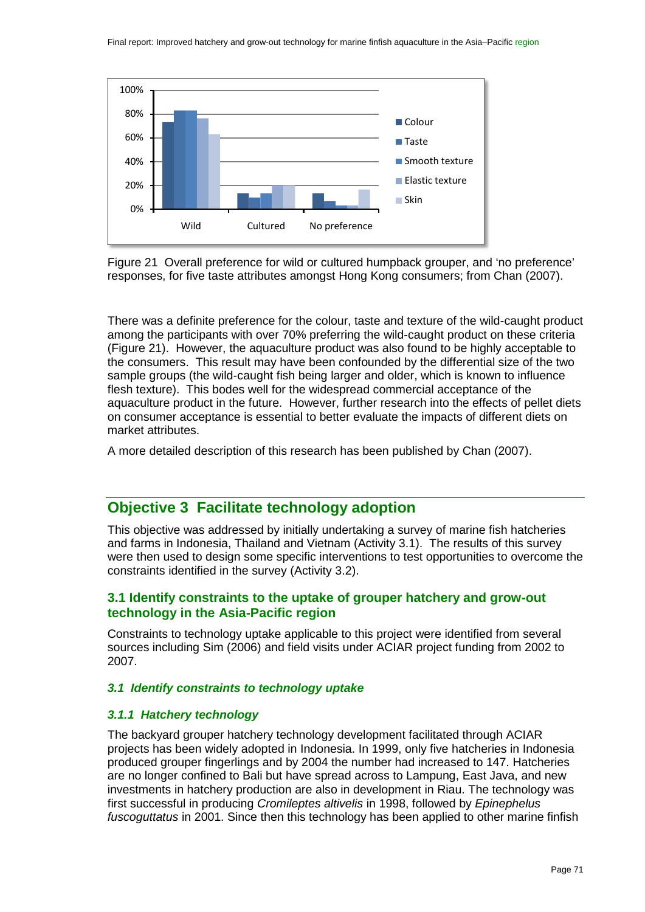Figure 21 Overall preference for wild or cultured humpback grouper, and 'no preference' responses, for five taste attributes amongst Hong Kong consumers; from Chan (2007).

There was a definite preference for the colour, taste and texture of the wild-caught product among the participants with over 70% preferring the wild-caught product on these criteria (Figure 21). However, the aquaculture product was also found to be highly acceptable to the consumers. This result may have been confounded by the differential size of the two sample groups (the wild-caught fish being larger and older, which is known to influence flesh texture). This bodes well for the widespread commercial acceptance of the aquaculture product in the future. However, further research into the effects of pellet diets on consumer acceptance is essential to better evaluate the impacts of different diets on market attributes.

A more detailed description of this research has been published by Chan (2007).

## Objective 3 Facilitate technology adoption

This objective was addressed by initially undertaking a survey of marine fish hatcheries and farms in Indonesia, Thailand and Vietnam (Activity 3.1). The results of this survey were then used to design some specific interventions to test opportunities to overcome the constraints identified in the survey (Activity 3.2).

### 3.1 Identify constraints to the uptake of grouper hatchery and grow-out technology in the Asia-Pacific region

Constraints to technology uptake applicable to this project were identified from several sources including Sim (2006) and field visits under ACIAR project funding from 2002 to 2007.

#### *3.1 Identify constraints to technology uptake*

#### *3.1.1 Hatchery technology*

The backyard grouper hatchery technology development facilitated through ACIAR projects has been widely adopted in Indonesia. In 1999, only five hatcheries in Indonesia produced grouper fingerlings and by 2004 the number had increased to 147. Hatcheries are no longer confined to Bali but have spread across to Lampung, East Java, and new investments in hatchery production are also in development in Riau. The technology was first successful in producing *Cromileptes altivelis* in 1998, followed by *Epinephelus fuscoguttatus* in 2001. Since then this technology has been applied to other marine finfish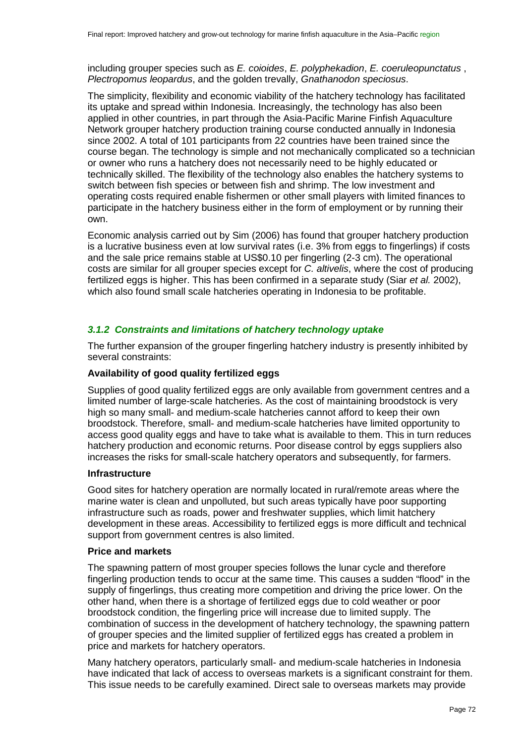including grouper species such as *E. coioides*, *E. polyphekadion*, *E. coeruleopunctatus* , *Plectropomus leopardus*, and the golden trevally, *Gnathanodon speciosus*.

The simplicity, flexibility and economic viability of the hatchery technology has facilitated its uptake and spread within Indonesia. Increasingly, the technology has also been applied in other countries, in part through the Asia-Pacific Marine Finfish Aquaculture Network grouper hatchery production training course conducted annually in Indonesia since 2002. A total of 101 participants from 22 countries have been trained since the course began. The technology is simple and not mechanically complicated so a technician or owner who runs a hatchery does not necessarily need to be highly educated or technically skilled. The flexibility of the technology also enables the hatchery systems to switch between fish species or between fish and shrimp. The low investment and operating costs required enable fishermen or other small players with limited finances to participate in the hatchery business either in the form of employment or by running their own.

Economic analysis carried out by Sim (2006) has found that grouper hatchery production is a lucrative business even at low survival rates (i.e. 3% from eggs to fingerlings) if costs and the sale price remains stable at US$0.10 per fingerling (2-3 cm). The operational costs are similar for all grouper species except for *C. altivelis*, where the cost of producing fertilized eggs is higher. This has been confirmed in a separate study (Siar *et al.* 2002), which also found small scale hatcheries operating in Indonesia to be profitable.

### *3.1.2 Constraints and limitations of hatchery technology uptake*

The further expansion of the grouper fingerling hatchery industry is presently inhibited by several constraints:

**Availability of good quality fertilized eggs**

Supplies of good quality fertilized eggs are only available from government centres and a limited number of large-scale hatcheries. As the cost of maintaining broodstock is very high so many small- and medium-scale hatcheries cannot afford to keep their own broodstock. Therefore, small- and medium-scale hatcheries have limited opportunity to access good quality eggs and have to take what is available to them. This in turn reduces hatchery production and economic returns. Poor disease control by eggs suppliers also increases the risks for small-scale hatchery operators and subsequently, for farmers.

**Infrastructure**

Good sites for hatchery operation are normally located in rural/remote areas where the marine water is clean and unpolluted, but such areas typically have poor supporting infrastructure such as roads, power and freshwater supplies, which limit hatchery development in these areas. Accessibility to fertilized eggs is more difficult and technical support from government centres is also limited.

**Price and markets**

The spawning pattern of most grouper species follows the lunar cycle and therefore fingerling production tends to occur at the same time. This causes a sudden "flood" in the supply of fingerlings, thus creating more competition and driving the price lower. On the other hand, when there is a shortage of fertilized eggs due to cold weather or poor broodstock condition, the fingerling price will increase due to limited supply. The combination of success in the development of hatchery technology, the spawning pattern of grouper species and the limited supplier of fertilized eggs has created a problem in price and markets for hatchery operators.

Many hatchery operators, particularly small- and medium-scale hatcheries in Indonesia have indicated that lack of access to overseas markets is a significant constraint for them. This issue needs to be carefully examined. Direct sale to overseas markets may provide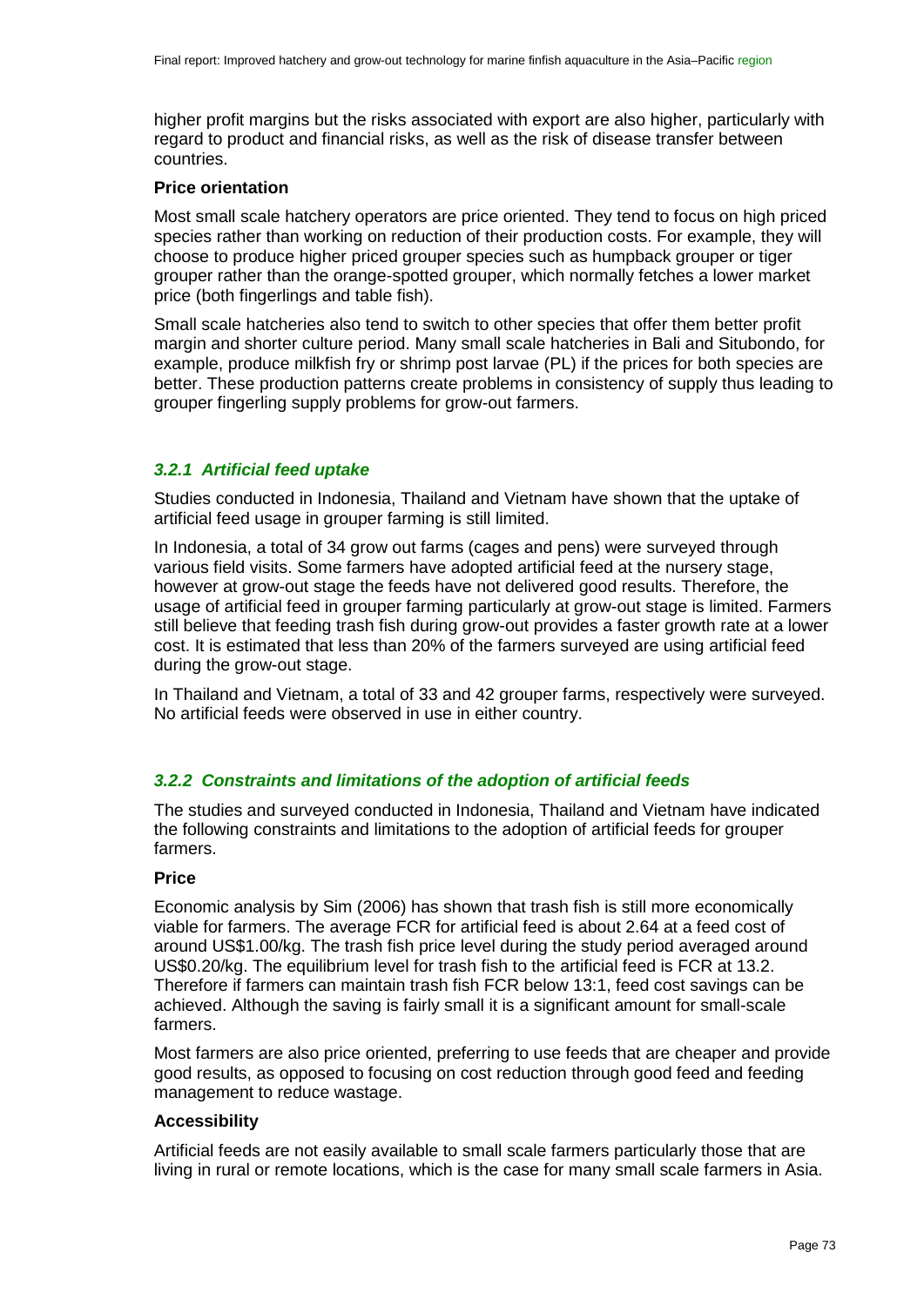higher profit margins but the risks associated with export are also higher, particularly with regard to product and financial risks, as well as the risk of disease transfer between countries.

**Price orientation**

Most small scale hatchery operators are price oriented. They tend to focus on high priced species rather than working on reduction of their production costs. For example, they will choose to produce higher priced grouper species such as humpback grouper or tiger grouper rather than the orange-spotted grouper, which normally fetches a lower market price (both fingerlings and table fish).

Small scale hatcheries also tend to switch to other species that offer them better profit margin and shorter culture period. Many small scale hatcheries in Bali and Situbondo, for example, produce milkfish fry or shrimp post larvae (PL) if the prices for both species are better. These production patterns create problems in consistency of supply thus leading to grouper fingerling supply problems for grow-out farmers.

### *3.2.1 Artificial feed uptake*

Studies conducted in Indonesia, Thailand and Vietnam have shown that the uptake of artificial feed usage in grouper farming is still limited.

In Indonesia, a total of 34 grow out farms (cages and pens) were surveyed through various field visits. Some farmers have adopted artificial feed at the nursery stage, however at grow-out stage the feeds have not delivered good results. Therefore, the usage of artificial feed in grouper farming particularly at grow-out stage is limited. Farmers still believe that feeding trash fish during grow-out provides a faster growth rate at a lower cost. It is estimated that less than 20% of the farmers surveyed are using artificial feed during the grow-out stage.

In Thailand and Vietnam, a total of 33 and 42 grouper farms, respectively were surveyed. No artificial feeds were observed in use in either country.

### *3.2.2 Constraints and limitations of the adoption of artificial feeds*

The studies and surveyed conducted in Indonesia, Thailand and Vietnam have indicated the following constraints and limitations to the adoption of artificial feeds for grouper farmers.

**Price**

Economic analysis by Sim (2006) has shown that trash fish is still more economically viable for farmers. The average FCR for artificial feed is about 2.64 at a feed cost of around US$1.00/kg. The trash fish price level during the study period averaged around US$0.20/kg. The equilibrium level for trash fish to the artificial feed is FCR at 13.2. Therefore if farmers can maintain trash fish FCR below 13:1, feed cost savings can be achieved. Although the saving is fairly small it is a significant amount for small-scale farmers.

Most farmers are also price oriented, preferring to use feeds that are cheaper and provide good results, as opposed to focusing on cost reduction through good feed and feeding management to reduce wastage.

**Accessibility**

Artificial feeds are not easily available to small scale farmers particularly those that are living in rural or remote locations, which is the case for many small scale farmers in Asia.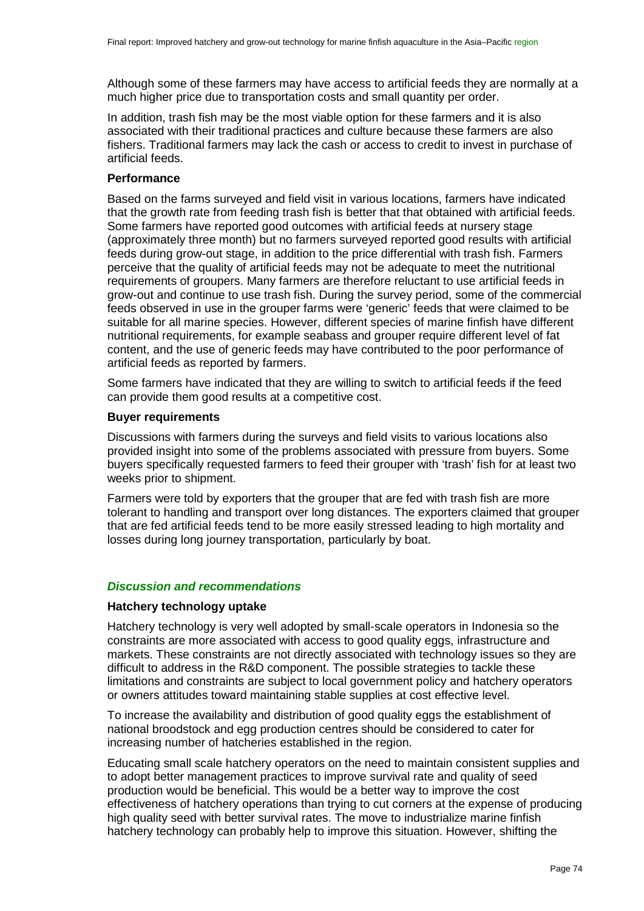Although some of these farmers may have access to artificial feeds they are normally at a much higher price due to transportation costs and small quantity per order.

In addition, trash fish may be the most viable option for these farmers and it is also associated with their traditional practices and culture because these farmers are also fishers. Traditional farmers may lack the cash or access to credit to invest in purchase of artificial feeds.

**Performance**

Based on the farms surveyed and field visit in various locations, farmers have indicated that the growth rate from feeding trash fish is better that that obtained with artificial feeds. Some farmers have reported good outcomes with artificial feeds at nursery stage (approximately three month) but no farmers surveyed reported good results with artificial feeds during grow-out stage, in addition to the price differential with trash fish. Farmers perceive that the quality of artificial feeds may not be adequate to meet the nutritional requirements of groupers. Many farmers are therefore reluctant to use artificial feeds in grow-out and continue to use trash fish. During the survey period, some of the commercial feeds observed in use in the grouper farms were 'generic' feeds that were claimed to be suitable for all marine species. However, different species of marine finfish have different nutritional requirements, for example seabass and grouper require different level of fat content, and the use of generic feeds may have contributed to the poor performance of artificial feeds as reported by farmers.

Some farmers have indicated that they are willing to switch to artificial feeds if the feed can provide them good results at a competitive cost.

**Buyer requirements**

Discussions with farmers during the surveys and field visits to various locations also provided insight into some of the problems associated with pressure from buyers. Some buyers specifically requested farmers to feed their grouper with 'trash' fish for at least two weeks prior to shipment.

Farmers were told by exporters that the grouper that are fed with trash fish are more tolerant to handling and transport over long distances. The exporters claimed that grouper that are fed artificial feeds tend to be more easily stressed leading to high mortality and losses during long journey transportation, particularly by boat.

### *Discussion and recommendations*

**Hatchery technology uptake**

Hatchery technology is very well adopted by small-scale operators in Indonesia so the constraints are more associated with access to good quality eggs, infrastructure and markets. These constraints are not directly associated with technology issues so they are difficult to address in the R&D component. The possible strategies to tackle these limitations and constraints are subject to local government policy and hatchery operators or owners attitudes toward maintaining stable supplies at cost effective level.

To increase the availability and distribution of good quality eggs the establishment of national broodstock and egg production centres should be considered to cater for increasing number of hatcheries established in the region.

Educating small scale hatchery operators on the need to maintain consistent supplies and to adopt better management practices to improve survival rate and quality of seed production would be beneficial. This would be a better way to improve the cost effectiveness of hatchery operations than trying to cut corners at the expense of producing high quality seed with better survival rates. The move to industrialize marine finfish hatchery technology can probably help to improve this situation. However, shifting the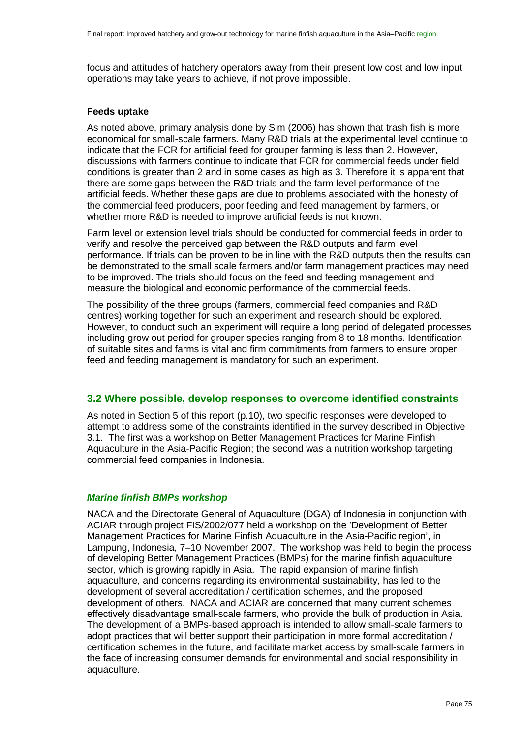focus and attitudes of hatchery operators away from their present low cost and low input operations may take years to achieve, if not prove impossible.

**Feeds uptake**

As noted above, primary analysis done by Sim (2006) has shown that trash fish is more economical for small-scale farmers. Many R&D trials at the experimental level continue to indicate that the FCR for artificial feed for grouper farming is less than 2. However, discussions with farmers continue to indicate that FCR for commercial feeds under field conditions is greater than 2 and in some cases as high as 3. Therefore it is apparent that there are some gaps between the R&D trials and the farm level performance of the artificial feeds. Whether these gaps are due to problems associated with the honesty of the commercial feed producers, poor feeding and feed management by farmers, or whether more R&D is needed to improve artificial feeds is not known.

Farm level or extension level trials should be conducted for commercial feeds in order to verify and resolve the perceived gap between the R&D outputs and farm level performance. If trials can be proven to be in line with the R&D outputs then the results can be demonstrated to the small scale farmers and/or farm management practices may need to be improved. The trials should focus on the feed and feeding management and measure the biological and economic performance of the commercial feeds.

The possibility of the three groups (farmers, commercial feed companies and R&D centres) working together for such an experiment and research should be explored. However, to conduct such an experiment will require a long period of delegated processes including grow out period for grouper species ranging from 8 to 18 months. Identification of suitable sites and farms is vital and firm commitments from farmers to ensure proper feed and feeding management is mandatory for such an experiment.

## 3.2 Where possible, develop responses to overcome identified constraints

As noted in Section 5 of this report (p.10), two specific responses were developed to attempt to address some of the constraints identified in the survey described in Objective 3.1. The first was a workshop on Better Management Practices for Marine Finfish Aquaculture in the Asia-Pacific Region; the second was a nutrition workshop targeting commercial feed companies in Indonesia.

### *Marine finfish BMPs workshop*

NACA and the Directorate General of Aquaculture (DGA) of Indonesia in conjunction with ACIAR through project FIS/2002/077 held a workshop on the 'Development of Better Management Practices for Marine Finfish Aquaculture in the Asia-Pacific region', in Lampung, Indonesia, 7–10 November 2007. The workshop was held to begin the process of developing Better Management Practices (BMPs) for the marine finfish aquaculture sector, which is growing rapidly in Asia. The rapid expansion of marine finfish aquaculture, and concerns regarding its environmental sustainability, has led to the development of several accreditation / certification schemes, and the proposed development of others. NACA and ACIAR are concerned that many current schemes effectively disadvantage small-scale farmers, who provide the bulk of production in Asia. The development of a BMPs-based approach is intended to allow small-scale farmers to adopt practices that will better support their participation in more formal accreditation / certification schemes in the future, and facilitate market access by small-scale farmers in the face of increasing consumer demands for environmental and social responsibility in aquaculture.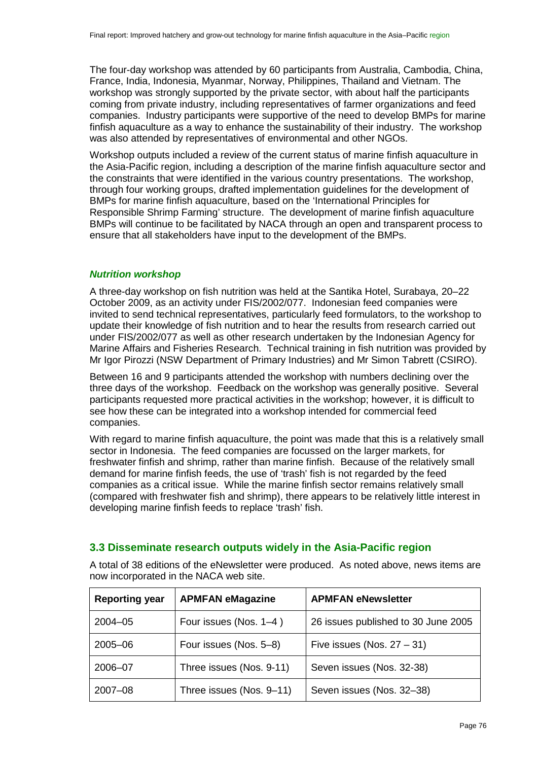The four-day workshop was attended by 60 participants from Australia, Cambodia, China, France, India, Indonesia, Myanmar, Norway, Philippines, Thailand and Vietnam. The workshop was strongly supported by the private sector, with about half the participants coming from private industry, including representatives of farmer organizations and feed companies. Industry participants were supportive of the need to develop BMPs for marine finfish aquaculture as a way to enhance the sustainability of their industry. The workshop was also attended by representatives of environmental and other NGOs.

Workshop outputs included a review of the current status of marine finfish aquaculture in the Asia-Pacific region, including a description of the marine finfish aquaculture sector and the constraints that were identified in the various country presentations. The workshop, through four working groups, drafted implementation guidelines for the development of BMPs for marine finfish aquaculture, based on the 'International Principles for Responsible Shrimp Farming' structure. The development of marine finfish aquaculture BMPs will continue to be facilitated by NACA through an open and transparent process to ensure that all stakeholders have input to the development of the BMPs.

#### *Nutrition workshop*

A three-day workshop on fish nutrition was held at the Santika Hotel, Surabaya, 20–22 October 2009, as an activity under FIS/2002/077. Indonesian feed companies were invited to send technical representatives, particularly feed formulators, to the workshop to update their knowledge of fish nutrition and to hear the results from research carried out under FIS/2002/077 as well as other research undertaken by the Indonesian Agency for Marine Affairs and Fisheries Research. Technical training in fish nutrition was provided by Mr Igor Pirozzi (NSW Department of Primary Industries) and Mr Simon Tabrett (CSIRO).

Between 16 and 9 participants attended the workshop with numbers declining over the three days of the workshop. Feedback on the workshop was generally positive. Several participants requested more practical activities in the workshop; however, it is difficult to see how these can be integrated into a workshop intended for commercial feed companies.

With regard to marine finfish aquaculture, the point was made that this is a relatively small sector in Indonesia. The feed companies are focussed on the larger markets, for freshwater finfish and shrimp, rather than marine finfish. Because of the relatively small demand for marine finfish feeds, the use of 'trash' fish is not regarded by the feed companies as a critical issue. While the marine finfish sector remains relatively small (compared with freshwater fish and shrimp), there appears to be relatively little interest in developing marine finfish feeds to replace 'trash' fish.

### 3.3 Disseminate research outputs widely in the Asia-Pacific region

A total of 38 editions of the eNewsletter were produced. As noted above, news items are now incorporated in the NACA web site.

| Reporting year | APMFAN eMagazine | APMFAN eNewsletter |
|---|---|---|
| 2004–05 | Four issues (Nos. 1–4 ) | 26 issues published to 30 June 2005 |
| 2005–06 | Four issues (Nos. 5–8) | Five issues (Nos. 27 – 31) |
| 2006–07 | Three issues (Nos. 9-11) | Seven issues (Nos. 32-38) |
| 2007–08 | Three issues (Nos. 9–11) | Seven issues (Nos. 32–38) |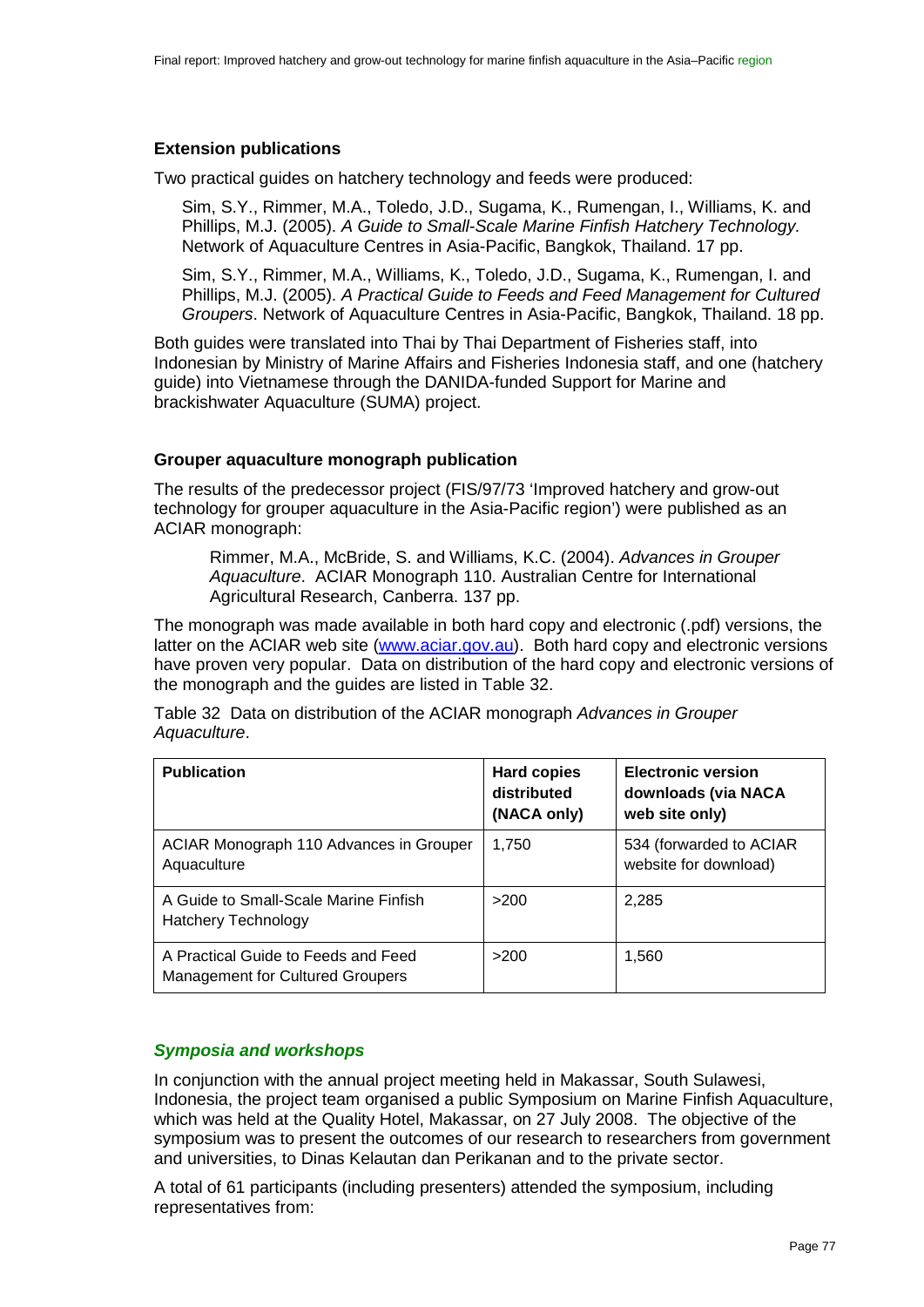### Extension publications

Two practical guides on hatchery technology and feeds were produced:

> Sim, S.Y., Rimmer, M.A., Toledo, J.D., Sugama, K., Rumengan, I., Williams, K. and Phillips, M.J. (2005). *A Guide to Small-Scale Marine Finfish Hatchery Technology.* Network of Aquaculture Centres in Asia-Pacific, Bangkok, Thailand. 17 pp.
>
> Sim, S.Y., Rimmer, M.A., Williams, K., Toledo, J.D., Sugama, K., Rumengan, I. and Phillips, M.J. (2005). *A Practical Guide to Feeds and Feed Management for Cultured Groupers*. Network of Aquaculture Centres in Asia-Pacific, Bangkok, Thailand. 18 pp.

Both guides were translated into Thai by Thai Department of Fisheries staff, into Indonesian by Ministry of Marine Affairs and Fisheries Indonesia staff, and one (hatchery guide) into Vietnamese through the DANIDA-funded Support for Marine and brackishwater Aquaculture (SUMA) project.

### Grouper aquaculture monograph publication

The results of the predecessor project (FIS/97/73 'Improved hatchery and grow-out technology for grouper aquaculture in the Asia-Pacific region') were published as an ACIAR monograph:

> Rimmer, M.A., McBride, S. and Williams, K.C. (2004). *Advances in Grouper Aquaculture*. ACIAR Monograph 110. Australian Centre for International Agricultural Research, Canberra. 137 pp.

The monograph was made available in both hard copy and electronic (.pdf) versions, the latter on the ACIAR web site (www.aciar.gov.au). Both hard copy and electronic versions have proven very popular. Data on distribution of the hard copy and electronic versions of the monograph and the guides are listed in Table 32.

Table 32 Data on distribution of the ACIAR monograph *Advances in Grouper Aquaculture*.

| Publication | Hard copies distributed (NACA only) | Electronic version downloads (via NACA web site only) |
|---|---|---|
| ACIAR Monograph 110 Advances in Grouper Aquaculture | 1,750 | 534 (forwarded to ACIAR website for download) |
| A Guide to Small-Scale Marine Finfish Hatchery Technology | >200 | 2,285 |
| A Practical Guide to Feeds and Feed Management for Cultured Groupers | >200 | 1,560 |

### *Symposia and workshops*

In conjunction with the annual project meeting held in Makassar, South Sulawesi, Indonesia, the project team organised a public Symposium on Marine Finfish Aquaculture, which was held at the Quality Hotel, Makassar, on 27 July 2008. The objective of the symposium was to present the outcomes of our research to researchers from government and universities, to Dinas Kelautan dan Perikanan and to the private sector.

A total of 61 participants (including presenters) attended the symposium, including representatives from: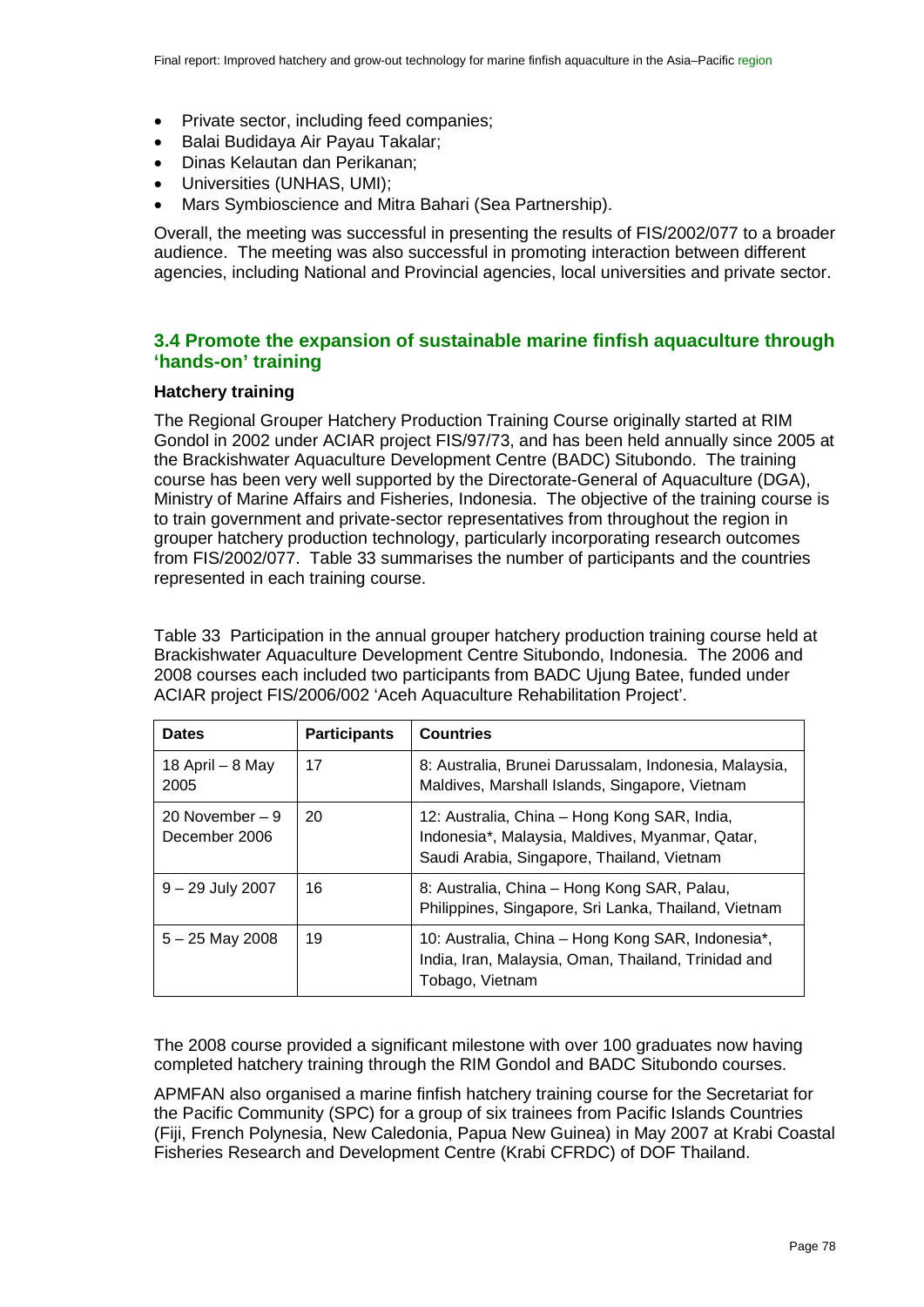- Private sector, including feed companies;
- Balai Budidaya Air Payau Takalar;
- Dinas Kelautan dan Perikanan;
- Universities (UNHAS, UMI);
- Mars Symbioscience and Mitra Bahari (Sea Partnership).

Overall, the meeting was successful in presenting the results of FIS/2002/077 to a broader audience. The meeting was also successful in promoting interaction between different agencies, including National and Provincial agencies, local universities and private sector.

## 3.4 Promote the expansion of sustainable marine finfish aquaculture through 'hands-on' training

### Hatchery training

The Regional Grouper Hatchery Production Training Course originally started at RIM Gondol in 2002 under ACIAR project FIS/97/73, and has been held annually since 2005 at the Brackishwater Aquaculture Development Centre (BADC) Situbondo. The training course has been very well supported by the Directorate-General of Aquaculture (DGA), Ministry of Marine Affairs and Fisheries, Indonesia. The objective of the training course is to train government and private-sector representatives from throughout the region in grouper hatchery production technology, particularly incorporating research outcomes from FIS/2002/077. Table 33 summarises the number of participants and the countries represented in each training course.

Table 33 Participation in the annual grouper hatchery production training course held at Brackishwater Aquaculture Development Centre Situbondo, Indonesia. The 2006 and 2008 courses each included two participants from BADC Ujung Batee, funded under ACIAR project FIS/2006/002 'Aceh Aquaculture Rehabilitation Project'.

| Dates | Participants | Countries |
|---|---|---|
| 18 April – 8 May 2005 | 17 | 8: Australia, Brunei Darussalam, Indonesia, Malaysia, Maldives, Marshall Islands, Singapore, Vietnam |
| 20 November – 9 December 2006 | 20 | 12: Australia, China – Hong Kong SAR, India, Indonesia*, Malaysia, Maldives, Myanmar, Qatar, Saudi Arabia, Singapore, Thailand, Vietnam |
| 9 – 29 July 2007 | 16 | 8: Australia, China – Hong Kong SAR, Palau, Philippines, Singapore, Sri Lanka, Thailand, Vietnam |
| 5 – 25 May 2008 | 19 | 10: Australia, China – Hong Kong SAR, Indonesia*, India, Iran, Malaysia, Oman, Thailand, Trinidad and Tobago, Vietnam |

The 2008 course provided a significant milestone with over 100 graduates now having completed hatchery training through the RIM Gondol and BADC Situbondo courses.

APMFAN also organised a marine finfish hatchery training course for the Secretariat for the Pacific Community (SPC) for a group of six trainees from Pacific Islands Countries (Fiji, French Polynesia, New Caledonia, Papua New Guinea) in May 2007 at Krabi Coastal Fisheries Research and Development Centre (Krabi CFRDC) of DOF Thailand.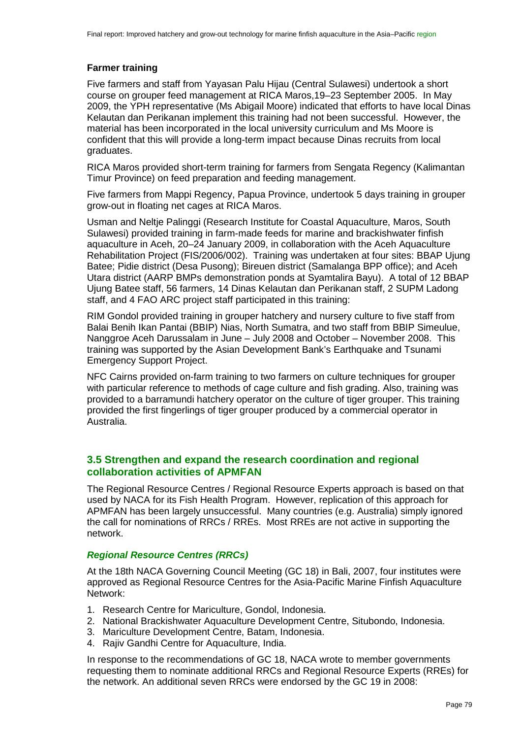### Farmer training

Five farmers and staff from Yayasan Palu Hijau (Central Sulawesi) undertook a short course on grouper feed management at RICA Maros,19–23 September 2005. In May 2009, the YPH representative (Ms Abigail Moore) indicated that efforts to have local Dinas Kelautan dan Perikanan implement this training had not been successful. However, the material has been incorporated in the local university curriculum and Ms Moore is confident that this will provide a long-term impact because Dinas recruits from local graduates.

RICA Maros provided short-term training for farmers from Sengata Regency (Kalimantan Timur Province) on feed preparation and feeding management.

Five farmers from Mappi Regency, Papua Province, undertook 5 days training in grouper grow-out in floating net cages at RICA Maros.

Usman and Neltje Palinggi (Research Institute for Coastal Aquaculture, Maros, South Sulawesi) provided training in farm-made feeds for marine and brackishwater finfish aquaculture in Aceh, 20–24 January 2009, in collaboration with the Aceh Aquaculture Rehabilitation Project (FIS/2006/002). Training was undertaken at four sites: BBAP Ujung Batee; Pidie district (Desa Pusong); Bireuen district (Samalanga BPP office); and Aceh Utara district (AARP BMPs demonstration ponds at Syamtalira Bayu). A total of 12 BBAP Ujung Batee staff, 56 farmers, 14 Dinas Kelautan dan Perikanan staff, 2 SUPM Ladong staff, and 4 FAO ARC project staff participated in this training:

RIM Gondol provided training in grouper hatchery and nursery culture to five staff from Balai Benih Ikan Pantai (BBIP) Nias, North Sumatra, and two staff from BBIP Simeulue, Nanggroe Aceh Darussalam in June – July 2008 and October – November 2008. This training was supported by the Asian Development Bank's Earthquake and Tsunami Emergency Support Project.

NFC Cairns provided on-farm training to two farmers on culture techniques for grouper with particular reference to methods of cage culture and fish grading. Also, training was provided to a barramundi hatchery operator on the culture of tiger grouper. This training provided the first fingerlings of tiger grouper produced by a commercial operator in Australia.

## 3.5 Strengthen and expand the research coordination and regional collaboration activities of APMFAN

The Regional Resource Centres / Regional Resource Experts approach is based on that used by NACA for its Fish Health Program. However, replication of this approach for APMFAN has been largely unsuccessful. Many countries (e.g. Australia) simply ignored the call for nominations of RRCs / RREs. Most RREs are not active in supporting the network.

### *Regional Resource Centres (RRCs)*

At the 18th NACA Governing Council Meeting (GC 18) in Bali, 2007, four institutes were approved as Regional Resource Centres for the Asia-Pacific Marine Finfish Aquaculture Network:

1. Research Centre for Mariculture, Gondol, Indonesia.
2. National Brackishwater Aquaculture Development Centre, Situbondo, Indonesia.
3. Mariculture Development Centre, Batam, Indonesia.
4. Rajiv Gandhi Centre for Aquaculture, India.

In response to the recommendations of GC 18, NACA wrote to member governments requesting them to nominate additional RRCs and Regional Resource Experts (RREs) for the network. An additional seven RRCs were endorsed by the GC 19 in 2008: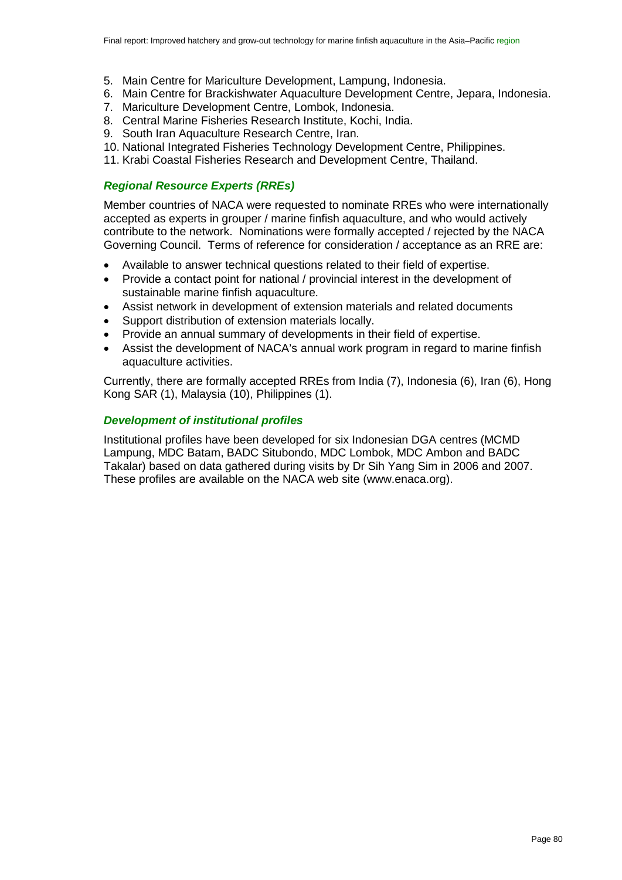5. Main Centre for Mariculture Development, Lampung, Indonesia.
6. Main Centre for Brackishwater Aquaculture Development Centre, Jepara, Indonesia.
7. Mariculture Development Centre, Lombok, Indonesia.
8. Central Marine Fisheries Research Institute, Kochi, India.
9. South Iran Aquaculture Research Centre, Iran.
10. National Integrated Fisheries Technology Development Centre, Philippines.
11. Krabi Coastal Fisheries Research and Development Centre, Thailand.

### *Regional Resource Experts (RREs)*

Member countries of NACA were requested to nominate RREs who were internationally accepted as experts in grouper / marine finfish aquaculture, and who would actively contribute to the network. Nominations were formally accepted / rejected by the NACA Governing Council. Terms of reference for consideration / acceptance as an RRE are:

- Available to answer technical questions related to their field of expertise.
- Provide a contact point for national / provincial interest in the development of sustainable marine finfish aquaculture.
- Assist network in development of extension materials and related documents
- Support distribution of extension materials locally.
- Provide an annual summary of developments in their field of expertise.
- Assist the development of NACA's annual work program in regard to marine finfish aquaculture activities.

Currently, there are formally accepted RREs from India (7), Indonesia (6), Iran (6), Hong Kong SAR (1), Malaysia (10), Philippines (1).

### *Development of institutional profiles*

Institutional profiles have been developed for six Indonesian DGA centres (MCMD Lampung, MDC Batam, BADC Situbondo, MDC Lombok, MDC Ambon and BADC Takalar) based on data gathered during visits by Dr Sih Yang Sim in 2006 and 2007. These profiles are available on the NACA web site (www.enaca.org).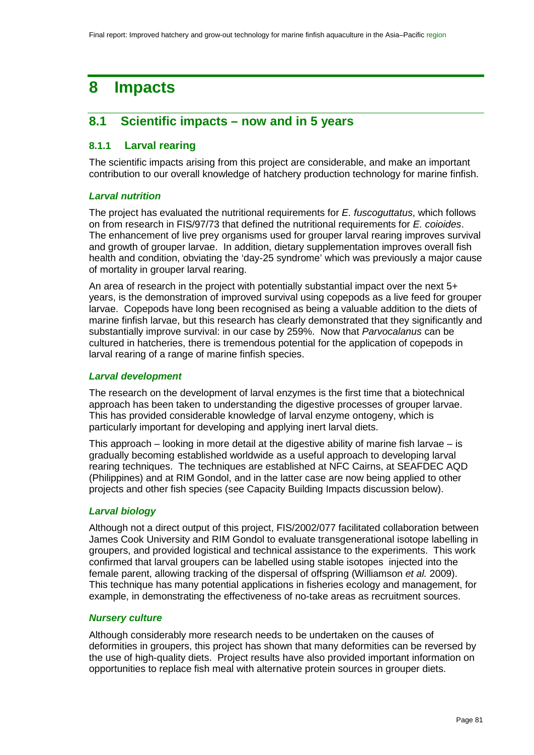# 8 Impacts

## 8.1 Scientific impacts – now and in 5 years

### 8.1.1 Larval rearing

The scientific impacts arising from this project are considerable, and make an important contribution to our overall knowledge of hatchery production technology for marine finfish.

#### *Larval nutrition*

The project has evaluated the nutritional requirements for *E. fuscoguttatus*, which follows on from research in FIS/97/73 that defined the nutritional requirements for *E. coioides*. The enhancement of live prey organisms used for grouper larval rearing improves survival and growth of grouper larvae. In addition, dietary supplementation improves overall fish health and condition, obviating the 'day-25 syndrome' which was previously a major cause of mortality in grouper larval rearing.

An area of research in the project with potentially substantial impact over the next 5+ years, is the demonstration of improved survival using copepods as a live feed for grouper larvae. Copepods have long been recognised as being a valuable addition to the diets of marine finfish larvae, but this research has clearly demonstrated that they significantly and substantially improve survival: in our case by 259%. Now that *Parvocalanus* can be cultured in hatcheries, there is tremendous potential for the application of copepods in larval rearing of a range of marine finfish species.

#### *Larval development*

The research on the development of larval enzymes is the first time that a biotechnical approach has been taken to understanding the digestive processes of grouper larvae. This has provided considerable knowledge of larval enzyme ontogeny, which is particularly important for developing and applying inert larval diets.

This approach – looking in more detail at the digestive ability of marine fish larvae – is gradually becoming established worldwide as a useful approach to developing larval rearing techniques. The techniques are established at NFC Cairns, at SEAFDEC AQD (Philippines) and at RIM Gondol, and in the latter case are now being applied to other projects and other fish species (see Capacity Building Impacts discussion below).

#### *Larval biology*

Although not a direct output of this project, FIS/2002/077 facilitated collaboration between James Cook University and RIM Gondol to evaluate transgenerational isotope labelling in groupers, and provided logistical and technical assistance to the experiments. This work confirmed that larval groupers can be labelled using stable isotopes injected into the female parent, allowing tracking of the dispersal of offspring (Williamson *et al.* 2009). This technique has many potential applications in fisheries ecology and management, for example, in demonstrating the effectiveness of no-take areas as recruitment sources.

#### *Nursery culture*

Although considerably more research needs to be undertaken on the causes of deformities in groupers, this project has shown that many deformities can be reversed by the use of high-quality diets. Project results have also provided important information on opportunities to replace fish meal with alternative protein sources in grouper diets.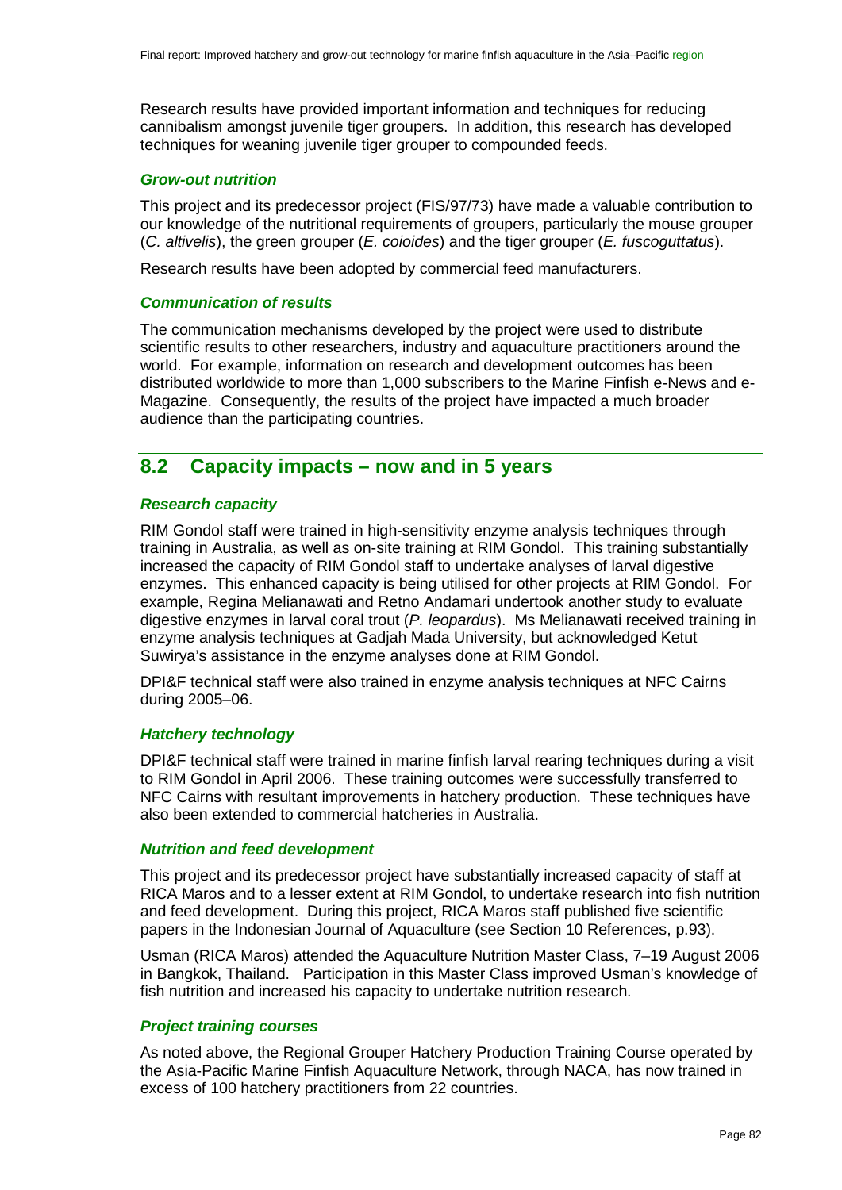Research results have provided important information and techniques for reducing cannibalism amongst juvenile tiger groupers. In addition, this research has developed techniques for weaning juvenile tiger grouper to compounded feeds.

### *Grow-out nutrition*

This project and its predecessor project (FIS/97/73) have made a valuable contribution to our knowledge of the nutritional requirements of groupers, particularly the mouse grouper (*C. altivelis*), the green grouper (*E. coioides*) and the tiger grouper (*E. fuscoguttatus*).

Research results have been adopted by commercial feed manufacturers.

### *Communication of results*

The communication mechanisms developed by the project were used to distribute scientific results to other researchers, industry and aquaculture practitioners around the world. For example, information on research and development outcomes has been distributed worldwide to more than 1,000 subscribers to the Marine Finfish e-News and e-Magazine. Consequently, the results of the project have impacted a much broader audience than the participating countries.

## 8.2 Capacity impacts – now and in 5 years

### *Research capacity*

RIM Gondol staff were trained in high-sensitivity enzyme analysis techniques through training in Australia, as well as on-site training at RIM Gondol. This training substantially increased the capacity of RIM Gondol staff to undertake analyses of larval digestive enzymes. This enhanced capacity is being utilised for other projects at RIM Gondol. For example, Regina Melianawati and Retno Andamari undertook another study to evaluate digestive enzymes in larval coral trout (*P. leopardus*). Ms Melianawati received training in enzyme analysis techniques at Gadjah Mada University, but acknowledged Ketut Suwirya's assistance in the enzyme analyses done at RIM Gondol.

DPI&F technical staff were also trained in enzyme analysis techniques at NFC Cairns during 2005–06.

### *Hatchery technology*

DPI&F technical staff were trained in marine finfish larval rearing techniques during a visit to RIM Gondol in April 2006. These training outcomes were successfully transferred to NFC Cairns with resultant improvements in hatchery production. These techniques have also been extended to commercial hatcheries in Australia.

### *Nutrition and feed development*

This project and its predecessor project have substantially increased capacity of staff at RICA Maros and to a lesser extent at RIM Gondol, to undertake research into fish nutrition and feed development. During this project, RICA Maros staff published five scientific papers in the Indonesian Journal of Aquaculture (see Section 10 References, p.93).

Usman (RICA Maros) attended the Aquaculture Nutrition Master Class, 7–19 August 2006 in Bangkok, Thailand. Participation in this Master Class improved Usman's knowledge of fish nutrition and increased his capacity to undertake nutrition research.

### *Project training courses*

As noted above, the Regional Grouper Hatchery Production Training Course operated by the Asia-Pacific Marine Finfish Aquaculture Network, through NACA, has now trained in excess of 100 hatchery practitioners from 22 countries.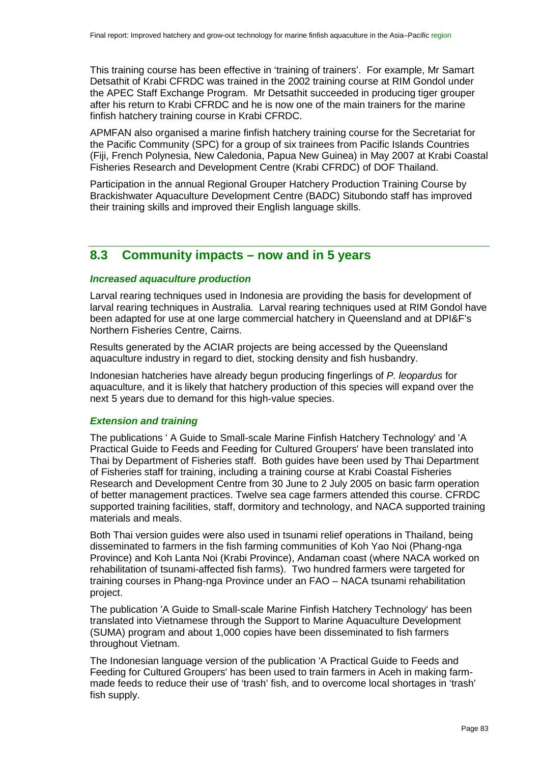This training course has been effective in 'training of trainers'. For example, Mr Samart Detsathit of Krabi CFRDC was trained in the 2002 training course at RIM Gondol under the APEC Staff Exchange Program. Mr Detsathit succeeded in producing tiger grouper after his return to Krabi CFRDC and he is now one of the main trainers for the marine finfish hatchery training course in Krabi CFRDC.

APMFAN also organised a marine finfish hatchery training course for the Secretariat for the Pacific Community (SPC) for a group of six trainees from Pacific Islands Countries (Fiji, French Polynesia, New Caledonia, Papua New Guinea) in May 2007 at Krabi Coastal Fisheries Research and Development Centre (Krabi CFRDC) of DOF Thailand.

Participation in the annual Regional Grouper Hatchery Production Training Course by Brackishwater Aquaculture Development Centre (BADC) Situbondo staff has improved their training skills and improved their English language skills.

## 8.3 Community impacts – now and in 5 years

### *Increased aquaculture production*

Larval rearing techniques used in Indonesia are providing the basis for development of larval rearing techniques in Australia. Larval rearing techniques used at RIM Gondol have been adapted for use at one large commercial hatchery in Queensland and at DPI&F's Northern Fisheries Centre, Cairns.

Results generated by the ACIAR projects are being accessed by the Queensland aquaculture industry in regard to diet, stocking density and fish husbandry.

Indonesian hatcheries have already begun producing fingerlings of *P. leopardus* for aquaculture, and it is likely that hatchery production of this species will expand over the next 5 years due to demand for this high-value species.

### *Extension and training*

The publications ' A Guide to Small-scale Marine Finfish Hatchery Technology' and 'A Practical Guide to Feeds and Feeding for Cultured Groupers' have been translated into Thai by Department of Fisheries staff. Both guides have been used by Thai Department of Fisheries staff for training, including a training course at Krabi Coastal Fisheries Research and Development Centre from 30 June to 2 July 2005 on basic farm operation of better management practices. Twelve sea cage farmers attended this course. CFRDC supported training facilities, staff, dormitory and technology, and NACA supported training materials and meals.

Both Thai version guides were also used in tsunami relief operations in Thailand, being disseminated to farmers in the fish farming communities of Koh Yao Noi (Phang-nga Province) and Koh Lanta Noi (Krabi Province), Andaman coast (where NACA worked on rehabilitation of tsunami-affected fish farms). Two hundred farmers were targeted for training courses in Phang-nga Province under an FAO – NACA tsunami rehabilitation project.

The publication 'A Guide to Small-scale Marine Finfish Hatchery Technology' has been translated into Vietnamese through the Support to Marine Aquaculture Development (SUMA) program and about 1,000 copies have been disseminated to fish farmers throughout Vietnam.

The Indonesian language version of the publication 'A Practical Guide to Feeds and Feeding for Cultured Groupers' has been used to train farmers in Aceh in making farm-made feeds to reduce their use of 'trash' fish, and to overcome local shortages in 'trash' fish supply.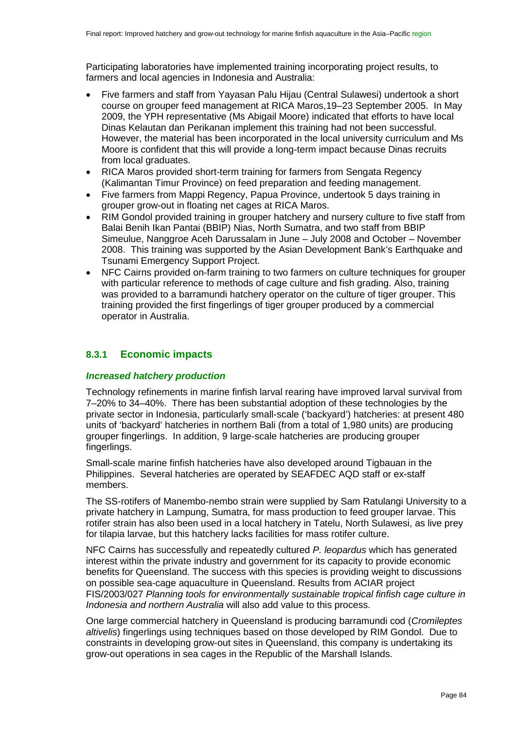Participating laboratories have implemented training incorporating project results, to farmers and local agencies in Indonesia and Australia:

- Five farmers and staff from Yayasan Palu Hijau (Central Sulawesi) undertook a short course on grouper feed management at RICA Maros,19–23 September 2005. In May 2009, the YPH representative (Ms Abigail Moore) indicated that efforts to have local Dinas Kelautan dan Perikanan implement this training had not been successful. However, the material has been incorporated in the local university curriculum and Ms Moore is confident that this will provide a long-term impact because Dinas recruits from local graduates.
- RICA Maros provided short-term training for farmers from Sengata Regency (Kalimantan Timur Province) on feed preparation and feeding management.
- Five farmers from Mappi Regency, Papua Province, undertook 5 days training in grouper grow-out in floating net cages at RICA Maros.
- RIM Gondol provided training in grouper hatchery and nursery culture to five staff from Balai Benih Ikan Pantai (BBIP) Nias, North Sumatra, and two staff from BBIP Simeulue, Nanggroe Aceh Darussalam in June – July 2008 and October – November 2008. This training was supported by the Asian Development Bank's Earthquake and Tsunami Emergency Support Project.
- NFC Cairns provided on-farm training to two farmers on culture techniques for grouper with particular reference to methods of cage culture and fish grading. Also, training was provided to a barramundi hatchery operator on the culture of tiger grouper. This training provided the first fingerlings of tiger grouper produced by a commercial operator in Australia.

### 8.3.1 Economic impacts

#### *Increased hatchery production*

Technology refinements in marine finfish larval rearing have improved larval survival from 7–20% to 34–40%. There has been substantial adoption of these technologies by the private sector in Indonesia, particularly small-scale ('backyard') hatcheries: at present 480 units of 'backyard' hatcheries in northern Bali (from a total of 1,980 units) are producing grouper fingerlings. In addition, 9 large-scale hatcheries are producing grouper fingerlings.

Small-scale marine finfish hatcheries have also developed around Tigbauan in the Philippines. Several hatcheries are operated by SEAFDEC AQD staff or ex-staff members.

The SS-rotifers of Manembo-nembo strain were supplied by Sam Ratulangi University to a private hatchery in Lampung, Sumatra, for mass production to feed grouper larvae. This rotifer strain has also been used in a local hatchery in Tatelu, North Sulawesi, as live prey for tilapia larvae, but this hatchery lacks facilities for mass rotifer culture.

NFC Cairns has successfully and repeatedly cultured *P. leopardus* which has generated interest within the private industry and government for its capacity to provide economic benefits for Queensland. The success with this species is providing weight to discussions on possible sea-cage aquaculture in Queensland. Results from ACIAR project FIS/2003/027 *Planning tools for environmentally sustainable tropical finfish cage culture in Indonesia and northern Australia* will also add value to this process.

One large commercial hatchery in Queensland is producing barramundi cod (*Cromileptes altivelis*) fingerlings using techniques based on those developed by RIM Gondol. Due to constraints in developing grow-out sites in Queensland, this company is undertaking its grow-out operations in sea cages in the Republic of the Marshall Islands.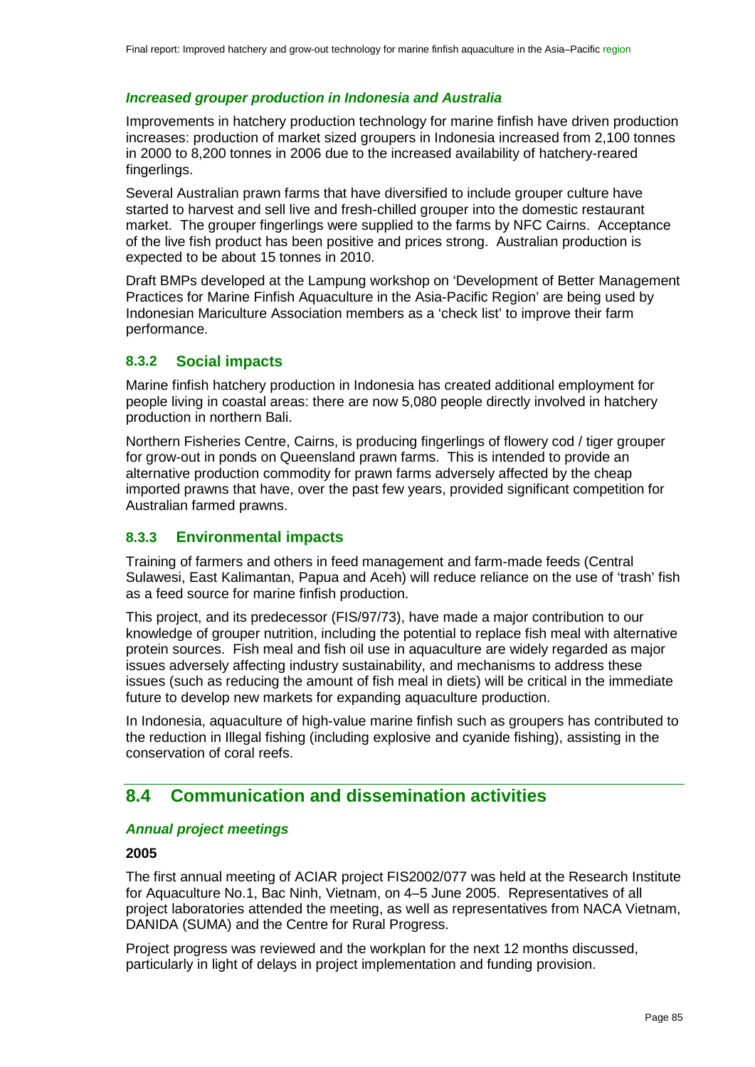***Increased grouper production in Indonesia and Australia***

Improvements in hatchery production technology for marine finfish have driven production increases: production of market sized groupers in Indonesia increased from 2,100 tonnes in 2000 to 8,200 tonnes in 2006 due to the increased availability of hatchery-reared fingerlings.

Several Australian prawn farms that have diversified to include grouper culture have started to harvest and sell live and fresh-chilled grouper into the domestic restaurant market. The grouper fingerlings were supplied to the farms by NFC Cairns. Acceptance of the live fish product has been positive and prices strong. Australian production is expected to be about 15 tonnes in 2010.

Draft BMPs developed at the Lampung workshop on 'Development of Better Management Practices for Marine Finfish Aquaculture in the Asia-Pacific Region' are being used by Indonesian Mariculture Association members as a 'check list' to improve their farm performance.

### 8.3.2 Social impacts

Marine finfish hatchery production in Indonesia has created additional employment for people living in coastal areas: there are now 5,080 people directly involved in hatchery production in northern Bali.

Northern Fisheries Centre, Cairns, is producing fingerlings of flowery cod / tiger grouper for grow-out in ponds on Queensland prawn farms. This is intended to provide an alternative production commodity for prawn farms adversely affected by the cheap imported prawns that have, over the past few years, provided significant competition for Australian farmed prawns.

### 8.3.3 Environmental impacts

Training of farmers and others in feed management and farm-made feeds (Central Sulawesi, East Kalimantan, Papua and Aceh) will reduce reliance on the use of 'trash' fish as a feed source for marine finfish production.

This project, and its predecessor (FIS/97/73), have made a major contribution to our knowledge of grouper nutrition, including the potential to replace fish meal with alternative protein sources. Fish meal and fish oil use in aquaculture are widely regarded as major issues adversely affecting industry sustainability, and mechanisms to address these issues (such as reducing the amount of fish meal in diets) will be critical in the immediate future to develop new markets for expanding aquaculture production.

In Indonesia, aquaculture of high-value marine finfish such as groupers has contributed to the reduction in Illegal fishing (including explosive and cyanide fishing), assisting in the conservation of coral reefs.

## 8.4 Communication and dissemination activities

***Annual project meetings***

**2005**

The first annual meeting of ACIAR project FIS2002/077 was held at the Research Institute for Aquaculture No.1, Bac Ninh, Vietnam, on 4–5 June 2005. Representatives of all project laboratories attended the meeting, as well as representatives from NACA Vietnam, DANIDA (SUMA) and the Centre for Rural Progress.

Project progress was reviewed and the workplan for the next 12 months discussed, particularly in light of delays in project implementation and funding provision.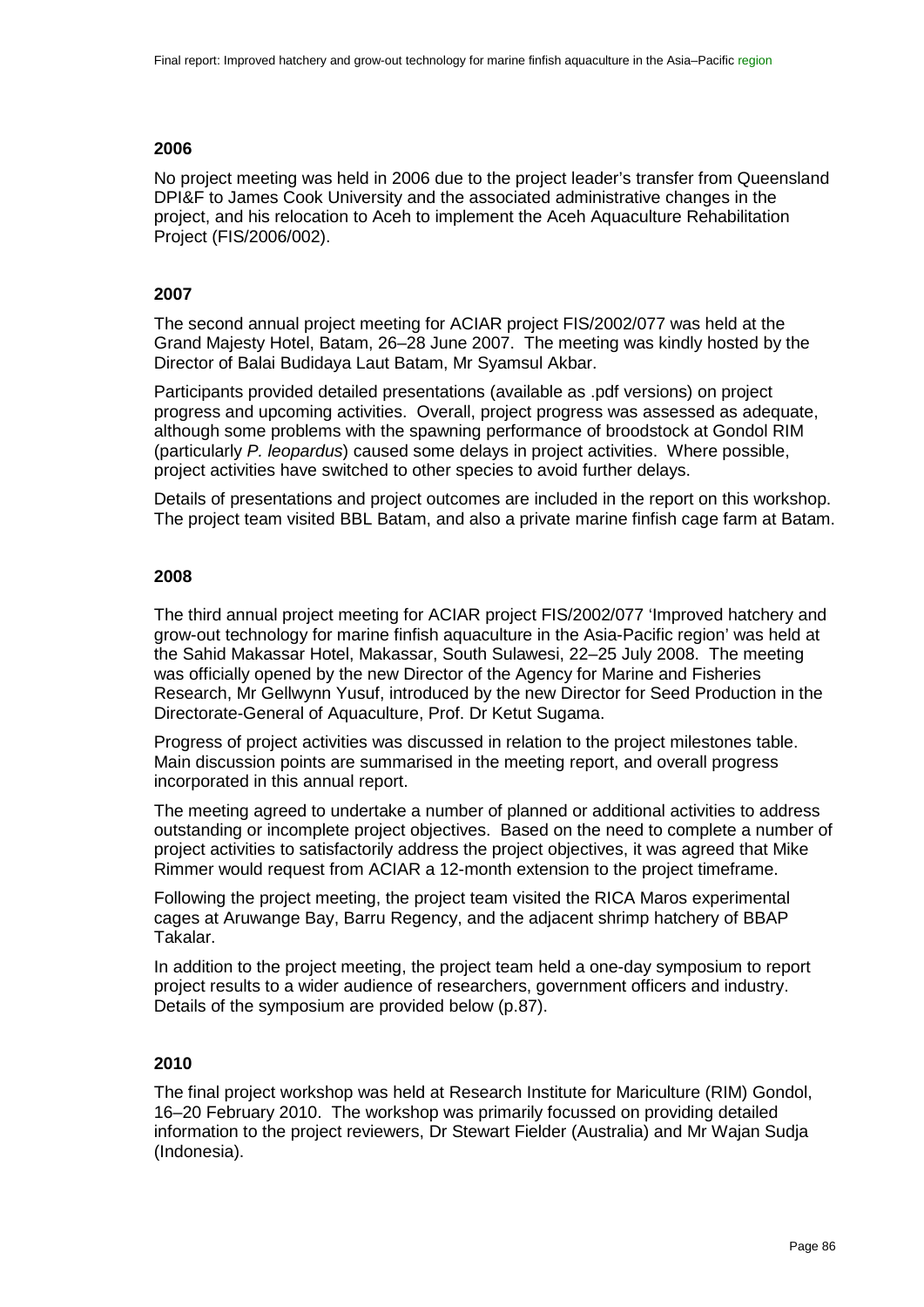### 2006

No project meeting was held in 2006 due to the project leader's transfer from Queensland DPI&F to James Cook University and the associated administrative changes in the project, and his relocation to Aceh to implement the Aceh Aquaculture Rehabilitation Project (FIS/2006/002).

### 2007

The second annual project meeting for ACIAR project FIS/2002/077 was held at the Grand Majesty Hotel, Batam, 26–28 June 2007. The meeting was kindly hosted by the Director of Balai Budidaya Laut Batam, Mr Syamsul Akbar.

Participants provided detailed presentations (available as .pdf versions) on project progress and upcoming activities. Overall, project progress was assessed as adequate, although some problems with the spawning performance of broodstock at Gondol RIM (particularly *P. leopardus*) caused some delays in project activities. Where possible, project activities have switched to other species to avoid further delays.

Details of presentations and project outcomes are included in the report on this workshop. The project team visited BBL Batam, and also a private marine finfish cage farm at Batam.

### 2008

The third annual project meeting for ACIAR project FIS/2002/077 'Improved hatchery and grow-out technology for marine finfish aquaculture in the Asia-Pacific region' was held at the Sahid Makassar Hotel, Makassar, South Sulawesi, 22–25 July 2008. The meeting was officially opened by the new Director of the Agency for Marine and Fisheries Research, Mr Gellwynn Yusuf, introduced by the new Director for Seed Production in the Directorate-General of Aquaculture, Prof. Dr Ketut Sugama.

Progress of project activities was discussed in relation to the project milestones table. Main discussion points are summarised in the meeting report, and overall progress incorporated in this annual report.

The meeting agreed to undertake a number of planned or additional activities to address outstanding or incomplete project objectives. Based on the need to complete a number of project activities to satisfactorily address the project objectives, it was agreed that Mike Rimmer would request from ACIAR a 12-month extension to the project timeframe.

Following the project meeting, the project team visited the RICA Maros experimental cages at Aruwange Bay, Barru Regency, and the adjacent shrimp hatchery of BBAP Takalar.

In addition to the project meeting, the project team held a one-day symposium to report project results to a wider audience of researchers, government officers and industry. Details of the symposium are provided below (p.87).

### 2010

The final project workshop was held at Research Institute for Mariculture (RIM) Gondol, 16–20 February 2010. The workshop was primarily focussed on providing detailed information to the project reviewers, Dr Stewart Fielder (Australia) and Mr Wajan Sudja (Indonesia).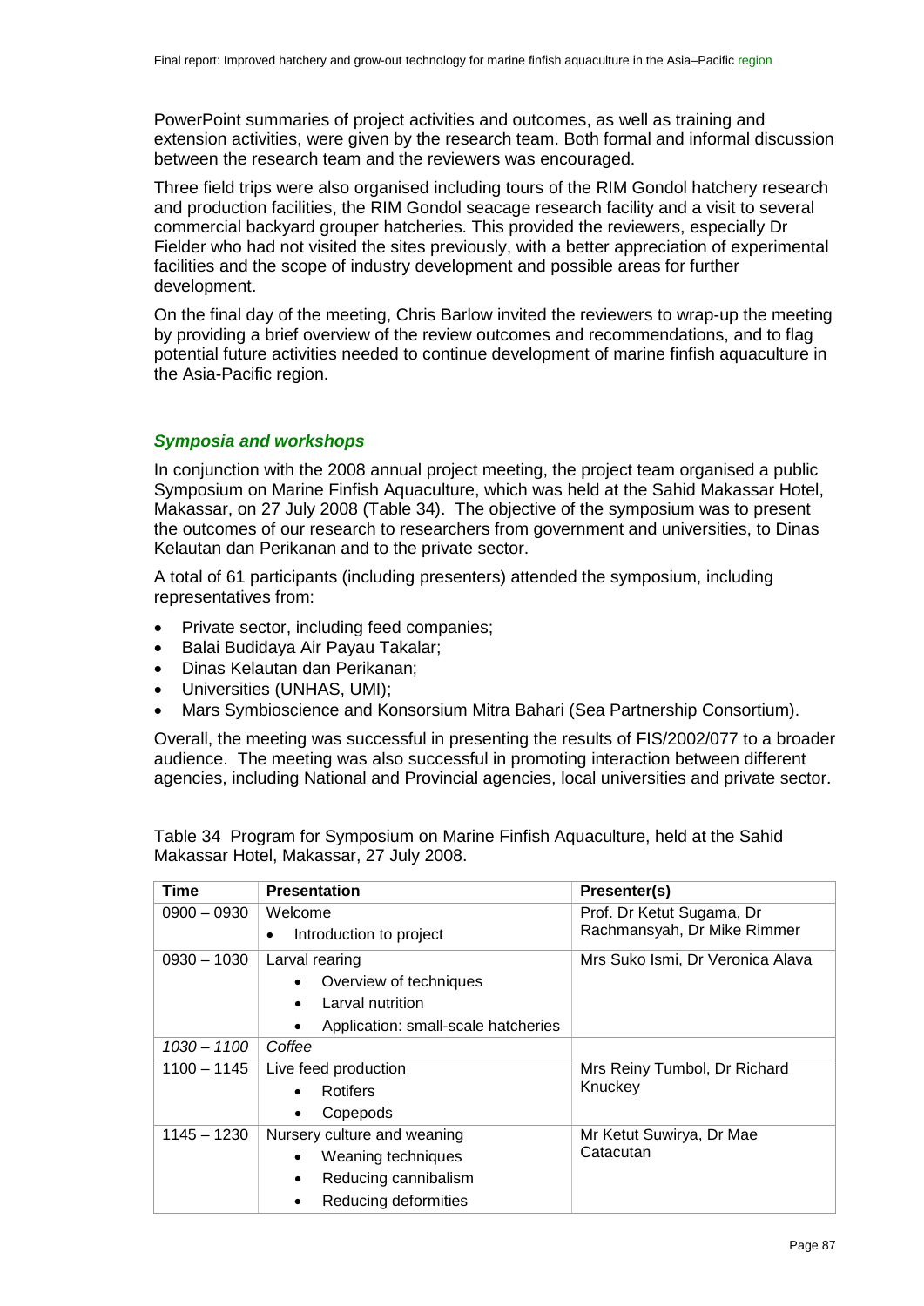PowerPoint summaries of project activities and outcomes, as well as training and extension activities, were given by the research team. Both formal and informal discussion between the research team and the reviewers was encouraged.

Three field trips were also organised including tours of the RIM Gondol hatchery research and production facilities, the RIM Gondol seacage research facility and a visit to several commercial backyard grouper hatcheries. This provided the reviewers, especially Dr Fielder who had not visited the sites previously, with a better appreciation of experimental facilities and the scope of industry development and possible areas for further development.

On the final day of the meeting, Chris Barlow invited the reviewers to wrap-up the meeting by providing a brief overview of the review outcomes and recommendations, and to flag potential future activities needed to continue development of marine finfish aquaculture in the Asia-Pacific region.

### *Symposia and workshops*

In conjunction with the 2008 annual project meeting, the project team organised a public Symposium on Marine Finfish Aquaculture, which was held at the Sahid Makassar Hotel, Makassar, on 27 July 2008 (Table 34). The objective of the symposium was to present the outcomes of our research to researchers from government and universities, to Dinas Kelautan dan Perikanan and to the private sector.

A total of 61 participants (including presenters) attended the symposium, including representatives from:

- Private sector, including feed companies;
- Balai Budidaya Air Payau Takalar;
- Dinas Kelautan dan Perikanan;
- Universities (UNHAS, UMI);
- Mars Symbioscience and Konsorsium Mitra Bahari (Sea Partnership Consortium).

Overall, the meeting was successful in presenting the results of FIS/2002/077 to a broader audience. The meeting was also successful in promoting interaction between different agencies, including National and Provincial agencies, local universities and private sector.

Table 34 Program for Symposium on Marine Finfish Aquaculture, held at the Sahid Makassar Hotel, Makassar, 27 July 2008.

| Time | Presentation | Presenter(s) |
|---|---|---|
| 0900 – 0930 | Welcome<br>• Introduction to project | Prof. Dr Ketut Sugama, Dr Rachmansyah, Dr Mike Rimmer |
| 0930 – 1030 | Larval rearing<br>• Overview of techniques<br>• Larval nutrition<br>• Application: small-scale hatcheries | Mrs Suko Ismi, Dr Veronica Alava |
| *1030 – 1100* | *Coffee* | |
| 1100 – 1145 | Live feed production<br>• Rotifers<br>• Copepods | Mrs Reiny Tumbol, Dr Richard Knuckey |
| 1145 – 1230 | Nursery culture and weaning<br>• Weaning techniques<br>• Reducing cannibalism<br>• Reducing deformities | Mr Ketut Suwirya, Dr Mae Catacutan |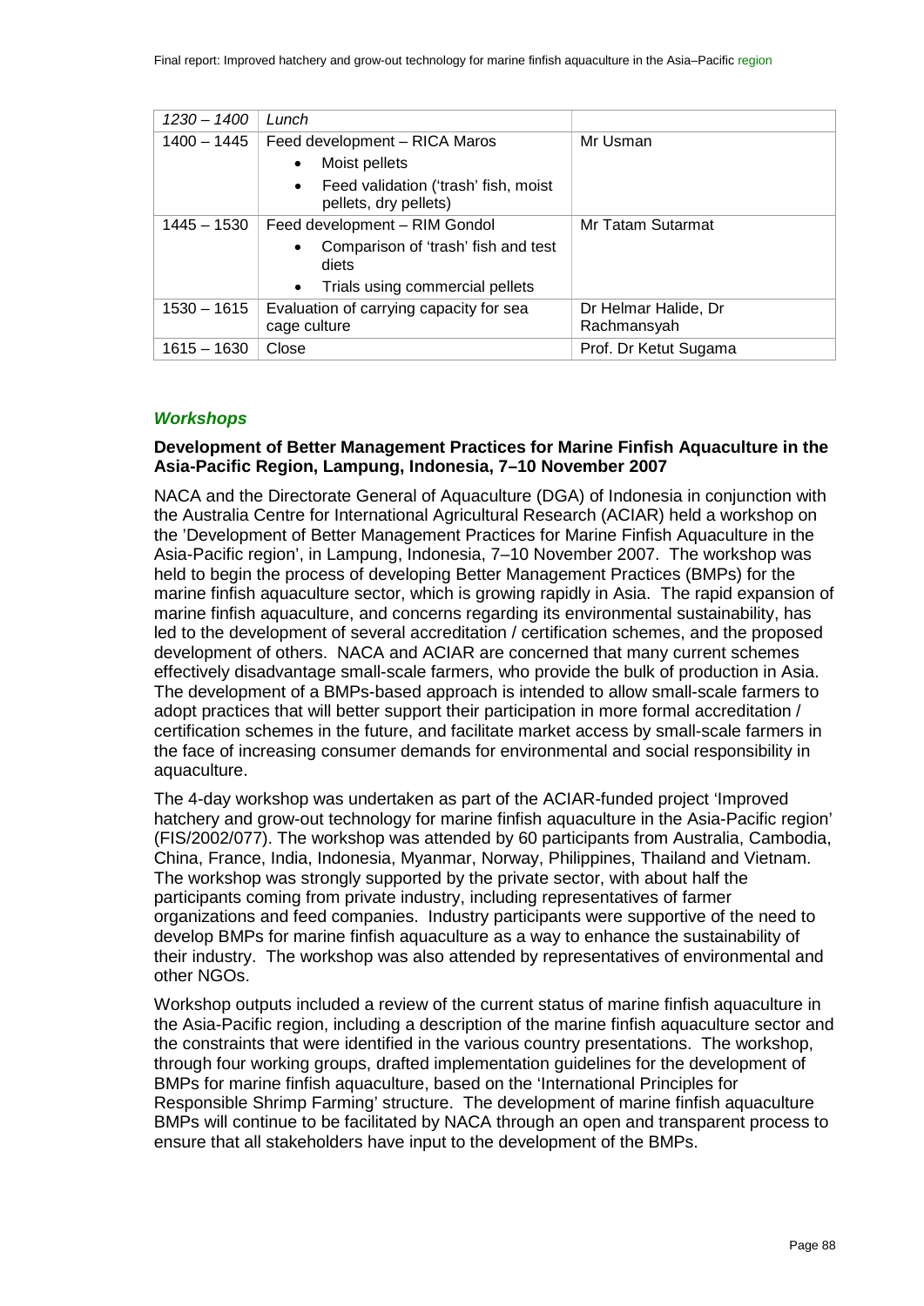| 1230 – 1400 | *Lunch* | |
|---|---|---|
| 1400 – 1445 | Feed development – RICA Maros<br>• Moist pellets<br>• Feed validation ('trash' fish, moist pellets, dry pellets) | Mr Usman |
| 1445 – 1530 | Feed development – RIM Gondol<br>• Comparison of 'trash' fish and test diets<br>• Trials using commercial pellets | Mr Tatam Sutarmat |
| 1530 – 1615 | Evaluation of carrying capacity for sea cage culture | Dr Helmar Halide, Dr Rachmansyah |
| 1615 – 1630 | Close | Prof. Dr Ketut Sugama |

## *Workshops*

### Development of Better Management Practices for Marine Finfish Aquaculture in the Asia-Pacific Region, Lampung, Indonesia, 7–10 November 2007

NACA and the Directorate General of Aquaculture (DGA) of Indonesia in conjunction with the Australia Centre for International Agricultural Research (ACIAR) held a workshop on the 'Development of Better Management Practices for Marine Finfish Aquaculture in the Asia-Pacific region', in Lampung, Indonesia, 7–10 November 2007. The workshop was held to begin the process of developing Better Management Practices (BMPs) for the marine finfish aquaculture sector, which is growing rapidly in Asia. The rapid expansion of marine finfish aquaculture, and concerns regarding its environmental sustainability, has led to the development of several accreditation / certification schemes, and the proposed development of others. NACA and ACIAR are concerned that many current schemes effectively disadvantage small-scale farmers, who provide the bulk of production in Asia. The development of a BMPs-based approach is intended to allow small-scale farmers to adopt practices that will better support their participation in more formal accreditation / certification schemes in the future, and facilitate market access by small-scale farmers in the face of increasing consumer demands for environmental and social responsibility in aquaculture.

The 4-day workshop was undertaken as part of the ACIAR-funded project 'Improved hatchery and grow-out technology for marine finfish aquaculture in the Asia-Pacific region' (FIS/2002/077). The workshop was attended by 60 participants from Australia, Cambodia, China, France, India, Indonesia, Myanmar, Norway, Philippines, Thailand and Vietnam. The workshop was strongly supported by the private sector, with about half the participants coming from private industry, including representatives of farmer organizations and feed companies. Industry participants were supportive of the need to develop BMPs for marine finfish aquaculture as a way to enhance the sustainability of their industry. The workshop was also attended by representatives of environmental and other NGOs.

Workshop outputs included a review of the current status of marine finfish aquaculture in the Asia-Pacific region, including a description of the marine finfish aquaculture sector and the constraints that were identified in the various country presentations. The workshop, through four working groups, drafted implementation guidelines for the development of BMPs for marine finfish aquaculture, based on the 'International Principles for Responsible Shrimp Farming' structure. The development of marine finfish aquaculture BMPs will continue to be facilitated by NACA through an open and transparent process to ensure that all stakeholders have input to the development of the BMPs.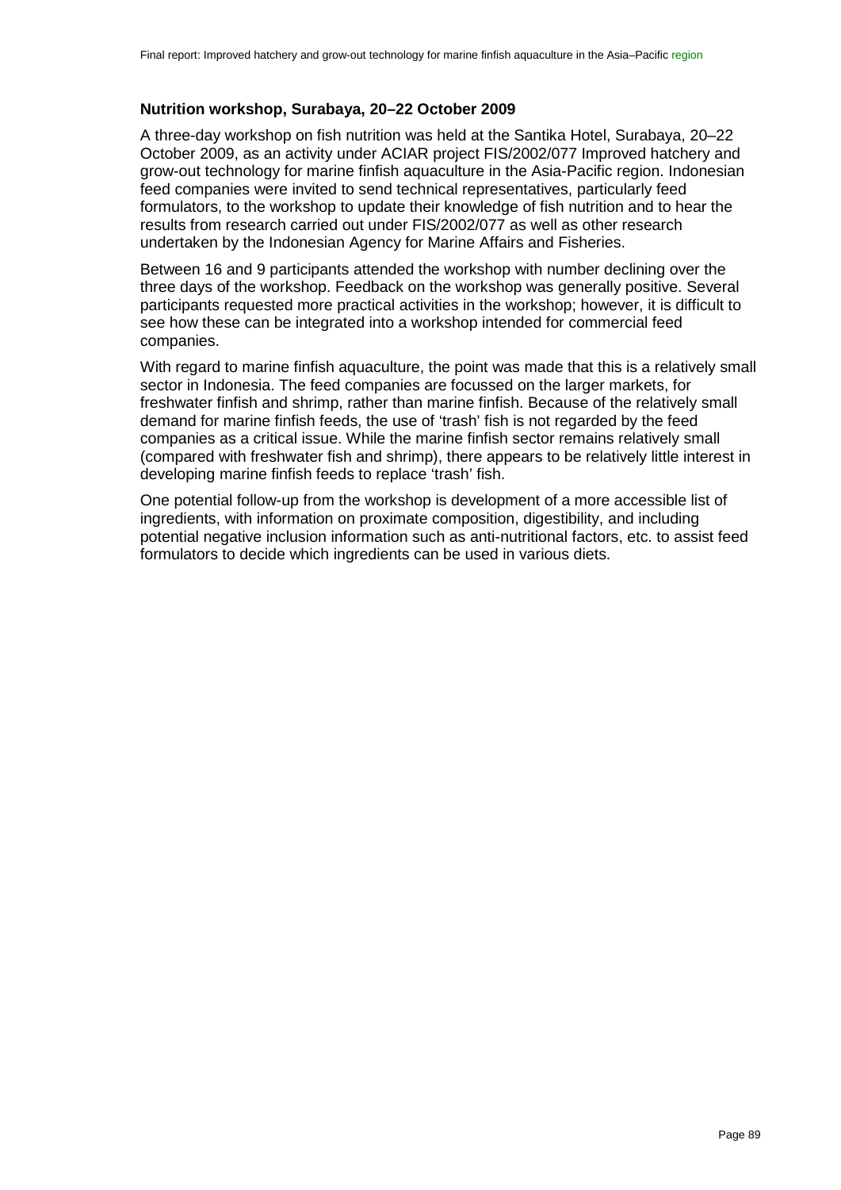### Nutrition workshop, Surabaya, 20–22 October 2009

A three-day workshop on fish nutrition was held at the Santika Hotel, Surabaya, 20–22 October 2009, as an activity under ACIAR project FIS/2002/077 Improved hatchery and grow-out technology for marine finfish aquaculture in the Asia-Pacific region. Indonesian feed companies were invited to send technical representatives, particularly feed formulators, to the workshop to update their knowledge of fish nutrition and to hear the results from research carried out under FIS/2002/077 as well as other research undertaken by the Indonesian Agency for Marine Affairs and Fisheries.

Between 16 and 9 participants attended the workshop with number declining over the three days of the workshop. Feedback on the workshop was generally positive. Several participants requested more practical activities in the workshop; however, it is difficult to see how these can be integrated into a workshop intended for commercial feed companies.

With regard to marine finfish aquaculture, the point was made that this is a relatively small sector in Indonesia. The feed companies are focussed on the larger markets, for freshwater finfish and shrimp, rather than marine finfish. Because of the relatively small demand for marine finfish feeds, the use of 'trash' fish is not regarded by the feed companies as a critical issue. While the marine finfish sector remains relatively small (compared with freshwater fish and shrimp), there appears to be relatively little interest in developing marine finfish feeds to replace 'trash' fish.

One potential follow-up from the workshop is development of a more accessible list of ingredients, with information on proximate composition, digestibility, and including potential negative inclusion information such as anti-nutritional factors, etc. to assist feed formulators to decide which ingredients can be used in various diets.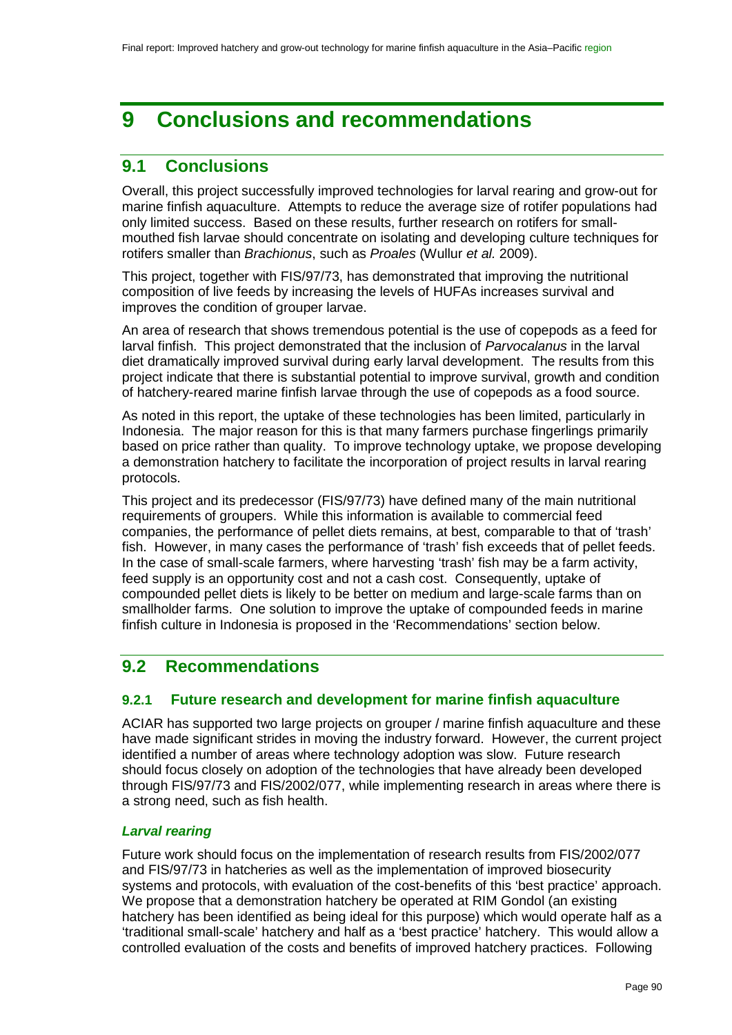# 9 Conclusions and recommendations

## 9.1 Conclusions

Overall, this project successfully improved technologies for larval rearing and grow-out for marine finfish aquaculture. Attempts to reduce the average size of rotifer populations had only limited success. Based on these results, further research on rotifers for small-mouthed fish larvae should concentrate on isolating and developing culture techniques for rotifers smaller than *Brachionus*, such as *Proales* (Wullur *et al.* 2009).

This project, together with FIS/97/73, has demonstrated that improving the nutritional composition of live feeds by increasing the levels of HUFAs increases survival and improves the condition of grouper larvae.

An area of research that shows tremendous potential is the use of copepods as a feed for larval finfish. This project demonstrated that the inclusion of *Parvocalanus* in the larval diet dramatically improved survival during early larval development. The results from this project indicate that there is substantial potential to improve survival, growth and condition of hatchery-reared marine finfish larvae through the use of copepods as a food source.

As noted in this report, the uptake of these technologies has been limited, particularly in Indonesia. The major reason for this is that many farmers purchase fingerlings primarily based on price rather than quality. To improve technology uptake, we propose developing a demonstration hatchery to facilitate the incorporation of project results in larval rearing protocols.

This project and its predecessor (FIS/97/73) have defined many of the main nutritional requirements of groupers. While this information is available to commercial feed companies, the performance of pellet diets remains, at best, comparable to that of 'trash' fish. However, in many cases the performance of 'trash' fish exceeds that of pellet feeds. In the case of small-scale farmers, where harvesting 'trash' fish may be a farm activity, feed supply is an opportunity cost and not a cash cost. Consequently, uptake of compounded pellet diets is likely to be better on medium and large-scale farms than on smallholder farms. One solution to improve the uptake of compounded feeds in marine finfish culture in Indonesia is proposed in the 'Recommendations' section below.

## 9.2 Recommendations

### 9.2.1 Future research and development for marine finfish aquaculture

ACIAR has supported two large projects on grouper / marine finfish aquaculture and these have made significant strides in moving the industry forward. However, the current project identified a number of areas where technology adoption was slow. Future research should focus closely on adoption of the technologies that have already been developed through FIS/97/73 and FIS/2002/077, while implementing research in areas where there is a strong need, such as fish health.

#### *Larval rearing*

Future work should focus on the implementation of research results from FIS/2002/077 and FIS/97/73 in hatcheries as well as the implementation of improved biosecurity systems and protocols, with evaluation of the cost-benefits of this 'best practice' approach. We propose that a demonstration hatchery be operated at RIM Gondol (an existing hatchery has been identified as being ideal for this purpose) which would operate half as a 'traditional small-scale' hatchery and half as a 'best practice' hatchery. This would allow a controlled evaluation of the costs and benefits of improved hatchery practices. Following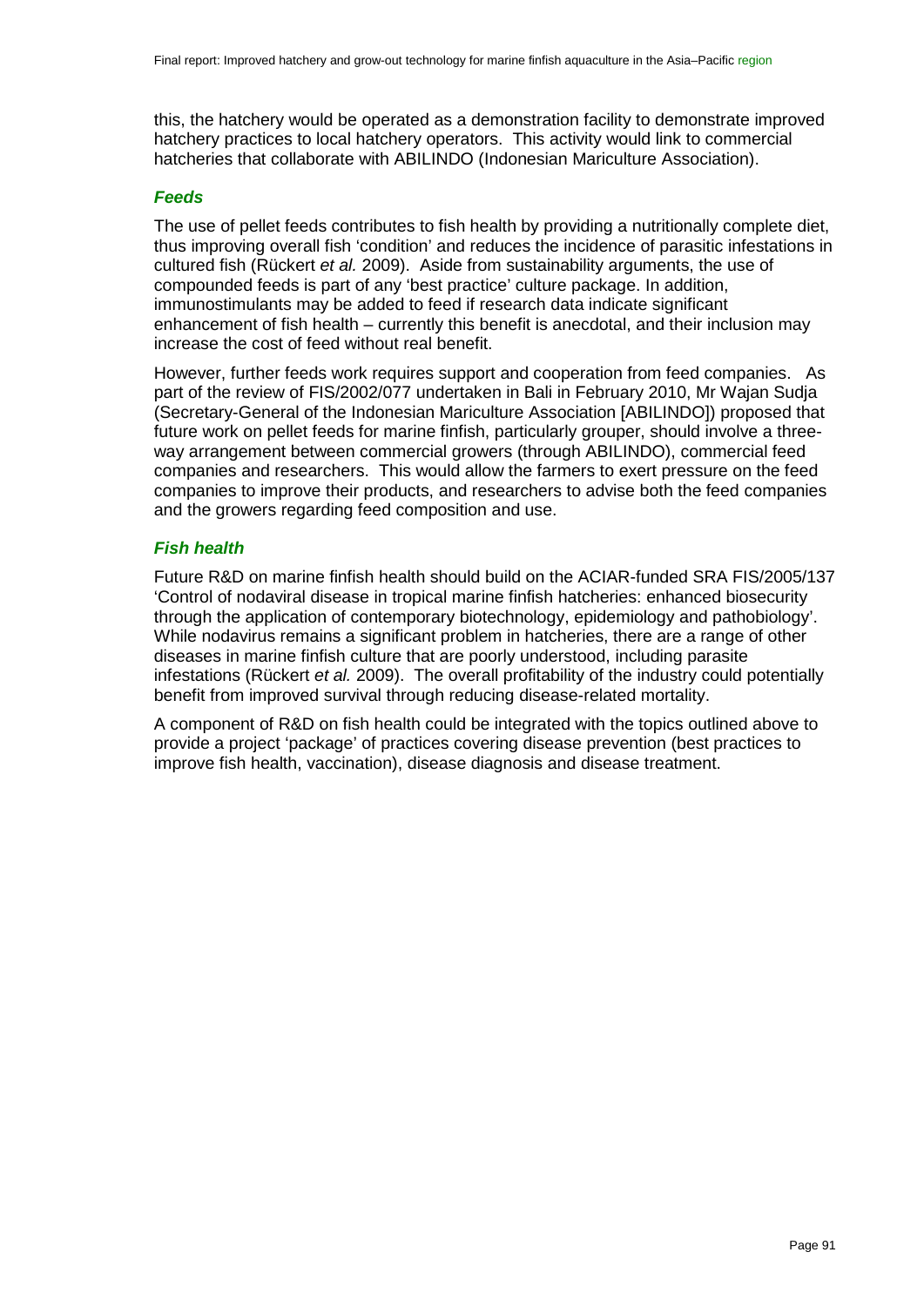this, the hatchery would be operated as a demonstration facility to demonstrate improved hatchery practices to local hatchery operators. This activity would link to commercial hatcheries that collaborate with ABILINDO (Indonesian Mariculture Association).

### *Feeds*

The use of pellet feeds contributes to fish health by providing a nutritionally complete diet, thus improving overall fish 'condition' and reduces the incidence of parasitic infestations in cultured fish (Rückert *et al.* 2009). Aside from sustainability arguments, the use of compounded feeds is part of any 'best practice' culture package. In addition, immunostimulants may be added to feed if research data indicate significant enhancement of fish health – currently this benefit is anecdotal, and their inclusion may increase the cost of feed without real benefit.

However, further feeds work requires support and cooperation from feed companies. As part of the review of FIS/2002/077 undertaken in Bali in February 2010, Mr Wajan Sudja (Secretary-General of the Indonesian Mariculture Association [ABILINDO]) proposed that future work on pellet feeds for marine finfish, particularly grouper, should involve a three-way arrangement between commercial growers (through ABILINDO), commercial feed companies and researchers. This would allow the farmers to exert pressure on the feed companies to improve their products, and researchers to advise both the feed companies and the growers regarding feed composition and use.

### *Fish health*

Future R&D on marine finfish health should build on the ACIAR-funded SRA FIS/2005/137 'Control of nodaviral disease in tropical marine finfish hatcheries: enhanced biosecurity through the application of contemporary biotechnology, epidemiology and pathobiology'. While nodavirus remains a significant problem in hatcheries, there are a range of other diseases in marine finfish culture that are poorly understood, including parasite infestations (Rückert *et al.* 2009). The overall profitability of the industry could potentially benefit from improved survival through reducing disease-related mortality.

A component of R&D on fish health could be integrated with the topics outlined above to provide a project 'package' of practices covering disease prevention (best practices to improve fish health, vaccination), disease diagnosis and disease treatment.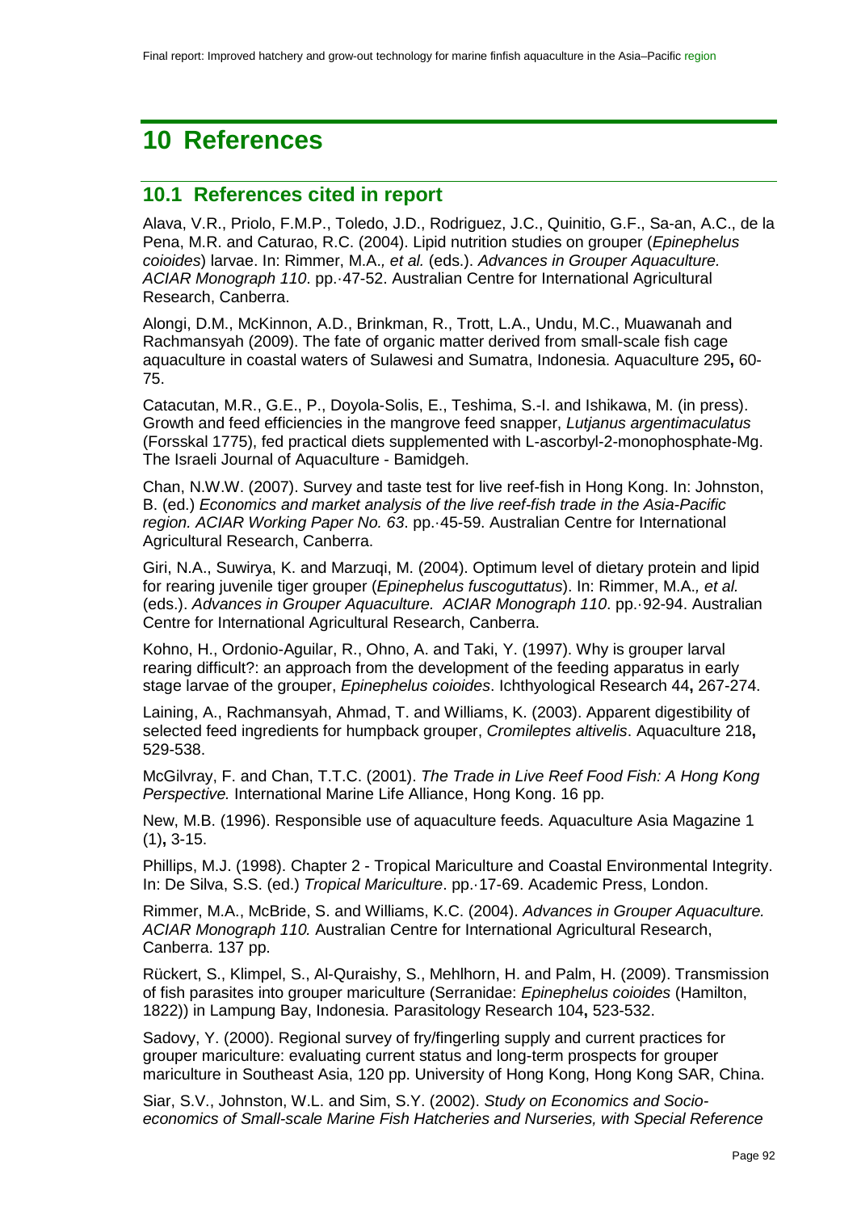# 10 References

## 10.1 References cited in report

Alava, V.R., Priolo, F.M.P., Toledo, J.D., Rodriguez, J.C., Quinitio, G.F., Sa-an, A.C., de la Pena, M.R. and Caturao, R.C. (2004). Lipid nutrition studies on grouper (*Epinephelus coioides*) larvae. In: Rimmer, M.A.*, et al.* (eds.). *Advances in Grouper Aquaculture. ACIAR Monograph 110*. pp.·47-52. Australian Centre for International Agricultural Research, Canberra.

Alongi, D.M., McKinnon, A.D., Brinkman, R., Trott, L.A., Undu, M.C., Muawanah and Rachmansyah (2009). The fate of organic matter derived from small-scale fish cage aquaculture in coastal waters of Sulawesi and Sumatra, Indonesia. Aquaculture 295**,** 60-75.

Catacutan, M.R., G.E., P., Doyola-Solis, E., Teshima, S.-I. and Ishikawa, M. (in press). Growth and feed efficiencies in the mangrove feed snapper, *Lutjanus argentimaculatus* (Forsskal 1775), fed practical diets supplemented with L-ascorbyl-2-monophosphate-Mg. The Israeli Journal of Aquaculture - Bamidgeh.

Chan, N.W.W. (2007). Survey and taste test for live reef-fish in Hong Kong. In: Johnston, B. (ed.) *Economics and market analysis of the live reef-fish trade in the Asia-Pacific region. ACIAR Working Paper No. 63*. pp.·45-59. Australian Centre for International Agricultural Research, Canberra.

Giri, N.A., Suwirya, K. and Marzuqi, M. (2004). Optimum level of dietary protein and lipid for rearing juvenile tiger grouper (*Epinephelus fuscoguttatus*). In: Rimmer, M.A.*, et al.* (eds.). *Advances in Grouper Aquaculture. ACIAR Monograph 110*. pp.·92-94. Australian Centre for International Agricultural Research, Canberra.

Kohno, H., Ordonio-Aguilar, R., Ohno, A. and Taki, Y. (1997). Why is grouper larval rearing difficult?: an approach from the development of the feeding apparatus in early stage larvae of the grouper, *Epinephelus coioides*. Ichthyological Research 44**,** 267-274.

Laining, A., Rachmansyah, Ahmad, T. and Williams, K. (2003). Apparent digestibility of selected feed ingredients for humpback grouper, *Cromileptes altivelis*. Aquaculture 218**,** 529-538.

McGilvray, F. and Chan, T.T.C. (2001). *The Trade in Live Reef Food Fish: A Hong Kong Perspective.* International Marine Life Alliance, Hong Kong. 16 pp.

New, M.B. (1996). Responsible use of aquaculture feeds. Aquaculture Asia Magazine 1 (1)**,** 3-15.

Phillips, M.J. (1998). Chapter 2 - Tropical Mariculture and Coastal Environmental Integrity. In: De Silva, S.S. (ed.) *Tropical Mariculture*. pp.·17-69. Academic Press, London.

Rimmer, M.A., McBride, S. and Williams, K.C. (2004). *Advances in Grouper Aquaculture. ACIAR Monograph 110.* Australian Centre for International Agricultural Research, Canberra. 137 pp.

Rückert, S., Klimpel, S., Al-Quraishy, S., Mehlhorn, H. and Palm, H. (2009). Transmission of fish parasites into grouper mariculture (Serranidae: *Epinephelus coioides* (Hamilton, 1822)) in Lampung Bay, Indonesia. Parasitology Research 104**,** 523-532.

Sadovy, Y. (2000). Regional survey of fry/fingerling supply and current practices for grouper mariculture: evaluating current status and long-term prospects for grouper mariculture in Southeast Asia, 120 pp. University of Hong Kong, Hong Kong SAR, China.

Siar, S.V., Johnston, W.L. and Sim, S.Y. (2002). *Study on Economics and Socio-economics of Small-scale Marine Fish Hatcheries and Nurseries, with Special Reference*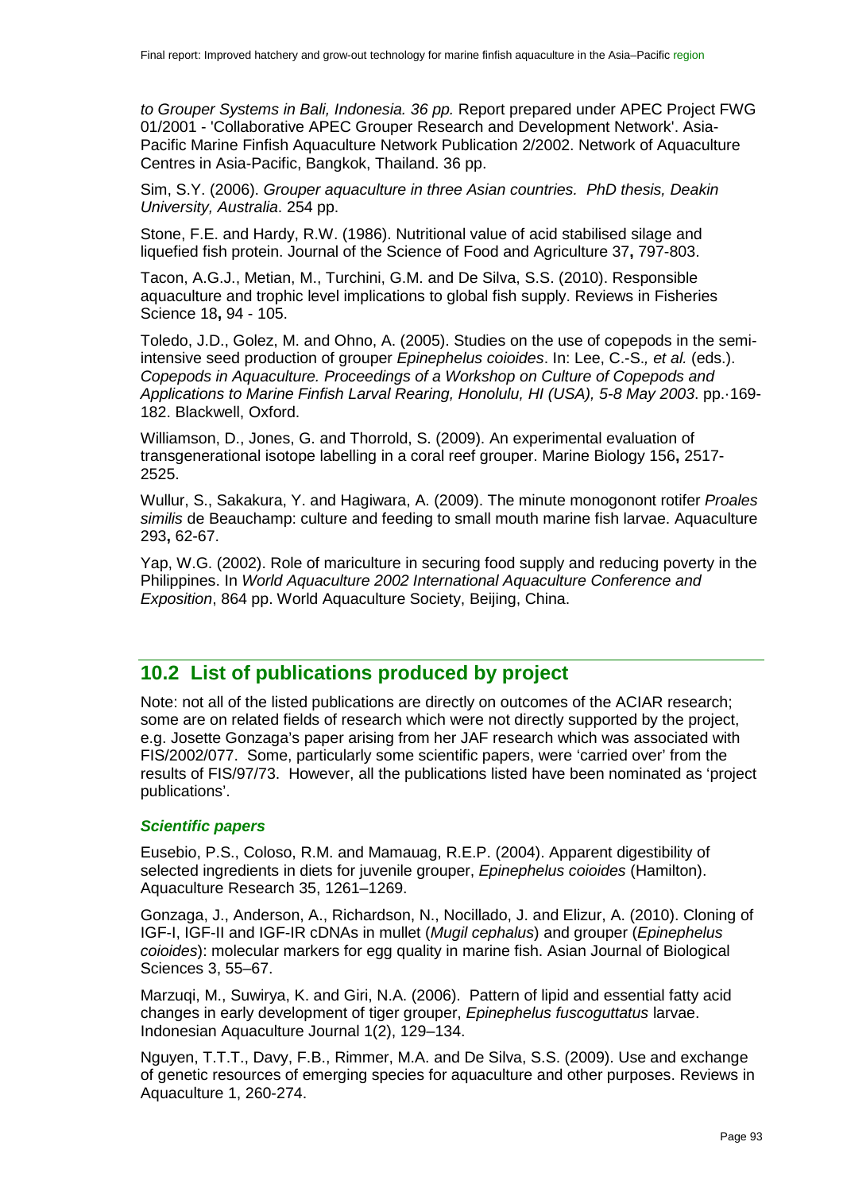*to Grouper Systems in Bali, Indonesia. 36 pp.* Report prepared under APEC Project FWG 01/2001 - 'Collaborative APEC Grouper Research and Development Network'. Asia-Pacific Marine Finfish Aquaculture Network Publication 2/2002. Network of Aquaculture Centres in Asia-Pacific, Bangkok, Thailand. 36 pp.

Sim, S.Y. (2006). *Grouper aquaculture in three Asian countries. PhD thesis, Deakin University, Australia*. 254 pp.

Stone, F.E. and Hardy, R.W. (1986). Nutritional value of acid stabilised silage and liquefied fish protein. Journal of the Science of Food and Agriculture 37**,** 797-803.

Tacon, A.G.J., Metian, M., Turchini, G.M. and De Silva, S.S. (2010). Responsible aquaculture and trophic level implications to global fish supply. Reviews in Fisheries Science 18**,** 94 - 105.

Toledo, J.D., Golez, M. and Ohno, A. (2005). Studies on the use of copepods in the semi-intensive seed production of grouper *Epinephelus coioides*. In: Lee, C.-S.*, et al.* (eds.). *Copepods in Aquaculture. Proceedings of a Workshop on Culture of Copepods and Applications to Marine Finfish Larval Rearing, Honolulu, HI (USA), 5-8 May 2003*. pp.·169-182. Blackwell, Oxford.

Williamson, D., Jones, G. and Thorrold, S. (2009). An experimental evaluation of transgenerational isotope labelling in a coral reef grouper. Marine Biology 156**,** 2517-2525.

Wullur, S., Sakakura, Y. and Hagiwara, A. (2009). The minute monogonont rotifer *Proales similis* de Beauchamp: culture and feeding to small mouth marine fish larvae. Aquaculture 293**,** 62-67.

Yap, W.G. (2002). Role of mariculture in securing food supply and reducing poverty in the Philippines. In *World Aquaculture 2002 International Aquaculture Conference and Exposition*, 864 pp. World Aquaculture Society, Beijing, China.

## 10.2 List of publications produced by project

Note: not all of the listed publications are directly on outcomes of the ACIAR research; some are on related fields of research which were not directly supported by the project, e.g. Josette Gonzaga's paper arising from her JAF research which was associated with FIS/2002/077. Some, particularly some scientific papers, were 'carried over' from the results of FIS/97/73. However, all the publications listed have been nominated as 'project publications'.

### *Scientific papers*

Eusebio, P.S., Coloso, R.M. and Mamauag, R.E.P. (2004). Apparent digestibility of selected ingredients in diets for juvenile grouper, *Epinephelus coioides* (Hamilton). Aquaculture Research 35, 1261–1269.

Gonzaga, J., Anderson, A., Richardson, N., Nocillado, J. and Elizur, A. (2010). Cloning of IGF-I, IGF-II and IGF-IR cDNAs in mullet (*Mugil cephalus*) and grouper (*Epinephelus coioides*): molecular markers for egg quality in marine fish. Asian Journal of Biological Sciences 3, 55–67.

Marzuqi, M., Suwirya, K. and Giri, N.A. (2006). Pattern of lipid and essential fatty acid changes in early development of tiger grouper, *Epinephelus fuscoguttatus* larvae. Indonesian Aquaculture Journal 1(2), 129–134.

Nguyen, T.T.T., Davy, F.B., Rimmer, M.A. and De Silva, S.S. (2009). Use and exchange of genetic resources of emerging species for aquaculture and other purposes. Reviews in Aquaculture 1, 260-274.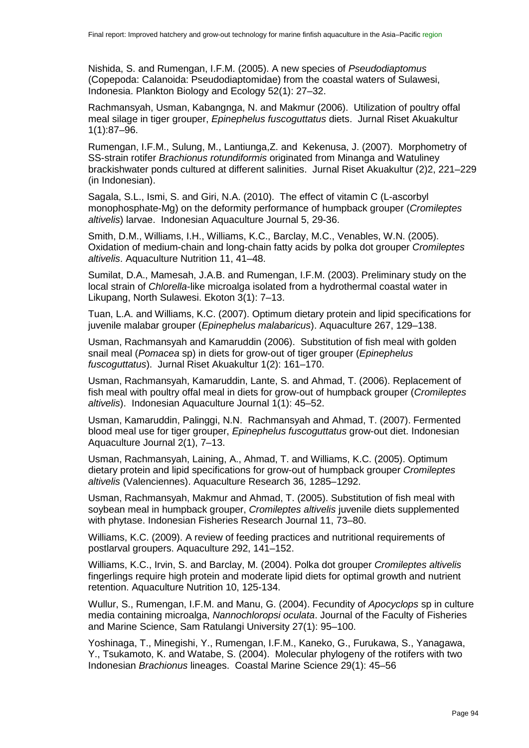Nishida, S. and Rumengan, I.F.M. (2005). A new species of *Pseudodiaptomus* (Copepoda: Calanoida: Pseudodiaptomidae) from the coastal waters of Sulawesi, Indonesia. Plankton Biology and Ecology 52(1): 27–32.

Rachmansyah, Usman, Kabangnga, N. and Makmur (2006). Utilization of poultry offal meal silage in tiger grouper, *Epinephelus fuscoguttatus* diets. Jurnal Riset Akuakultur 1(1):87–96.

Rumengan, I.F.M., Sulung, M., Lantiunga,Z. and Kekenusa, J. (2007). Morphometry of SS-strain rotifer *Brachionus rotundiformis* originated from Minanga and Watuliney brackishwater ponds cultured at different salinities. Jurnal Riset Akuakultur (2)2, 221–229 (in Indonesian).

Sagala, S.L., Ismi, S. and Giri, N.A. (2010). The effect of vitamin C (L-ascorbyl monophosphate-Mg) on the deformity performance of humpback grouper (*Cromileptes altivelis*) larvae. Indonesian Aquaculture Journal 5, 29-36.

Smith, D.M., Williams, I.H., Williams, K.C., Barclay, M.C., Venables, W.N. (2005). Oxidation of medium-chain and long-chain fatty acids by polka dot grouper *Cromileptes altivelis*. Aquaculture Nutrition 11, 41–48.

Sumilat, D.A., Mamesah, J.A.B. and Rumengan, I.F.M. (2003). Preliminary study on the local strain of *Chlorella*-like microalga isolated from a hydrothermal coastal water in Likupang, North Sulawesi. Ekoton 3(1): 7–13.

Tuan, L.A. and Williams, K.C. (2007). Optimum dietary protein and lipid specifications for juvenile malabar grouper (*Epinephelus malabaricus*). Aquaculture 267, 129–138.

Usman, Rachmansyah and Kamaruddin (2006). Substitution of fish meal with golden snail meal (*Pomacea* sp) in diets for grow-out of tiger grouper (*Epinephelus fuscoguttatus*). Jurnal Riset Akuakultur 1(2): 161–170.

Usman, Rachmansyah, Kamaruddin, Lante, S. and Ahmad, T. (2006). Replacement of fish meal with poultry offal meal in diets for grow-out of humpback grouper (*Cromileptes altivelis*). Indonesian Aquaculture Journal 1(1): 45–52.

Usman, Kamaruddin, Palinggi, N.N. Rachmansyah and Ahmad, T. (2007). Fermented blood meal use for tiger grouper, *Epinephelus fuscoguttatus* grow-out diet. Indonesian Aquaculture Journal 2(1), 7–13.

Usman, Rachmansyah, Laining, A., Ahmad, T. and Williams, K.C. (2005). Optimum dietary protein and lipid specifications for grow-out of humpback grouper *Cromileptes altivelis* (Valenciennes). Aquaculture Research 36, 1285–1292.

Usman, Rachmansyah, Makmur and Ahmad, T. (2005). Substitution of fish meal with soybean meal in humpback grouper, *Cromileptes altivelis* juvenile diets supplemented with phytase. Indonesian Fisheries Research Journal 11, 73–80.

Williams, K.C. (2009). A review of feeding practices and nutritional requirements of postlarval groupers. Aquaculture 292, 141–152.

Williams, K.C., Irvin, S. and Barclay, M. (2004). Polka dot grouper *Cromileptes altivelis* fingerlings require high protein and moderate lipid diets for optimal growth and nutrient retention. Aquaculture Nutrition 10, 125-134.

Wullur, S., Rumengan, I.F.M. and Manu, G. (2004). Fecundity of *Apocyclops* sp in culture media containing microalga, *Nannochloropsi oculata*. Journal of the Faculty of Fisheries and Marine Science, Sam Ratulangi University 27(1): 95–100.

Yoshinaga, T., Minegishi, Y., Rumengan, I.F.M., Kaneko, G., Furukawa, S., Yanagawa, Y., Tsukamoto, K. and Watabe, S. (2004). Molecular phylogeny of the rotifers with two Indonesian *Brachionus* lineages. Coastal Marine Science 29(1): 45–56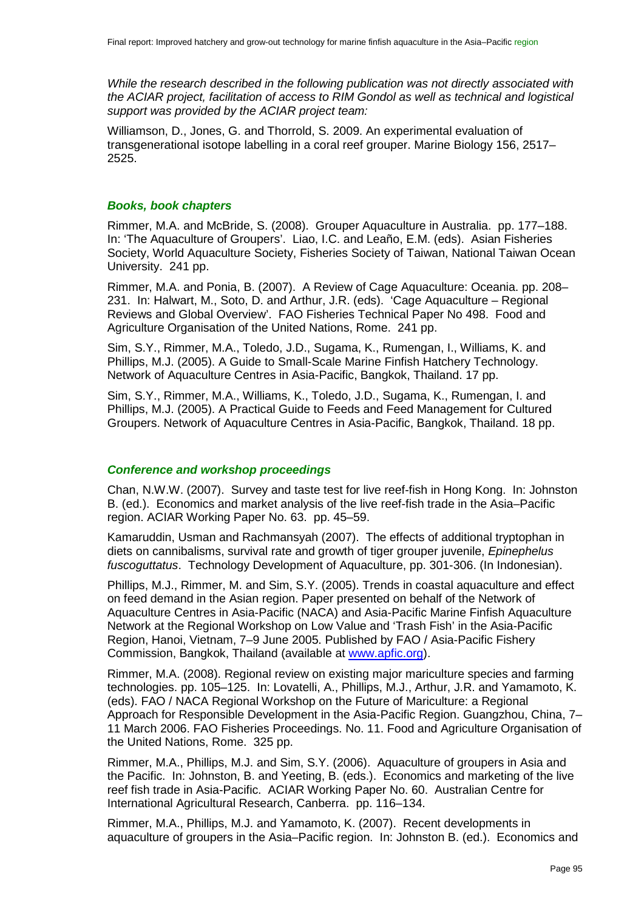*While the research described in the following publication was not directly associated with the ACIAR project, facilitation of access to RIM Gondol as well as technical and logistical support was provided by the ACIAR project team:*

Williamson, D., Jones, G. and Thorrold, S. 2009. An experimental evaluation of transgenerational isotope labelling in a coral reef grouper. Marine Biology 156, 2517–2525.

### *Books, book chapters*

Rimmer, M.A. and McBride, S. (2008). Grouper Aquaculture in Australia. pp. 177–188. In: 'The Aquaculture of Groupers'. Liao, I.C. and Leaño, E.M. (eds). Asian Fisheries Society, World Aquaculture Society, Fisheries Society of Taiwan, National Taiwan Ocean University. 241 pp.

Rimmer, M.A. and Ponia, B. (2007). A Review of Cage Aquaculture: Oceania. pp. 208–231. In: Halwart, M., Soto, D. and Arthur, J.R. (eds). 'Cage Aquaculture – Regional Reviews and Global Overview'. FAO Fisheries Technical Paper No 498. Food and Agriculture Organisation of the United Nations, Rome. 241 pp.

Sim, S.Y., Rimmer, M.A., Toledo, J.D., Sugama, K., Rumengan, I., Williams, K. and Phillips, M.J. (2005). A Guide to Small-Scale Marine Finfish Hatchery Technology. Network of Aquaculture Centres in Asia-Pacific, Bangkok, Thailand. 17 pp.

Sim, S.Y., Rimmer, M.A., Williams, K., Toledo, J.D., Sugama, K., Rumengan, I. and Phillips, M.J. (2005). A Practical Guide to Feeds and Feed Management for Cultured Groupers. Network of Aquaculture Centres in Asia-Pacific, Bangkok, Thailand. 18 pp.

### *Conference and workshop proceedings*

Chan, N.W.W. (2007). Survey and taste test for live reef-fish in Hong Kong. In: Johnston B. (ed.). Economics and market analysis of the live reef-fish trade in the Asia–Pacific region. ACIAR Working Paper No. 63. pp. 45–59.

Kamaruddin, Usman and Rachmansyah (2007). The effects of additional tryptophan in diets on cannibalisms, survival rate and growth of tiger grouper juvenile, *Epinephelus fuscoguttatus*. Technology Development of Aquaculture, pp. 301-306. (In Indonesian).

Phillips, M.J., Rimmer, M. and Sim, S.Y. (2005). Trends in coastal aquaculture and effect on feed demand in the Asian region. Paper presented on behalf of the Network of Aquaculture Centres in Asia-Pacific (NACA) and Asia-Pacific Marine Finfish Aquaculture Network at the Regional Workshop on Low Value and 'Trash Fish' in the Asia-Pacific Region, Hanoi, Vietnam, 7–9 June 2005. Published by FAO / Asia-Pacific Fishery Commission, Bangkok, Thailand (available at www.apfic.org).

Rimmer, M.A. (2008). Regional review on existing major mariculture species and farming technologies. pp. 105–125. In: Lovatelli, A., Phillips, M.J., Arthur, J.R. and Yamamoto, K. (eds). FAO / NACA Regional Workshop on the Future of Mariculture: a Regional Approach for Responsible Development in the Asia-Pacific Region. Guangzhou, China, 7–11 March 2006. FAO Fisheries Proceedings. No. 11. Food and Agriculture Organisation of the United Nations, Rome. 325 pp.

Rimmer, M.A., Phillips, M.J. and Sim, S.Y. (2006). Aquaculture of groupers in Asia and the Pacific. In: Johnston, B. and Yeeting, B. (eds.). Economics and marketing of the live reef fish trade in Asia-Pacific. ACIAR Working Paper No. 60. Australian Centre for International Agricultural Research, Canberra. pp. 116–134.

Rimmer, M.A., Phillips, M.J. and Yamamoto, K. (2007). Recent developments in aquaculture of groupers in the Asia–Pacific region. In: Johnston B. (ed.). Economics and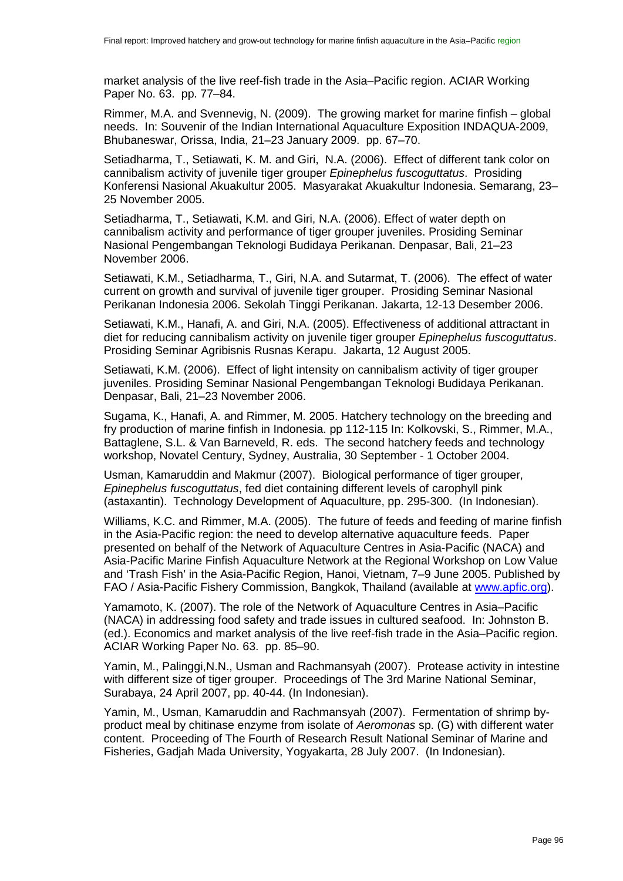market analysis of the live reef-fish trade in the Asia–Pacific region. ACIAR Working Paper No. 63. pp. 77–84.

Rimmer, M.A. and Svennevig, N. (2009). The growing market for marine finfish – global needs. In: Souvenir of the Indian International Aquaculture Exposition INDAQUA-2009, Bhubaneswar, Orissa, India, 21–23 January 2009. pp. 67–70.

Setiadharma, T., Setiawati, K. M. and Giri, N.A. (2006). Effect of different tank color on cannibalism activity of juvenile tiger grouper *Epinephelus fuscoguttatus*. Prosiding Konferensi Nasional Akuakultur 2005. Masyarakat Akuakultur Indonesia. Semarang, 23–25 November 2005.

Setiadharma, T., Setiawati, K.M. and Giri, N.A. (2006). Effect of water depth on cannibalism activity and performance of tiger grouper juveniles. Prosiding Seminar Nasional Pengembangan Teknologi Budidaya Perikanan. Denpasar, Bali, 21–23 November 2006.

Setiawati, K.M., Setiadharma, T., Giri, N.A. and Sutarmat, T. (2006). The effect of water current on growth and survival of juvenile tiger grouper. Prosiding Seminar Nasional Perikanan Indonesia 2006. Sekolah Tinggi Perikanan. Jakarta, 12-13 Desember 2006.

Setiawati, K.M., Hanafi, A. and Giri, N.A. (2005). Effectiveness of additional attractant in diet for reducing cannibalism activity on juvenile tiger grouper *Epinephelus fuscoguttatus*. Prosiding Seminar Agribisnis Rusnas Kerapu. Jakarta, 12 August 2005.

Setiawati, K.M. (2006). Effect of light intensity on cannibalism activity of tiger grouper juveniles. Prosiding Seminar Nasional Pengembangan Teknologi Budidaya Perikanan. Denpasar, Bali, 21–23 November 2006.

Sugama, K., Hanafi, A. and Rimmer, M. 2005. Hatchery technology on the breeding and fry production of marine finfish in Indonesia. pp 112-115 In: Kolkovski, S., Rimmer, M.A., Battaglene, S.L. & Van Barneveld, R. eds. The second hatchery feeds and technology workshop, Novatel Century, Sydney, Australia, 30 September - 1 October 2004.

Usman, Kamaruddin and Makmur (2007). Biological performance of tiger grouper, *Epinephelus fuscoguttatus*, fed diet containing different levels of carophyll pink (astaxantin). Technology Development of Aquaculture, pp. 295-300. (In Indonesian).

Williams, K.C. and Rimmer, M.A. (2005). The future of feeds and feeding of marine finfish in the Asia-Pacific region: the need to develop alternative aquaculture feeds. Paper presented on behalf of the Network of Aquaculture Centres in Asia-Pacific (NACA) and Asia-Pacific Marine Finfish Aquaculture Network at the Regional Workshop on Low Value and 'Trash Fish' in the Asia-Pacific Region, Hanoi, Vietnam, 7–9 June 2005. Published by FAO / Asia-Pacific Fishery Commission, Bangkok, Thailand (available at www.apfic.org).

Yamamoto, K. (2007). The role of the Network of Aquaculture Centres in Asia–Pacific (NACA) in addressing food safety and trade issues in cultured seafood. In: Johnston B. (ed.). Economics and market analysis of the live reef-fish trade in the Asia–Pacific region. ACIAR Working Paper No. 63. pp. 85–90.

Yamin, M., Palinggi,N.N., Usman and Rachmansyah (2007). Protease activity in intestine with different size of tiger grouper. Proceedings of The 3rd Marine National Seminar, Surabaya, 24 April 2007, pp. 40-44. (In Indonesian).

Yamin, M., Usman, Kamaruddin and Rachmansyah (2007). Fermentation of shrimp by-product meal by chitinase enzyme from isolate of *Aeromonas* sp. (G) with different water content. Proceeding of The Fourth of Research Result National Seminar of Marine and Fisheries, Gadjah Mada University, Yogyakarta, 28 July 2007. (In Indonesian).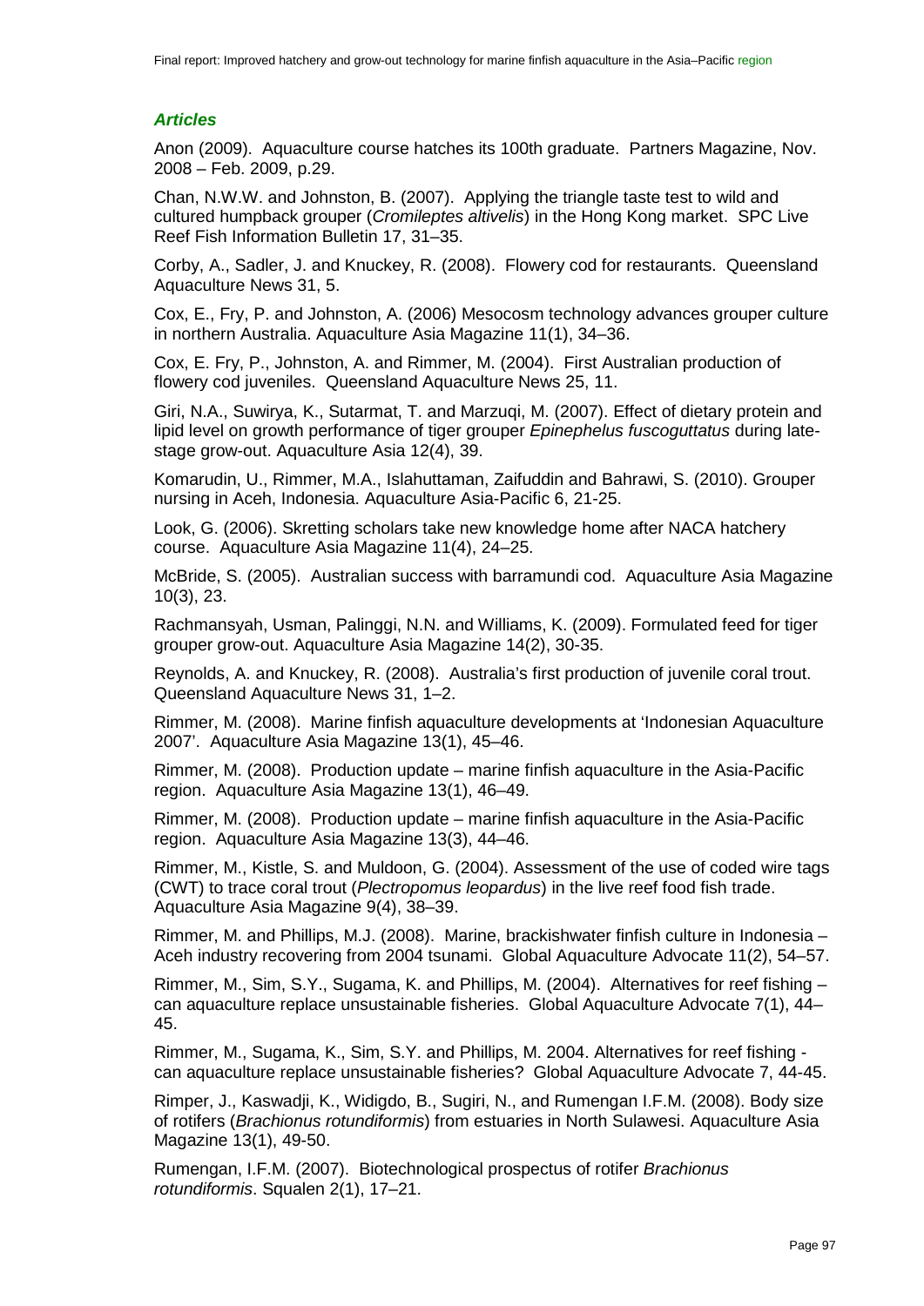### *Articles*

Anon (2009). Aquaculture course hatches its 100th graduate. Partners Magazine, Nov. 2008 – Feb. 2009, p.29.

Chan, N.W.W. and Johnston, B. (2007). Applying the triangle taste test to wild and cultured humpback grouper (*Cromileptes altivelis*) in the Hong Kong market. SPC Live Reef Fish Information Bulletin 17, 31–35.

Corby, A., Sadler, J. and Knuckey, R. (2008). Flowery cod for restaurants. Queensland Aquaculture News 31, 5.

Cox, E., Fry, P. and Johnston, A. (2006) Mesocosm technology advances grouper culture in northern Australia. Aquaculture Asia Magazine 11(1), 34–36.

Cox, E. Fry, P., Johnston, A. and Rimmer, M. (2004). First Australian production of flowery cod juveniles. Queensland Aquaculture News 25, 11.

Giri, N.A., Suwirya, K., Sutarmat, T. and Marzuqi, M. (2007). Effect of dietary protein and lipid level on growth performance of tiger grouper *Epinephelus fuscoguttatus* during late-stage grow-out. Aquaculture Asia 12(4), 39.

Komarudin, U., Rimmer, M.A., Islahuttaman, Zaifuddin and Bahrawi, S. (2010). Grouper nursing in Aceh, Indonesia. Aquaculture Asia-Pacific 6, 21-25.

Look, G. (2006). Skretting scholars take new knowledge home after NACA hatchery course. Aquaculture Asia Magazine 11(4), 24–25.

McBride, S. (2005). Australian success with barramundi cod. Aquaculture Asia Magazine 10(3), 23.

Rachmansyah, Usman, Palinggi, N.N. and Williams, K. (2009). Formulated feed for tiger grouper grow-out. Aquaculture Asia Magazine 14(2), 30-35.

Reynolds, A. and Knuckey, R. (2008). Australia's first production of juvenile coral trout. Queensland Aquaculture News 31, 1–2.

Rimmer, M. (2008). Marine finfish aquaculture developments at 'Indonesian Aquaculture 2007'. Aquaculture Asia Magazine 13(1), 45–46.

Rimmer, M. (2008). Production update – marine finfish aquaculture in the Asia-Pacific region. Aquaculture Asia Magazine 13(1), 46–49.

Rimmer, M. (2008). Production update – marine finfish aquaculture in the Asia-Pacific region. Aquaculture Asia Magazine 13(3), 44–46.

Rimmer, M., Kistle, S. and Muldoon, G. (2004). Assessment of the use of coded wire tags (CWT) to trace coral trout (*Plectropomus leopardus*) in the live reef food fish trade. Aquaculture Asia Magazine 9(4), 38–39.

Rimmer, M. and Phillips, M.J. (2008). Marine, brackishwater finfish culture in Indonesia – Aceh industry recovering from 2004 tsunami. Global Aquaculture Advocate 11(2), 54–57.

Rimmer, M., Sim, S.Y., Sugama, K. and Phillips, M. (2004). Alternatives for reef fishing – can aquaculture replace unsustainable fisheries. Global Aquaculture Advocate 7(1), 44–45.

Rimmer, M., Sugama, K., Sim, S.Y. and Phillips, M. 2004. Alternatives for reef fishing - can aquaculture replace unsustainable fisheries? Global Aquaculture Advocate 7, 44-45.

Rimper, J., Kaswadji, K., Widigdo, B., Sugiri, N., and Rumengan I.F.M. (2008). Body size of rotifers (*Brachionus rotundiformis*) from estuaries in North Sulawesi. Aquaculture Asia Magazine 13(1), 49-50.

Rumengan, I.F.M. (2007). Biotechnological prospectus of rotifer *Brachionus rotundiformis*. Squalen 2(1), 17–21.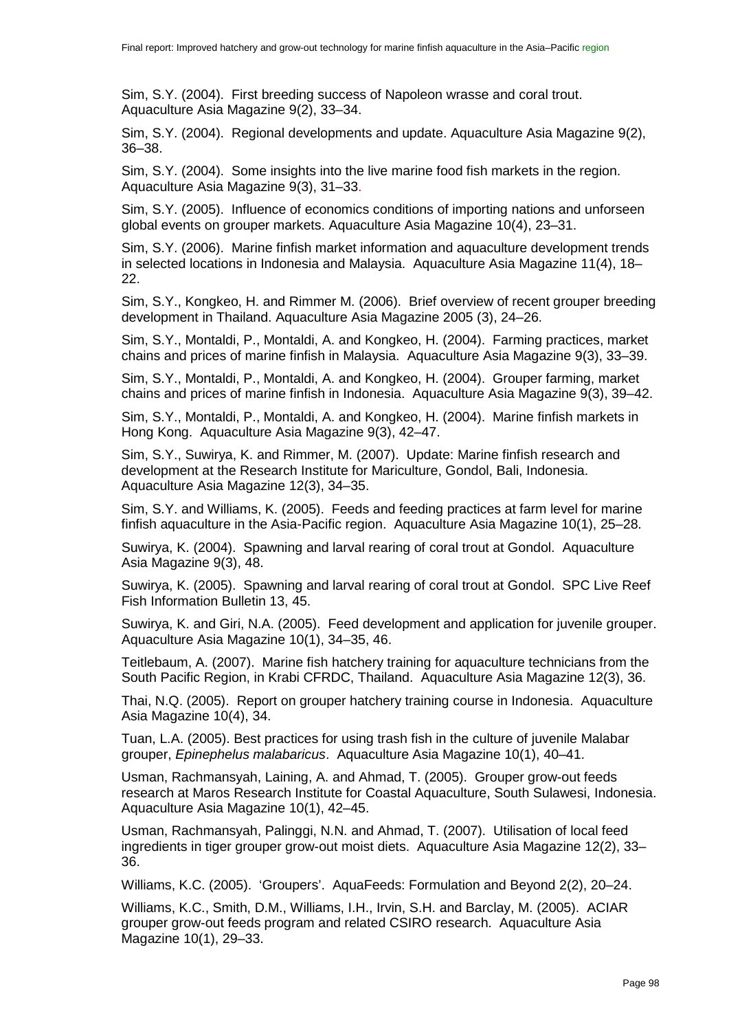Sim, S.Y. (2004). First breeding success of Napoleon wrasse and coral trout. Aquaculture Asia Magazine 9(2), 33–34.

Sim, S.Y. (2004). Regional developments and update. Aquaculture Asia Magazine 9(2), 36–38.

Sim, S.Y. (2004). Some insights into the live marine food fish markets in the region. Aquaculture Asia Magazine 9(3), 31–33.

Sim, S.Y. (2005). Influence of economics conditions of importing nations and unforseen global events on grouper markets. Aquaculture Asia Magazine 10(4), 23–31.

Sim, S.Y. (2006). Marine finfish market information and aquaculture development trends in selected locations in Indonesia and Malaysia. Aquaculture Asia Magazine 11(4), 18–22.

Sim, S.Y., Kongkeo, H. and Rimmer M. (2006). Brief overview of recent grouper breeding development in Thailand. Aquaculture Asia Magazine 2005 (3), 24–26.

Sim, S.Y., Montaldi, P., Montaldi, A. and Kongkeo, H. (2004). Farming practices, market chains and prices of marine finfish in Malaysia. Aquaculture Asia Magazine 9(3), 33–39.

Sim, S.Y., Montaldi, P., Montaldi, A. and Kongkeo, H. (2004). Grouper farming, market chains and prices of marine finfish in Indonesia. Aquaculture Asia Magazine 9(3), 39–42.

Sim, S.Y., Montaldi, P., Montaldi, A. and Kongkeo, H. (2004). Marine finfish markets in Hong Kong. Aquaculture Asia Magazine 9(3), 42–47.

Sim, S.Y., Suwirya, K. and Rimmer, M. (2007). Update: Marine finfish research and development at the Research Institute for Mariculture, Gondol, Bali, Indonesia. Aquaculture Asia Magazine 12(3), 34–35.

Sim, S.Y. and Williams, K. (2005). Feeds and feeding practices at farm level for marine finfish aquaculture in the Asia-Pacific region. Aquaculture Asia Magazine 10(1), 25–28.

Suwirya, K. (2004). Spawning and larval rearing of coral trout at Gondol. Aquaculture Asia Magazine 9(3), 48.

Suwirya, K. (2005). Spawning and larval rearing of coral trout at Gondol. SPC Live Reef Fish Information Bulletin 13, 45.

Suwirya, K. and Giri, N.A. (2005). Feed development and application for juvenile grouper. Aquaculture Asia Magazine 10(1), 34–35, 46.

Teitlebaum, A. (2007). Marine fish hatchery training for aquaculture technicians from the South Pacific Region, in Krabi CFRDC, Thailand. Aquaculture Asia Magazine 12(3), 36.

Thai, N.Q. (2005). Report on grouper hatchery training course in Indonesia. Aquaculture Asia Magazine 10(4), 34.

Tuan, L.A. (2005). Best practices for using trash fish in the culture of juvenile Malabar grouper, *Epinephelus malabaricus*. Aquaculture Asia Magazine 10(1), 40–41.

Usman, Rachmansyah, Laining, A. and Ahmad, T. (2005). Grouper grow-out feeds research at Maros Research Institute for Coastal Aquaculture, South Sulawesi, Indonesia. Aquaculture Asia Magazine 10(1), 42–45.

Usman, Rachmansyah, Palinggi, N.N. and Ahmad, T. (2007). Utilisation of local feed ingredients in tiger grouper grow-out moist diets. Aquaculture Asia Magazine 12(2), 33–36.

Williams, K.C. (2005). 'Groupers'. AquaFeeds: Formulation and Beyond 2(2), 20–24.

Williams, K.C., Smith, D.M., Williams, I.H., Irvin, S.H. and Barclay, M. (2005). ACIAR grouper grow-out feeds program and related CSIRO research. Aquaculture Asia Magazine 10(1), 29–33.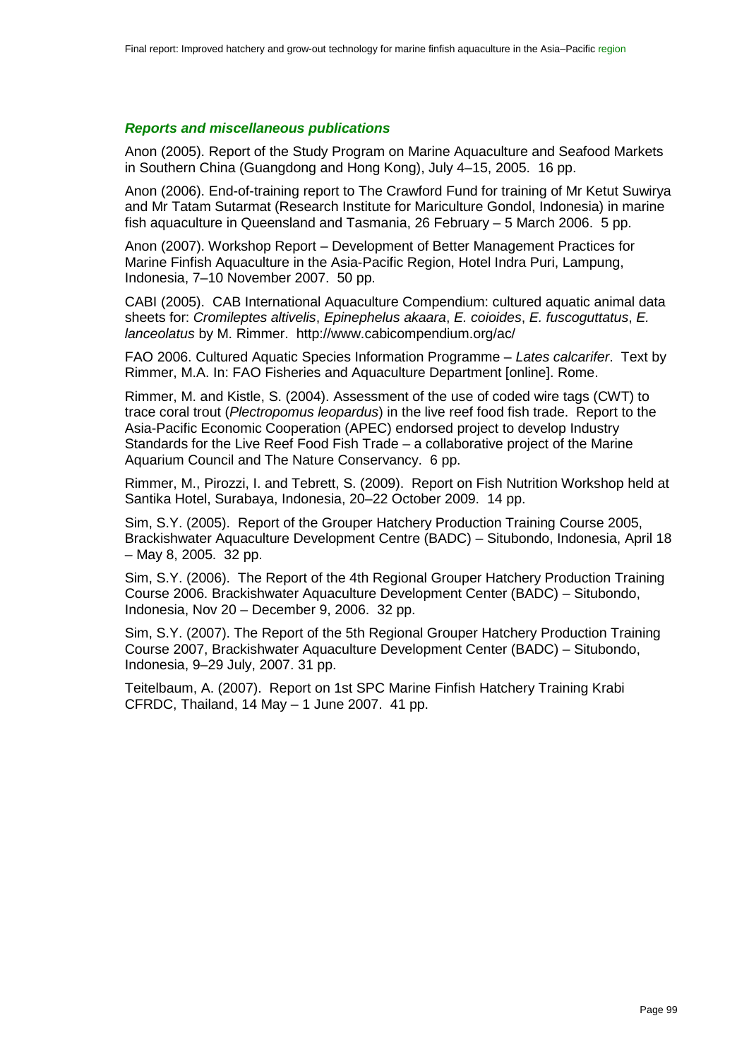### *Reports and miscellaneous publications*

Anon (2005). Report of the Study Program on Marine Aquaculture and Seafood Markets in Southern China (Guangdong and Hong Kong), July 4–15, 2005. 16 pp.

Anon (2006). End-of-training report to The Crawford Fund for training of Mr Ketut Suwirya and Mr Tatam Sutarmat (Research Institute for Mariculture Gondol, Indonesia) in marine fish aquaculture in Queensland and Tasmania, 26 February – 5 March 2006. 5 pp.

Anon (2007). Workshop Report – Development of Better Management Practices for Marine Finfish Aquaculture in the Asia-Pacific Region, Hotel Indra Puri, Lampung, Indonesia, 7–10 November 2007. 50 pp.

CABI (2005). CAB International Aquaculture Compendium: cultured aquatic animal data sheets for: *Cromileptes altivelis*, *Epinephelus akaara*, *E. coioides*, *E. fuscoguttatus*, *E. lanceolatus* by M. Rimmer. http://www.cabicompendium.org/ac/

FAO 2006. Cultured Aquatic Species Information Programme – *Lates calcarifer*. Text by Rimmer, M.A. In: FAO Fisheries and Aquaculture Department [online]. Rome.

Rimmer, M. and Kistle, S. (2004). Assessment of the use of coded wire tags (CWT) to trace coral trout (*Plectropomus leopardus*) in the live reef food fish trade. Report to the Asia-Pacific Economic Cooperation (APEC) endorsed project to develop Industry Standards for the Live Reef Food Fish Trade – a collaborative project of the Marine Aquarium Council and The Nature Conservancy. 6 pp.

Rimmer, M., Pirozzi, I. and Tebrett, S. (2009). Report on Fish Nutrition Workshop held at Santika Hotel, Surabaya, Indonesia, 20–22 October 2009. 14 pp.

Sim, S.Y. (2005). Report of the Grouper Hatchery Production Training Course 2005, Brackishwater Aquaculture Development Centre (BADC) – Situbondo, Indonesia, April 18 – May 8, 2005. 32 pp.

Sim, S.Y. (2006). The Report of the 4th Regional Grouper Hatchery Production Training Course 2006. Brackishwater Aquaculture Development Center (BADC) – Situbondo, Indonesia, Nov 20 – December 9, 2006. 32 pp.

Sim, S.Y. (2007). The Report of the 5th Regional Grouper Hatchery Production Training Course 2007, Brackishwater Aquaculture Development Center (BADC) – Situbondo, Indonesia, 9–29 July, 2007. 31 pp.

Teitelbaum, A. (2007). Report on 1st SPC Marine Finfish Hatchery Training Krabi CFRDC, Thailand, 14 May – 1 June 2007. 41 pp.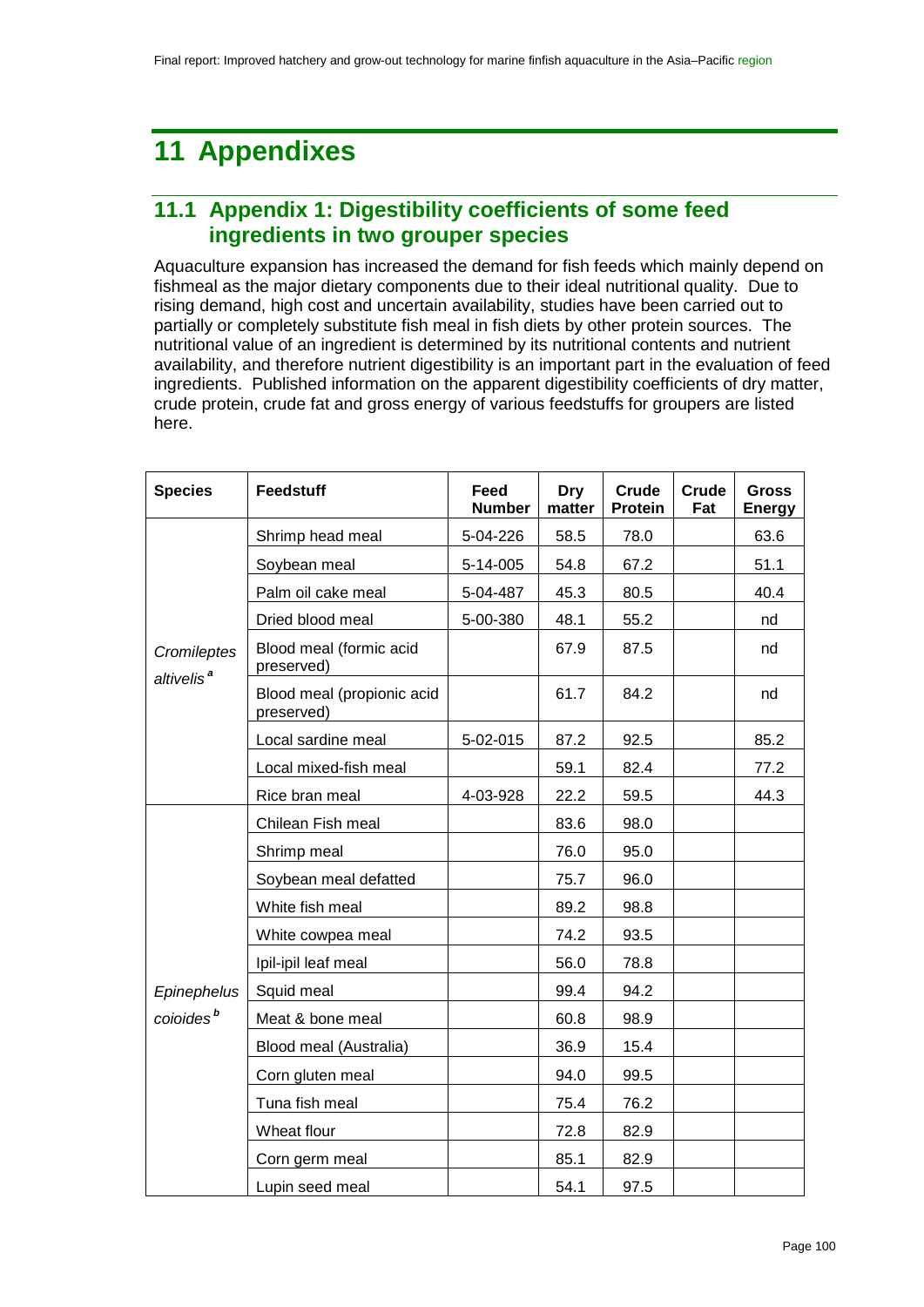# 11 Appendixes

## 11.1 Appendix 1: Digestibility coefficients of some feed ingredients in two grouper species

Aquaculture expansion has increased the demand for fish feeds which mainly depend on fishmeal as the major dietary components due to their ideal nutritional quality. Due to rising demand, high cost and uncertain availability, studies have been carried out to partially or completely substitute fish meal in fish diets by other protein sources. The nutritional value of an ingredient is determined by its nutritional contents and nutrient availability, and therefore nutrient digestibility is an important part in the evaluation of feed ingredients. Published information on the apparent digestibility coefficients of dry matter, crude protein, crude fat and gross energy of various feedstuffs for groupers are listed here.

| Species | Feedstuff | Feed Number | Dry matter | Crude Protein | Crude Fat | Gross Energy |
|---|---|---|---|---|---|---|
| *Cromileptes altivelis* [a] | Shrimp head meal | 5-04-226 | 58.5 | 78.0 | | 63.6 |
| | Soybean meal | 5-14-005 | 54.8 | 67.2 | | 51.1 |
| | Palm oil cake meal | 5-04-487 | 45.3 | 80.5 | | 40.4 |
| | Dried blood meal | 5-00-380 | 48.1 | 55.2 | | nd |
| | Blood meal (formic acid preserved) | | 67.9 | 87.5 | | nd |
| | Blood meal (propionic acid preserved) | | 61.7 | 84.2 | | nd |
| | Local sardine meal | 5-02-015 | 87.2 | 92.5 | | 85.2 |
| | Local mixed-fish meal | | 59.1 | 82.4 | | 77.2 |
| | Rice bran meal | 4-03-928 | 22.2 | 59.5 | | 44.3 |
| *Epinephelus coioides* [b] | Chilean Fish meal | | 83.6 | 98.0 | | |
| | Shrimp meal | | 76.0 | 95.0 | | |
| | Soybean meal defatted | | 75.7 | 96.0 | | |
| | White fish meal | | 89.2 | 98.8 | | |
| | White cowpea meal | | 74.2 | 93.5 | | |
| | Ipil-ipil leaf meal | | 56.0 | 78.8 | | |
| | Squid meal | | 99.4 | 94.2 | | |
| | Meat & bone meal | | 60.8 | 98.9 | | |
| | Blood meal (Australia) | | 36.9 | 15.4 | | |
| | Corn gluten meal | | 94.0 | 99.5 | | |
| | Tuna fish meal | | 75.4 | 76.2 | | |
| | Wheat flour | | 72.8 | 82.9 | | |
| | Corn germ meal | | 85.1 | 82.9 | | |
| | Lupin seed meal | | 54.1 | 97.5 | | |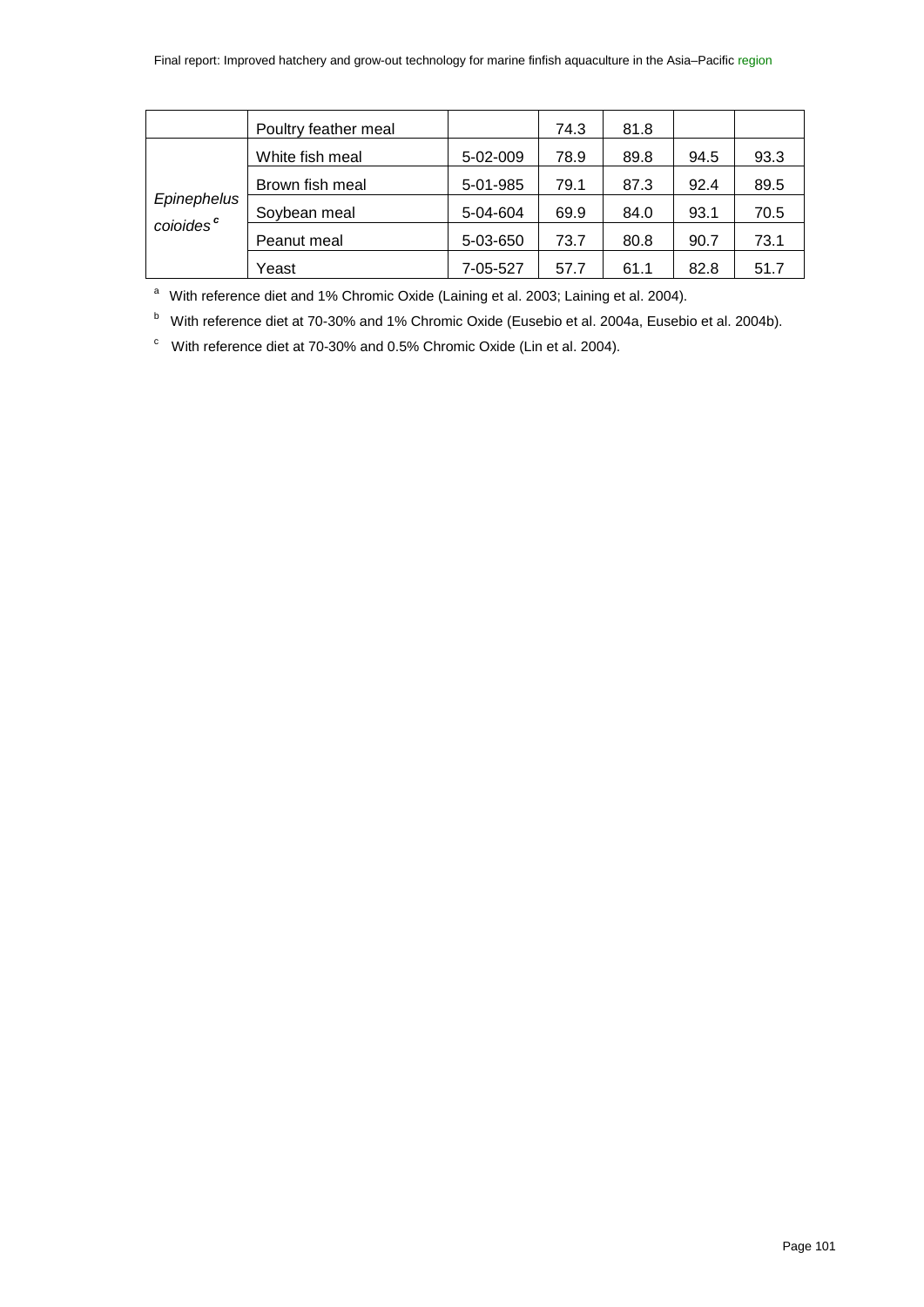|  |  |  |  |  |  |  |
|---|---|---|---|---|---|---|
|  | Poultry feather meal |  | 74.3 | 81.8 |  |  |
| *Epinephelus coioides* [c] | White fish meal | 5-02-009 | 78.9 | 89.8 | 94.5 | 93.3 |
|  | Brown fish meal | 5-01-985 | 79.1 | 87.3 | 92.4 | 89.5 |
|  | Soybean meal | 5-04-604 | 69.9 | 84.0 | 93.1 | 70.5 |
|  | Peanut meal | 5-03-650 | 73.7 | 80.8 | 90.7 | 73.1 |
|  | Yeast | 7-05-527 | 57.7 | 61.1 | 82.8 | 51.7 |

[a] With reference diet and 1% Chromic Oxide (Laining et al. 2003; Laining et al. 2004).

[b] With reference diet at 70-30% and 1% Chromic Oxide (Eusebio et al. 2004a, Eusebio et al. 2004b).

[c] With reference diet at 70-30% and 0.5% Chromic Oxide (Lin et al. 2004).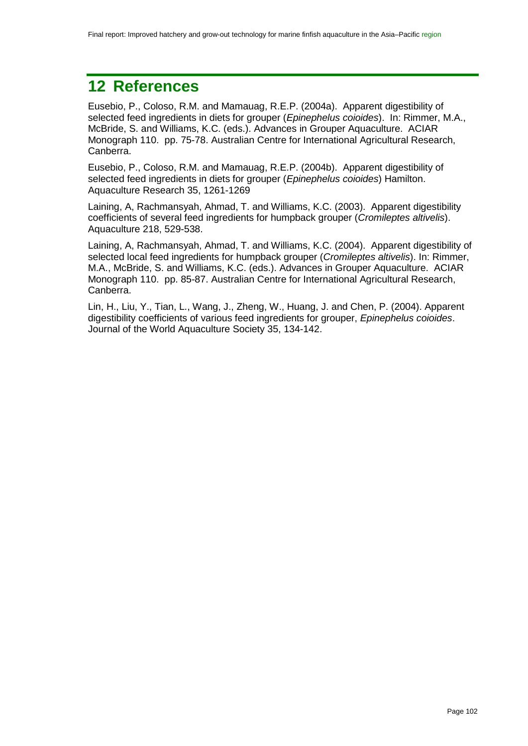# 12 References

Eusebio, P., Coloso, R.M. and Mamauag, R.E.P. (2004a). Apparent digestibility of selected feed ingredients in diets for grouper (*Epinephelus coioides*). In: Rimmer, M.A., McBride, S. and Williams, K.C. (eds.). Advances in Grouper Aquaculture. ACIAR Monograph 110. pp. 75-78. Australian Centre for International Agricultural Research, Canberra.

Eusebio, P., Coloso, R.M. and Mamauag, R.E.P. (2004b). Apparent digestibility of selected feed ingredients in diets for grouper (*Epinephelus coioides*) Hamilton. Aquaculture Research 35, 1261-1269

Laining, A, Rachmansyah, Ahmad, T. and Williams, K.C. (2003). Apparent digestibility coefficients of several feed ingredients for humpback grouper (*Cromileptes altivelis*). Aquaculture 218, 529-538.

Laining, A, Rachmansyah, Ahmad, T. and Williams, K.C. (2004). Apparent digestibility of selected local feed ingredients for humpback grouper (*Cromileptes altivelis*). In: Rimmer, M.A., McBride, S. and Williams, K.C. (eds.). Advances in Grouper Aquaculture. ACIAR Monograph 110. pp. 85-87. Australian Centre for International Agricultural Research, Canberra.

Lin, H., Liu, Y., Tian, L., Wang, J., Zheng, W., Huang, J. and Chen, P. (2004). Apparent digestibility coefficients of various feed ingredients for grouper, *Epinephelus coioides*. Journal of the World Aquaculture Society 35, 134-142.